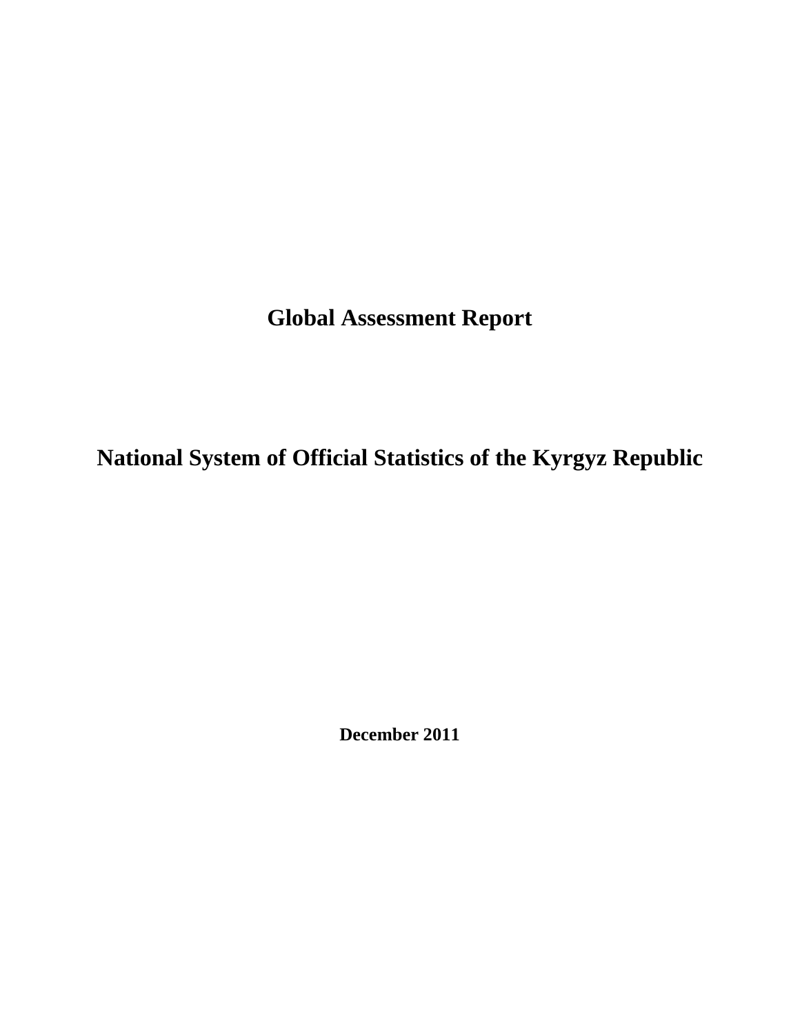# Global Assessment Report

# National System of Official Statistics of the Kyrgyz Republic

**December 2011**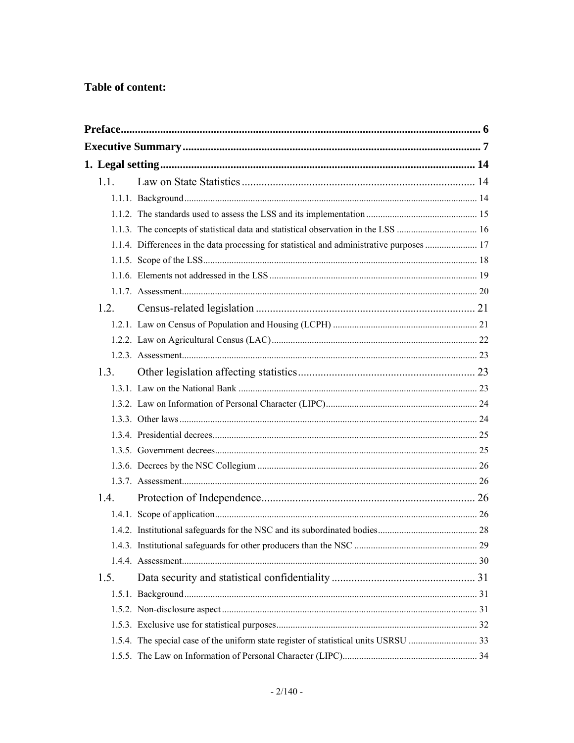**Table of content:**

**Preface** ... 6

**Executive Summary** ... 7

**1. Legal setting** ... 14

- 1.1. Law on State Statistics ... 14
  - 1.1.1. Background ... 14
  - 1.1.2. The standards used to assess the LSS and its implementation ... 15
  - 1.1.3. The concepts of statistical data and statistical observation in the LSS ... 16
  - 1.1.4. Differences in the data processing for statistical and administrative purposes ... 17
  - 1.1.5. Scope of the LSS ... 18
  - 1.1.6. Elements not addressed in the LSS ... 19
  - 1.1.7. Assessment ... 20
- 1.2. Census-related legislation ... 21
  - 1.2.1. Law on Census of Population and Housing (LCPH) ... 21
  - 1.2.2. Law on Agricultural Census (LAC) ... 22
  - 1.2.3. Assessment ... 23
- 1.3. Other legislation affecting statistics ... 23
  - 1.3.1. Law on the National Bank ... 23
  - 1.3.2. Law on Information of Personal Character (LIPC) ... 24
  - 1.3.3. Other laws ... 24
  - 1.3.4. Presidential decrees ... 25
  - 1.3.5. Government decrees ... 25
  - 1.3.6. Decrees by the NSC Collegium ... 26
  - 1.3.7. Assessment ... 26
- 1.4. Protection of Independence ... 26
  - 1.4.1. Scope of application ... 26
  - 1.4.2. Institutional safeguards for the NSC and its subordinated bodies ... 28
  - 1.4.3. Institutional safeguards for other producers than the NSC ... 29
  - 1.4.4. Assessment ... 30
- 1.5. Data security and statistical confidentiality ... 31
  - 1.5.1. Background ... 31
  - 1.5.2. Non-disclosure aspect ... 31
  - 1.5.3. Exclusive use for statistical purposes ... 32
  - 1.5.4. The special case of the uniform state register of statistical units USRSU ... 33
  - 1.5.5. The Law on Information of Personal Character (LIPC) ... 34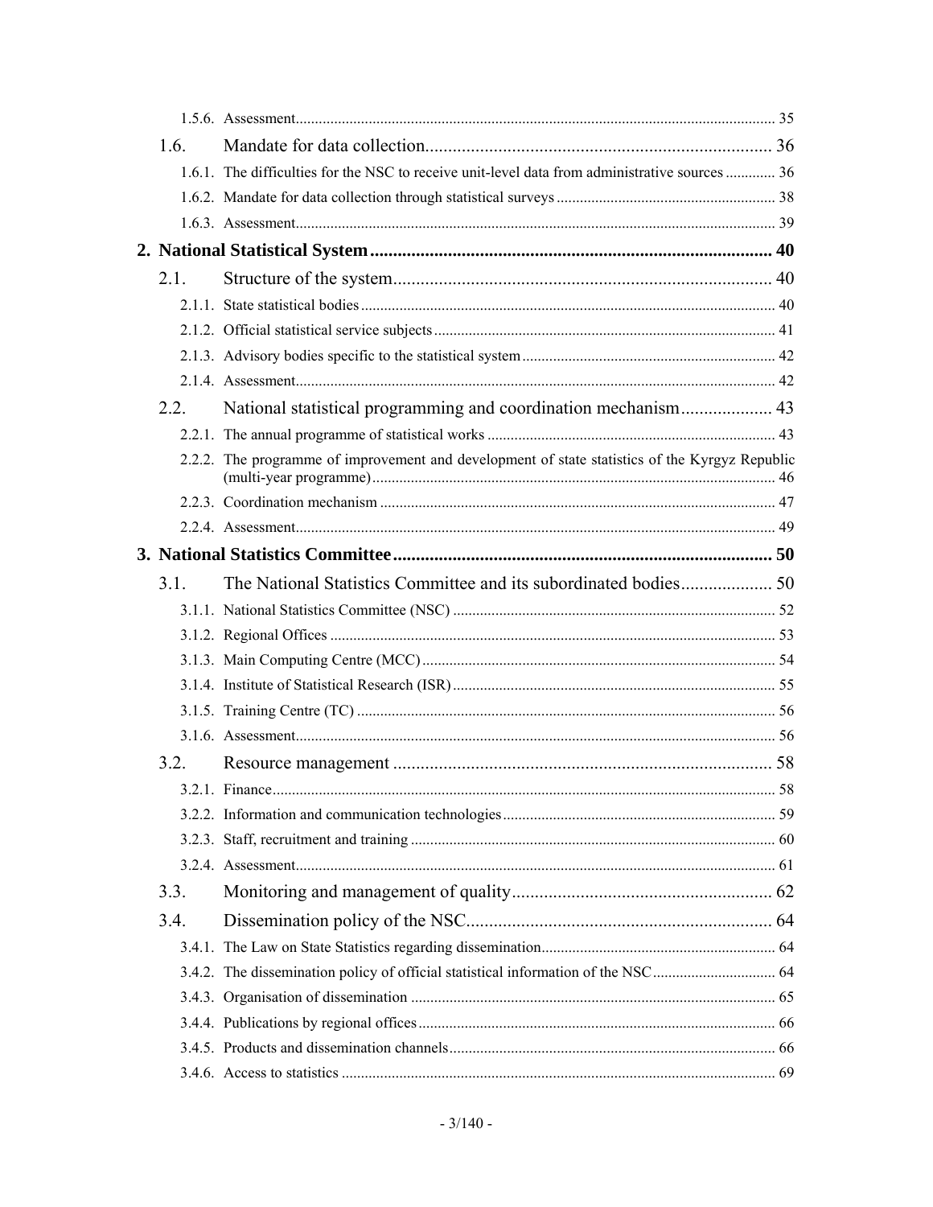1.5.6. Assessment ........ 35

1.6. Mandate for data collection ........ 36

1.6.1. The difficulties for the NSC to receive unit-level data from administrative sources ........ 36

1.6.2. Mandate for data collection through statistical surveys ........ 38

1.6.3. Assessment ........ 39

**2. National Statistical System ........ 40**

2.1. Structure of the system ........ 40

2.1.1. State statistical bodies ........ 40

2.1.2. Official statistical service subjects ........ 41

2.1.3. Advisory bodies specific to the statistical system ........ 42

2.1.4. Assessment ........ 42

2.2. National statistical programming and coordination mechanism ........ 43

2.2.1. The annual programme of statistical works ........ 43

2.2.2. The programme of improvement and development of state statistics of the Kyrgyz Republic (multi-year programme) ........ 46

2.2.3. Coordination mechanism ........ 47

2.2.4. Assessment ........ 49

**3. National Statistics Committee ........ 50**

3.1. The National Statistics Committee and its subordinated bodies ........ 50

3.1.1. National Statistics Committee (NSC) ........ 52

3.1.2. Regional Offices ........ 53

3.1.3. Main Computing Centre (MCC) ........ 54

3.1.4. Institute of Statistical Research (ISR) ........ 55

3.1.5. Training Centre (TC) ........ 56

3.1.6. Assessment ........ 56

3.2. Resource management ........ 58

3.2.1. Finance ........ 58

3.2.2. Information and communication technologies ........ 59

3.2.3. Staff, recruitment and training ........ 60

3.2.4. Assessment ........ 61

3.3. Monitoring and management of quality ........ 62

3.4. Dissemination policy of the NSC ........ 64

3.4.1. The Law on State Statistics regarding dissemination ........ 64

3.4.2. The dissemination policy of official statistical information of the NSC ........ 64

3.4.3. Organisation of dissemination ........ 65

3.4.4. Publications by regional offices ........ 66

3.4.5. Products and dissemination channels ........ 66

3.4.6. Access to statistics ........ 69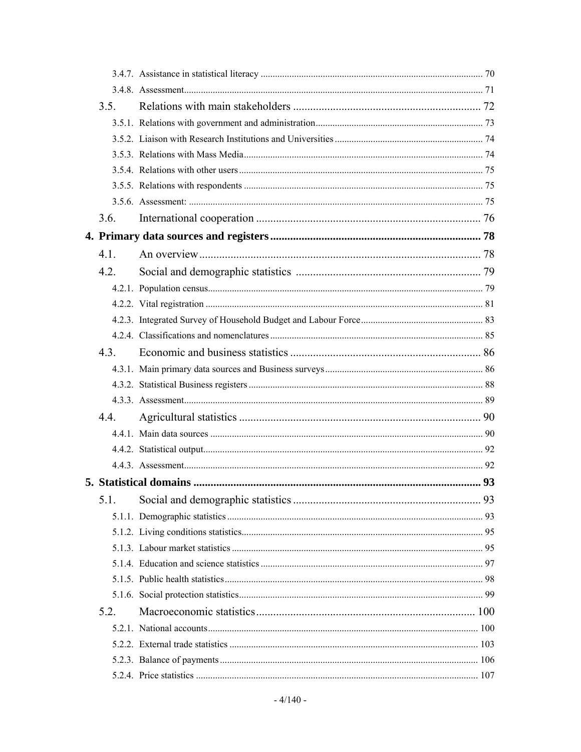3.4.7. Assistance in statistical literacy ........ 70

3.4.8. Assessment........ 71

3.5. Relations with main stakeholders ........ 72

3.5.1. Relations with government and administration........ 73

3.5.2. Liaison with Research Institutions and Universities ........ 74

3.5.3. Relations with Mass Media........ 74

3.5.4. Relations with other users........ 75

3.5.5. Relations with respondents ........ 75

3.5.6. Assessment: ........ 75

3.6. International cooperation ........ 76

**4. Primary data sources and registers ........ 78**

4.1. An overview........ 78

4.2. Social and demographic statistics ........ 79

4.2.1. Population census........ 79

4.2.2. Vital registration ........ 81

4.2.3. Integrated Survey of Household Budget and Labour Force........ 83

4.2.4. Classifications and nomenclatures ........ 85

4.3. Economic and business statistics ........ 86

4.3.1. Main primary data sources and Business surveys........ 86

4.3.2. Statistical Business registers ........ 88

4.3.3. Assessment........ 89

4.4. Agricultural statistics ........ 90

4.4.1. Main data sources ........ 90

4.4.2. Statistical output........ 92

4.4.3. Assessment........ 92

**5. Statistical domains ........ 93**

5.1. Social and demographic statistics ........ 93

5.1.1. Demographic statistics ........ 93

5.1.2. Living conditions statistics........ 95

5.1.3. Labour market statistics ........ 95

5.1.4. Education and science statistics ........ 97

5.1.5. Public health statistics........ 98

5.1.6. Social protection statistics........ 99

5.2. Macroeconomic statistics........ 100

5.2.1. National accounts........ 100

5.2.2. External trade statistics ........ 103

5.2.3. Balance of payments........ 106

5.2.4. Price statistics ........ 107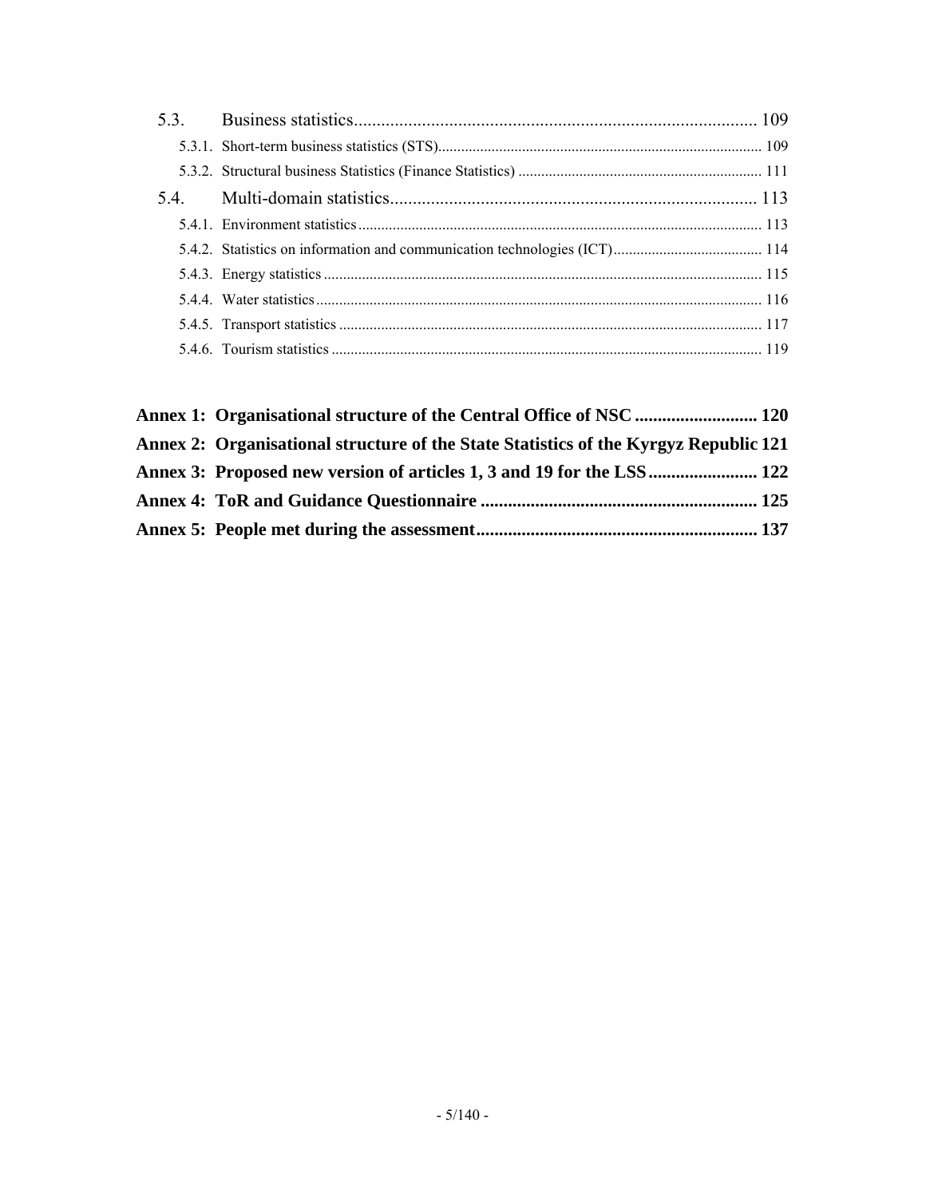5.3. Business statistics ... 109

- 5.3.1. Short-term business statistics (STS) ... 109
- 5.3.2. Structural business Statistics (Finance Statistics) ... 111

5.4. Multi-domain statistics ... 113

- 5.4.1. Environment statistics ... 113
- 5.4.2. Statistics on information and communication technologies (ICT) ... 114
- 5.4.3. Energy statistics ... 115
- 5.4.4. Water statistics ... 116
- 5.4.5. Transport statistics ... 117
- 5.4.6. Tourism statistics ... 119

**Annex 1: Organisational structure of the Central Office of NSC ... 120**

**Annex 2: Organisational structure of the State Statistics of the Kyrgyz Republic 121**

**Annex 3: Proposed new version of articles 1, 3 and 19 for the LSS ... 122**

**Annex 4: ToR and Guidance Questionnaire ... 125**

**Annex 5: People met during the assessment ... 137**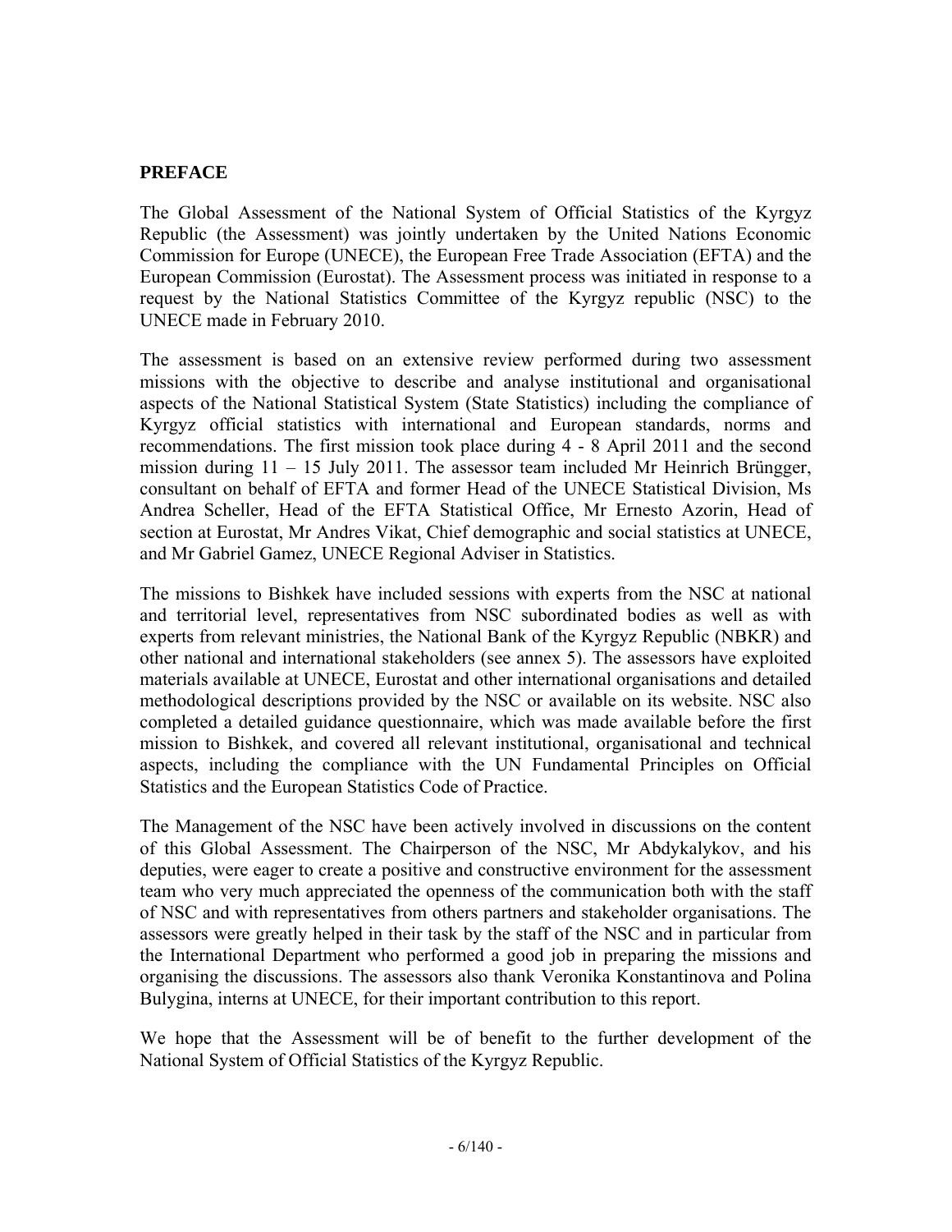## PREFACE

The Global Assessment of the National System of Official Statistics of the Kyrgyz Republic (the Assessment) was jointly undertaken by the United Nations Economic Commission for Europe (UNECE), the European Free Trade Association (EFTA) and the European Commission (Eurostat). The Assessment process was initiated in response to a request by the National Statistics Committee of the Kyrgyz republic (NSC) to the UNECE made in February 2010.

The assessment is based on an extensive review performed during two assessment missions with the objective to describe and analyse institutional and organisational aspects of the National Statistical System (State Statistics) including the compliance of Kyrgyz official statistics with international and European standards, norms and recommendations. The first mission took place during 4 - 8 April 2011 and the second mission during 11 – 15 July 2011. The assessor team included Mr Heinrich Brüngger, consultant on behalf of EFTA and former Head of the UNECE Statistical Division, Ms Andrea Scheller, Head of the EFTA Statistical Office, Mr Ernesto Azorin, Head of section at Eurostat, Mr Andres Vikat, Chief demographic and social statistics at UNECE, and Mr Gabriel Gamez, UNECE Regional Adviser in Statistics.

The missions to Bishkek have included sessions with experts from the NSC at national and territorial level, representatives from NSC subordinated bodies as well as with experts from relevant ministries, the National Bank of the Kyrgyz Republic (NBKR) and other national and international stakeholders (see annex 5). The assessors have exploited materials available at UNECE, Eurostat and other international organisations and detailed methodological descriptions provided by the NSC or available on its website. NSC also completed a detailed guidance questionnaire, which was made available before the first mission to Bishkek, and covered all relevant institutional, organisational and technical aspects, including the compliance with the UN Fundamental Principles on Official Statistics and the European Statistics Code of Practice.

The Management of the NSC have been actively involved in discussions on the content of this Global Assessment. The Chairperson of the NSC, Mr Abdykalykov, and his deputies, were eager to create a positive and constructive environment for the assessment team who very much appreciated the openness of the communication both with the staff of NSC and with representatives from others partners and stakeholder organisations. The assessors were greatly helped in their task by the staff of the NSC and in particular from the International Department who performed a good job in preparing the missions and organising the discussions. The assessors also thank Veronika Konstantinova and Polina Bulygina, interns at UNECE, for their important contribution to this report.

We hope that the Assessment will be of benefit to the further development of the National System of Official Statistics of the Kyrgyz Republic.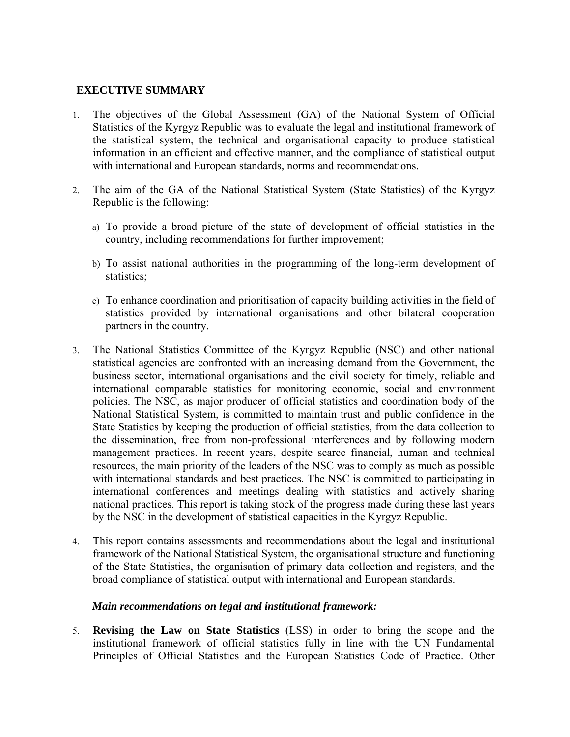## EXECUTIVE SUMMARY

1. The objectives of the Global Assessment (GA) of the National System of Official Statistics of the Kyrgyz Republic was to evaluate the legal and institutional framework of the statistical system, the technical and organisational capacity to produce statistical information in an efficient and effective manner, and the compliance of statistical output with international and European standards, norms and recommendations.

2. The aim of the GA of the National Statistical System (State Statistics) of the Kyrgyz Republic is the following:

   a) To provide a broad picture of the state of development of official statistics in the country, including recommendations for further improvement;

   b) To assist national authorities in the programming of the long-term development of statistics;

   c) To enhance coordination and prioritisation of capacity building activities in the field of statistics provided by international organisations and other bilateral cooperation partners in the country.

3. The National Statistics Committee of the Kyrgyz Republic (NSC) and other national statistical agencies are confronted with an increasing demand from the Government, the business sector, international organisations and the civil society for timely, reliable and international comparable statistics for monitoring economic, social and environment policies. The NSC, as major producer of official statistics and coordination body of the National Statistical System, is committed to maintain trust and public confidence in the State Statistics by keeping the production of official statistics, from the data collection to the dissemination, free from non-professional interferences and by following modern management practices. In recent years, despite scarce financial, human and technical resources, the main priority of the leaders of the NSC was to comply as much as possible with international standards and best practices. The NSC is committed to participating in international conferences and meetings dealing with statistics and actively sharing national practices. This report is taking stock of the progress made during these last years by the NSC in the development of statistical capacities in the Kyrgyz Republic.

4. This report contains assessments and recommendations about the legal and institutional framework of the National Statistical System, the organisational structure and functioning of the State Statistics, the organisation of primary data collection and registers, and the broad compliance of statistical output with international and European standards.

***Main recommendations on legal and institutional framework:***

5. **Revising the Law on State Statistics** (LSS) in order to bring the scope and the institutional framework of official statistics fully in line with the UN Fundamental Principles of Official Statistics and the European Statistics Code of Practice. Other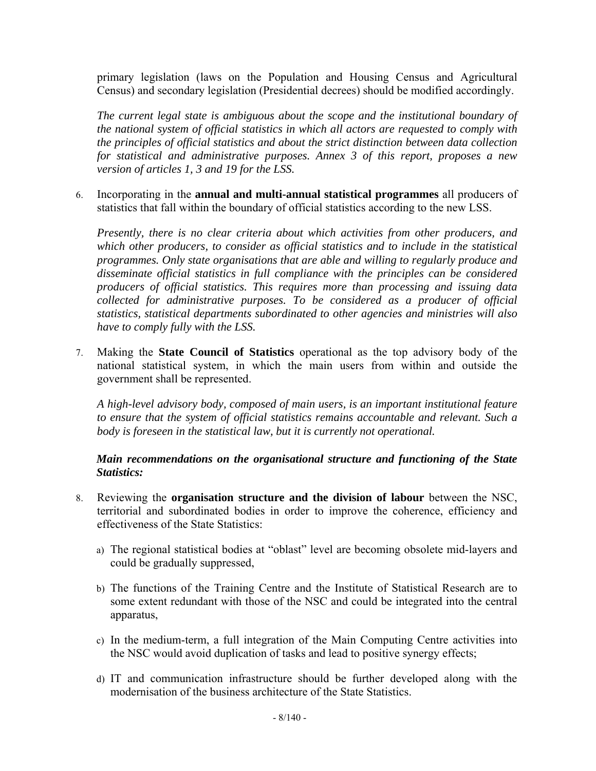primary legislation (laws on the Population and Housing Census and Agricultural Census) and secondary legislation (Presidential decrees) should be modified accordingly.

*The current legal state is ambiguous about the scope and the institutional boundary of the national system of official statistics in which all actors are requested to comply with the principles of official statistics and about the strict distinction between data collection for statistical and administrative purposes. Annex 3 of this report, proposes a new version of articles 1, 3 and 19 for the LSS.*

6. Incorporating in the **annual and multi-annual statistical programmes** all producers of statistics that fall within the boundary of official statistics according to the new LSS.

   *Presently, there is no clear criteria about which activities from other producers, and which other producers, to consider as official statistics and to include in the statistical programmes. Only state organisations that are able and willing to regularly produce and disseminate official statistics in full compliance with the principles can be considered producers of official statistics. This requires more than processing and issuing data collected for administrative purposes. To be considered as a producer of official statistics, statistical departments subordinated to other agencies and ministries will also have to comply fully with the LSS.*

7. Making the **State Council of Statistics** operational as the top advisory body of the national statistical system, in which the main users from within and outside the government shall be represented.

   *A high-level advisory body, composed of main users, is an important institutional feature to ensure that the system of official statistics remains accountable and relevant. Such a body is foreseen in the statistical law, but it is currently not operational.*

***Main recommendations on the organisational structure and functioning of the State Statistics:***

8. Reviewing the **organisation structure and the division of labour** between the NSC, territorial and subordinated bodies in order to improve the coherence, efficiency and effectiveness of the State Statistics:

   a) The regional statistical bodies at "oblast" level are becoming obsolete mid-layers and could be gradually suppressed,

   b) The functions of the Training Centre and the Institute of Statistical Research are to some extent redundant with those of the NSC and could be integrated into the central apparatus,

   c) In the medium-term, a full integration of the Main Computing Centre activities into the NSC would avoid duplication of tasks and lead to positive synergy effects;

   d) IT and communication infrastructure should be further developed along with the modernisation of the business architecture of the State Statistics.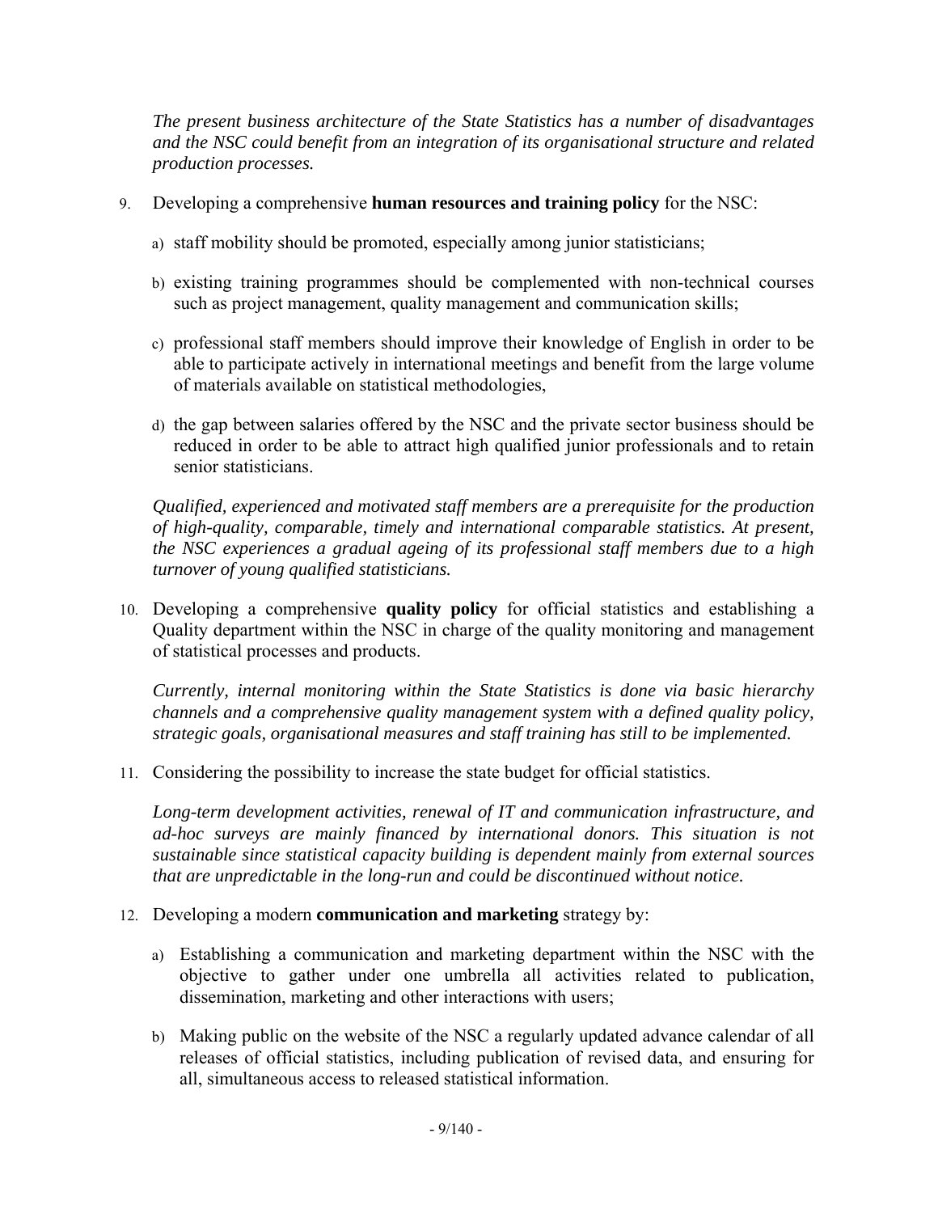*The present business architecture of the State Statistics has a number of disadvantages and the NSC could benefit from an integration of its organisational structure and related production processes.*

9. Developing a comprehensive **human resources and training policy** for the NSC:

   a) staff mobility should be promoted, especially among junior statisticians;

   b) existing training programmes should be complemented with non-technical courses such as project management, quality management and communication skills;

   c) professional staff members should improve their knowledge of English in order to be able to participate actively in international meetings and benefit from the large volume of materials available on statistical methodologies,

   d) the gap between salaries offered by the NSC and the private sector business should be reduced in order to be able to attract high qualified junior professionals and to retain senior statisticians.

   *Qualified, experienced and motivated staff members are a prerequisite for the production of high-quality, comparable, timely and international comparable statistics. At present, the NSC experiences a gradual ageing of its professional staff members due to a high turnover of young qualified statisticians.*

10. Developing a comprehensive **quality policy** for official statistics and establishing a Quality department within the NSC in charge of the quality monitoring and management of statistical processes and products.

    *Currently, internal monitoring within the State Statistics is done via basic hierarchy channels and a comprehensive quality management system with a defined quality policy, strategic goals, organisational measures and staff training has still to be implemented.*

11. Considering the possibility to increase the state budget for official statistics.

    *Long-term development activities, renewal of IT and communication infrastructure, and ad-hoc surveys are mainly financed by international donors. This situation is not sustainable since statistical capacity building is dependent mainly from external sources that are unpredictable in the long-run and could be discontinued without notice.*

12. Developing a modern **communication and marketing** strategy by:

    a) Establishing a communication and marketing department within the NSC with the objective to gather under one umbrella all activities related to publication, dissemination, marketing and other interactions with users;

    b) Making public on the website of the NSC a regularly updated advance calendar of all releases of official statistics, including publication of revised data, and ensuring for all, simultaneous access to released statistical information.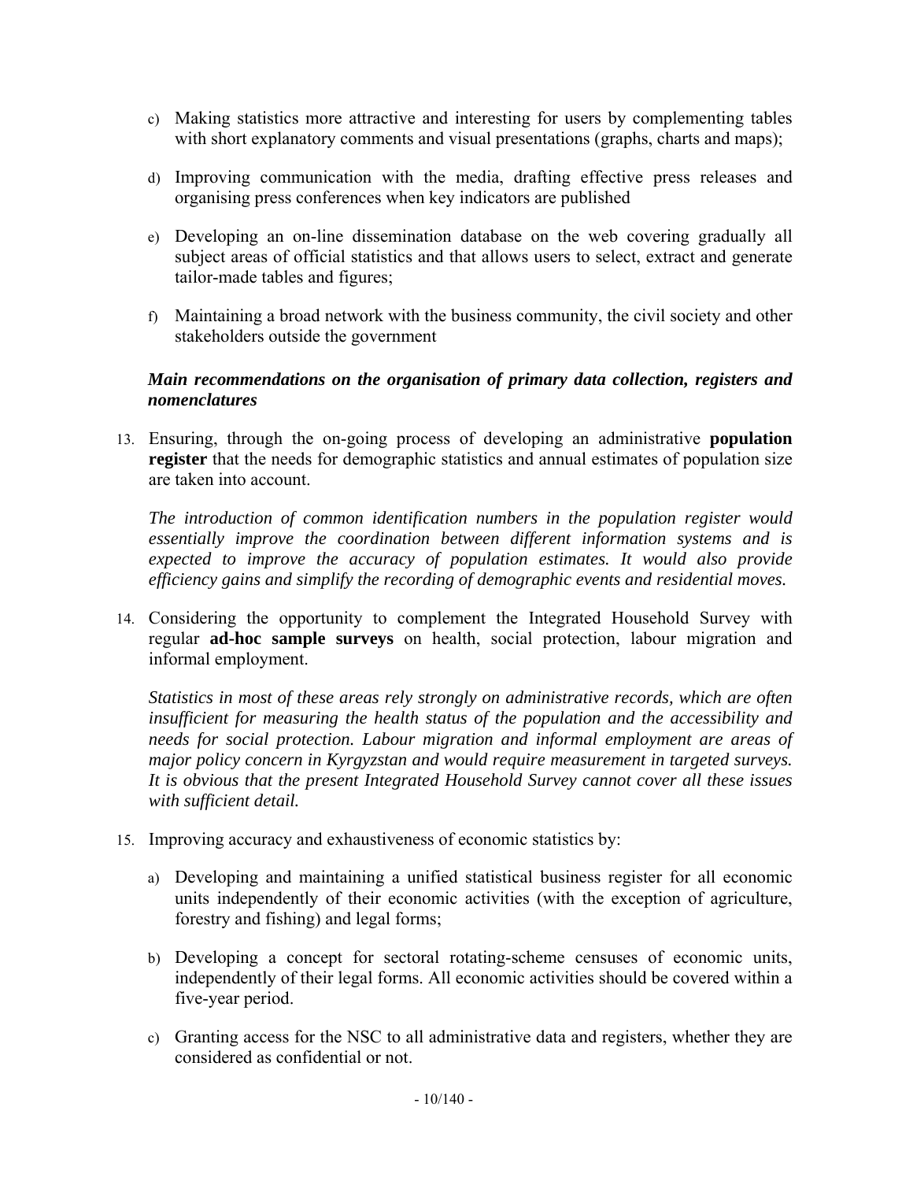c) Making statistics more attractive and interesting for users by complementing tables with short explanatory comments and visual presentations (graphs, charts and maps);

d) Improving communication with the media, drafting effective press releases and organising press conferences when key indicators are published

e) Developing an on-line dissemination database on the web covering gradually all subject areas of official statistics and that allows users to select, extract and generate tailor-made tables and figures;

f) Maintaining a broad network with the business community, the civil society and other stakeholders outside the government

***Main recommendations on the organisation of primary data collection, registers and nomenclatures***

13. Ensuring, through the on-going process of developing an administrative **population register** that the needs for demographic statistics and annual estimates of population size are taken into account.

    *The introduction of common identification numbers in the population register would essentially improve the coordination between different information systems and is expected to improve the accuracy of population estimates. It would also provide efficiency gains and simplify the recording of demographic events and residential moves.*

14. Considering the opportunity to complement the Integrated Household Survey with regular **ad-hoc sample surveys** on health, social protection, labour migration and informal employment.

    *Statistics in most of these areas rely strongly on administrative records, which are often insufficient for measuring the health status of the population and the accessibility and needs for social protection. Labour migration and informal employment are areas of major policy concern in Kyrgyzstan and would require measurement in targeted surveys. It is obvious that the present Integrated Household Survey cannot cover all these issues with sufficient detail.*

15. Improving accuracy and exhaustiveness of economic statistics by:

    a) Developing and maintaining a unified statistical business register for all economic units independently of their economic activities (with the exception of agriculture, forestry and fishing) and legal forms;

    b) Developing a concept for sectoral rotating-scheme censuses of economic units, independently of their legal forms. All economic activities should be covered within a five-year period.

    c) Granting access for the NSC to all administrative data and registers, whether they are considered as confidential or not.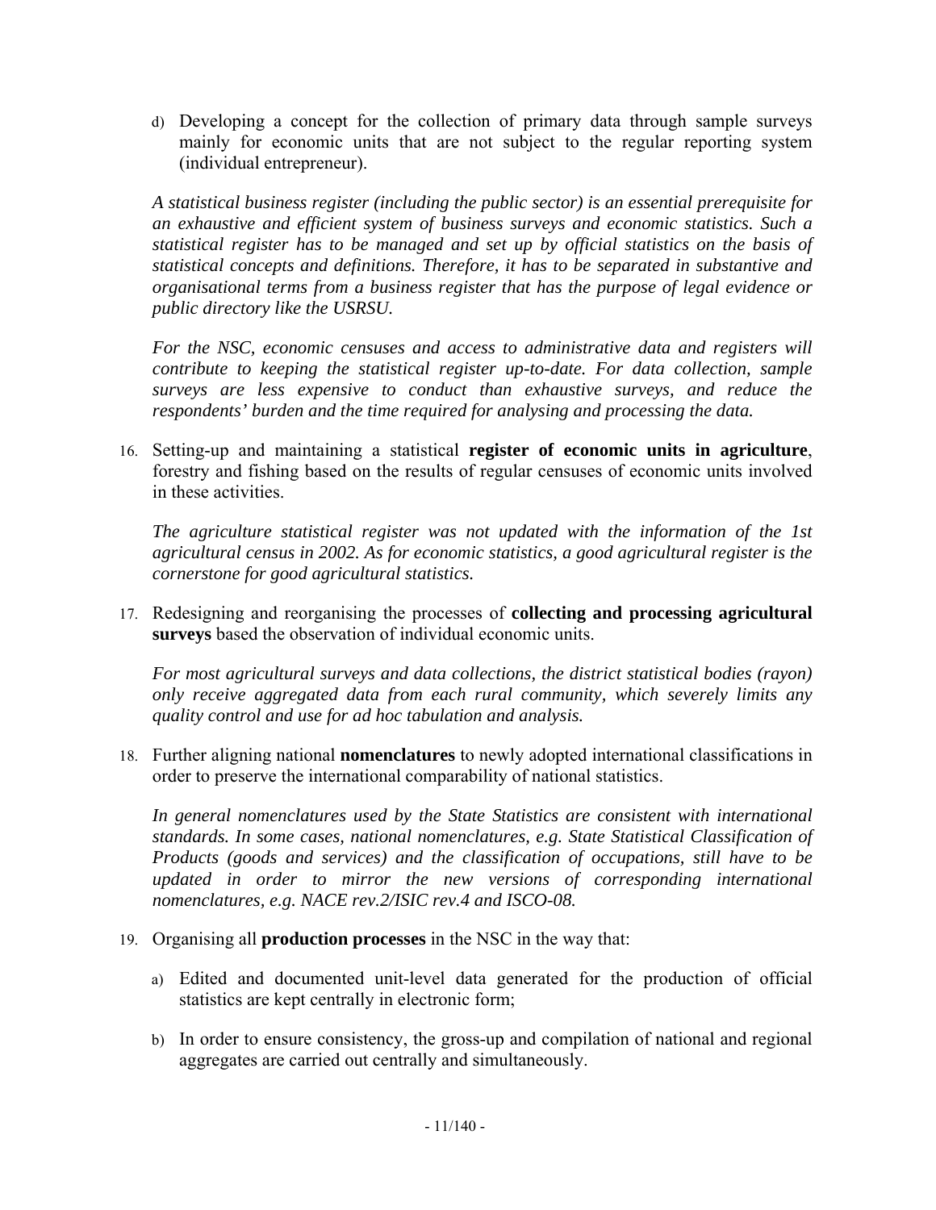d) Developing a concept for the collection of primary data through sample surveys mainly for economic units that are not subject to the regular reporting system (individual entrepreneur).

*A statistical business register (including the public sector) is an essential prerequisite for an exhaustive and efficient system of business surveys and economic statistics. Such a statistical register has to be managed and set up by official statistics on the basis of statistical concepts and definitions. Therefore, it has to be separated in substantive and organisational terms from a business register that has the purpose of legal evidence or public directory like the USRSU.*

*For the NSC, economic censuses and access to administrative data and registers will contribute to keeping the statistical register up-to-date. For data collection, sample surveys are less expensive to conduct than exhaustive surveys, and reduce the respondents' burden and the time required for analysing and processing the data.*

16. Setting-up and maintaining a statistical **register of economic units in agriculture**, forestry and fishing based on the results of regular censuses of economic units involved in these activities.

    *The agriculture statistical register was not updated with the information of the 1st agricultural census in 2002. As for economic statistics, a good agricultural register is the cornerstone for good agricultural statistics.*

17. Redesigning and reorganising the processes of **collecting and processing agricultural surveys** based the observation of individual economic units.

    *For most agricultural surveys and data collections, the district statistical bodies (rayon) only receive aggregated data from each rural community, which severely limits any quality control and use for ad hoc tabulation and analysis.*

18. Further aligning national **nomenclatures** to newly adopted international classifications in order to preserve the international comparability of national statistics.

    *In general nomenclatures used by the State Statistics are consistent with international standards. In some cases, national nomenclatures, e.g. State Statistical Classification of Products (goods and services) and the classification of occupations, still have to be updated in order to mirror the new versions of corresponding international nomenclatures, e.g. NACE rev.2/ISIC rev.4 and ISCO-08.*

19. Organising all **production processes** in the NSC in the way that:

    a) Edited and documented unit-level data generated for the production of official statistics are kept centrally in electronic form;

    b) In order to ensure consistency, the gross-up and compilation of national and regional aggregates are carried out centrally and simultaneously.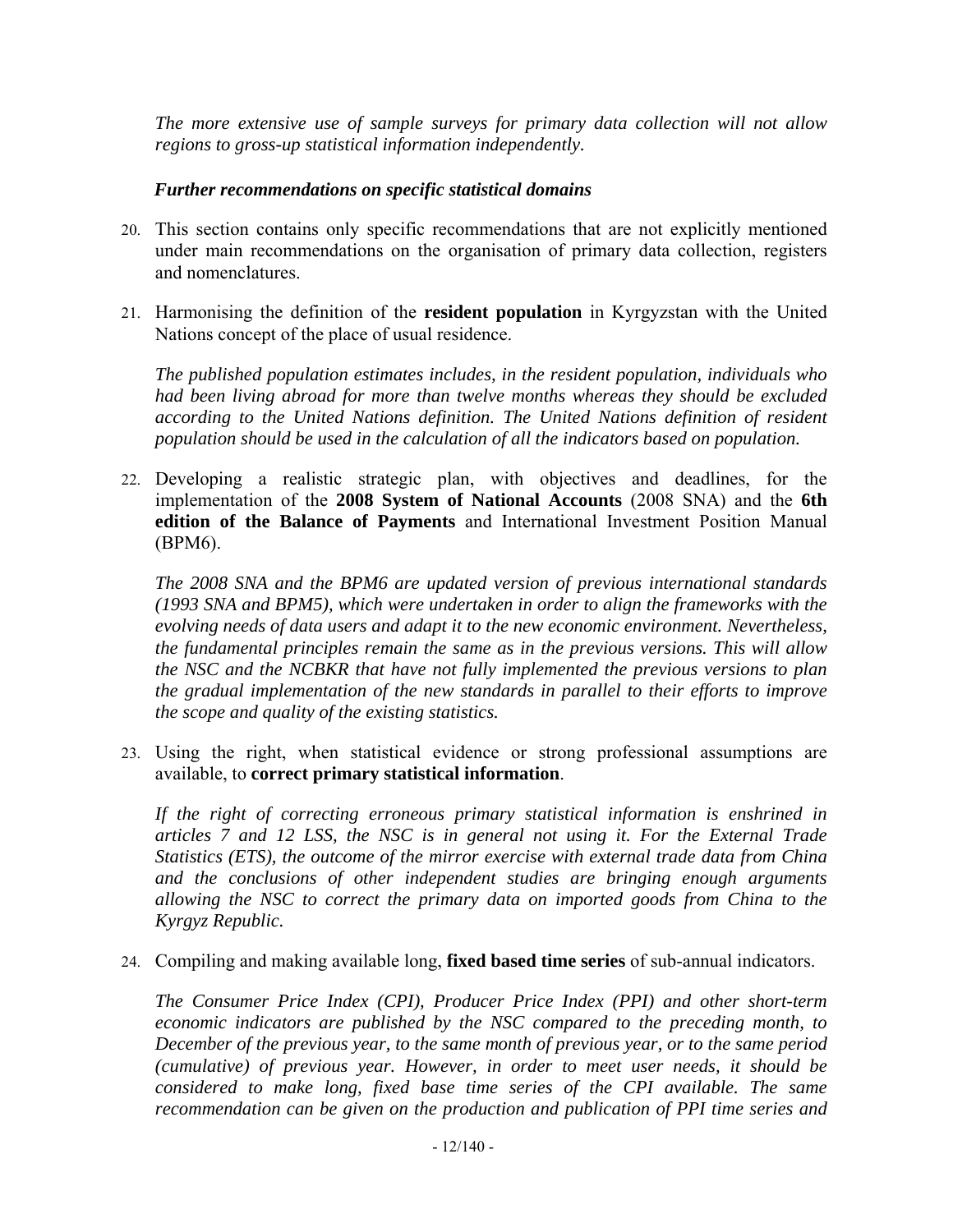*The more extensive use of sample surveys for primary data collection will not allow regions to gross-up statistical information independently.*

### *Further recommendations on specific statistical domains*

20. This section contains only specific recommendations that are not explicitly mentioned under main recommendations on the organisation of primary data collection, registers and nomenclatures.

21. Harmonising the definition of the **resident population** in Kyrgyzstan with the United Nations concept of the place of usual residence.

    *The published population estimates includes, in the resident population, individuals who had been living abroad for more than twelve months whereas they should be excluded according to the United Nations definition. The United Nations definition of resident population should be used in the calculation of all the indicators based on population.*

22. Developing a realistic strategic plan, with objectives and deadlines, for the implementation of the **2008 System of National Accounts** (2008 SNA) and the **6th edition of the Balance of Payments** and International Investment Position Manual (BPM6).

    *The 2008 SNA and the BPM6 are updated version of previous international standards (1993 SNA and BPM5), which were undertaken in order to align the frameworks with the evolving needs of data users and adapt it to the new economic environment. Nevertheless, the fundamental principles remain the same as in the previous versions. This will allow the NSC and the NCBKR that have not fully implemented the previous versions to plan the gradual implementation of the new standards in parallel to their efforts to improve the scope and quality of the existing statistics.*

23. Using the right, when statistical evidence or strong professional assumptions are available, to **correct primary statistical information**.

    *If the right of correcting erroneous primary statistical information is enshrined in articles 7 and 12 LSS, the NSC is in general not using it. For the External Trade Statistics (ETS), the outcome of the mirror exercise with external trade data from China and the conclusions of other independent studies are bringing enough arguments allowing the NSC to correct the primary data on imported goods from China to the Kyrgyz Republic.*

24. Compiling and making available long, **fixed based time series** of sub-annual indicators.

    *The Consumer Price Index (CPI), Producer Price Index (PPI) and other short-term economic indicators are published by the NSC compared to the preceding month, to December of the previous year, to the same month of previous year, or to the same period (cumulative) of previous year. However, in order to meet user needs, it should be considered to make long, fixed base time series of the CPI available. The same recommendation can be given on the production and publication of PPI time series and*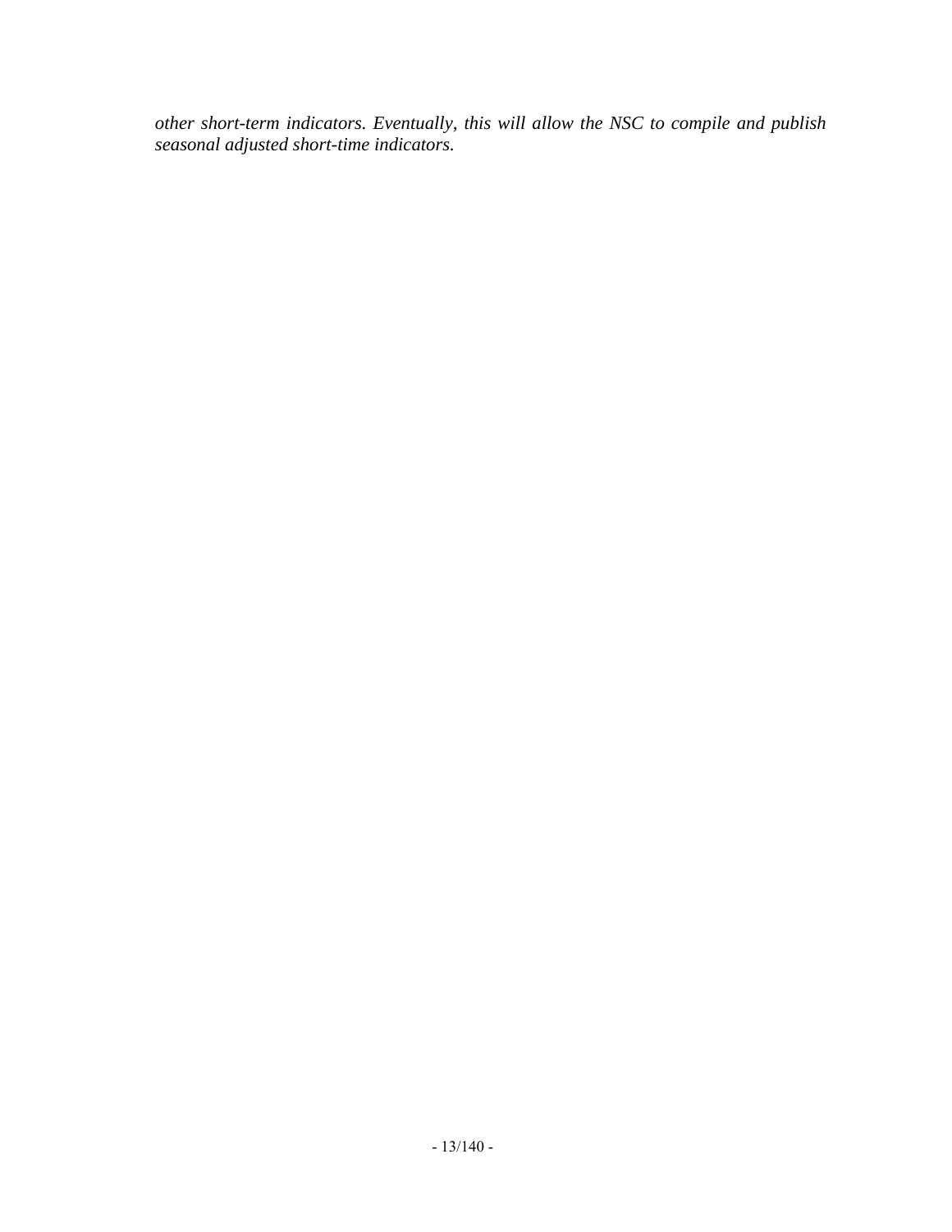*other short-term indicators. Eventually, this will allow the NSC to compile and publish seasonal adjusted short-time indicators.*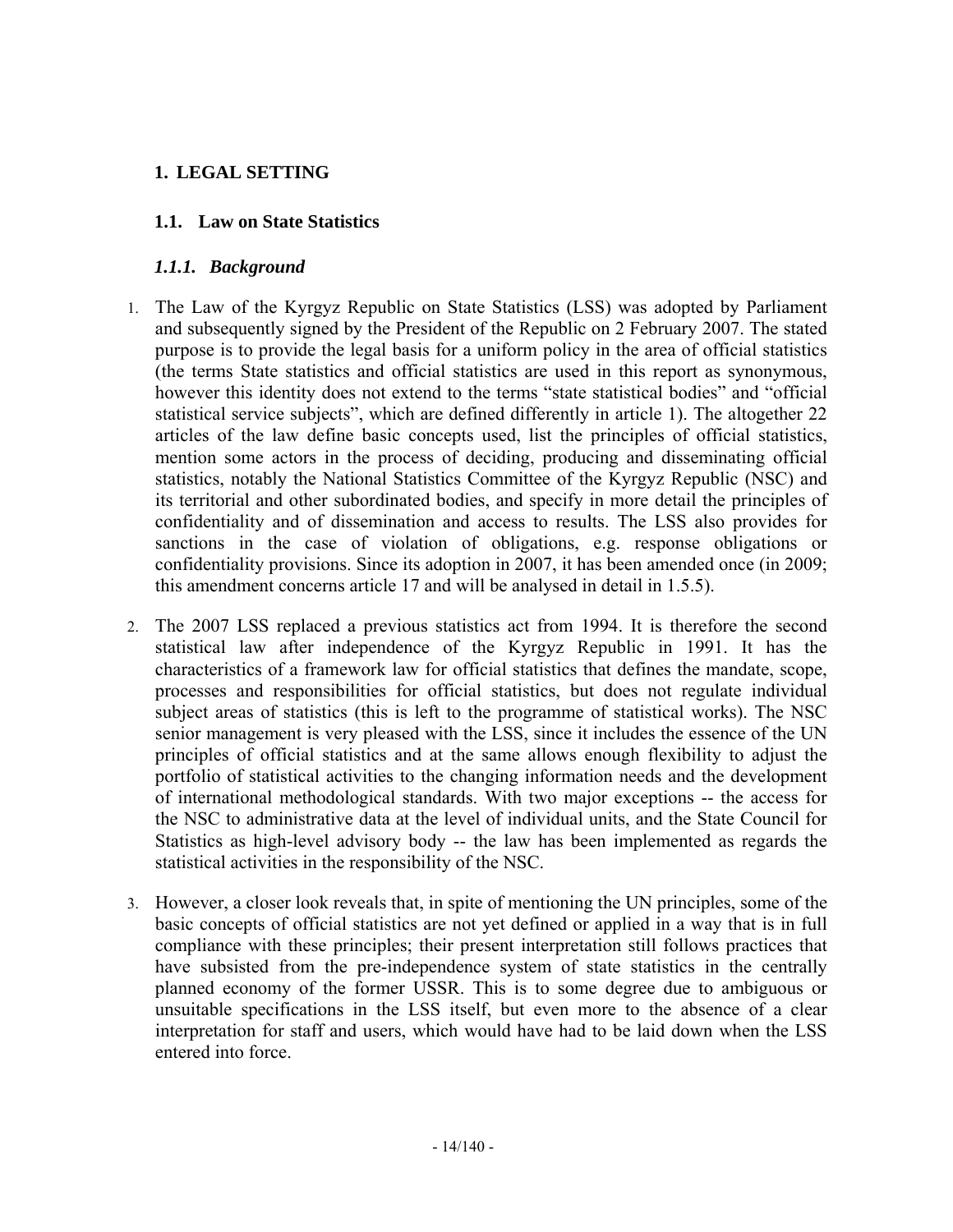# 1. LEGAL SETTING

## 1.1. Law on State Statistics

### *1.1.1. Background*

1. The Law of the Kyrgyz Republic on State Statistics (LSS) was adopted by Parliament and subsequently signed by the President of the Republic on 2 February 2007. The stated purpose is to provide the legal basis for a uniform policy in the area of official statistics (the terms State statistics and official statistics are used in this report as synonymous, however this identity does not extend to the terms "state statistical bodies" and "official statistical service subjects", which are defined differently in article 1). The altogether 22 articles of the law define basic concepts used, list the principles of official statistics, mention some actors in the process of deciding, producing and disseminating official statistics, notably the National Statistics Committee of the Kyrgyz Republic (NSC) and its territorial and other subordinated bodies, and specify in more detail the principles of confidentiality and of dissemination and access to results. The LSS also provides for sanctions in the case of violation of obligations, e.g. response obligations or confidentiality provisions. Since its adoption in 2007, it has been amended once (in 2009; this amendment concerns article 17 and will be analysed in detail in 1.5.5).

2. The 2007 LSS replaced a previous statistics act from 1994. It is therefore the second statistical law after independence of the Kyrgyz Republic in 1991. It has the characteristics of a framework law for official statistics that defines the mandate, scope, processes and responsibilities for official statistics, but does not regulate individual subject areas of statistics (this is left to the programme of statistical works). The NSC senior management is very pleased with the LSS, since it includes the essence of the UN principles of official statistics and at the same allows enough flexibility to adjust the portfolio of statistical activities to the changing information needs and the development of international methodological standards. With two major exceptions -- the access for the NSC to administrative data at the level of individual units, and the State Council for Statistics as high-level advisory body -- the law has been implemented as regards the statistical activities in the responsibility of the NSC.

3. However, a closer look reveals that, in spite of mentioning the UN principles, some of the basic concepts of official statistics are not yet defined or applied in a way that is in full compliance with these principles; their present interpretation still follows practices that have subsisted from the pre-independence system of state statistics in the centrally planned economy of the former USSR. This is to some degree due to ambiguous or unsuitable specifications in the LSS itself, but even more to the absence of a clear interpretation for staff and users, which would have had to be laid down when the LSS entered into force.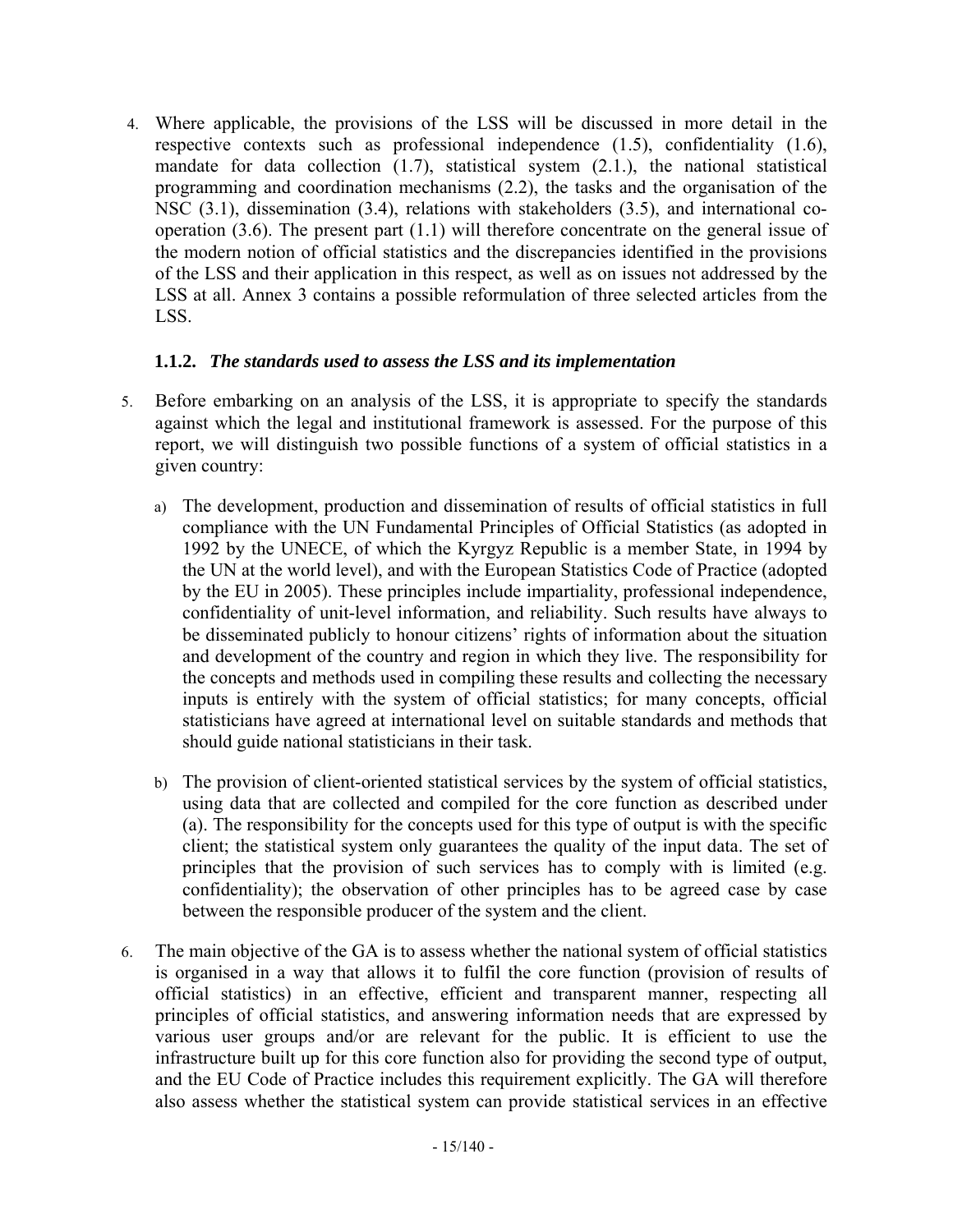4. Where applicable, the provisions of the LSS will be discussed in more detail in the respective contexts such as professional independence (1.5), confidentiality (1.6), mandate for data collection (1.7), statistical system (2.1.), the national statistical programming and coordination mechanisms (2.2), the tasks and the organisation of the NSC (3.1), dissemination (3.4), relations with stakeholders (3.5), and international co-operation (3.6). The present part (1.1) will therefore concentrate on the general issue of the modern notion of official statistics and the discrepancies identified in the provisions of the LSS and their application in this respect, as well as on issues not addressed by the LSS at all. Annex 3 contains a possible reformulation of three selected articles from the LSS.

### 1.1.2. *The standards used to assess the LSS and its implementation*

5. Before embarking on an analysis of the LSS, it is appropriate to specify the standards against which the legal and institutional framework is assessed. For the purpose of this report, we will distinguish two possible functions of a system of official statistics in a given country:

   a) The development, production and dissemination of results of official statistics in full compliance with the UN Fundamental Principles of Official Statistics (as adopted in 1992 by the UNECE, of which the Kyrgyz Republic is a member State, in 1994 by the UN at the world level), and with the European Statistics Code of Practice (adopted by the EU in 2005). These principles include impartiality, professional independence, confidentiality of unit-level information, and reliability. Such results have always to be disseminated publicly to honour citizens' rights of information about the situation and development of the country and region in which they live. The responsibility for the concepts and methods used in compiling these results and collecting the necessary inputs is entirely with the system of official statistics; for many concepts, official statisticians have agreed at international level on suitable standards and methods that should guide national statisticians in their task.

   b) The provision of client-oriented statistical services by the system of official statistics, using data that are collected and compiled for the core function as described under (a). The responsibility for the concepts used for this type of output is with the specific client; the statistical system only guarantees the quality of the input data. The set of principles that the provision of such services has to comply with is limited (e.g. confidentiality); the observation of other principles has to be agreed case by case between the responsible producer of the system and the client.

6. The main objective of the GA is to assess whether the national system of official statistics is organised in a way that allows it to fulfil the core function (provision of results of official statistics) in an effective, efficient and transparent manner, respecting all principles of official statistics, and answering information needs that are expressed by various user groups and/or are relevant for the public. It is efficient to use the infrastructure built up for this core function also for providing the second type of output, and the EU Code of Practice includes this requirement explicitly. The GA will therefore also assess whether the statistical system can provide statistical services in an effective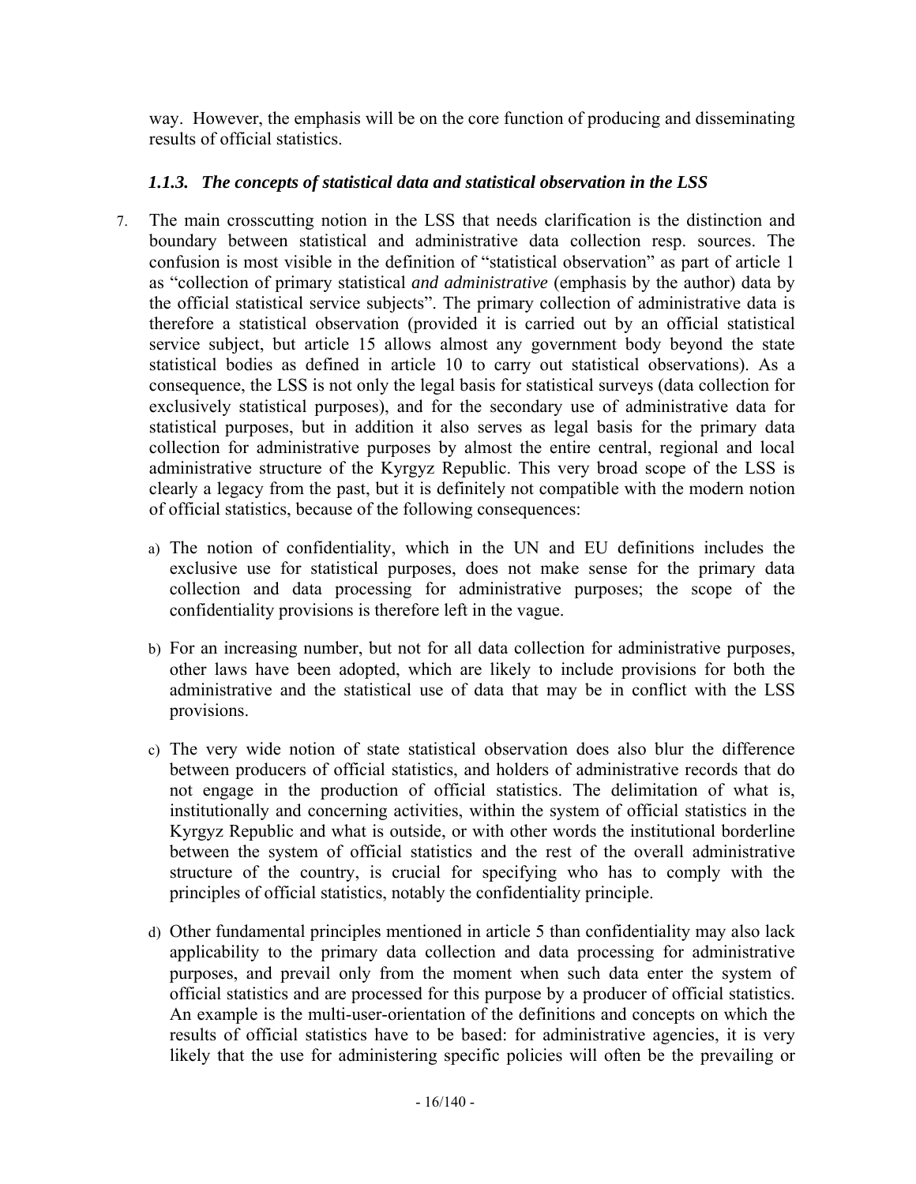way. However, the emphasis will be on the core function of producing and disseminating results of official statistics.

### *1.1.3. The concepts of statistical data and statistical observation in the LSS*

7. The main crosscutting notion in the LSS that needs clarification is the distinction and boundary between statistical and administrative data collection resp. sources. The confusion is most visible in the definition of "statistical observation" as part of article 1 as "collection of primary statistical *and administrative* (emphasis by the author) data by the official statistical service subjects". The primary collection of administrative data is therefore a statistical observation (provided it is carried out by an official statistical service subject, but article 15 allows almost any government body beyond the state statistical bodies as defined in article 10 to carry out statistical observations). As a consequence, the LSS is not only the legal basis for statistical surveys (data collection for exclusively statistical purposes), and for the secondary use of administrative data for statistical purposes, but in addition it also serves as legal basis for the primary data collection for administrative purposes by almost the entire central, regional and local administrative structure of the Kyrgyz Republic. This very broad scope of the LSS is clearly a legacy from the past, but it is definitely not compatible with the modern notion of official statistics, because of the following consequences:

   a) The notion of confidentiality, which in the UN and EU definitions includes the exclusive use for statistical purposes, does not make sense for the primary data collection and data processing for administrative purposes; the scope of the confidentiality provisions is therefore left in the vague.

   b) For an increasing number, but not for all data collection for administrative purposes, other laws have been adopted, which are likely to include provisions for both the administrative and the statistical use of data that may be in conflict with the LSS provisions.

   c) The very wide notion of state statistical observation does also blur the difference between producers of official statistics, and holders of administrative records that do not engage in the production of official statistics. The delimitation of what is, institutionally and concerning activities, within the system of official statistics in the Kyrgyz Republic and what is outside, or with other words the institutional borderline between the system of official statistics and the rest of the overall administrative structure of the country, is crucial for specifying who has to comply with the principles of official statistics, notably the confidentiality principle.

   d) Other fundamental principles mentioned in article 5 than confidentiality may also lack applicability to the primary data collection and data processing for administrative purposes, and prevail only from the moment when such data enter the system of official statistics and are processed for this purpose by a producer of official statistics. An example is the multi-user-orientation of the definitions and concepts on which the results of official statistics have to be based: for administrative agencies, it is very likely that the use for administering specific policies will often be the prevailing or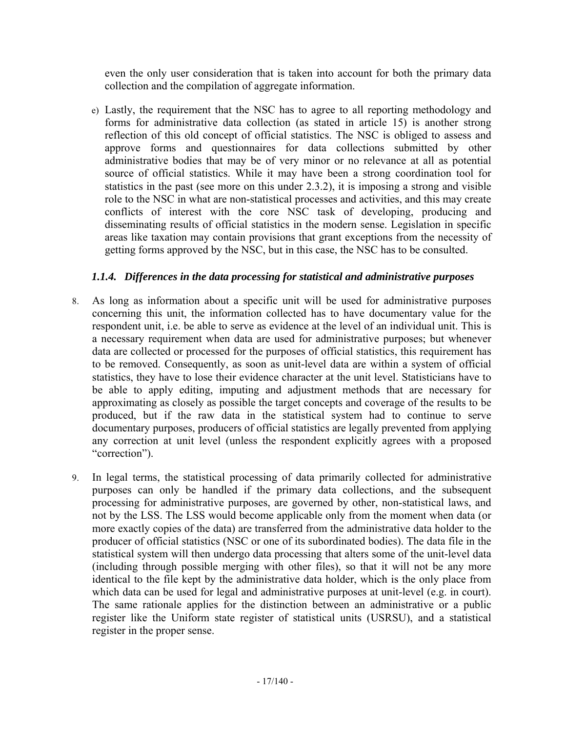even the only user consideration that is taken into account for both the primary data collection and the compilation of aggregate information.

e) Lastly, the requirement that the NSC has to agree to all reporting methodology and forms for administrative data collection (as stated in article 15) is another strong reflection of this old concept of official statistics. The NSC is obliged to assess and approve forms and questionnaires for data collections submitted by other administrative bodies that may be of very minor or no relevance at all as potential source of official statistics. While it may have been a strong coordination tool for statistics in the past (see more on this under 2.3.2), it is imposing a strong and visible role to the NSC in what are non-statistical processes and activities, and this may create conflicts of interest with the core NSC task of developing, producing and disseminating results of official statistics in the modern sense. Legislation in specific areas like taxation may contain provisions that grant exceptions from the necessity of getting forms approved by the NSC, but in this case, the NSC has to be consulted.

### *1.1.4. Differences in the data processing for statistical and administrative purposes*

8. As long as information about a specific unit will be used for administrative purposes concerning this unit, the information collected has to have documentary value for the respondent unit, i.e. be able to serve as evidence at the level of an individual unit. This is a necessary requirement when data are used for administrative purposes; but whenever data are collected or processed for the purposes of official statistics, this requirement has to be removed. Consequently, as soon as unit-level data are within a system of official statistics, they have to lose their evidence character at the unit level. Statisticians have to be able to apply editing, imputing and adjustment methods that are necessary for approximating as closely as possible the target concepts and coverage of the results to be produced, but if the raw data in the statistical system had to continue to serve documentary purposes, producers of official statistics are legally prevented from applying any correction at unit level (unless the respondent explicitly agrees with a proposed "correction").

9. In legal terms, the statistical processing of data primarily collected for administrative purposes can only be handled if the primary data collections, and the subsequent processing for administrative purposes, are governed by other, non-statistical laws, and not by the LSS. The LSS would become applicable only from the moment when data (or more exactly copies of the data) are transferred from the administrative data holder to the producer of official statistics (NSC or one of its subordinated bodies). The data file in the statistical system will then undergo data processing that alters some of the unit-level data (including through possible merging with other files), so that it will not be any more identical to the file kept by the administrative data holder, which is the only place from which data can be used for legal and administrative purposes at unit-level (e.g. in court). The same rationale applies for the distinction between an administrative or a public register like the Uniform state register of statistical units (USRSU), and a statistical register in the proper sense.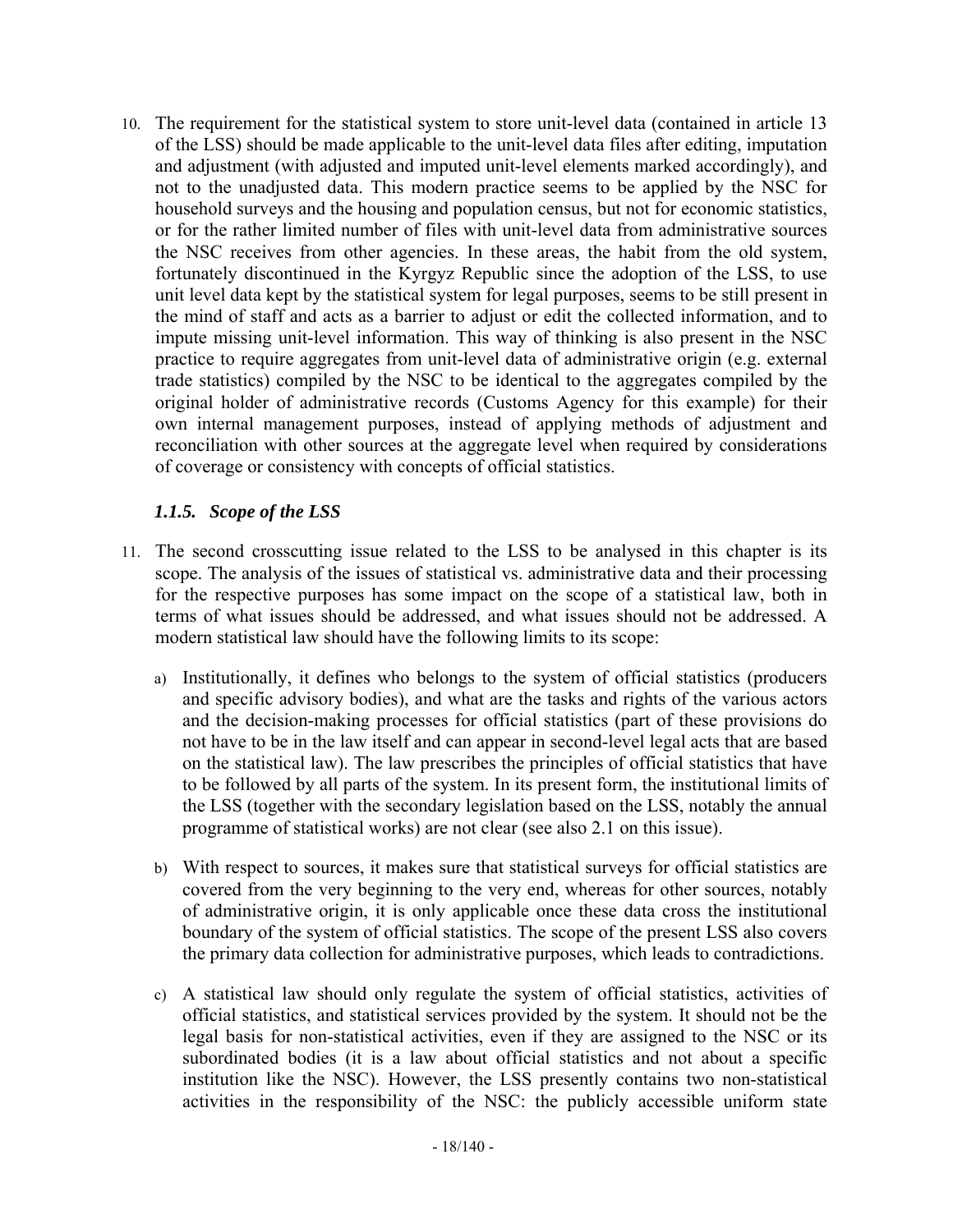10. The requirement for the statistical system to store unit-level data (contained in article 13 of the LSS) should be made applicable to the unit-level data files after editing, imputation and adjustment (with adjusted and imputed unit-level elements marked accordingly), and not to the unadjusted data. This modern practice seems to be applied by the NSC for household surveys and the housing and population census, but not for economic statistics, or for the rather limited number of files with unit-level data from administrative sources the NSC receives from other agencies. In these areas, the habit from the old system, fortunately discontinued in the Kyrgyz Republic since the adoption of the LSS, to use unit level data kept by the statistical system for legal purposes, seems to be still present in the mind of staff and acts as a barrier to adjust or edit the collected information, and to impute missing unit-level information. This way of thinking is also present in the NSC practice to require aggregates from unit-level data of administrative origin (e.g. external trade statistics) compiled by the NSC to be identical to the aggregates compiled by the original holder of administrative records (Customs Agency for this example) for their own internal management purposes, instead of applying methods of adjustment and reconciliation with other sources at the aggregate level when required by considerations of coverage or consistency with concepts of official statistics.

### *1.1.5. Scope of the LSS*

11. The second crosscutting issue related to the LSS to be analysed in this chapter is its scope. The analysis of the issues of statistical vs. administrative data and their processing for the respective purposes has some impact on the scope of a statistical law, both in terms of what issues should be addressed, and what issues should not be addressed. A modern statistical law should have the following limits to its scope:

    a) Institutionally, it defines who belongs to the system of official statistics (producers and specific advisory bodies), and what are the tasks and rights of the various actors and the decision-making processes for official statistics (part of these provisions do not have to be in the law itself and can appear in second-level legal acts that are based on the statistical law). The law prescribes the principles of official statistics that have to be followed by all parts of the system. In its present form, the institutional limits of the LSS (together with the secondary legislation based on the LSS, notably the annual programme of statistical works) are not clear (see also 2.1 on this issue).

    b) With respect to sources, it makes sure that statistical surveys for official statistics are covered from the very beginning to the very end, whereas for other sources, notably of administrative origin, it is only applicable once these data cross the institutional boundary of the system of official statistics. The scope of the present LSS also covers the primary data collection for administrative purposes, which leads to contradictions.

    c) A statistical law should only regulate the system of official statistics, activities of official statistics, and statistical services provided by the system. It should not be the legal basis for non-statistical activities, even if they are assigned to the NSC or its subordinated bodies (it is a law about official statistics and not about a specific institution like the NSC). However, the LSS presently contains two non-statistical activities in the responsibility of the NSC: the publicly accessible uniform state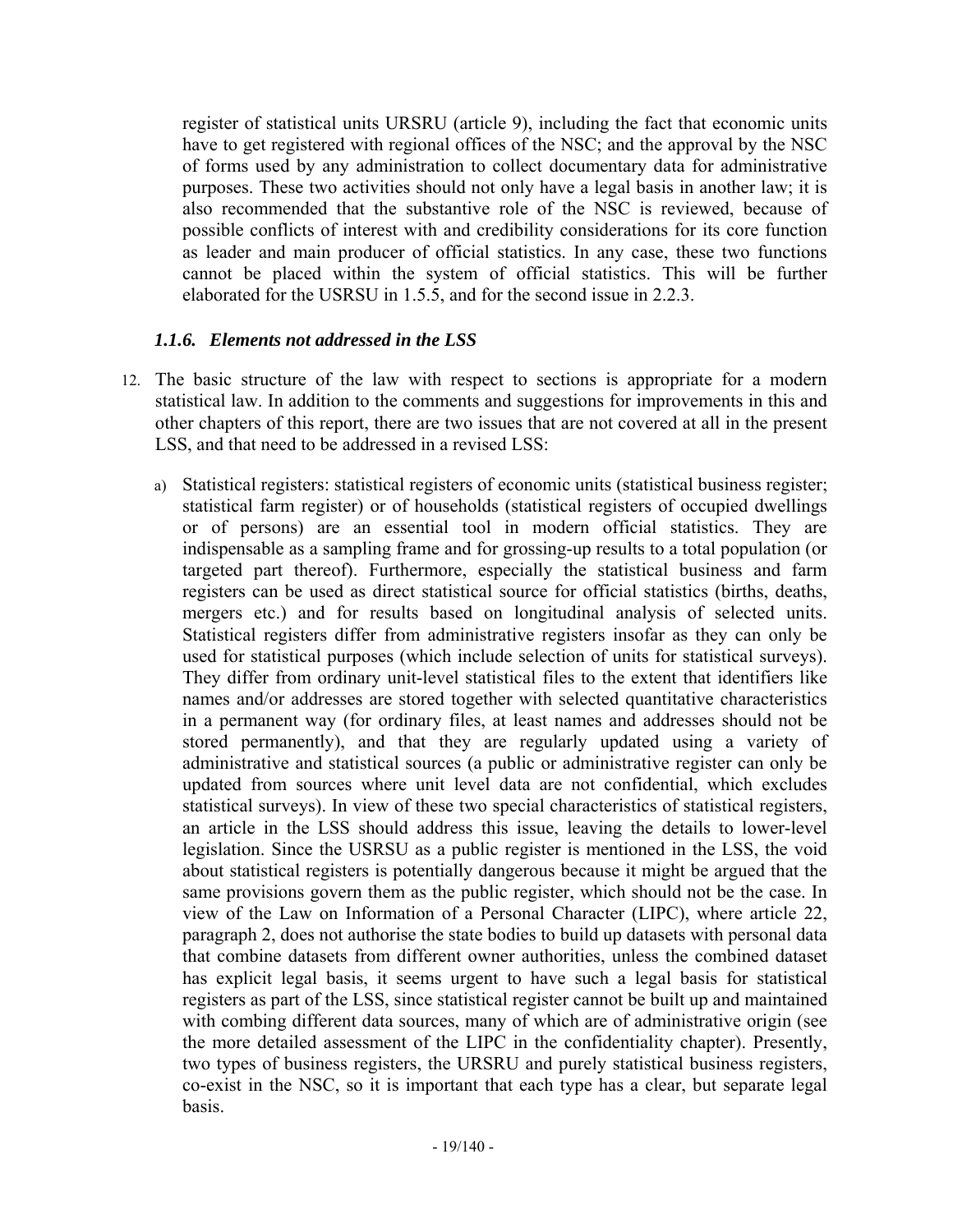register of statistical units URSRU (article 9), including the fact that economic units have to get registered with regional offices of the NSC; and the approval by the NSC of forms used by any administration to collect documentary data for administrative purposes. These two activities should not only have a legal basis in another law; it is also recommended that the substantive role of the NSC is reviewed, because of possible conflicts of interest with and credibility considerations for its core function as leader and main producer of official statistics. In any case, these two functions cannot be placed within the system of official statistics. This will be further elaborated for the USRSU in 1.5.5, and for the second issue in 2.2.3.

### *1.1.6. Elements not addressed in the LSS*

12. The basic structure of the law with respect to sections is appropriate for a modern statistical law. In addition to the comments and suggestions for improvements in this and other chapters of this report, there are two issues that are not covered at all in the present LSS, and that need to be addressed in a revised LSS:

    a) Statistical registers: statistical registers of economic units (statistical business register; statistical farm register) or of households (statistical registers of occupied dwellings or of persons) are an essential tool in modern official statistics. They are indispensable as a sampling frame and for grossing-up results to a total population (or targeted part thereof). Furthermore, especially the statistical business and farm registers can be used as direct statistical source for official statistics (births, deaths, mergers etc.) and for results based on longitudinal analysis of selected units. Statistical registers differ from administrative registers insofar as they can only be used for statistical purposes (which include selection of units for statistical surveys). They differ from ordinary unit-level statistical files to the extent that identifiers like names and/or addresses are stored together with selected quantitative characteristics in a permanent way (for ordinary files, at least names and addresses should not be stored permanently), and that they are regularly updated using a variety of administrative and statistical sources (a public or administrative register can only be updated from sources where unit level data are not confidential, which excludes statistical surveys). In view of these two special characteristics of statistical registers, an article in the LSS should address this issue, leaving the details to lower-level legislation. Since the USRSU as a public register is mentioned in the LSS, the void about statistical registers is potentially dangerous because it might be argued that the same provisions govern them as the public register, which should not be the case. In view of the Law on Information of a Personal Character (LIPC), where article 22, paragraph 2, does not authorise the state bodies to build up datasets with personal data that combine datasets from different owner authorities, unless the combined dataset has explicit legal basis, it seems urgent to have such a legal basis for statistical registers as part of the LSS, since statistical register cannot be built up and maintained with combing different data sources, many of which are of administrative origin (see the more detailed assessment of the LIPC in the confidentiality chapter). Presently, two types of business registers, the URSRU and purely statistical business registers, co-exist in the NSC, so it is important that each type has a clear, but separate legal basis.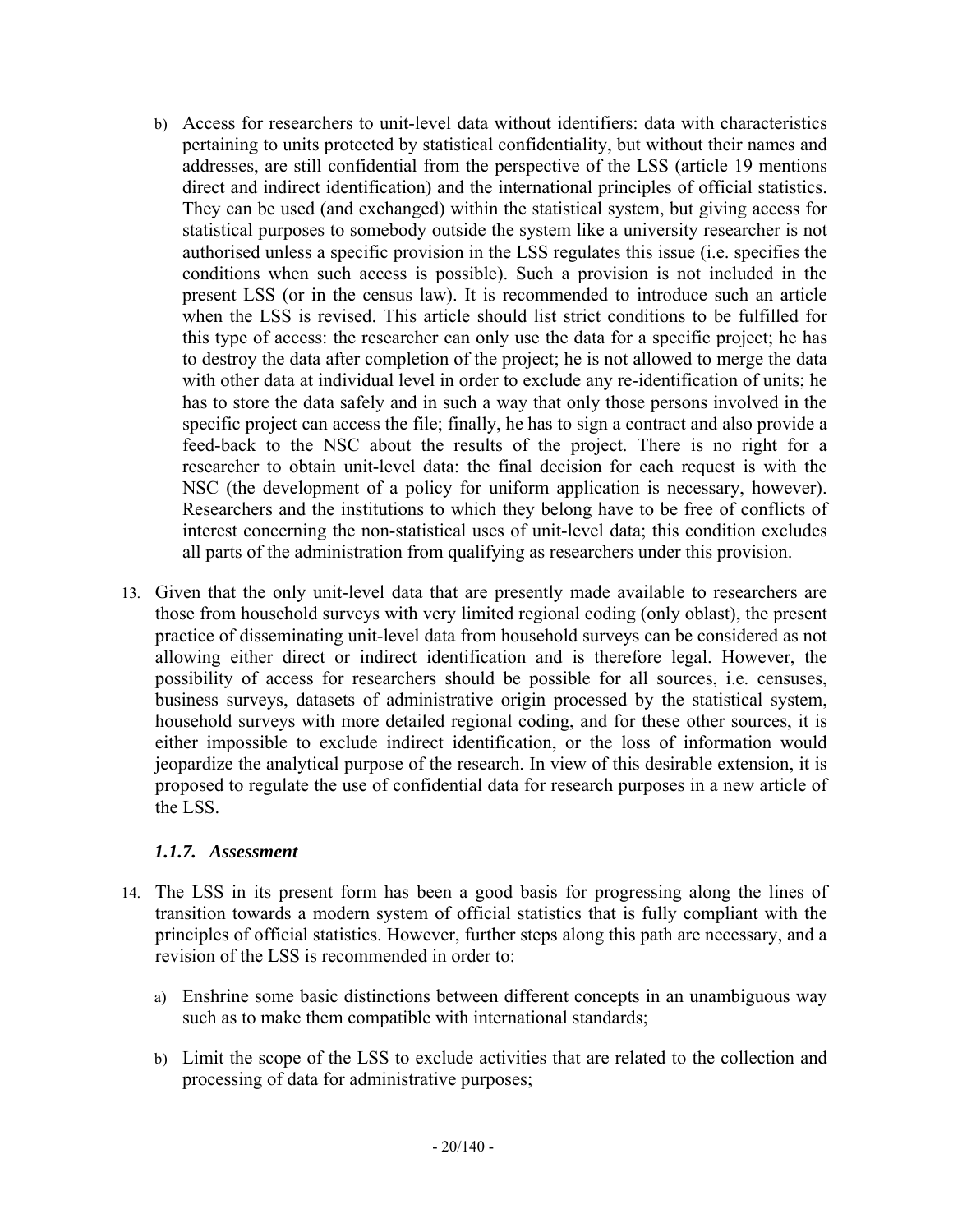b) Access for researchers to unit-level data without identifiers: data with characteristics pertaining to units protected by statistical confidentiality, but without their names and addresses, are still confidential from the perspective of the LSS (article 19 mentions direct and indirect identification) and the international principles of official statistics. They can be used (and exchanged) within the statistical system, but giving access for statistical purposes to somebody outside the system like a university researcher is not authorised unless a specific provision in the LSS regulates this issue (i.e. specifies the conditions when such access is possible). Such a provision is not included in the present LSS (or in the census law). It is recommended to introduce such an article when the LSS is revised. This article should list strict conditions to be fulfilled for this type of access: the researcher can only use the data for a specific project; he has to destroy the data after completion of the project; he is not allowed to merge the data with other data at individual level in order to exclude any re-identification of units; he has to store the data safely and in such a way that only those persons involved in the specific project can access the file; finally, he has to sign a contract and also provide a feed-back to the NSC about the results of the project. There is no right for a researcher to obtain unit-level data: the final decision for each request is with the NSC (the development of a policy for uniform application is necessary, however). Researchers and the institutions to which they belong have to be free of conflicts of interest concerning the non-statistical uses of unit-level data; this condition excludes all parts of the administration from qualifying as researchers under this provision.

13. Given that the only unit-level data that are presently made available to researchers are those from household surveys with very limited regional coding (only oblast), the present practice of disseminating unit-level data from household surveys can be considered as not allowing either direct or indirect identification and is therefore legal. However, the possibility of access for researchers should be possible for all sources, i.e. censuses, business surveys, datasets of administrative origin processed by the statistical system, household surveys with more detailed regional coding, and for these other sources, it is either impossible to exclude indirect identification, or the loss of information would jeopardize the analytical purpose of the research. In view of this desirable extension, it is proposed to regulate the use of confidential data for research purposes in a new article of the LSS.

### *1.1.7. Assessment*

14. The LSS in its present form has been a good basis for progressing along the lines of transition towards a modern system of official statistics that is fully compliant with the principles of official statistics. However, further steps along this path are necessary, and a revision of the LSS is recommended in order to:

    a) Enshrine some basic distinctions between different concepts in an unambiguous way such as to make them compatible with international standards;

    b) Limit the scope of the LSS to exclude activities that are related to the collection and processing of data for administrative purposes;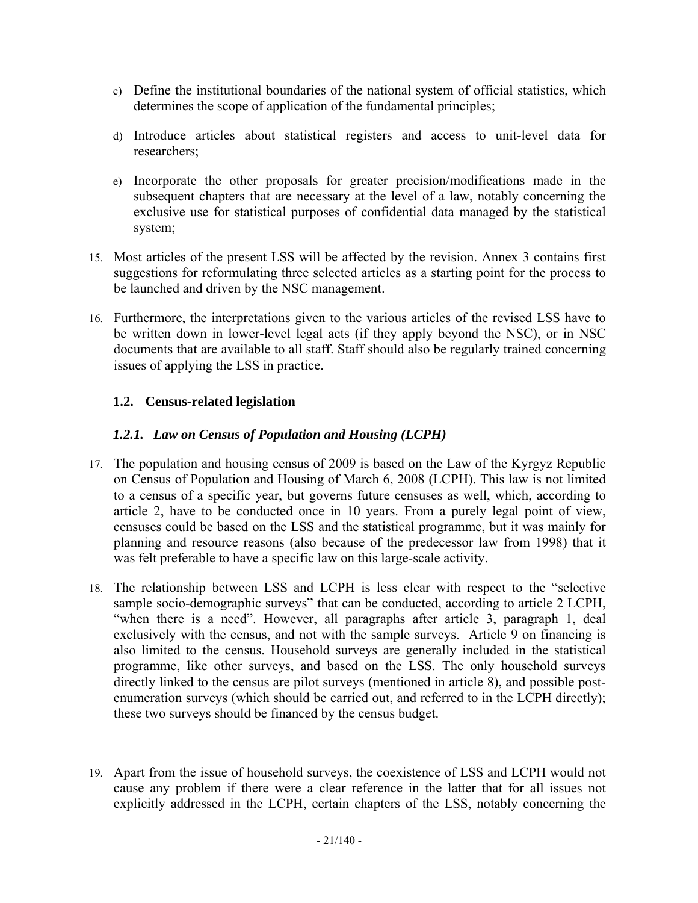c) Define the institutional boundaries of the national system of official statistics, which determines the scope of application of the fundamental principles;

d) Introduce articles about statistical registers and access to unit-level data for researchers;

e) Incorporate the other proposals for greater precision/modifications made in the subsequent chapters that are necessary at the level of a law, notably concerning the exclusive use for statistical purposes of confidential data managed by the statistical system;

15. Most articles of the present LSS will be affected by the revision. Annex 3 contains first suggestions for reformulating three selected articles as a starting point for the process to be launched and driven by the NSC management.

16. Furthermore, the interpretations given to the various articles of the revised LSS have to be written down in lower-level legal acts (if they apply beyond the NSC), or in NSC documents that are available to all staff. Staff should also be regularly trained concerning issues of applying the LSS in practice.

## 1.2. Census-related legislation

### *1.2.1. Law on Census of Population and Housing (LCPH)*

17. The population and housing census of 2009 is based on the Law of the Kyrgyz Republic on Census of Population and Housing of March 6, 2008 (LCPH). This law is not limited to a census of a specific year, but governs future censuses as well, which, according to article 2, have to be conducted once in 10 years. From a purely legal point of view, censuses could be based on the LSS and the statistical programme, but it was mainly for planning and resource reasons (also because of the predecessor law from 1998) that it was felt preferable to have a specific law on this large-scale activity.

18. The relationship between LSS and LCPH is less clear with respect to the "selective sample socio-demographic surveys" that can be conducted, according to article 2 LCPH, "when there is a need". However, all paragraphs after article 3, paragraph 1, deal exclusively with the census, and not with the sample surveys. Article 9 on financing is also limited to the census. Household surveys are generally included in the statistical programme, like other surveys, and based on the LSS. The only household surveys directly linked to the census are pilot surveys (mentioned in article 8), and possible post-enumeration surveys (which should be carried out, and referred to in the LCPH directly); these two surveys should be financed by the census budget.

19. Apart from the issue of household surveys, the coexistence of LSS and LCPH would not cause any problem if there were a clear reference in the latter that for all issues not explicitly addressed in the LCPH, certain chapters of the LSS, notably concerning the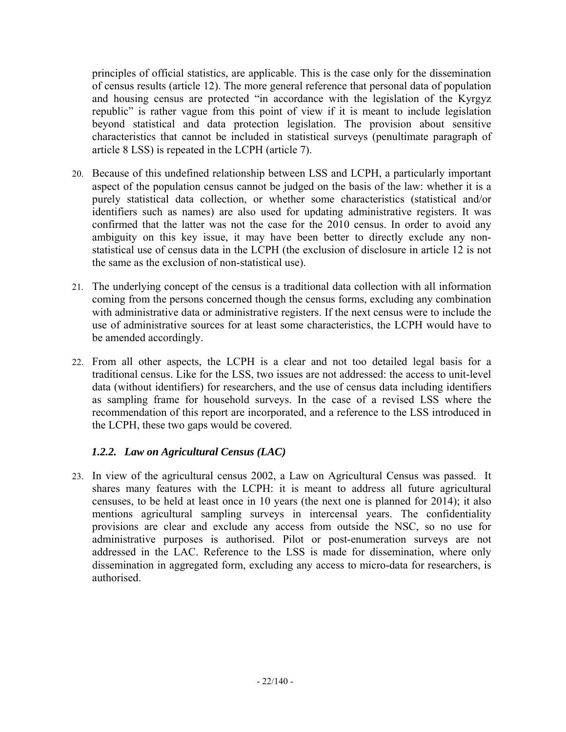principles of official statistics, are applicable. This is the case only for the dissemination of census results (article 12). The more general reference that personal data of population and housing census are protected "in accordance with the legislation of the Kyrgyz republic" is rather vague from this point of view if it is meant to include legislation beyond statistical and data protection legislation. The provision about sensitive characteristics that cannot be included in statistical surveys (penultimate paragraph of article 8 LSS) is repeated in the LCPH (article 7).

20. Because of this undefined relationship between LSS and LCPH, a particularly important aspect of the population census cannot be judged on the basis of the law: whether it is a purely statistical data collection, or whether some characteristics (statistical and/or identifiers such as names) are also used for updating administrative registers. It was confirmed that the latter was not the case for the 2010 census. In order to avoid any ambiguity on this key issue, it may have been better to directly exclude any non-statistical use of census data in the LCPH (the exclusion of disclosure in article 12 is not the same as the exclusion of non-statistical use).

21. The underlying concept of the census is a traditional data collection with all information coming from the persons concerned though the census forms, excluding any combination with administrative data or administrative registers. If the next census were to include the use of administrative sources for at least some characteristics, the LCPH would have to be amended accordingly.

22. From all other aspects, the LCPH is a clear and not too detailed legal basis for a traditional census. Like for the LSS, two issues are not addressed: the access to unit-level data (without identifiers) for researchers, and the use of census data including identifiers as sampling frame for household surveys. In the case of a revised LSS where the recommendation of this report are incorporated, and a reference to the LSS introduced in the LCPH, these two gaps would be covered.

### *1.2.2. Law on Agricultural Census (LAC)*

23. In view of the agricultural census 2002, a Law on Agricultural Census was passed. It shares many features with the LCPH: it is meant to address all future agricultural censuses, to be held at least once in 10 years (the next one is planned for 2014); it also mentions agricultural sampling surveys in intercensal years. The confidentiality provisions are clear and exclude any access from outside the NSC, so no use for administrative purposes is authorised. Pilot or post-enumeration surveys are not addressed in the LAC. Reference to the LSS is made for dissemination, where only dissemination in aggregated form, excluding any access to micro-data for researchers, is authorised.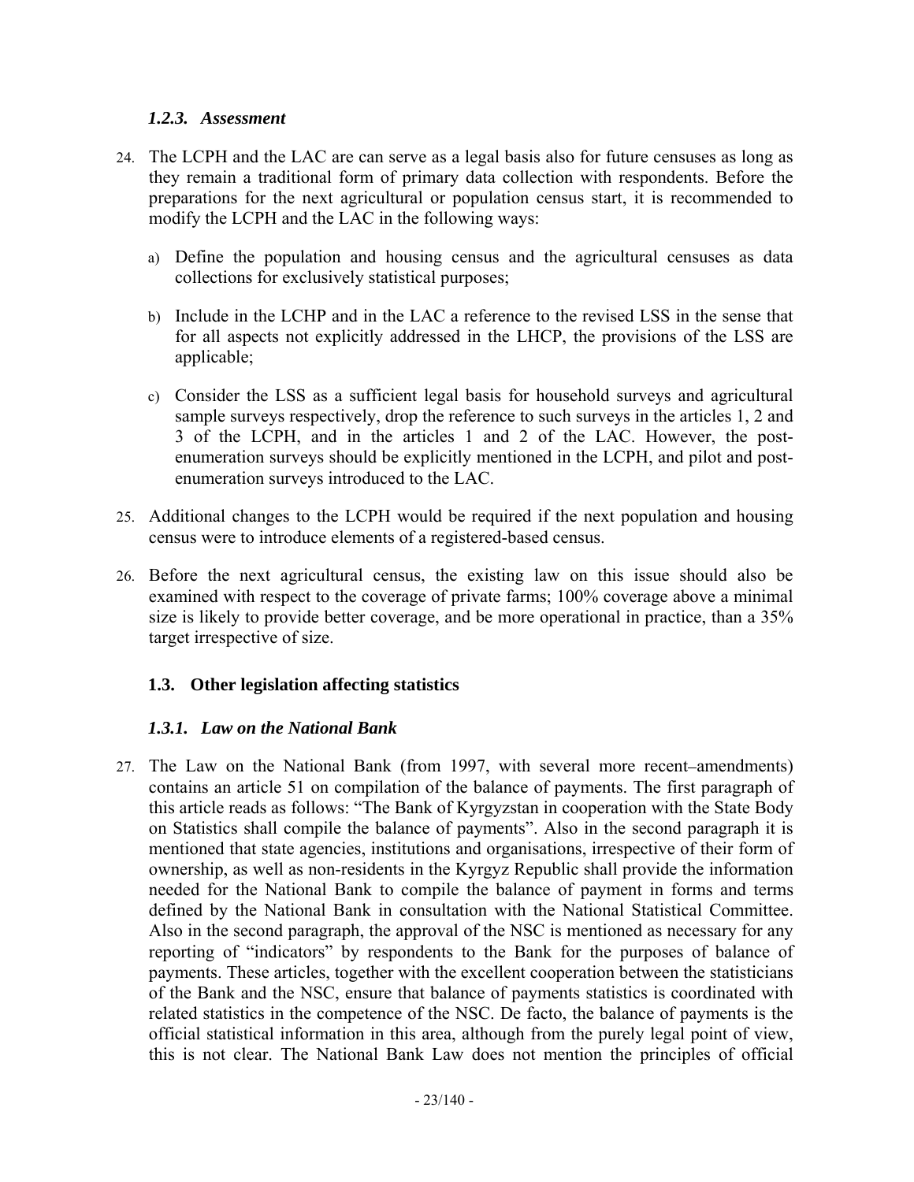### *1.2.3. Assessment*

24. The LCPH and the LAC are can serve as a legal basis also for future censuses as long as they remain a traditional form of primary data collection with respondents. Before the preparations for the next agricultural or population census start, it is recommended to modify the LCPH and the LAC in the following ways:

    a) Define the population and housing census and the agricultural censuses as data collections for exclusively statistical purposes;

    b) Include in the LCHP and in the LAC a reference to the revised LSS in the sense that for all aspects not explicitly addressed in the LHCP, the provisions of the LSS are applicable;

    c) Consider the LSS as a sufficient legal basis for household surveys and agricultural sample surveys respectively, drop the reference to such surveys in the articles 1, 2 and 3 of the LCPH, and in the articles 1 and 2 of the LAC. However, the post-enumeration surveys should be explicitly mentioned in the LCPH, and pilot and post-enumeration surveys introduced to the LAC.

25. Additional changes to the LCPH would be required if the next population and housing census were to introduce elements of a registered-based census.

26. Before the next agricultural census, the existing law on this issue should also be examined with respect to the coverage of private farms; 100% coverage above a minimal size is likely to provide better coverage, and be more operational in practice, than a 35% target irrespective of size.

## 1.3. Other legislation affecting statistics

### *1.3.1. Law on the National Bank*

27. The Law on the National Bank (from 1997, with several more recent–amendments) contains an article 51 on compilation of the balance of payments. The first paragraph of this article reads as follows: "The Bank of Kyrgyzstan in cooperation with the State Body on Statistics shall compile the balance of payments". Also in the second paragraph it is mentioned that state agencies, institutions and organisations, irrespective of their form of ownership, as well as non-residents in the Kyrgyz Republic shall provide the information needed for the National Bank to compile the balance of payment in forms and terms defined by the National Bank in consultation with the National Statistical Committee. Also in the second paragraph, the approval of the NSC is mentioned as necessary for any reporting of "indicators" by respondents to the Bank for the purposes of balance of payments. These articles, together with the excellent cooperation between the statisticians of the Bank and the NSC, ensure that balance of payments statistics is coordinated with related statistics in the competence of the NSC. De facto, the balance of payments is the official statistical information in this area, although from the purely legal point of view, this is not clear. The National Bank Law does not mention the principles of official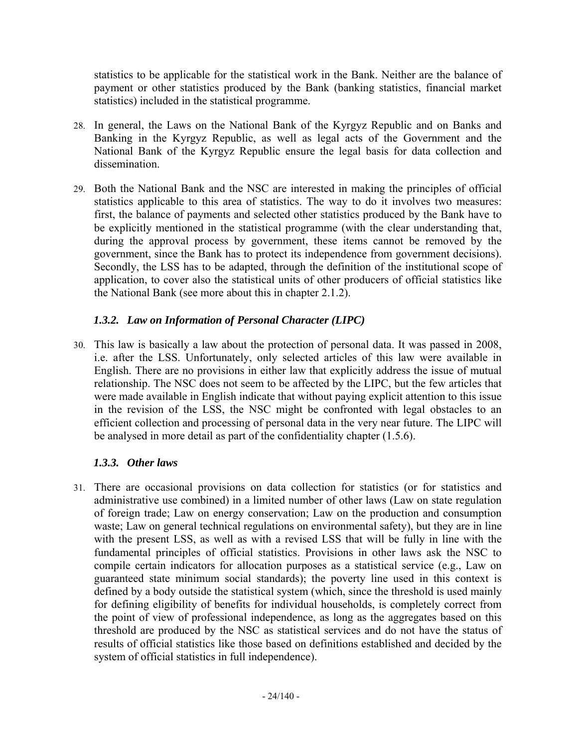statistics to be applicable for the statistical work in the Bank. Neither are the balance of payment or other statistics produced by the Bank (banking statistics, financial market statistics) included in the statistical programme.

28. In general, the Laws on the National Bank of the Kyrgyz Republic and on Banks and Banking in the Kyrgyz Republic, as well as legal acts of the Government and the National Bank of the Kyrgyz Republic ensure the legal basis for data collection and dissemination.

29. Both the National Bank and the NSC are interested in making the principles of official statistics applicable to this area of statistics. The way to do it involves two measures: first, the balance of payments and selected other statistics produced by the Bank have to be explicitly mentioned in the statistical programme (with the clear understanding that, during the approval process by government, these items cannot be removed by the government, since the Bank has to protect its independence from government decisions). Secondly, the LSS has to be adapted, through the definition of the institutional scope of application, to cover also the statistical units of other producers of official statistics like the National Bank (see more about this in chapter 2.1.2).

### *1.3.2. Law on Information of Personal Character (LIPC)*

30. This law is basically a law about the protection of personal data. It was passed in 2008, i.e. after the LSS. Unfortunately, only selected articles of this law were available in English. There are no provisions in either law that explicitly address the issue of mutual relationship. The NSC does not seem to be affected by the LIPC, but the few articles that were made available in English indicate that without paying explicit attention to this issue in the revision of the LSS, the NSC might be confronted with legal obstacles to an efficient collection and processing of personal data in the very near future. The LIPC will be analysed in more detail as part of the confidentiality chapter (1.5.6).

### *1.3.3. Other laws*

31. There are occasional provisions on data collection for statistics (or for statistics and administrative use combined) in a limited number of other laws (Law on state regulation of foreign trade; Law on energy conservation; Law on the production and consumption waste; Law on general technical regulations on environmental safety), but they are in line with the present LSS, as well as with a revised LSS that will be fully in line with the fundamental principles of official statistics. Provisions in other laws ask the NSC to compile certain indicators for allocation purposes as a statistical service (e.g., Law on guaranteed state minimum social standards); the poverty line used in this context is defined by a body outside the statistical system (which, since the threshold is used mainly for defining eligibility of benefits for individual households, is completely correct from the point of view of professional independence, as long as the aggregates based on this threshold are produced by the NSC as statistical services and do not have the status of results of official statistics like those based on definitions established and decided by the system of official statistics in full independence).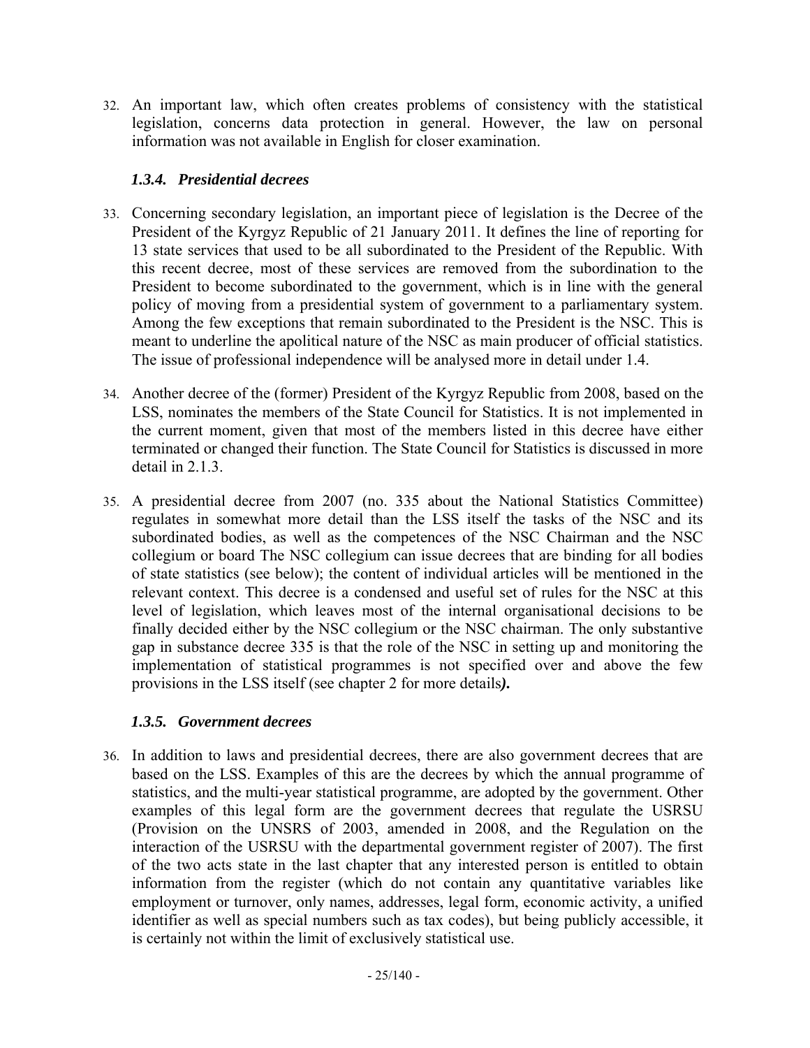32. An important law, which often creates problems of consistency with the statistical legislation, concerns data protection in general. However, the law on personal information was not available in English for closer examination.

### *1.3.4. Presidential decrees*

33. Concerning secondary legislation, an important piece of legislation is the Decree of the President of the Kyrgyz Republic of 21 January 2011. It defines the line of reporting for 13 state services that used to be all subordinated to the President of the Republic. With this recent decree, most of these services are removed from the subordination to the President to become subordinated to the government, which is in line with the general policy of moving from a presidential system of government to a parliamentary system. Among the few exceptions that remain subordinated to the President is the NSC. This is meant to underline the apolitical nature of the NSC as main producer of official statistics. The issue of professional independence will be analysed more in detail under 1.4.

34. Another decree of the (former) President of the Kyrgyz Republic from 2008, based on the LSS, nominates the members of the State Council for Statistics. It is not implemented in the current moment, given that most of the members listed in this decree have either terminated or changed their function. The State Council for Statistics is discussed in more detail in 2.1.3.

35. A presidential decree from 2007 (no. 335 about the National Statistics Committee) regulates in somewhat more detail than the LSS itself the tasks of the NSC and its subordinated bodies, as well as the competences of the NSC Chairman and the NSC collegium or board The NSC collegium can issue decrees that are binding for all bodies of state statistics (see below); the content of individual articles will be mentioned in the relevant context. This decree is a condensed and useful set of rules for the NSC at this level of legislation, which leaves most of the internal organisational decisions to be finally decided either by the NSC collegium or the NSC chairman. The only substantive gap in substance decree 335 is that the role of the NSC in setting up and monitoring the implementation of statistical programmes is not specified over and above the few provisions in the LSS itself (see chapter 2 for more details***).***

### *1.3.5. Government decrees*

36. In addition to laws and presidential decrees, there are also government decrees that are based on the LSS. Examples of this are the decrees by which the annual programme of statistics, and the multi-year statistical programme, are adopted by the government. Other examples of this legal form are the government decrees that regulate the USRSU (Provision on the UNSRS of 2003, amended in 2008, and the Regulation on the interaction of the USRSU with the departmental government register of 2007). The first of the two acts state in the last chapter that any interested person is entitled to obtain information from the register (which do not contain any quantitative variables like employment or turnover, only names, addresses, legal form, economic activity, a unified identifier as well as special numbers such as tax codes), but being publicly accessible, it is certainly not within the limit of exclusively statistical use.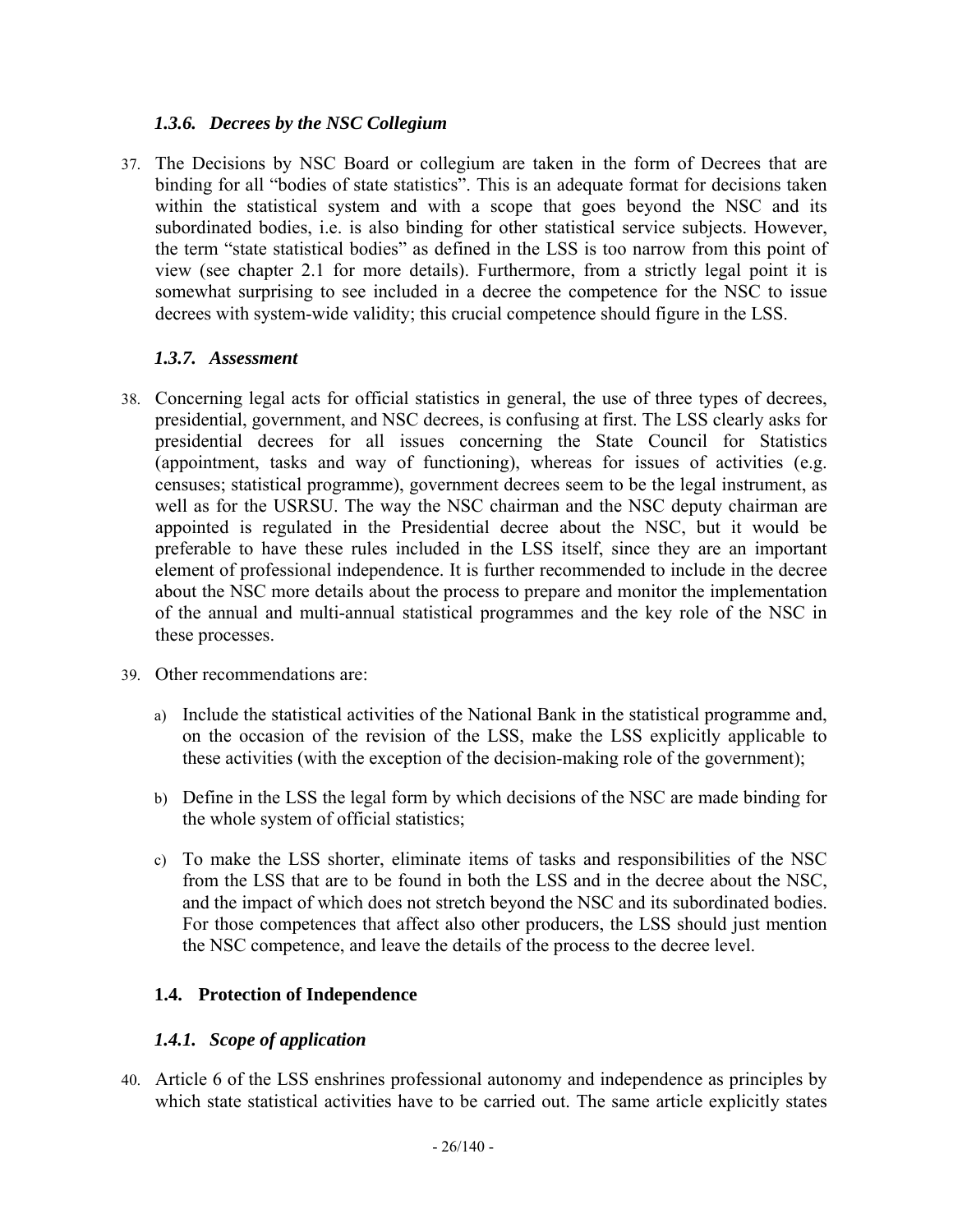### *1.3.6. Decrees by the NSC Collegium*

37. The Decisions by NSC Board or collegium are taken in the form of Decrees that are binding for all "bodies of state statistics". This is an adequate format for decisions taken within the statistical system and with a scope that goes beyond the NSC and its subordinated bodies, i.e. is also binding for other statistical service subjects. However, the term "state statistical bodies" as defined in the LSS is too narrow from this point of view (see chapter 2.1 for more details). Furthermore, from a strictly legal point it is somewhat surprising to see included in a decree the competence for the NSC to issue decrees with system-wide validity; this crucial competence should figure in the LSS.

### *1.3.7. Assessment*

38. Concerning legal acts for official statistics in general, the use of three types of decrees, presidential, government, and NSC decrees, is confusing at first. The LSS clearly asks for presidential decrees for all issues concerning the State Council for Statistics (appointment, tasks and way of functioning), whereas for issues of activities (e.g. censuses; statistical programme), government decrees seem to be the legal instrument, as well as for the USRSU. The way the NSC chairman and the NSC deputy chairman are appointed is regulated in the Presidential decree about the NSC, but it would be preferable to have these rules included in the LSS itself, since they are an important element of professional independence. It is further recommended to include in the decree about the NSC more details about the process to prepare and monitor the implementation of the annual and multi-annual statistical programmes and the key role of the NSC in these processes.

39. Other recommendations are:

    a) Include the statistical activities of the National Bank in the statistical programme and, on the occasion of the revision of the LSS, make the LSS explicitly applicable to these activities (with the exception of the decision-making role of the government);

    b) Define in the LSS the legal form by which decisions of the NSC are made binding for the whole system of official statistics;

    c) To make the LSS shorter, eliminate items of tasks and responsibilities of the NSC from the LSS that are to be found in both the LSS and in the decree about the NSC, and the impact of which does not stretch beyond the NSC and its subordinated bodies. For those competences that affect also other producers, the LSS should just mention the NSC competence, and leave the details of the process to the decree level.

## 1.4. Protection of Independence

### *1.4.1. Scope of application*

40. Article 6 of the LSS enshrines professional autonomy and independence as principles by which state statistical activities have to be carried out. The same article explicitly states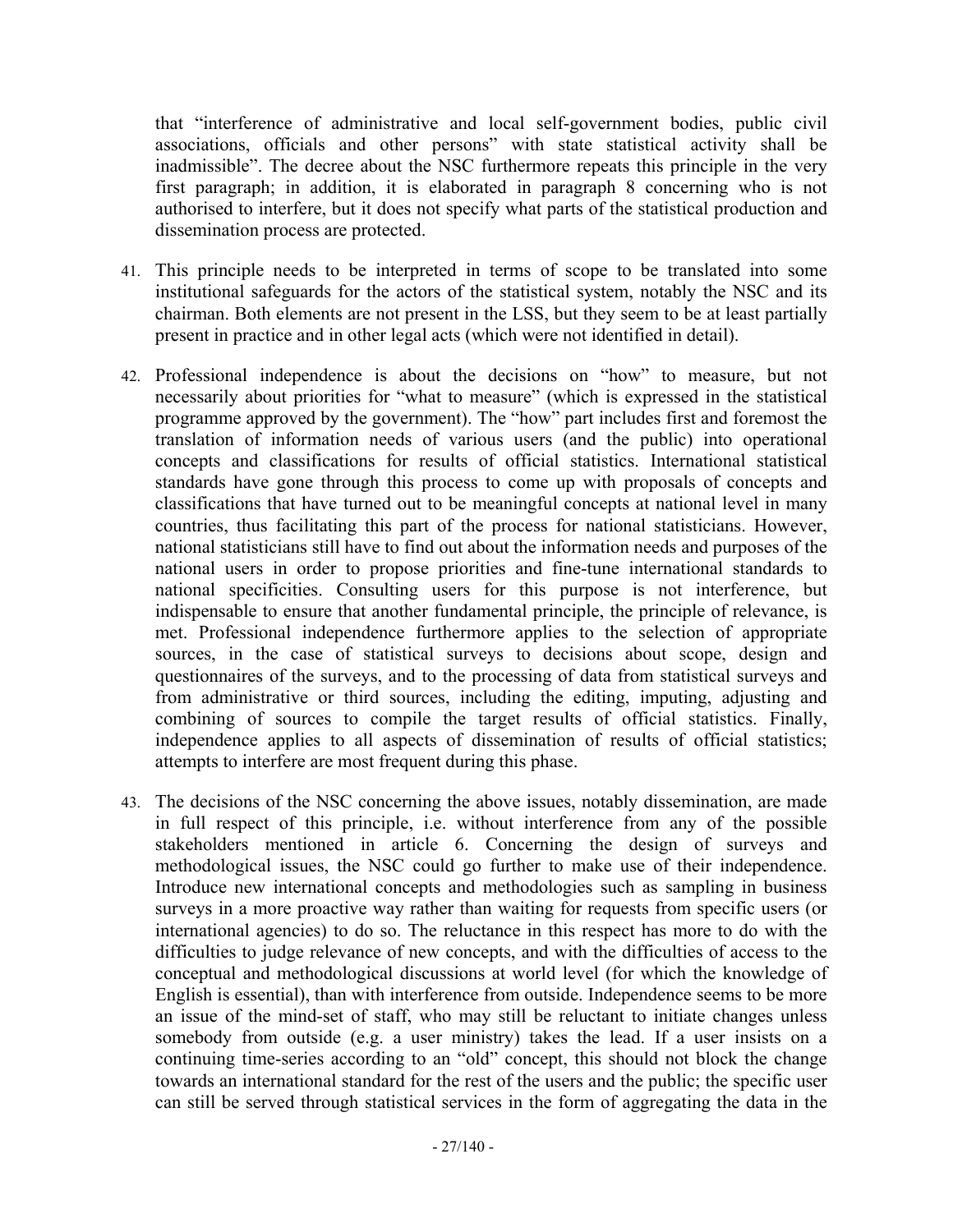that "interference of administrative and local self-government bodies, public civil associations, officials and other persons" with state statistical activity shall be inadmissible". The decree about the NSC furthermore repeats this principle in the very first paragraph; in addition, it is elaborated in paragraph 8 concerning who is not authorised to interfere, but it does not specify what parts of the statistical production and dissemination process are protected.

41. This principle needs to be interpreted in terms of scope to be translated into some institutional safeguards for the actors of the statistical system, notably the NSC and its chairman. Both elements are not present in the LSS, but they seem to be at least partially present in practice and in other legal acts (which were not identified in detail).

42. Professional independence is about the decisions on "how" to measure, but not necessarily about priorities for "what to measure" (which is expressed in the statistical programme approved by the government). The "how" part includes first and foremost the translation of information needs of various users (and the public) into operational concepts and classifications for results of official statistics. International statistical standards have gone through this process to come up with proposals of concepts and classifications that have turned out to be meaningful concepts at national level in many countries, thus facilitating this part of the process for national statisticians. However, national statisticians still have to find out about the information needs and purposes of the national users in order to propose priorities and fine-tune international standards to national specificities. Consulting users for this purpose is not interference, but indispensable to ensure that another fundamental principle, the principle of relevance, is met. Professional independence furthermore applies to the selection of appropriate sources, in the case of statistical surveys to decisions about scope, design and questionnaires of the surveys, and to the processing of data from statistical surveys and from administrative or third sources, including the editing, imputing, adjusting and combining of sources to compile the target results of official statistics. Finally, independence applies to all aspects of dissemination of results of official statistics; attempts to interfere are most frequent during this phase.

43. The decisions of the NSC concerning the above issues, notably dissemination, are made in full respect of this principle, i.e. without interference from any of the possible stakeholders mentioned in article 6. Concerning the design of surveys and methodological issues, the NSC could go further to make use of their independence. Introduce new international concepts and methodologies such as sampling in business surveys in a more proactive way rather than waiting for requests from specific users (or international agencies) to do so. The reluctance in this respect has more to do with the difficulties to judge relevance of new concepts, and with the difficulties of access to the conceptual and methodological discussions at world level (for which the knowledge of English is essential), than with interference from outside. Independence seems to be more an issue of the mind-set of staff, who may still be reluctant to initiate changes unless somebody from outside (e.g. a user ministry) takes the lead. If a user insists on a continuing time-series according to an "old" concept, this should not block the change towards an international standard for the rest of the users and the public; the specific user can still be served through statistical services in the form of aggregating the data in the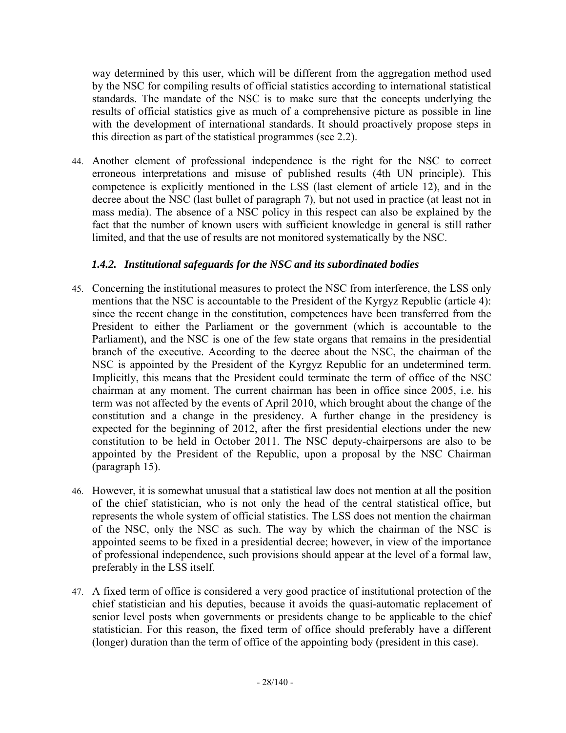way determined by this user, which will be different from the aggregation method used by the NSC for compiling results of official statistics according to international statistical standards. The mandate of the NSC is to make sure that the concepts underlying the results of official statistics give as much of a comprehensive picture as possible in line with the development of international standards. It should proactively propose steps in this direction as part of the statistical programmes (see 2.2).

44. Another element of professional independence is the right for the NSC to correct erroneous interpretations and misuse of published results (4th UN principle). This competence is explicitly mentioned in the LSS (last element of article 12), and in the decree about the NSC (last bullet of paragraph 7), but not used in practice (at least not in mass media). The absence of a NSC policy in this respect can also be explained by the fact that the number of known users with sufficient knowledge in general is still rather limited, and that the use of results are not monitored systematically by the NSC.

### *1.4.2. Institutional safeguards for the NSC and its subordinated bodies*

45. Concerning the institutional measures to protect the NSC from interference, the LSS only mentions that the NSC is accountable to the President of the Kyrgyz Republic (article 4): since the recent change in the constitution, competences have been transferred from the President to either the Parliament or the government (which is accountable to the Parliament), and the NSC is one of the few state organs that remains in the presidential branch of the executive. According to the decree about the NSC, the chairman of the NSC is appointed by the President of the Kyrgyz Republic for an undetermined term. Implicitly, this means that the President could terminate the term of office of the NSC chairman at any moment. The current chairman has been in office since 2005, i.e. his term was not affected by the events of April 2010, which brought about the change of the constitution and a change in the presidency. A further change in the presidency is expected for the beginning of 2012, after the first presidential elections under the new constitution to be held in October 2011. The NSC deputy-chairpersons are also to be appointed by the President of the Republic, upon a proposal by the NSC Chairman (paragraph 15).

46. However, it is somewhat unusual that a statistical law does not mention at all the position of the chief statistician, who is not only the head of the central statistical office, but represents the whole system of official statistics. The LSS does not mention the chairman of the NSC, only the NSC as such. The way by which the chairman of the NSC is appointed seems to be fixed in a presidential decree; however, in view of the importance of professional independence, such provisions should appear at the level of a formal law, preferably in the LSS itself.

47. A fixed term of office is considered a very good practice of institutional protection of the chief statistician and his deputies, because it avoids the quasi-automatic replacement of senior level posts when governments or presidents change to be applicable to the chief statistician. For this reason, the fixed term of office should preferably have a different (longer) duration than the term of office of the appointing body (president in this case).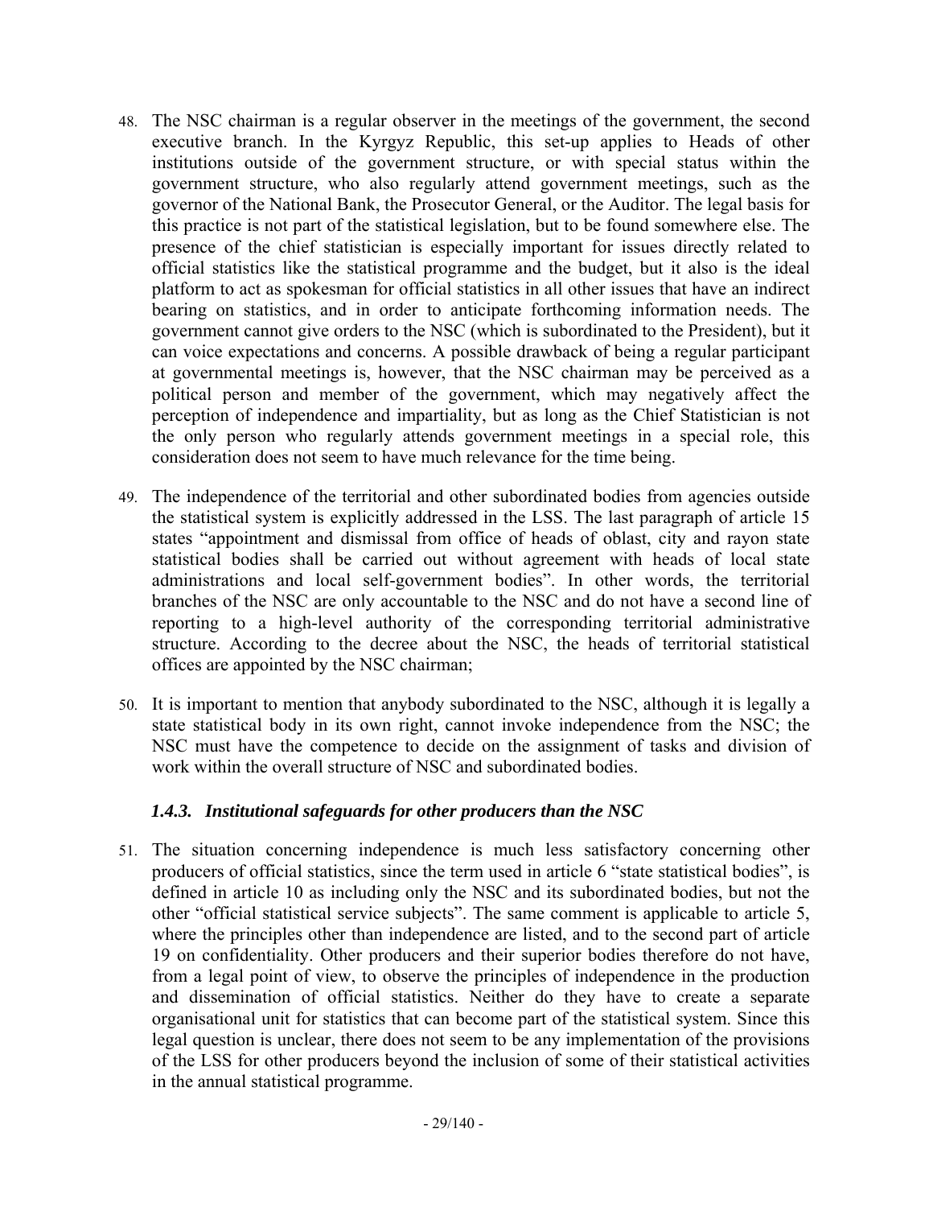48. The NSC chairman is a regular observer in the meetings of the government, the second executive branch. In the Kyrgyz Republic, this set-up applies to Heads of other institutions outside of the government structure, or with special status within the government structure, who also regularly attend government meetings, such as the governor of the National Bank, the Prosecutor General, or the Auditor. The legal basis for this practice is not part of the statistical legislation, but to be found somewhere else. The presence of the chief statistician is especially important for issues directly related to official statistics like the statistical programme and the budget, but it also is the ideal platform to act as spokesman for official statistics in all other issues that have an indirect bearing on statistics, and in order to anticipate forthcoming information needs. The government cannot give orders to the NSC (which is subordinated to the President), but it can voice expectations and concerns. A possible drawback of being a regular participant at governmental meetings is, however, that the NSC chairman may be perceived as a political person and member of the government, which may negatively affect the perception of independence and impartiality, but as long as the Chief Statistician is not the only person who regularly attends government meetings in a special role, this consideration does not seem to have much relevance for the time being.

49. The independence of the territorial and other subordinated bodies from agencies outside the statistical system is explicitly addressed in the LSS. The last paragraph of article 15 states "appointment and dismissal from office of heads of oblast, city and rayon state statistical bodies shall be carried out without agreement with heads of local state administrations and local self-government bodies". In other words, the territorial branches of the NSC are only accountable to the NSC and do not have a second line of reporting to a high-level authority of the corresponding territorial administrative structure. According to the decree about the NSC, the heads of territorial statistical offices are appointed by the NSC chairman;

50. It is important to mention that anybody subordinated to the NSC, although it is legally a state statistical body in its own right, cannot invoke independence from the NSC; the NSC must have the competence to decide on the assignment of tasks and division of work within the overall structure of NSC and subordinated bodies.

### *1.4.3. Institutional safeguards for other producers than the NSC*

51. The situation concerning independence is much less satisfactory concerning other producers of official statistics, since the term used in article 6 "state statistical bodies", is defined in article 10 as including only the NSC and its subordinated bodies, but not the other "official statistical service subjects". The same comment is applicable to article 5, where the principles other than independence are listed, and to the second part of article 19 on confidentiality. Other producers and their superior bodies therefore do not have, from a legal point of view, to observe the principles of independence in the production and dissemination of official statistics. Neither do they have to create a separate organisational unit for statistics that can become part of the statistical system. Since this legal question is unclear, there does not seem to be any implementation of the provisions of the LSS for other producers beyond the inclusion of some of their statistical activities in the annual statistical programme.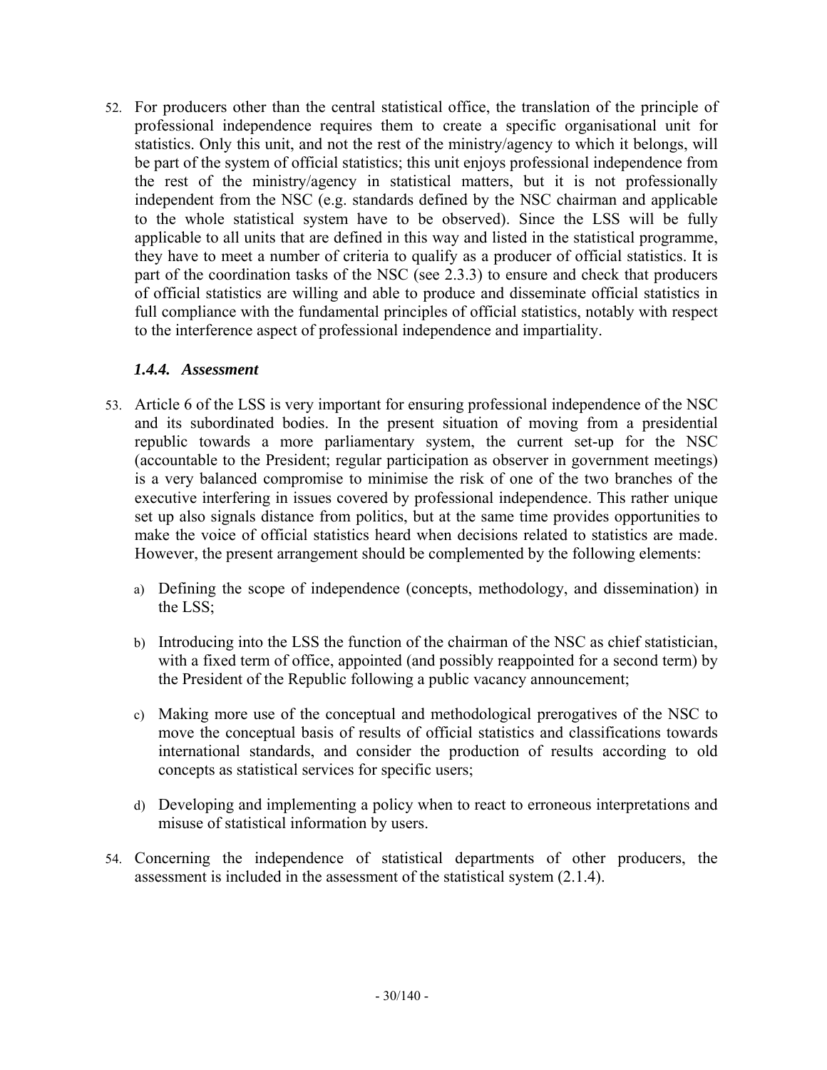52. For producers other than the central statistical office, the translation of the principle of professional independence requires them to create a specific organisational unit for statistics. Only this unit, and not the rest of the ministry/agency to which it belongs, will be part of the system of official statistics; this unit enjoys professional independence from the rest of the ministry/agency in statistical matters, but it is not professionally independent from the NSC (e.g. standards defined by the NSC chairman and applicable to the whole statistical system have to be observed). Since the LSS will be fully applicable to all units that are defined in this way and listed in the statistical programme, they have to meet a number of criteria to qualify as a producer of official statistics. It is part of the coordination tasks of the NSC (see 2.3.3) to ensure and check that producers of official statistics are willing and able to produce and disseminate official statistics in full compliance with the fundamental principles of official statistics, notably with respect to the interference aspect of professional independence and impartiality.

### *1.4.4. Assessment*

53. Article 6 of the LSS is very important for ensuring professional independence of the NSC and its subordinated bodies. In the present situation of moving from a presidential republic towards a more parliamentary system, the current set-up for the NSC (accountable to the President; regular participation as observer in government meetings) is a very balanced compromise to minimise the risk of one of the two branches of the executive interfering in issues covered by professional independence. This rather unique set up also signals distance from politics, but at the same time provides opportunities to make the voice of official statistics heard when decisions related to statistics are made. However, the present arrangement should be complemented by the following elements:

    a) Defining the scope of independence (concepts, methodology, and dissemination) in the LSS;

    b) Introducing into the LSS the function of the chairman of the NSC as chief statistician, with a fixed term of office, appointed (and possibly reappointed for a second term) by the President of the Republic following a public vacancy announcement;

    c) Making more use of the conceptual and methodological prerogatives of the NSC to move the conceptual basis of results of official statistics and classifications towards international standards, and consider the production of results according to old concepts as statistical services for specific users;

    d) Developing and implementing a policy when to react to erroneous interpretations and misuse of statistical information by users.

54. Concerning the independence of statistical departments of other producers, the assessment is included in the assessment of the statistical system (2.1.4).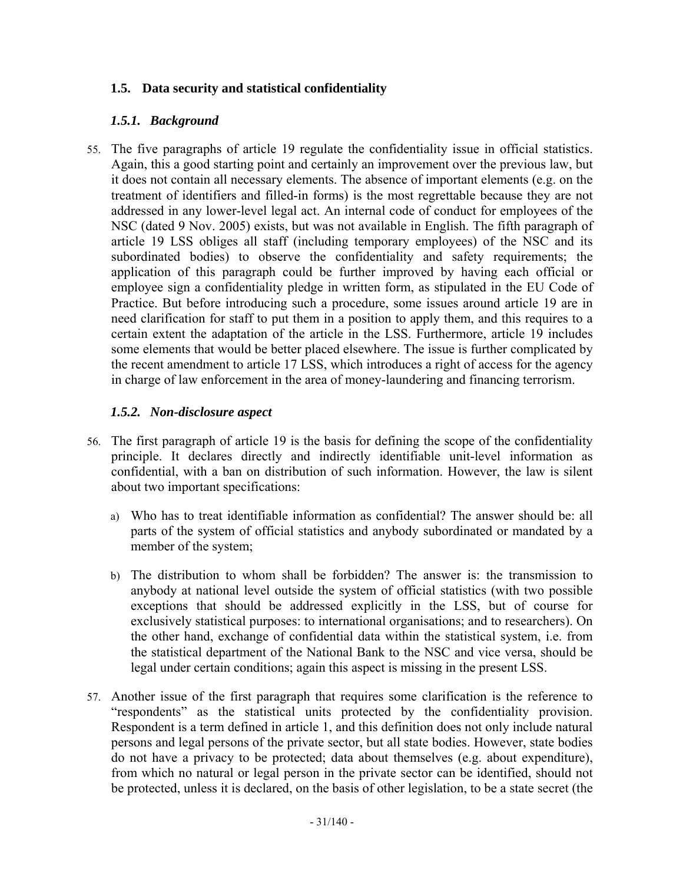## 1.5. Data security and statistical confidentiality

### *1.5.1. Background*

55. The five paragraphs of article 19 regulate the confidentiality issue in official statistics. Again, this a good starting point and certainly an improvement over the previous law, but it does not contain all necessary elements. The absence of important elements (e.g. on the treatment of identifiers and filled-in forms) is the most regrettable because they are not addressed in any lower-level legal act. An internal code of conduct for employees of the NSC (dated 9 Nov. 2005) exists, but was not available in English. The fifth paragraph of article 19 LSS obliges all staff (including temporary employees) of the NSC and its subordinated bodies) to observe the confidentiality and safety requirements; the application of this paragraph could be further improved by having each official or employee sign a confidentiality pledge in written form, as stipulated in the EU Code of Practice. But before introducing such a procedure, some issues around article 19 are in need clarification for staff to put them in a position to apply them, and this requires to a certain extent the adaptation of the article in the LSS. Furthermore, article 19 includes some elements that would be better placed elsewhere. The issue is further complicated by the recent amendment to article 17 LSS, which introduces a right of access for the agency in charge of law enforcement in the area of money-laundering and financing terrorism.

### *1.5.2. Non-disclosure aspect*

56. The first paragraph of article 19 is the basis for defining the scope of the confidentiality principle. It declares directly and indirectly identifiable unit-level information as confidential, with a ban on distribution of such information. However, the law is silent about two important specifications:

    a) Who has to treat identifiable information as confidential? The answer should be: all parts of the system of official statistics and anybody subordinated or mandated by a member of the system;

    b) The distribution to whom shall be forbidden? The answer is: the transmission to anybody at national level outside the system of official statistics (with two possible exceptions that should be addressed explicitly in the LSS, but of course for exclusively statistical purposes: to international organisations; and to researchers). On the other hand, exchange of confidential data within the statistical system, i.e. from the statistical department of the National Bank to the NSC and vice versa, should be legal under certain conditions; again this aspect is missing in the present LSS.

57. Another issue of the first paragraph that requires some clarification is the reference to "respondents" as the statistical units protected by the confidentiality provision. Respondent is a term defined in article 1, and this definition does not only include natural persons and legal persons of the private sector, but all state bodies. However, state bodies do not have a privacy to be protected; data about themselves (e.g. about expenditure), from which no natural or legal person in the private sector can be identified, should not be protected, unless it is declared, on the basis of other legislation, to be a state secret (the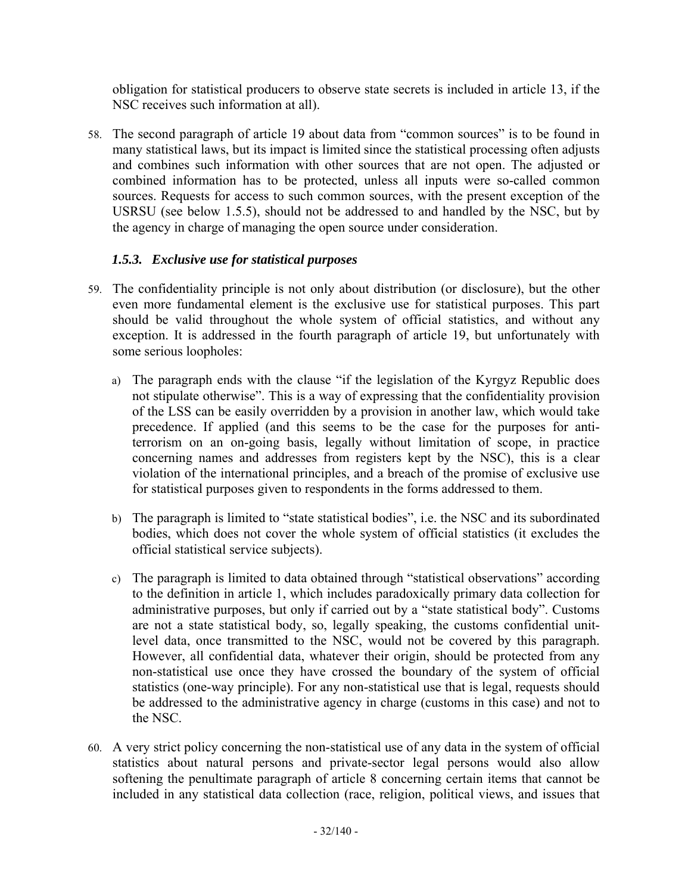obligation for statistical producers to observe state secrets is included in article 13, if the NSC receives such information at all).

58. The second paragraph of article 19 about data from "common sources" is to be found in many statistical laws, but its impact is limited since the statistical processing often adjusts and combines such information with other sources that are not open. The adjusted or combined information has to be protected, unless all inputs were so-called common sources. Requests for access to such common sources, with the present exception of the USRSU (see below 1.5.5), should not be addressed to and handled by the NSC, but by the agency in charge of managing the open source under consideration.

### *1.5.3. Exclusive use for statistical purposes*

59. The confidentiality principle is not only about distribution (or disclosure), but the other even more fundamental element is the exclusive use for statistical purposes. This part should be valid throughout the whole system of official statistics, and without any exception. It is addressed in the fourth paragraph of article 19, but unfortunately with some serious loopholes:

    a) The paragraph ends with the clause "if the legislation of the Kyrgyz Republic does not stipulate otherwise". This is a way of expressing that the confidentiality provision of the LSS can be easily overridden by a provision in another law, which would take precedence. If applied (and this seems to be the case for the purposes for anti-terrorism on an on-going basis, legally without limitation of scope, in practice concerning names and addresses from registers kept by the NSC), this is a clear violation of the international principles, and a breach of the promise of exclusive use for statistical purposes given to respondents in the forms addressed to them.

    b) The paragraph is limited to "state statistical bodies", i.e. the NSC and its subordinated bodies, which does not cover the whole system of official statistics (it excludes the official statistical service subjects).

    c) The paragraph is limited to data obtained through "statistical observations" according to the definition in article 1, which includes paradoxically primary data collection for administrative purposes, but only if carried out by a "state statistical body". Customs are not a state statistical body, so, legally speaking, the customs confidential unit-level data, once transmitted to the NSC, would not be covered by this paragraph. However, all confidential data, whatever their origin, should be protected from any non-statistical use once they have crossed the boundary of the system of official statistics (one-way principle). For any non-statistical use that is legal, requests should be addressed to the administrative agency in charge (customs in this case) and not to the NSC.

60. A very strict policy concerning the non-statistical use of any data in the system of official statistics about natural persons and private-sector legal persons would also allow softening the penultimate paragraph of article 8 concerning certain items that cannot be included in any statistical data collection (race, religion, political views, and issues that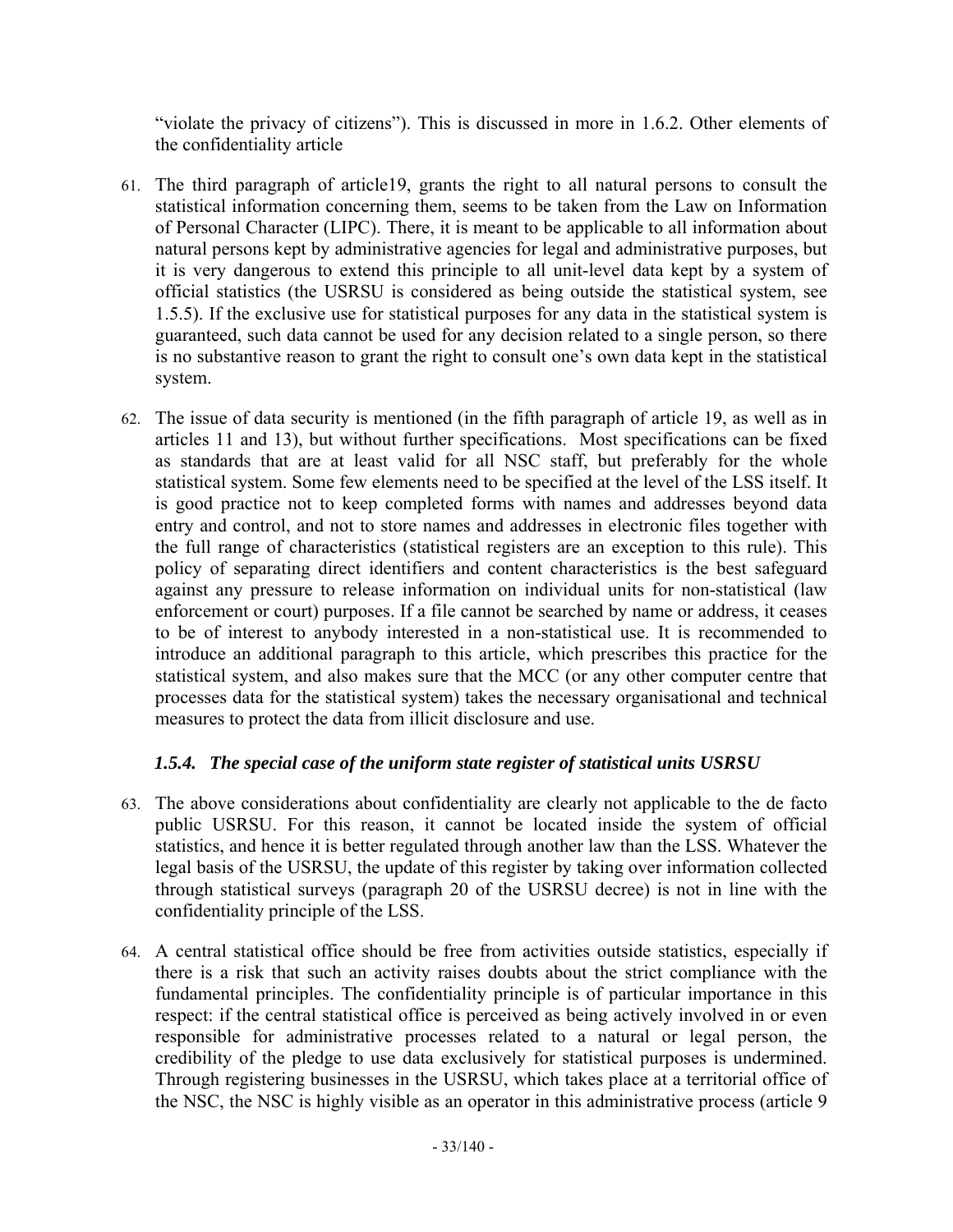"violate the privacy of citizens"). This is discussed in more in 1.6.2. Other elements of the confidentiality article

61. The third paragraph of article19, grants the right to all natural persons to consult the statistical information concerning them, seems to be taken from the Law on Information of Personal Character (LIPC). There, it is meant to be applicable to all information about natural persons kept by administrative agencies for legal and administrative purposes, but it is very dangerous to extend this principle to all unit-level data kept by a system of official statistics (the USRSU is considered as being outside the statistical system, see 1.5.5). If the exclusive use for statistical purposes for any data in the statistical system is guaranteed, such data cannot be used for any decision related to a single person, so there is no substantive reason to grant the right to consult one's own data kept in the statistical system.

62. The issue of data security is mentioned (in the fifth paragraph of article 19, as well as in articles 11 and 13), but without further specifications. Most specifications can be fixed as standards that are at least valid for all NSC staff, but preferably for the whole statistical system. Some few elements need to be specified at the level of the LSS itself. It is good practice not to keep completed forms with names and addresses beyond data entry and control, and not to store names and addresses in electronic files together with the full range of characteristics (statistical registers are an exception to this rule). This policy of separating direct identifiers and content characteristics is the best safeguard against any pressure to release information on individual units for non-statistical (law enforcement or court) purposes. If a file cannot be searched by name or address, it ceases to be of interest to anybody interested in a non-statistical use. It is recommended to introduce an additional paragraph to this article, which prescribes this practice for the statistical system, and also makes sure that the MCC (or any other computer centre that processes data for the statistical system) takes the necessary organisational and technical measures to protect the data from illicit disclosure and use.

### *1.5.4. The special case of the uniform state register of statistical units USRSU*

63. The above considerations about confidentiality are clearly not applicable to the de facto public USRSU. For this reason, it cannot be located inside the system of official statistics, and hence it is better regulated through another law than the LSS. Whatever the legal basis of the USRSU, the update of this register by taking over information collected through statistical surveys (paragraph 20 of the USRSU decree) is not in line with the confidentiality principle of the LSS.

64. A central statistical office should be free from activities outside statistics, especially if there is a risk that such an activity raises doubts about the strict compliance with the fundamental principles. The confidentiality principle is of particular importance in this respect: if the central statistical office is perceived as being actively involved in or even responsible for administrative processes related to a natural or legal person, the credibility of the pledge to use data exclusively for statistical purposes is undermined. Through registering businesses in the USRSU, which takes place at a territorial office of the NSC, the NSC is highly visible as an operator in this administrative process (article 9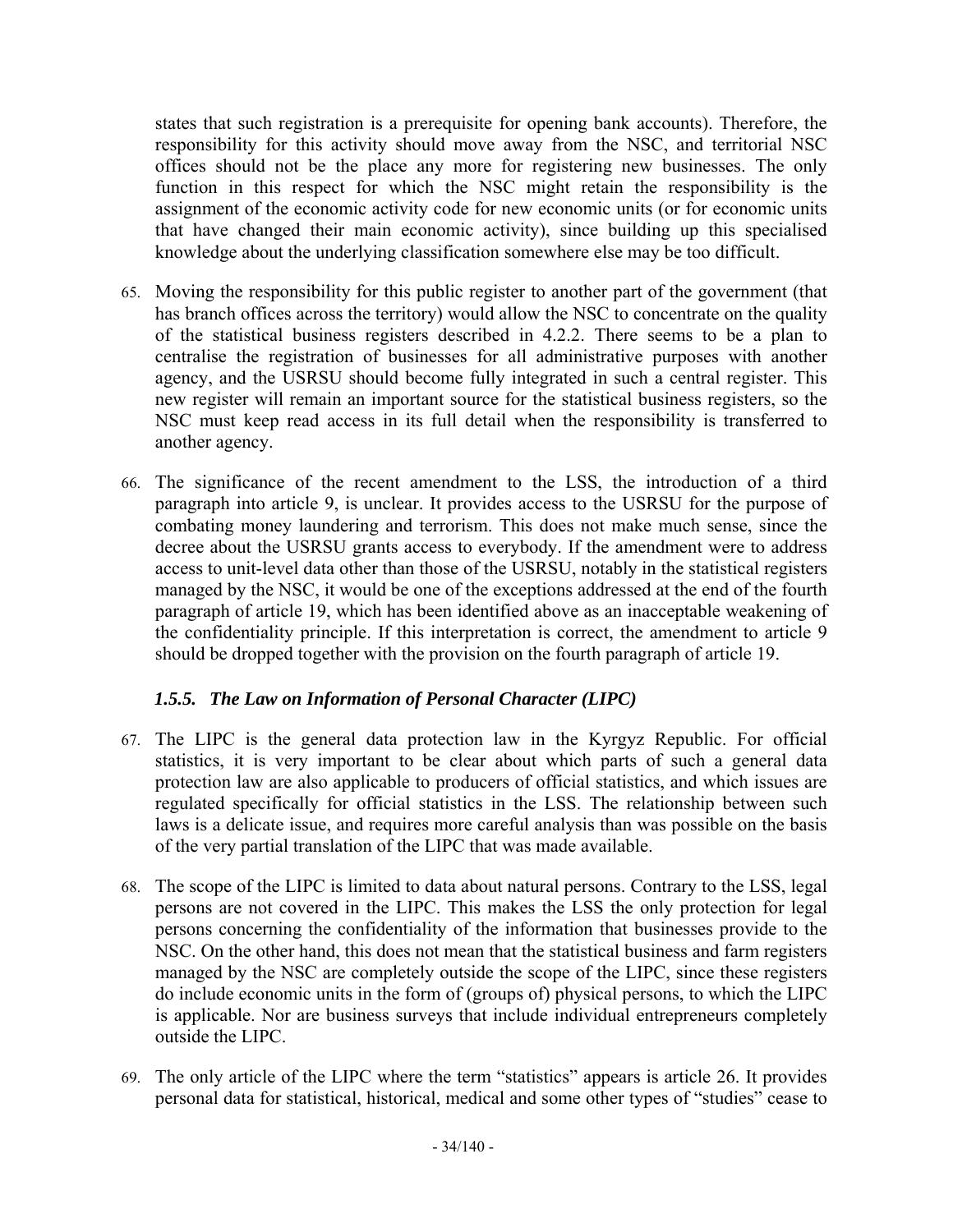states that such registration is a prerequisite for opening bank accounts). Therefore, the responsibility for this activity should move away from the NSC, and territorial NSC offices should not be the place any more for registering new businesses. The only function in this respect for which the NSC might retain the responsibility is the assignment of the economic activity code for new economic units (or for economic units that have changed their main economic activity), since building up this specialised knowledge about the underlying classification somewhere else may be too difficult.

65. Moving the responsibility for this public register to another part of the government (that has branch offices across the territory) would allow the NSC to concentrate on the quality of the statistical business registers described in 4.2.2. There seems to be a plan to centralise the registration of businesses for all administrative purposes with another agency, and the USRSU should become fully integrated in such a central register. This new register will remain an important source for the statistical business registers, so the NSC must keep read access in its full detail when the responsibility is transferred to another agency.

66. The significance of the recent amendment to the LSS, the introduction of a third paragraph into article 9, is unclear. It provides access to the USRSU for the purpose of combating money laundering and terrorism. This does not make much sense, since the decree about the USRSU grants access to everybody. If the amendment were to address access to unit-level data other than those of the USRSU, notably in the statistical registers managed by the NSC, it would be one of the exceptions addressed at the end of the fourth paragraph of article 19, which has been identified above as an inacceptable weakening of the confidentiality principle. If this interpretation is correct, the amendment to article 9 should be dropped together with the provision on the fourth paragraph of article 19.

### *1.5.5. The Law on Information of Personal Character (LIPC)*

67. The LIPC is the general data protection law in the Kyrgyz Republic. For official statistics, it is very important to be clear about which parts of such a general data protection law are also applicable to producers of official statistics, and which issues are regulated specifically for official statistics in the LSS. The relationship between such laws is a delicate issue, and requires more careful analysis than was possible on the basis of the very partial translation of the LIPC that was made available.

68. The scope of the LIPC is limited to data about natural persons. Contrary to the LSS, legal persons are not covered in the LIPC. This makes the LSS the only protection for legal persons concerning the confidentiality of the information that businesses provide to the NSC. On the other hand, this does not mean that the statistical business and farm registers managed by the NSC are completely outside the scope of the LIPC, since these registers do include economic units in the form of (groups of) physical persons, to which the LIPC is applicable. Nor are business surveys that include individual entrepreneurs completely outside the LIPC.

69. The only article of the LIPC where the term "statistics" appears is article 26. It provides personal data for statistical, historical, medical and some other types of "studies" cease to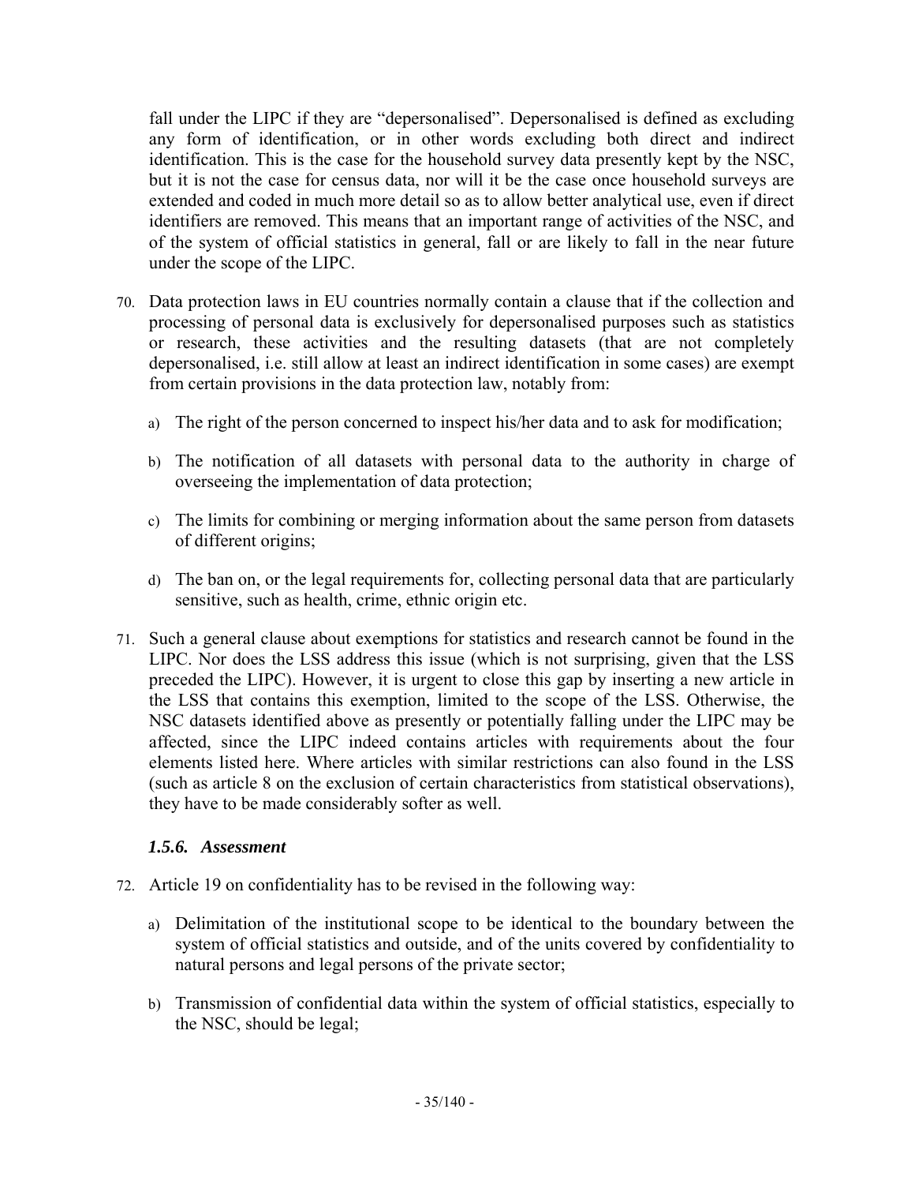fall under the LIPC if they are "depersonalised". Depersonalised is defined as excluding any form of identification, or in other words excluding both direct and indirect identification. This is the case for the household survey data presently kept by the NSC, but it is not the case for census data, nor will it be the case once household surveys are extended and coded in much more detail so as to allow better analytical use, even if direct identifiers are removed. This means that an important range of activities of the NSC, and of the system of official statistics in general, fall or are likely to fall in the near future under the scope of the LIPC.

70. Data protection laws in EU countries normally contain a clause that if the collection and processing of personal data is exclusively for depersonalised purposes such as statistics or research, these activities and the resulting datasets (that are not completely depersonalised, i.e. still allow at least an indirect identification in some cases) are exempt from certain provisions in the data protection law, notably from:

    a) The right of the person concerned to inspect his/her data and to ask for modification;

    b) The notification of all datasets with personal data to the authority in charge of overseeing the implementation of data protection;

    c) The limits for combining or merging information about the same person from datasets of different origins;

    d) The ban on, or the legal requirements for, collecting personal data that are particularly sensitive, such as health, crime, ethnic origin etc.

71. Such a general clause about exemptions for statistics and research cannot be found in the LIPC. Nor does the LSS address this issue (which is not surprising, given that the LSS preceded the LIPC). However, it is urgent to close this gap by inserting a new article in the LSS that contains this exemption, limited to the scope of the LSS. Otherwise, the NSC datasets identified above as presently or potentially falling under the LIPC may be affected, since the LIPC indeed contains articles with requirements about the four elements listed here. Where articles with similar restrictions can also found in the LSS (such as article 8 on the exclusion of certain characteristics from statistical observations), they have to be made considerably softer as well.

### *1.5.6. Assessment*

72. Article 19 on confidentiality has to be revised in the following way:

    a) Delimitation of the institutional scope to be identical to the boundary between the system of official statistics and outside, and of the units covered by confidentiality to natural persons and legal persons of the private sector;

    b) Transmission of confidential data within the system of official statistics, especially to the NSC, should be legal;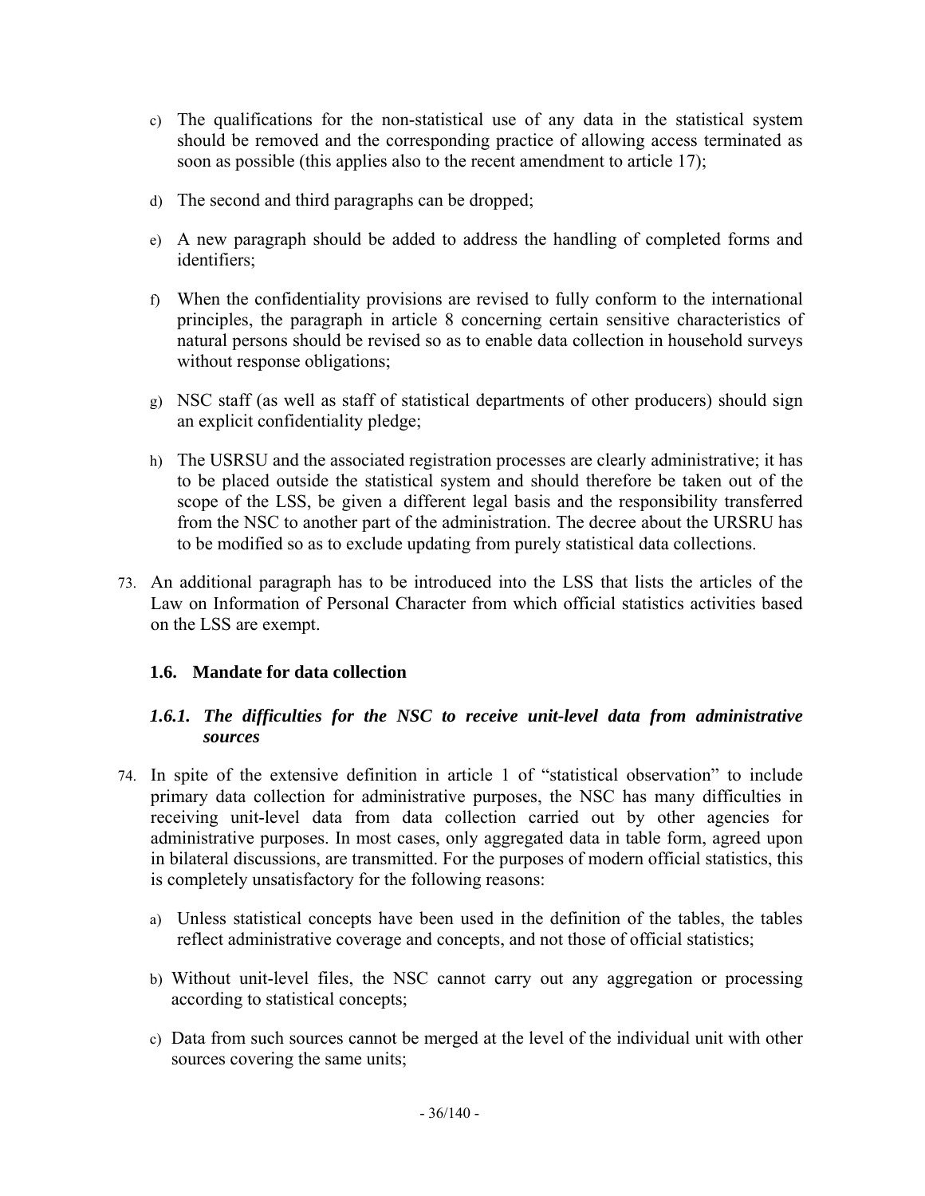c) The qualifications for the non-statistical use of any data in the statistical system should be removed and the corresponding practice of allowing access terminated as soon as possible (this applies also to the recent amendment to article 17);

d) The second and third paragraphs can be dropped;

e) A new paragraph should be added to address the handling of completed forms and identifiers;

f) When the confidentiality provisions are revised to fully conform to the international principles, the paragraph in article 8 concerning certain sensitive characteristics of natural persons should be revised so as to enable data collection in household surveys without response obligations;

g) NSC staff (as well as staff of statistical departments of other producers) should sign an explicit confidentiality pledge;

h) The USRSU and the associated registration processes are clearly administrative; it has to be placed outside the statistical system and should therefore be taken out of the scope of the LSS, be given a different legal basis and the responsibility transferred from the NSC to another part of the administration. The decree about the URSRU has to be modified so as to exclude updating from purely statistical data collections.

73. An additional paragraph has to be introduced into the LSS that lists the articles of the Law on Information of Personal Character from which official statistics activities based on the LSS are exempt.

## 1.6. Mandate for data collection

### *1.6.1. The difficulties for the NSC to receive unit-level data from administrative sources*

74. In spite of the extensive definition in article 1 of "statistical observation" to include primary data collection for administrative purposes, the NSC has many difficulties in receiving unit-level data from data collection carried out by other agencies for administrative purposes. In most cases, only aggregated data in table form, agreed upon in bilateral discussions, are transmitted. For the purposes of modern official statistics, this is completely unsatisfactory for the following reasons:

a) Unless statistical concepts have been used in the definition of the tables, the tables reflect administrative coverage and concepts, and not those of official statistics;

b) Without unit-level files, the NSC cannot carry out any aggregation or processing according to statistical concepts;

c) Data from such sources cannot be merged at the level of the individual unit with other sources covering the same units;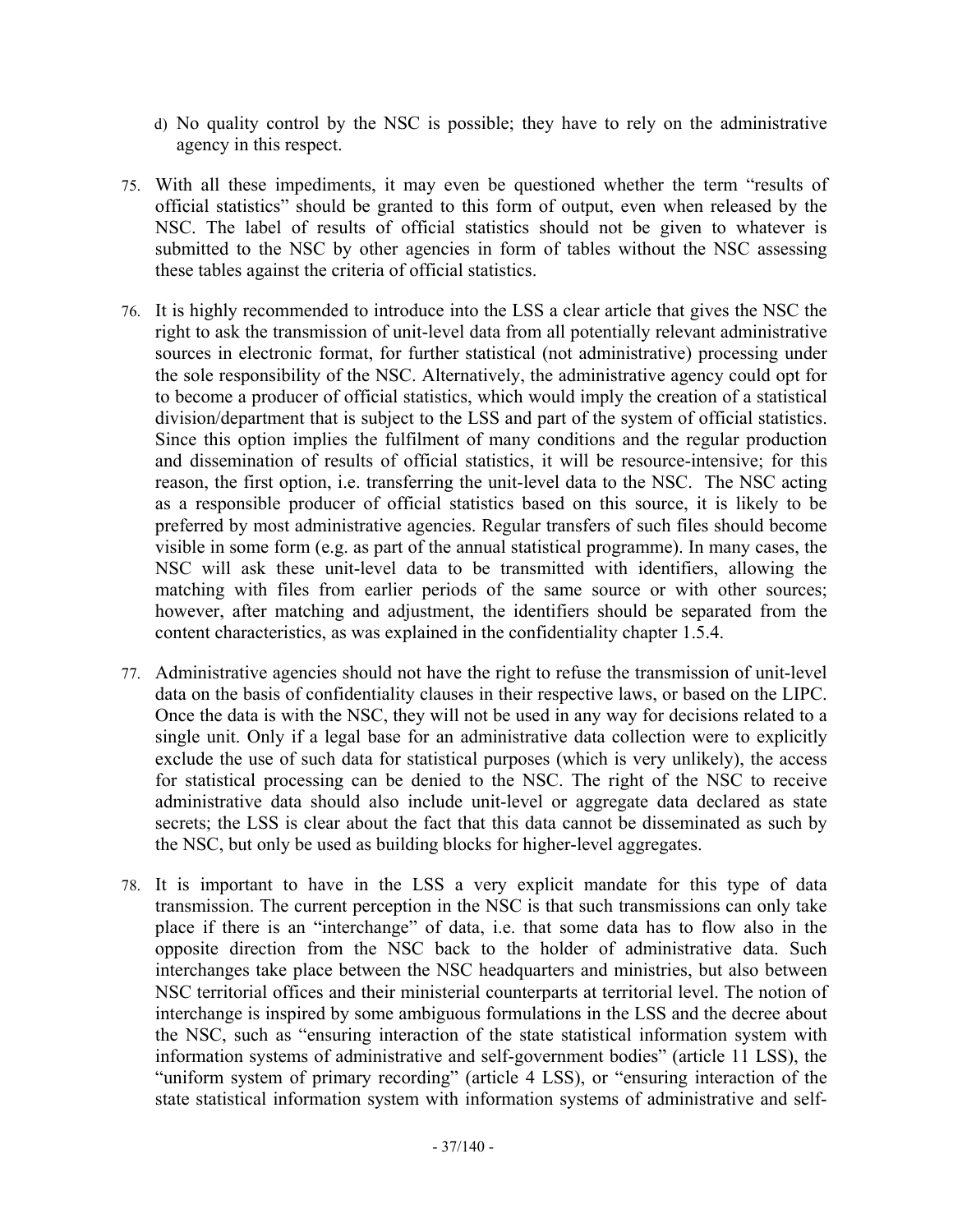d) No quality control by the NSC is possible; they have to rely on the administrative agency in this respect.

75. With all these impediments, it may even be questioned whether the term "results of official statistics" should be granted to this form of output, even when released by the NSC. The label of results of official statistics should not be given to whatever is submitted to the NSC by other agencies in form of tables without the NSC assessing these tables against the criteria of official statistics.

76. It is highly recommended to introduce into the LSS a clear article that gives the NSC the right to ask the transmission of unit-level data from all potentially relevant administrative sources in electronic format, for further statistical (not administrative) processing under the sole responsibility of the NSC. Alternatively, the administrative agency could opt for to become a producer of official statistics, which would imply the creation of a statistical division/department that is subject to the LSS and part of the system of official statistics. Since this option implies the fulfilment of many conditions and the regular production and dissemination of results of official statistics, it will be resource-intensive; for this reason, the first option, i.e. transferring the unit-level data to the NSC. The NSC acting as a responsible producer of official statistics based on this source, it is likely to be preferred by most administrative agencies. Regular transfers of such files should become visible in some form (e.g. as part of the annual statistical programme). In many cases, the NSC will ask these unit-level data to be transmitted with identifiers, allowing the matching with files from earlier periods of the same source or with other sources; however, after matching and adjustment, the identifiers should be separated from the content characteristics, as was explained in the confidentiality chapter 1.5.4.

77. Administrative agencies should not have the right to refuse the transmission of unit-level data on the basis of confidentiality clauses in their respective laws, or based on the LIPC. Once the data is with the NSC, they will not be used in any way for decisions related to a single unit. Only if a legal base for an administrative data collection were to explicitly exclude the use of such data for statistical purposes (which is very unlikely), the access for statistical processing can be denied to the NSC. The right of the NSC to receive administrative data should also include unit-level or aggregate data declared as state secrets; the LSS is clear about the fact that this data cannot be disseminated as such by the NSC, but only be used as building blocks for higher-level aggregates.

78. It is important to have in the LSS a very explicit mandate for this type of data transmission. The current perception in the NSC is that such transmissions can only take place if there is an "interchange" of data, i.e. that some data has to flow also in the opposite direction from the NSC back to the holder of administrative data. Such interchanges take place between the NSC headquarters and ministries, but also between NSC territorial offices and their ministerial counterparts at territorial level. The notion of interchange is inspired by some ambiguous formulations in the LSS and the decree about the NSC, such as "ensuring interaction of the state statistical information system with information systems of administrative and self-government bodies" (article 11 LSS), the "uniform system of primary recording" (article 4 LSS), or "ensuring interaction of the state statistical information system with information systems of administrative and self-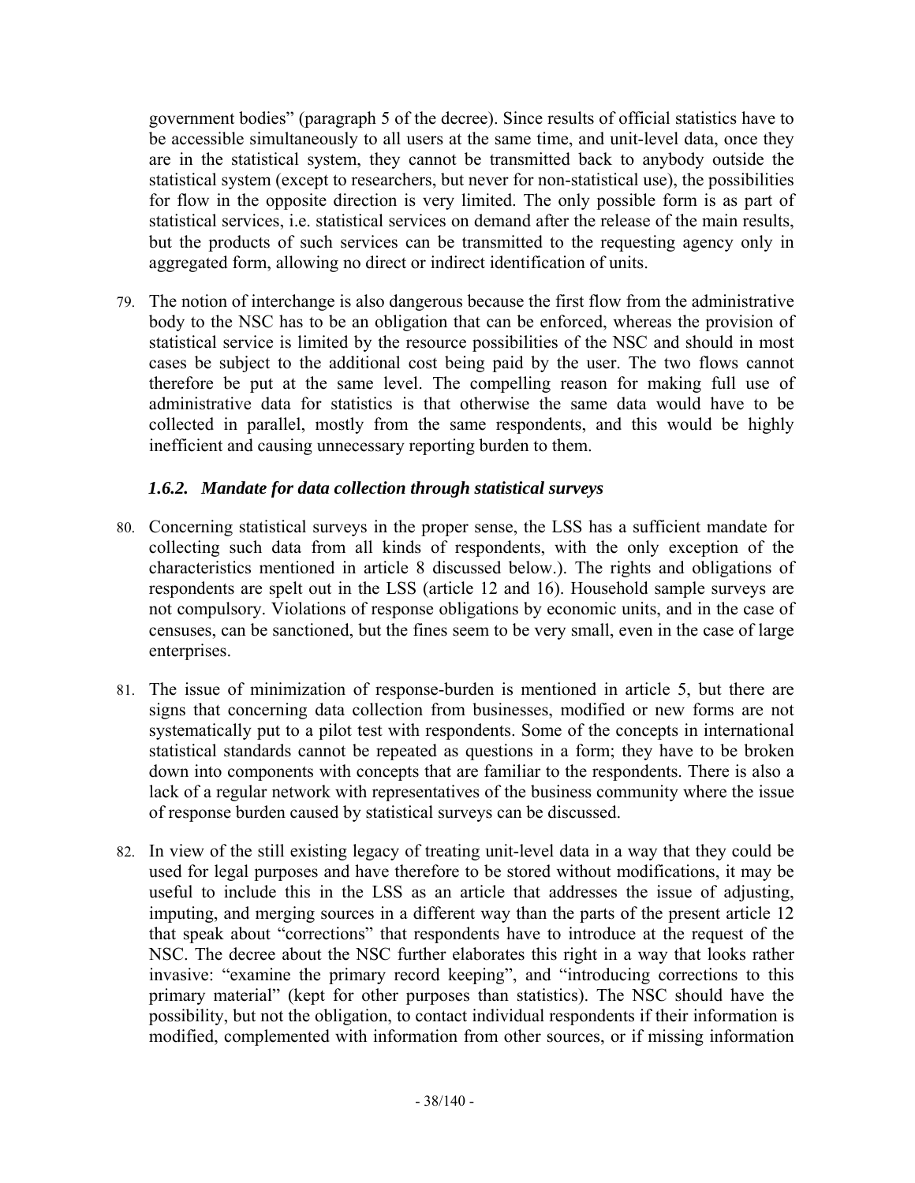government bodies" (paragraph 5 of the decree). Since results of official statistics have to be accessible simultaneously to all users at the same time, and unit-level data, once they are in the statistical system, they cannot be transmitted back to anybody outside the statistical system (except to researchers, but never for non-statistical use), the possibilities for flow in the opposite direction is very limited. The only possible form is as part of statistical services, i.e. statistical services on demand after the release of the main results, but the products of such services can be transmitted to the requesting agency only in aggregated form, allowing no direct or indirect identification of units.

79. The notion of interchange is also dangerous because the first flow from the administrative body to the NSC has to be an obligation that can be enforced, whereas the provision of statistical service is limited by the resource possibilities of the NSC and should in most cases be subject to the additional cost being paid by the user. The two flows cannot therefore be put at the same level. The compelling reason for making full use of administrative data for statistics is that otherwise the same data would have to be collected in parallel, mostly from the same respondents, and this would be highly inefficient and causing unnecessary reporting burden to them.

### *1.6.2. Mandate for data collection through statistical surveys*

80. Concerning statistical surveys in the proper sense, the LSS has a sufficient mandate for collecting such data from all kinds of respondents, with the only exception of the characteristics mentioned in article 8 discussed below.). The rights and obligations of respondents are spelt out in the LSS (article 12 and 16). Household sample surveys are not compulsory. Violations of response obligations by economic units, and in the case of censuses, can be sanctioned, but the fines seem to be very small, even in the case of large enterprises.

81. The issue of minimization of response-burden is mentioned in article 5, but there are signs that concerning data collection from businesses, modified or new forms are not systematically put to a pilot test with respondents. Some of the concepts in international statistical standards cannot be repeated as questions in a form; they have to be broken down into components with concepts that are familiar to the respondents. There is also a lack of a regular network with representatives of the business community where the issue of response burden caused by statistical surveys can be discussed.

82. In view of the still existing legacy of treating unit-level data in a way that they could be used for legal purposes and have therefore to be stored without modifications, it may be useful to include this in the LSS as an article that addresses the issue of adjusting, imputing, and merging sources in a different way than the parts of the present article 12 that speak about "corrections" that respondents have to introduce at the request of the NSC. The decree about the NSC further elaborates this right in a way that looks rather invasive: "examine the primary record keeping", and "introducing corrections to this primary material" (kept for other purposes than statistics). The NSC should have the possibility, but not the obligation, to contact individual respondents if their information is modified, complemented with information from other sources, or if missing information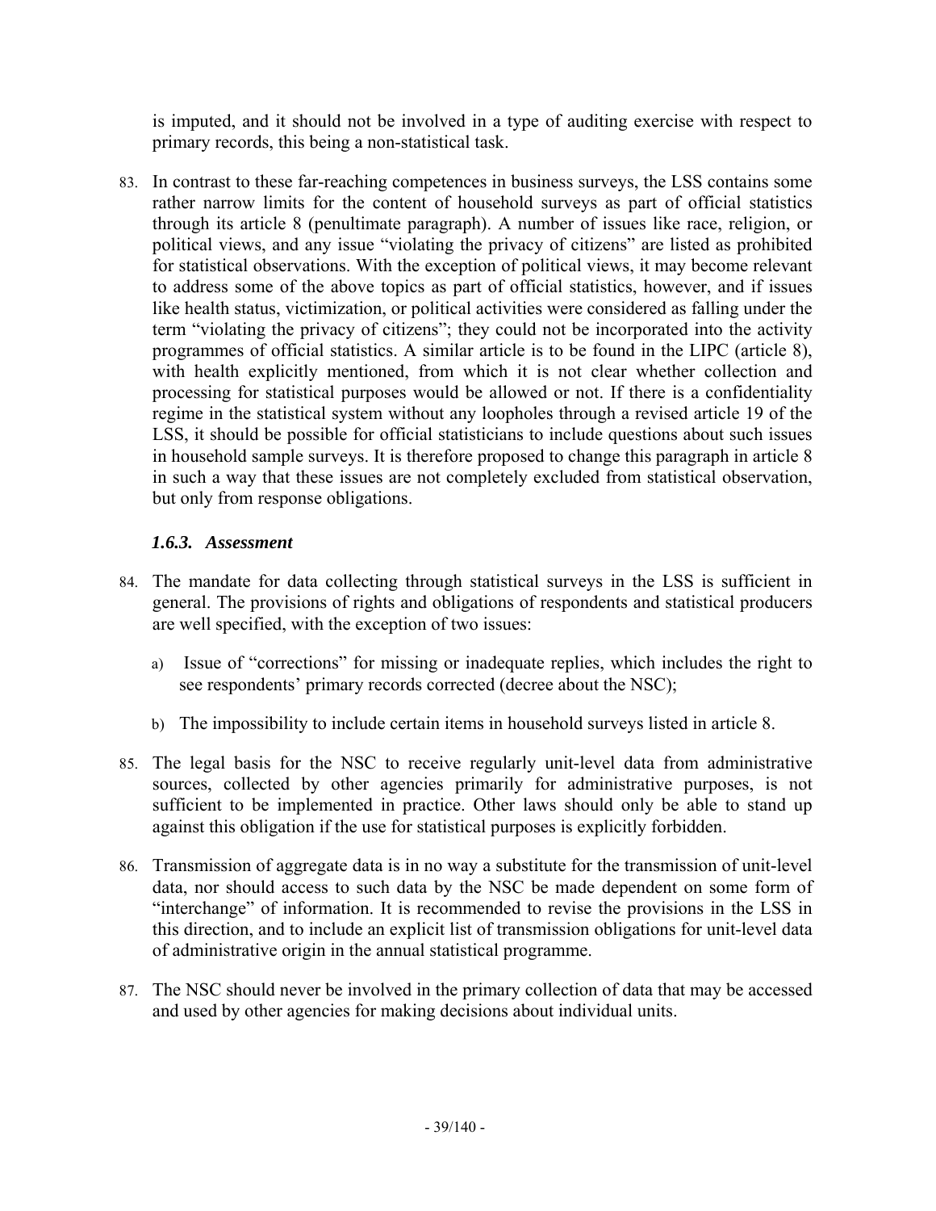is imputed, and it should not be involved in a type of auditing exercise with respect to primary records, this being a non-statistical task.

83. In contrast to these far-reaching competences in business surveys, the LSS contains some rather narrow limits for the content of household surveys as part of official statistics through its article 8 (penultimate paragraph). A number of issues like race, religion, or political views, and any issue "violating the privacy of citizens" are listed as prohibited for statistical observations. With the exception of political views, it may become relevant to address some of the above topics as part of official statistics, however, and if issues like health status, victimization, or political activities were considered as falling under the term "violating the privacy of citizens"; they could not be incorporated into the activity programmes of official statistics. A similar article is to be found in the LIPC (article 8), with health explicitly mentioned, from which it is not clear whether collection and processing for statistical purposes would be allowed or not. If there is a confidentiality regime in the statistical system without any loopholes through a revised article 19 of the LSS, it should be possible for official statisticians to include questions about such issues in household sample surveys. It is therefore proposed to change this paragraph in article 8 in such a way that these issues are not completely excluded from statistical observation, but only from response obligations.

### *1.6.3. Assessment*

84. The mandate for data collecting through statistical surveys in the LSS is sufficient in general. The provisions of rights and obligations of respondents and statistical producers are well specified, with the exception of two issues:

    a) Issue of "corrections" for missing or inadequate replies, which includes the right to see respondents' primary records corrected (decree about the NSC);

    b) The impossibility to include certain items in household surveys listed in article 8.

85. The legal basis for the NSC to receive regularly unit-level data from administrative sources, collected by other agencies primarily for administrative purposes, is not sufficient to be implemented in practice. Other laws should only be able to stand up against this obligation if the use for statistical purposes is explicitly forbidden.

86. Transmission of aggregate data is in no way a substitute for the transmission of unit-level data, nor should access to such data by the NSC be made dependent on some form of "interchange" of information. It is recommended to revise the provisions in the LSS in this direction, and to include an explicit list of transmission obligations for unit-level data of administrative origin in the annual statistical programme.

87. The NSC should never be involved in the primary collection of data that may be accessed and used by other agencies for making decisions about individual units.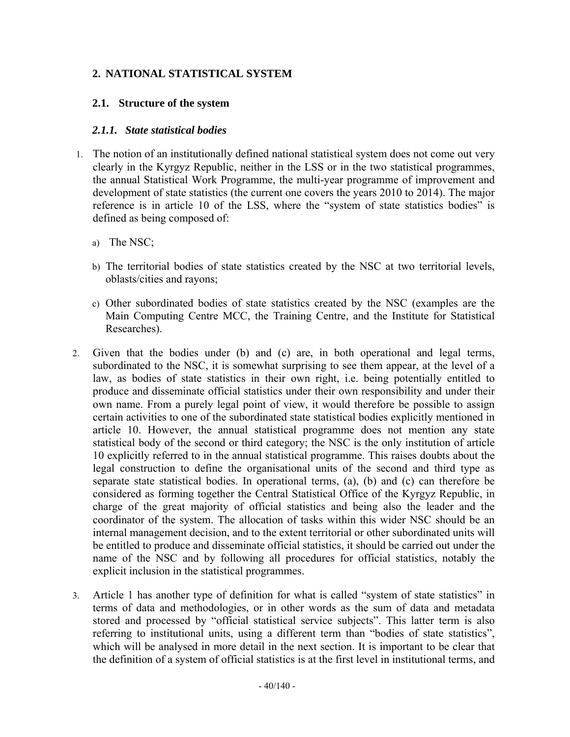## 2. NATIONAL STATISTICAL SYSTEM

### 2.1. Structure of the system

#### *2.1.1. State statistical bodies*

1. The notion of an institutionally defined national statistical system does not come out very clearly in the Kyrgyz Republic, neither in the LSS or in the two statistical programmes, the annual Statistical Work Programme, the multi-year programme of improvement and development of state statistics (the current one covers the years 2010 to 2014). The major reference is in article 10 of the LSS, where the "system of state statistics bodies" is defined as being composed of:

   a) The NSC;

   b) The territorial bodies of state statistics created by the NSC at two territorial levels, oblasts/cities and rayons;

   c) Other subordinated bodies of state statistics created by the NSC (examples are the Main Computing Centre MCC, the Training Centre, and the Institute for Statistical Researches).

2. Given that the bodies under (b) and (c) are, in both operational and legal terms, subordinated to the NSC, it is somewhat surprising to see them appear, at the level of a law, as bodies of state statistics in their own right, i.e. being potentially entitled to produce and disseminate official statistics under their own responsibility and under their own name. From a purely legal point of view, it would therefore be possible to assign certain activities to one of the subordinated state statistical bodies explicitly mentioned in article 10. However, the annual statistical programme does not mention any state statistical body of the second or third category; the NSC is the only institution of article 10 explicitly referred to in the annual statistical programme. This raises doubts about the legal construction to define the organisational units of the second and third type as separate state statistical bodies. In operational terms, (a), (b) and (c) can therefore be considered as forming together the Central Statistical Office of the Kyrgyz Republic, in charge of the great majority of official statistics and being also the leader and the coordinator of the system. The allocation of tasks within this wider NSC should be an internal management decision, and to the extent territorial or other subordinated units will be entitled to produce and disseminate official statistics, it should be carried out under the name of the NSC and by following all procedures for official statistics, notably the explicit inclusion in the statistical programmes.

3. Article 1 has another type of definition for what is called "system of state statistics" in terms of data and methodologies, or in other words as the sum of data and metadata stored and processed by "official statistical service subjects". This latter term is also referring to institutional units, using a different term than "bodies of state statistics", which will be analysed in more detail in the next section. It is important to be clear that the definition of a system of official statistics is at the first level in institutional terms, and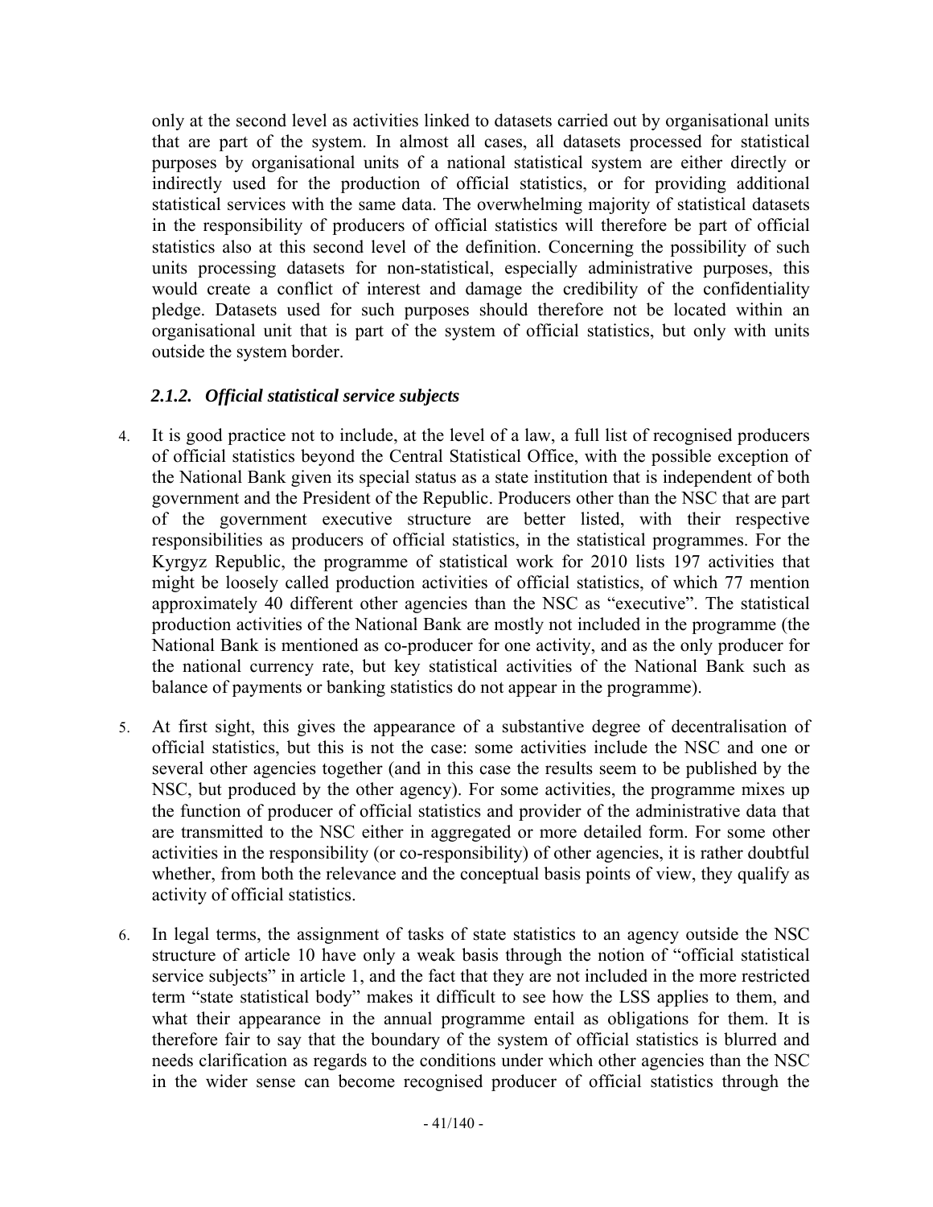only at the second level as activities linked to datasets carried out by organisational units that are part of the system. In almost all cases, all datasets processed for statistical purposes by organisational units of a national statistical system are either directly or indirectly used for the production of official statistics, or for providing additional statistical services with the same data. The overwhelming majority of statistical datasets in the responsibility of producers of official statistics will therefore be part of official statistics also at this second level of the definition. Concerning the possibility of such units processing datasets for non-statistical, especially administrative purposes, this would create a conflict of interest and damage the credibility of the confidentiality pledge. Datasets used for such purposes should therefore not be located within an organisational unit that is part of the system of official statistics, but only with units outside the system border.

### *2.1.2. Official statistical service subjects*

4. It is good practice not to include, at the level of a law, a full list of recognised producers of official statistics beyond the Central Statistical Office, with the possible exception of the National Bank given its special status as a state institution that is independent of both government and the President of the Republic. Producers other than the NSC that are part of the government executive structure are better listed, with their respective responsibilities as producers of official statistics, in the statistical programmes. For the Kyrgyz Republic, the programme of statistical work for 2010 lists 197 activities that might be loosely called production activities of official statistics, of which 77 mention approximately 40 different other agencies than the NSC as "executive". The statistical production activities of the National Bank are mostly not included in the programme (the National Bank is mentioned as co-producer for one activity, and as the only producer for the national currency rate, but key statistical activities of the National Bank such as balance of payments or banking statistics do not appear in the programme).

5. At first sight, this gives the appearance of a substantive degree of decentralisation of official statistics, but this is not the case: some activities include the NSC and one or several other agencies together (and in this case the results seem to be published by the NSC, but produced by the other agency). For some activities, the programme mixes up the function of producer of official statistics and provider of the administrative data that are transmitted to the NSC either in aggregated or more detailed form. For some other activities in the responsibility (or co-responsibility) of other agencies, it is rather doubtful whether, from both the relevance and the conceptual basis points of view, they qualify as activity of official statistics.

6. In legal terms, the assignment of tasks of state statistics to an agency outside the NSC structure of article 10 have only a weak basis through the notion of "official statistical service subjects" in article 1, and the fact that they are not included in the more restricted term "state statistical body" makes it difficult to see how the LSS applies to them, and what their appearance in the annual programme entail as obligations for them. It is therefore fair to say that the boundary of the system of official statistics is blurred and needs clarification as regards to the conditions under which other agencies than the NSC in the wider sense can become recognised producer of official statistics through the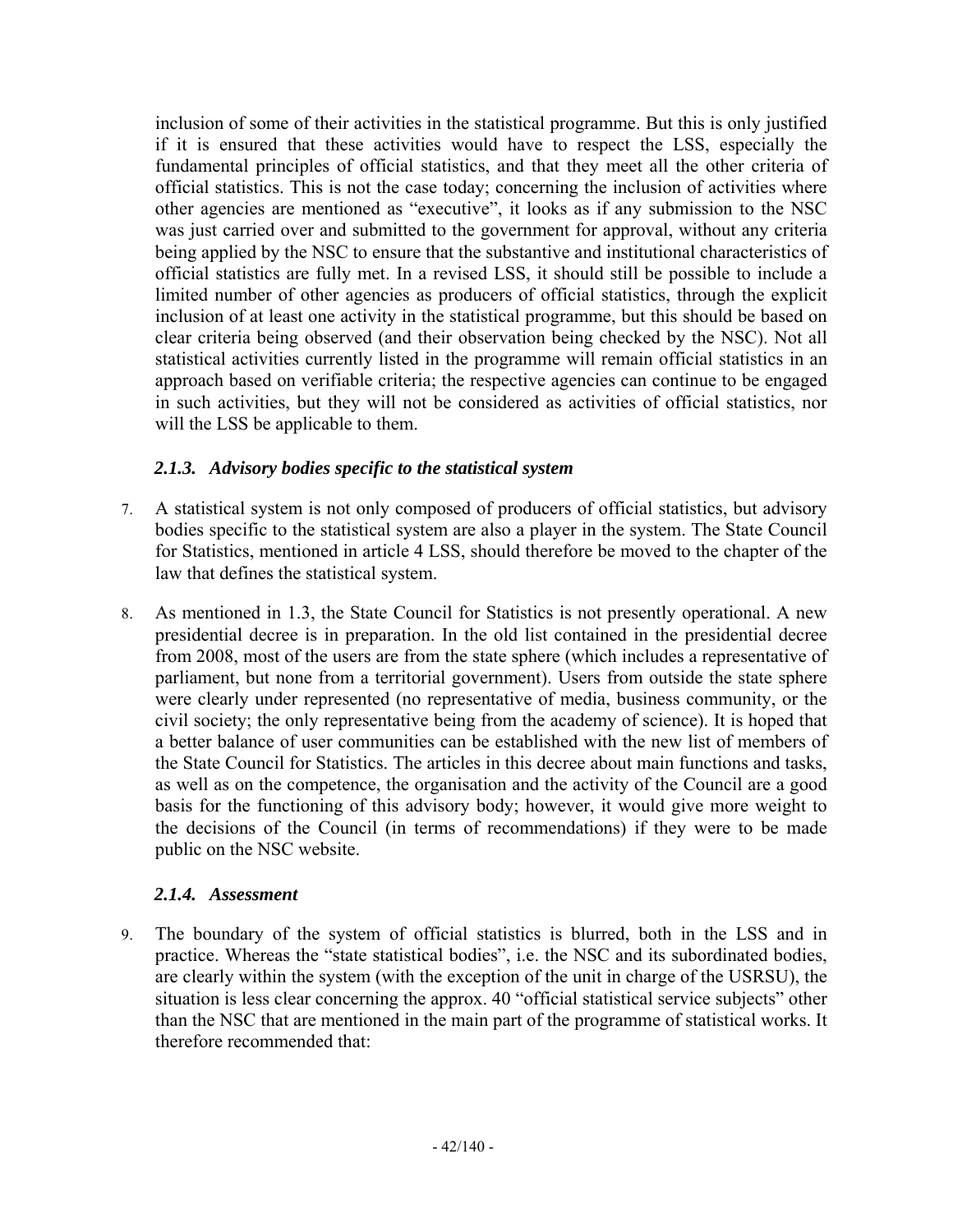inclusion of some of their activities in the statistical programme. But this is only justified if it is ensured that these activities would have to respect the LSS, especially the fundamental principles of official statistics, and that they meet all the other criteria of official statistics. This is not the case today; concerning the inclusion of activities where other agencies are mentioned as "executive", it looks as if any submission to the NSC was just carried over and submitted to the government for approval, without any criteria being applied by the NSC to ensure that the substantive and institutional characteristics of official statistics are fully met. In a revised LSS, it should still be possible to include a limited number of other agencies as producers of official statistics, through the explicit inclusion of at least one activity in the statistical programme, but this should be based on clear criteria being observed (and their observation being checked by the NSC). Not all statistical activities currently listed in the programme will remain official statistics in an approach based on verifiable criteria; the respective agencies can continue to be engaged in such activities, but they will not be considered as activities of official statistics, nor will the LSS be applicable to them.

### *2.1.3. Advisory bodies specific to the statistical system*

7. A statistical system is not only composed of producers of official statistics, but advisory bodies specific to the statistical system are also a player in the system. The State Council for Statistics, mentioned in article 4 LSS, should therefore be moved to the chapter of the law that defines the statistical system.

8. As mentioned in 1.3, the State Council for Statistics is not presently operational. A new presidential decree is in preparation. In the old list contained in the presidential decree from 2008, most of the users are from the state sphere (which includes a representative of parliament, but none from a territorial government). Users from outside the state sphere were clearly under represented (no representative of media, business community, or the civil society; the only representative being from the academy of science). It is hoped that a better balance of user communities can be established with the new list of members of the State Council for Statistics. The articles in this decree about main functions and tasks, as well as on the competence, the organisation and the activity of the Council are a good basis for the functioning of this advisory body; however, it would give more weight to the decisions of the Council (in terms of recommendations) if they were to be made public on the NSC website.

### *2.1.4. Assessment*

9. The boundary of the system of official statistics is blurred, both in the LSS and in practice. Whereas the "state statistical bodies", i.e. the NSC and its subordinated bodies, are clearly within the system (with the exception of the unit in charge of the USRSU), the situation is less clear concerning the approx. 40 "official statistical service subjects" other than the NSC that are mentioned in the main part of the programme of statistical works. It therefore recommended that: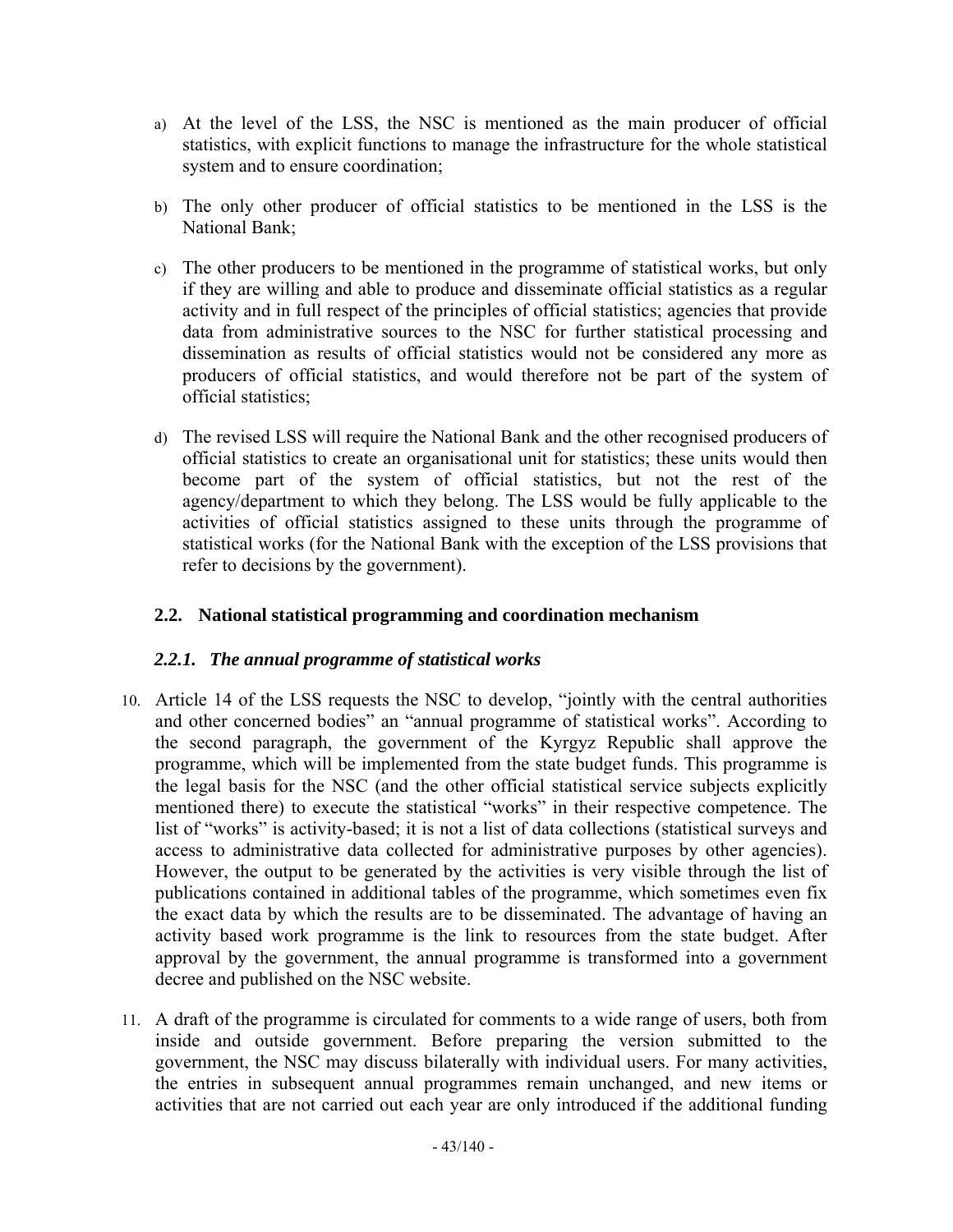a) At the level of the LSS, the NSC is mentioned as the main producer of official statistics, with explicit functions to manage the infrastructure for the whole statistical system and to ensure coordination;

b) The only other producer of official statistics to be mentioned in the LSS is the National Bank;

c) The other producers to be mentioned in the programme of statistical works, but only if they are willing and able to produce and disseminate official statistics as a regular activity and in full respect of the principles of official statistics; agencies that provide data from administrative sources to the NSC for further statistical processing and dissemination as results of official statistics would not be considered any more as producers of official statistics, and would therefore not be part of the system of official statistics;

d) The revised LSS will require the National Bank and the other recognised producers of official statistics to create an organisational unit for statistics; these units would then become part of the system of official statistics, but not the rest of the agency/department to which they belong. The LSS would be fully applicable to the activities of official statistics assigned to these units through the programme of statistical works (for the National Bank with the exception of the LSS provisions that refer to decisions by the government).

## 2.2. National statistical programming and coordination mechanism

### *2.2.1. The annual programme of statistical works*

10. Article 14 of the LSS requests the NSC to develop, "jointly with the central authorities and other concerned bodies" an "annual programme of statistical works". According to the second paragraph, the government of the Kyrgyz Republic shall approve the programme, which will be implemented from the state budget funds. This programme is the legal basis for the NSC (and the other official statistical service subjects explicitly mentioned there) to execute the statistical "works" in their respective competence. The list of "works" is activity-based; it is not a list of data collections (statistical surveys and access to administrative data collected for administrative purposes by other agencies). However, the output to be generated by the activities is very visible through the list of publications contained in additional tables of the programme, which sometimes even fix the exact data by which the results are to be disseminated. The advantage of having an activity based work programme is the link to resources from the state budget. After approval by the government, the annual programme is transformed into a government decree and published on the NSC website.

11. A draft of the programme is circulated for comments to a wide range of users, both from inside and outside government. Before preparing the version submitted to the government, the NSC may discuss bilaterally with individual users. For many activities, the entries in subsequent annual programmes remain unchanged, and new items or activities that are not carried out each year are only introduced if the additional funding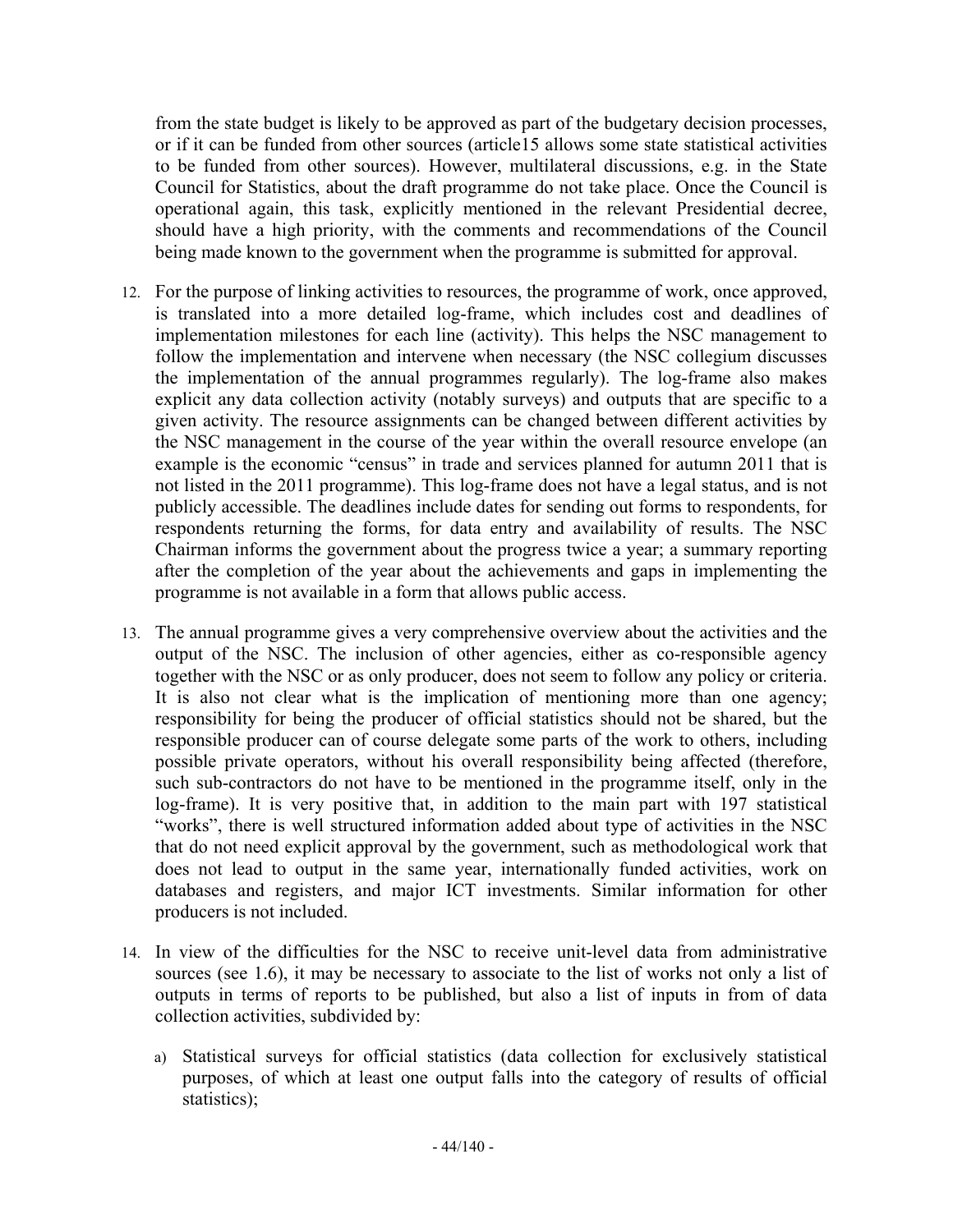from the state budget is likely to be approved as part of the budgetary decision processes, or if it can be funded from other sources (article15 allows some state statistical activities to be funded from other sources). However, multilateral discussions, e.g. in the State Council for Statistics, about the draft programme do not take place. Once the Council is operational again, this task, explicitly mentioned in the relevant Presidential decree, should have a high priority, with the comments and recommendations of the Council being made known to the government when the programme is submitted for approval.

12. For the purpose of linking activities to resources, the programme of work, once approved, is translated into a more detailed log-frame, which includes cost and deadlines of implementation milestones for each line (activity). This helps the NSC management to follow the implementation and intervene when necessary (the NSC collegium discusses the implementation of the annual programmes regularly). The log-frame also makes explicit any data collection activity (notably surveys) and outputs that are specific to a given activity. The resource assignments can be changed between different activities by the NSC management in the course of the year within the overall resource envelope (an example is the economic "census" in trade and services planned for autumn 2011 that is not listed in the 2011 programme). This log-frame does not have a legal status, and is not publicly accessible. The deadlines include dates for sending out forms to respondents, for respondents returning the forms, for data entry and availability of results. The NSC Chairman informs the government about the progress twice a year; a summary reporting after the completion of the year about the achievements and gaps in implementing the programme is not available in a form that allows public access.

13. The annual programme gives a very comprehensive overview about the activities and the output of the NSC. The inclusion of other agencies, either as co-responsible agency together with the NSC or as only producer, does not seem to follow any policy or criteria. It is also not clear what is the implication of mentioning more than one agency; responsibility for being the producer of official statistics should not be shared, but the responsible producer can of course delegate some parts of the work to others, including possible private operators, without his overall responsibility being affected (therefore, such sub-contractors do not have to be mentioned in the programme itself, only in the log-frame). It is very positive that, in addition to the main part with 197 statistical "works", there is well structured information added about type of activities in the NSC that do not need explicit approval by the government, such as methodological work that does not lead to output in the same year, internationally funded activities, work on databases and registers, and major ICT investments. Similar information for other producers is not included.

14. In view of the difficulties for the NSC to receive unit-level data from administrative sources (see 1.6), it may be necessary to associate to the list of works not only a list of outputs in terms of reports to be published, but also a list of inputs in from of data collection activities, subdivided by:

    a) Statistical surveys for official statistics (data collection for exclusively statistical purposes, of which at least one output falls into the category of results of official statistics);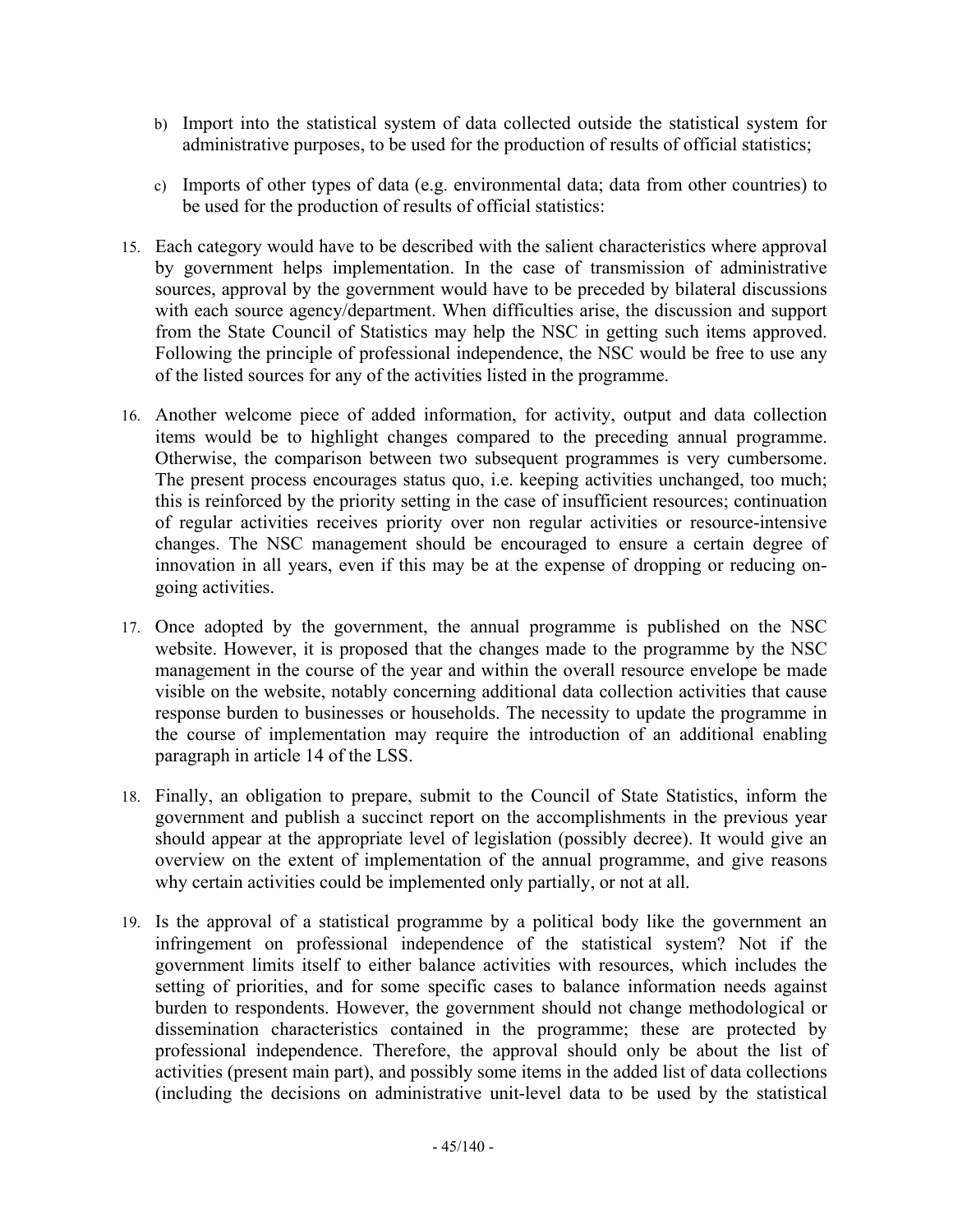b) Import into the statistical system of data collected outside the statistical system for administrative purposes, to be used for the production of results of official statistics;

c) Imports of other types of data (e.g. environmental data; data from other countries) to be used for the production of results of official statistics:

15. Each category would have to be described with the salient characteristics where approval by government helps implementation. In the case of transmission of administrative sources, approval by the government would have to be preceded by bilateral discussions with each source agency/department. When difficulties arise, the discussion and support from the State Council of Statistics may help the NSC in getting such items approved. Following the principle of professional independence, the NSC would be free to use any of the listed sources for any of the activities listed in the programme.

16. Another welcome piece of added information, for activity, output and data collection items would be to highlight changes compared to the preceding annual programme. Otherwise, the comparison between two subsequent programmes is very cumbersome. The present process encourages status quo, i.e. keeping activities unchanged, too much; this is reinforced by the priority setting in the case of insufficient resources; continuation of regular activities receives priority over non regular activities or resource-intensive changes. The NSC management should be encouraged to ensure a certain degree of innovation in all years, even if this may be at the expense of dropping or reducing on-going activities.

17. Once adopted by the government, the annual programme is published on the NSC website. However, it is proposed that the changes made to the programme by the NSC management in the course of the year and within the overall resource envelope be made visible on the website, notably concerning additional data collection activities that cause response burden to businesses or households. The necessity to update the programme in the course of implementation may require the introduction of an additional enabling paragraph in article 14 of the LSS.

18. Finally, an obligation to prepare, submit to the Council of State Statistics, inform the government and publish a succinct report on the accomplishments in the previous year should appear at the appropriate level of legislation (possibly decree). It would give an overview on the extent of implementation of the annual programme, and give reasons why certain activities could be implemented only partially, or not at all.

19. Is the approval of a statistical programme by a political body like the government an infringement on professional independence of the statistical system? Not if the government limits itself to either balance activities with resources, which includes the setting of priorities, and for some specific cases to balance information needs against burden to respondents. However, the government should not change methodological or dissemination characteristics contained in the programme; these are protected by professional independence. Therefore, the approval should only be about the list of activities (present main part), and possibly some items in the added list of data collections (including the decisions on administrative unit-level data to be used by the statistical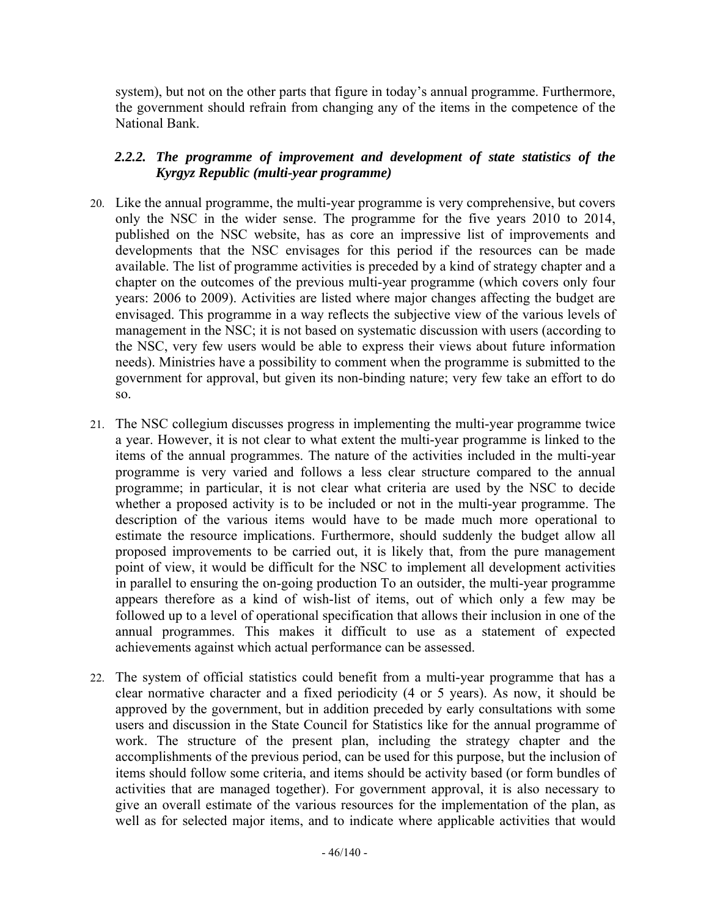system), but not on the other parts that figure in today's annual programme. Furthermore, the government should refrain from changing any of the items in the competence of the National Bank.

#### *2.2.2. The programme of improvement and development of state statistics of the Kyrgyz Republic (multi-year programme)*

20. Like the annual programme, the multi-year programme is very comprehensive, but covers only the NSC in the wider sense. The programme for the five years 2010 to 2014, published on the NSC website, has as core an impressive list of improvements and developments that the NSC envisages for this period if the resources can be made available. The list of programme activities is preceded by a kind of strategy chapter and a chapter on the outcomes of the previous multi-year programme (which covers only four years: 2006 to 2009). Activities are listed where major changes affecting the budget are envisaged. This programme in a way reflects the subjective view of the various levels of management in the NSC; it is not based on systematic discussion with users (according to the NSC, very few users would be able to express their views about future information needs). Ministries have a possibility to comment when the programme is submitted to the government for approval, but given its non-binding nature; very few take an effort to do so.

21. The NSC collegium discusses progress in implementing the multi-year programme twice a year. However, it is not clear to what extent the multi-year programme is linked to the items of the annual programmes. The nature of the activities included in the multi-year programme is very varied and follows a less clear structure compared to the annual programme; in particular, it is not clear what criteria are used by the NSC to decide whether a proposed activity is to be included or not in the multi-year programme. The description of the various items would have to be made much more operational to estimate the resource implications. Furthermore, should suddenly the budget allow all proposed improvements to be carried out, it is likely that, from the pure management point of view, it would be difficult for the NSC to implement all development activities in parallel to ensuring the on-going production To an outsider, the multi-year programme appears therefore as a kind of wish-list of items, out of which only a few may be followed up to a level of operational specification that allows their inclusion in one of the annual programmes. This makes it difficult to use as a statement of expected achievements against which actual performance can be assessed.

22. The system of official statistics could benefit from a multi-year programme that has a clear normative character and a fixed periodicity (4 or 5 years). As now, it should be approved by the government, but in addition preceded by early consultations with some users and discussion in the State Council for Statistics like for the annual programme of work. The structure of the present plan, including the strategy chapter and the accomplishments of the previous period, can be used for this purpose, but the inclusion of items should follow some criteria, and items should be activity based (or form bundles of activities that are managed together). For government approval, it is also necessary to give an overall estimate of the various resources for the implementation of the plan, as well as for selected major items, and to indicate where applicable activities that would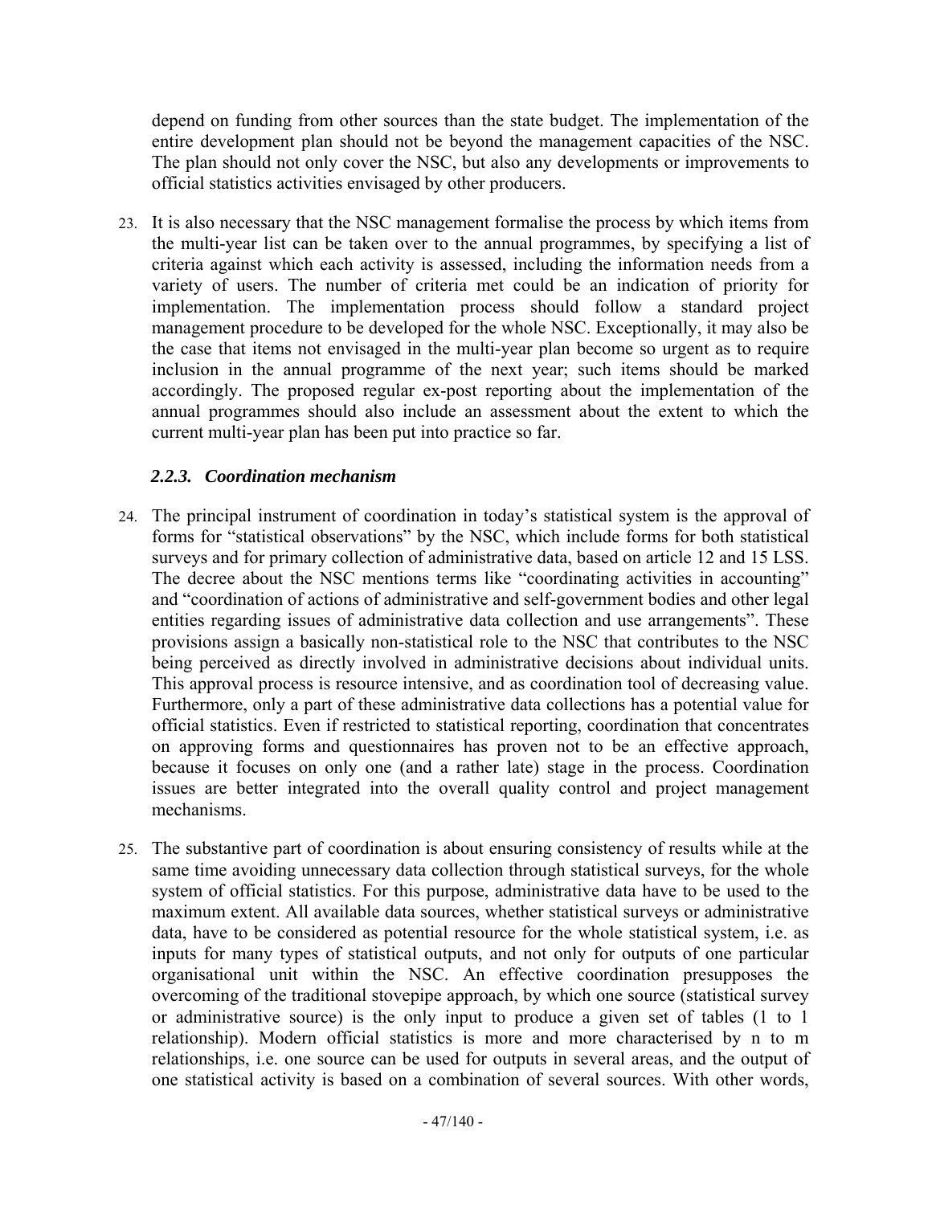depend on funding from other sources than the state budget. The implementation of the entire development plan should not be beyond the management capacities of the NSC. The plan should not only cover the NSC, but also any developments or improvements to official statistics activities envisaged by other producers.

23. It is also necessary that the NSC management formalise the process by which items from the multi-year list can be taken over to the annual programmes, by specifying a list of criteria against which each activity is assessed, including the information needs from a variety of users. The number of criteria met could be an indication of priority for implementation. The implementation process should follow a standard project management procedure to be developed for the whole NSC. Exceptionally, it may also be the case that items not envisaged in the multi-year plan become so urgent as to require inclusion in the annual programme of the next year; such items should be marked accordingly. The proposed regular ex-post reporting about the implementation of the annual programmes should also include an assessment about the extent to which the current multi-year plan has been put into practice so far.

### *2.2.3. Coordination mechanism*

24. The principal instrument of coordination in today's statistical system is the approval of forms for "statistical observations" by the NSC, which include forms for both statistical surveys and for primary collection of administrative data, based on article 12 and 15 LSS. The decree about the NSC mentions terms like "coordinating activities in accounting" and "coordination of actions of administrative and self-government bodies and other legal entities regarding issues of administrative data collection and use arrangements". These provisions assign a basically non-statistical role to the NSC that contributes to the NSC being perceived as directly involved in administrative decisions about individual units. This approval process is resource intensive, and as coordination tool of decreasing value. Furthermore, only a part of these administrative data collections has a potential value for official statistics. Even if restricted to statistical reporting, coordination that concentrates on approving forms and questionnaires has proven not to be an effective approach, because it focuses on only one (and a rather late) stage in the process. Coordination issues are better integrated into the overall quality control and project management mechanisms.

25. The substantive part of coordination is about ensuring consistency of results while at the same time avoiding unnecessary data collection through statistical surveys, for the whole system of official statistics. For this purpose, administrative data have to be used to the maximum extent. All available data sources, whether statistical surveys or administrative data, have to be considered as potential resource for the whole statistical system, i.e. as inputs for many types of statistical outputs, and not only for outputs of one particular organisational unit within the NSC. An effective coordination presupposes the overcoming of the traditional stovepipe approach, by which one source (statistical survey or administrative source) is the only input to produce a given set of tables (1 to 1 relationship). Modern official statistics is more and more characterised by n to m relationships, i.e. one source can be used for outputs in several areas, and the output of one statistical activity is based on a combination of several sources. With other words,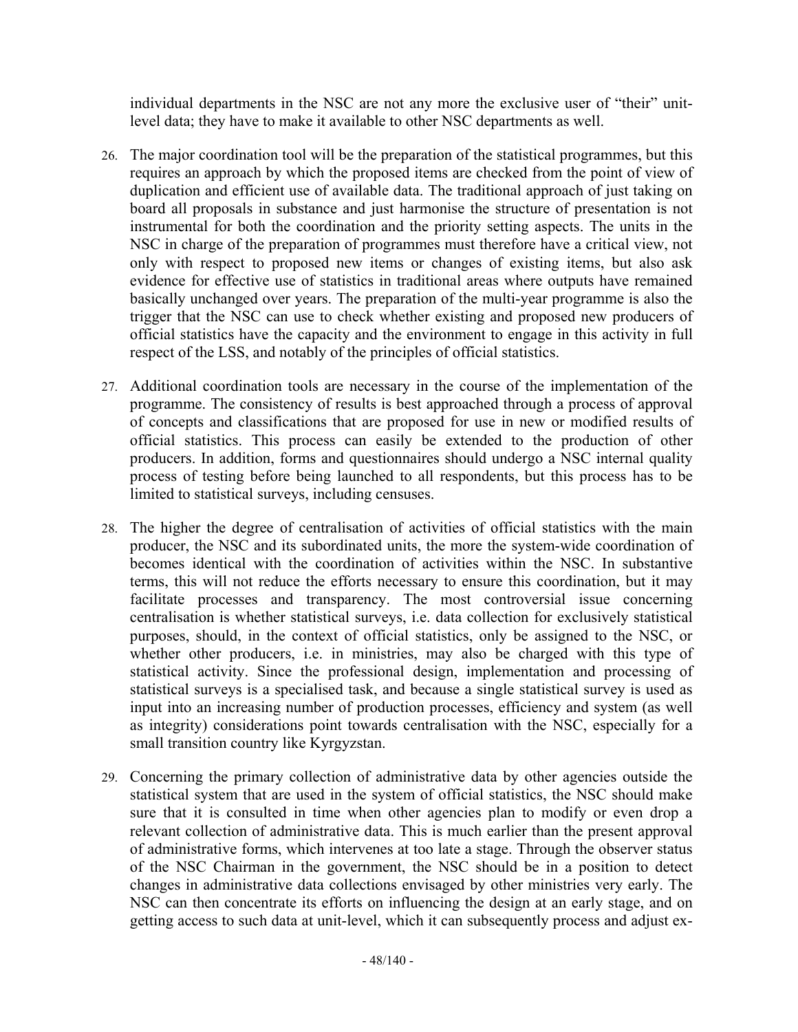individual departments in the NSC are not any more the exclusive user of "their" unit-level data; they have to make it available to other NSC departments as well.

26. The major coordination tool will be the preparation of the statistical programmes, but this requires an approach by which the proposed items are checked from the point of view of duplication and efficient use of available data. The traditional approach of just taking on board all proposals in substance and just harmonise the structure of presentation is not instrumental for both the coordination and the priority setting aspects. The units in the NSC in charge of the preparation of programmes must therefore have a critical view, not only with respect to proposed new items or changes of existing items, but also ask evidence for effective use of statistics in traditional areas where outputs have remained basically unchanged over years. The preparation of the multi-year programme is also the trigger that the NSC can use to check whether existing and proposed new producers of official statistics have the capacity and the environment to engage in this activity in full respect of the LSS, and notably of the principles of official statistics.

27. Additional coordination tools are necessary in the course of the implementation of the programme. The consistency of results is best approached through a process of approval of concepts and classifications that are proposed for use in new or modified results of official statistics. This process can easily be extended to the production of other producers. In addition, forms and questionnaires should undergo a NSC internal quality process of testing before being launched to all respondents, but this process has to be limited to statistical surveys, including censuses.

28. The higher the degree of centralisation of activities of official statistics with the main producer, the NSC and its subordinated units, the more the system-wide coordination of becomes identical with the coordination of activities within the NSC. In substantive terms, this will not reduce the efforts necessary to ensure this coordination, but it may facilitate processes and transparency. The most controversial issue concerning centralisation is whether statistical surveys, i.e. data collection for exclusively statistical purposes, should, in the context of official statistics, only be assigned to the NSC, or whether other producers, i.e. in ministries, may also be charged with this type of statistical activity. Since the professional design, implementation and processing of statistical surveys is a specialised task, and because a single statistical survey is used as input into an increasing number of production processes, efficiency and system (as well as integrity) considerations point towards centralisation with the NSC, especially for a small transition country like Kyrgyzstan.

29. Concerning the primary collection of administrative data by other agencies outside the statistical system that are used in the system of official statistics, the NSC should make sure that it is consulted in time when other agencies plan to modify or even drop a relevant collection of administrative data. This is much earlier than the present approval of administrative forms, which intervenes at too late a stage. Through the observer status of the NSC Chairman in the government, the NSC should be in a position to detect changes in administrative data collections envisaged by other ministries very early. The NSC can then concentrate its efforts on influencing the design at an early stage, and on getting access to such data at unit-level, which it can subsequently process and adjust ex-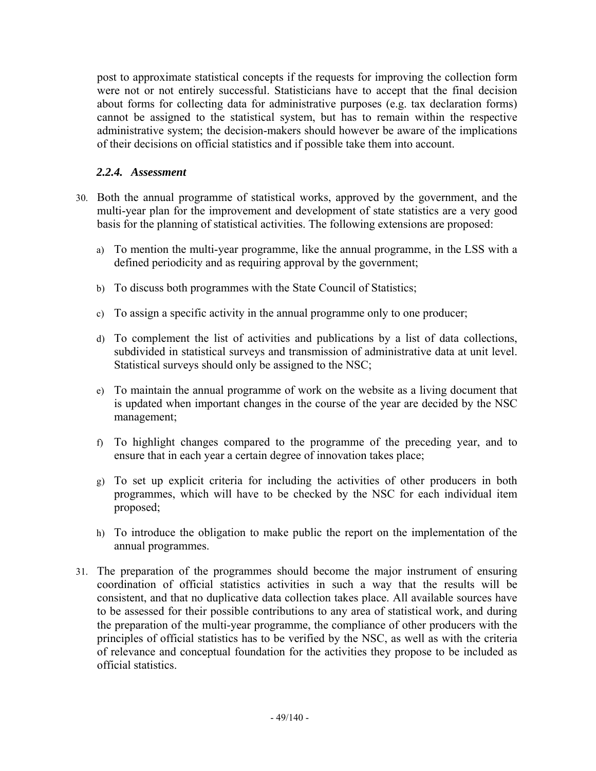post to approximate statistical concepts if the requests for improving the collection form were not or not entirely successful. Statisticians have to accept that the final decision about forms for collecting data for administrative purposes (e.g. tax declaration forms) cannot be assigned to the statistical system, but has to remain within the respective administrative system; the decision-makers should however be aware of the implications of their decisions on official statistics and if possible take them into account.

### *2.2.4. Assessment*

30. Both the annual programme of statistical works, approved by the government, and the multi-year plan for the improvement and development of state statistics are a very good basis for the planning of statistical activities. The following extensions are proposed:

    a) To mention the multi-year programme, like the annual programme, in the LSS with a defined periodicity and as requiring approval by the government;

    b) To discuss both programmes with the State Council of Statistics;

    c) To assign a specific activity in the annual programme only to one producer;

    d) To complement the list of activities and publications by a list of data collections, subdivided in statistical surveys and transmission of administrative data at unit level. Statistical surveys should only be assigned to the NSC;

    e) To maintain the annual programme of work on the website as a living document that is updated when important changes in the course of the year are decided by the NSC management;

    f) To highlight changes compared to the programme of the preceding year, and to ensure that in each year a certain degree of innovation takes place;

    g) To set up explicit criteria for including the activities of other producers in both programmes, which will have to be checked by the NSC for each individual item proposed;

    h) To introduce the obligation to make public the report on the implementation of the annual programmes.

31. The preparation of the programmes should become the major instrument of ensuring coordination of official statistics activities in such a way that the results will be consistent, and that no duplicative data collection takes place. All available sources have to be assessed for their possible contributions to any area of statistical work, and during the preparation of the multi-year programme, the compliance of other producers with the principles of official statistics has to be verified by the NSC, as well as with the criteria of relevance and conceptual foundation for the activities they propose to be included as official statistics.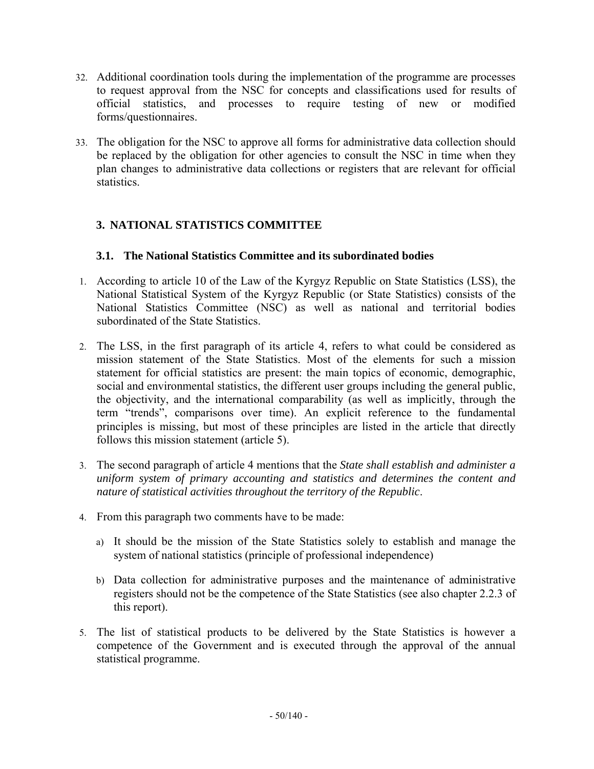32. Additional coordination tools during the implementation of the programme are processes to request approval from the NSC for concepts and classifications used for results of official statistics, and processes to require testing of new or modified forms/questionnaires.

33. The obligation for the NSC to approve all forms for administrative data collection should be replaced by the obligation for other agencies to consult the NSC in time when they plan changes to administrative data collections or registers that are relevant for official statistics.

## 3. NATIONAL STATISTICS COMMITTEE

### 3.1. The National Statistics Committee and its subordinated bodies

1. According to article 10 of the Law of the Kyrgyz Republic on State Statistics (LSS), the National Statistical System of the Kyrgyz Republic (or State Statistics) consists of the National Statistics Committee (NSC) as well as national and territorial bodies subordinated of the State Statistics.

2. The LSS, in the first paragraph of its article 4, refers to what could be considered as mission statement of the State Statistics. Most of the elements for such a mission statement for official statistics are present: the main topics of economic, demographic, social and environmental statistics, the different user groups including the general public, the objectivity, and the international comparability (as well as implicitly, through the term "trends", comparisons over time). An explicit reference to the fundamental principles is missing, but most of these principles are listed in the article that directly follows this mission statement (article 5).

3. The second paragraph of article 4 mentions that the *State shall establish and administer a uniform system of primary accounting and statistics and determines the content and nature of statistical activities throughout the territory of the Republic*.

4. From this paragraph two comments have to be made:

   a) It should be the mission of the State Statistics solely to establish and manage the system of national statistics (principle of professional independence)

   b) Data collection for administrative purposes and the maintenance of administrative registers should not be the competence of the State Statistics (see also chapter 2.2.3 of this report).

5. The list of statistical products to be delivered by the State Statistics is however a competence of the Government and is executed through the approval of the annual statistical programme.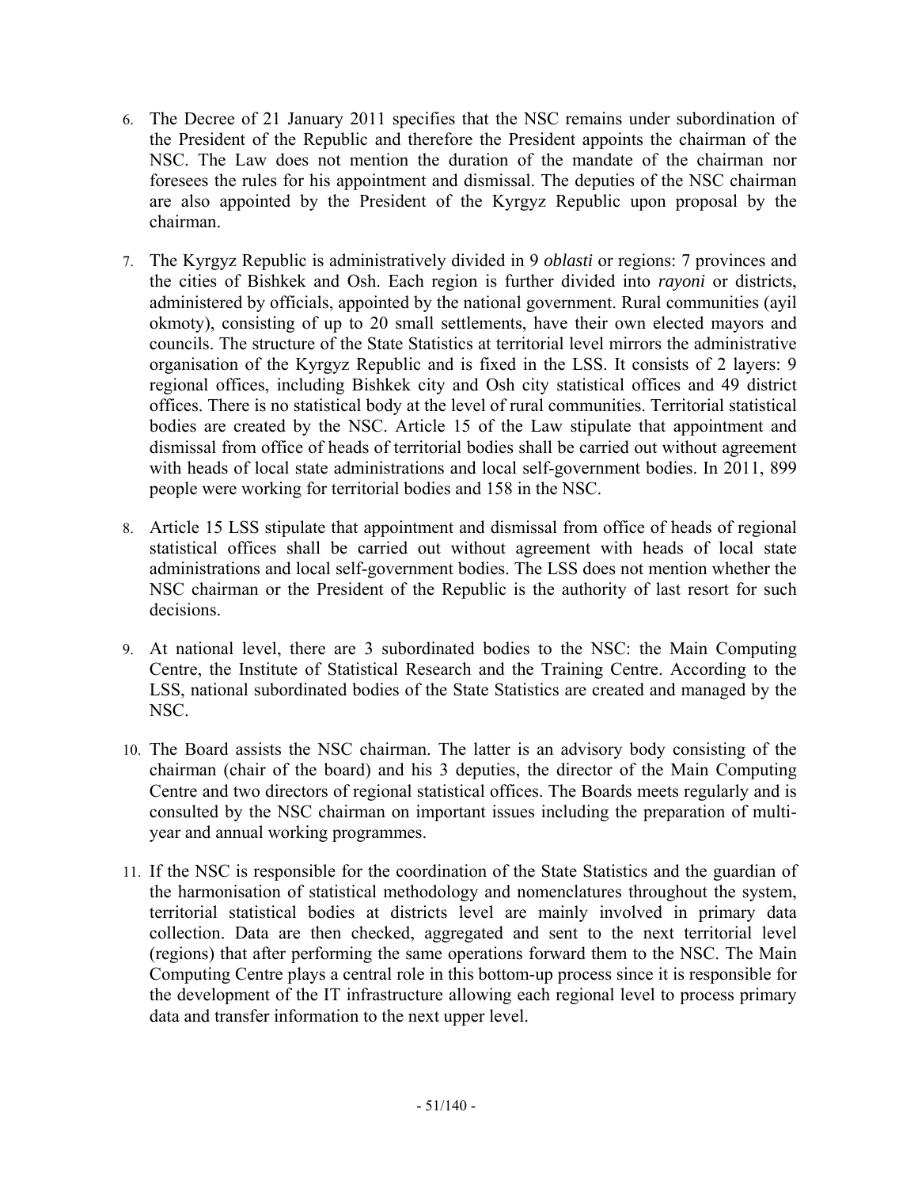6. The Decree of 21 January 2011 specifies that the NSC remains under subordination of the President of the Republic and therefore the President appoints the chairman of the NSC. The Law does not mention the duration of the mandate of the chairman nor foresees the rules for his appointment and dismissal. The deputies of the NSC chairman are also appointed by the President of the Kyrgyz Republic upon proposal by the chairman.

7. The Kyrgyz Republic is administratively divided in 9 *oblasti* or regions: 7 provinces and the cities of Bishkek and Osh. Each region is further divided into *rayoni* or districts, administered by officials, appointed by the national government. Rural communities (ayil okmoty), consisting of up to 20 small settlements, have their own elected mayors and councils. The structure of the State Statistics at territorial level mirrors the administrative organisation of the Kyrgyz Republic and is fixed in the LSS. It consists of 2 layers: 9 regional offices, including Bishkek city and Osh city statistical offices and 49 district offices. There is no statistical body at the level of rural communities. Territorial statistical bodies are created by the NSC. Article 15 of the Law stipulate that appointment and dismissal from office of heads of territorial bodies shall be carried out without agreement with heads of local state administrations and local self-government bodies. In 2011, 899 people were working for territorial bodies and 158 in the NSC.

8. Article 15 LSS stipulate that appointment and dismissal from office of heads of regional statistical offices shall be carried out without agreement with heads of local state administrations and local self-government bodies. The LSS does not mention whether the NSC chairman or the President of the Republic is the authority of last resort for such decisions.

9. At national level, there are 3 subordinated bodies to the NSC: the Main Computing Centre, the Institute of Statistical Research and the Training Centre. According to the LSS, national subordinated bodies of the State Statistics are created and managed by the NSC.

10. The Board assists the NSC chairman. The latter is an advisory body consisting of the chairman (chair of the board) and his 3 deputies, the director of the Main Computing Centre and two directors of regional statistical offices. The Boards meets regularly and is consulted by the NSC chairman on important issues including the preparation of multi-year and annual working programmes.

11. If the NSC is responsible for the coordination of the State Statistics and the guardian of the harmonisation of statistical methodology and nomenclatures throughout the system, territorial statistical bodies at districts level are mainly involved in primary data collection. Data are then checked, aggregated and sent to the next territorial level (regions) that after performing the same operations forward them to the NSC. The Main Computing Centre plays a central role in this bottom-up process since it is responsible for the development of the IT infrastructure allowing each regional level to process primary data and transfer information to the next upper level.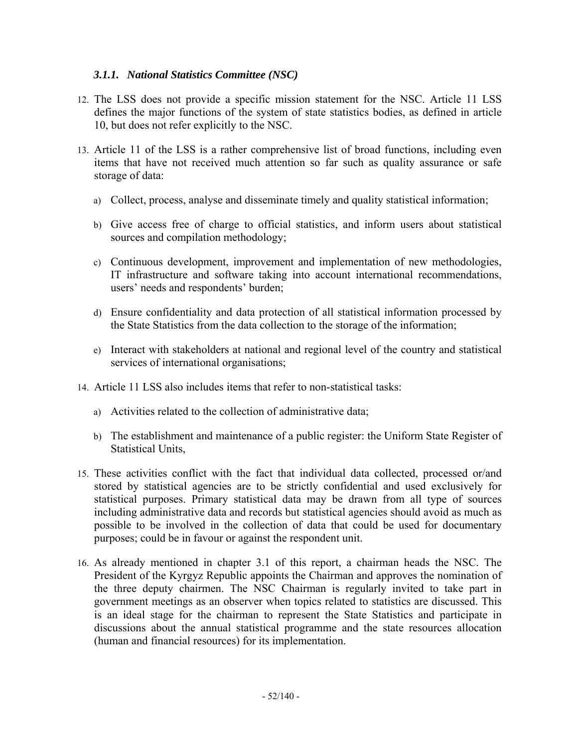### *3.1.1. National Statistics Committee (NSC)*

12. The LSS does not provide a specific mission statement for the NSC. Article 11 LSS defines the major functions of the system of state statistics bodies, as defined in article 10, but does not refer explicitly to the NSC.

13. Article 11 of the LSS is a rather comprehensive list of broad functions, including even items that have not received much attention so far such as quality assurance or safe storage of data:

    a) Collect, process, analyse and disseminate timely and quality statistical information;

    b) Give access free of charge to official statistics, and inform users about statistical sources and compilation methodology;

    c) Continuous development, improvement and implementation of new methodologies, IT infrastructure and software taking into account international recommendations, users' needs and respondents' burden;

    d) Ensure confidentiality and data protection of all statistical information processed by the State Statistics from the data collection to the storage of the information;

    e) Interact with stakeholders at national and regional level of the country and statistical services of international organisations;

14. Article 11 LSS also includes items that refer to non-statistical tasks:

    a) Activities related to the collection of administrative data;

    b) The establishment and maintenance of a public register: the Uniform State Register of Statistical Units,

15. These activities conflict with the fact that individual data collected, processed or/and stored by statistical agencies are to be strictly confidential and used exclusively for statistical purposes. Primary statistical data may be drawn from all type of sources including administrative data and records but statistical agencies should avoid as much as possible to be involved in the collection of data that could be used for documentary purposes; could be in favour or against the respondent unit.

16. As already mentioned in chapter 3.1 of this report, a chairman heads the NSC. The President of the Kyrgyz Republic appoints the Chairman and approves the nomination of the three deputy chairmen. The NSC Chairman is regularly invited to take part in government meetings as an observer when topics related to statistics are discussed. This is an ideal stage for the chairman to represent the State Statistics and participate in discussions about the annual statistical programme and the state resources allocation (human and financial resources) for its implementation.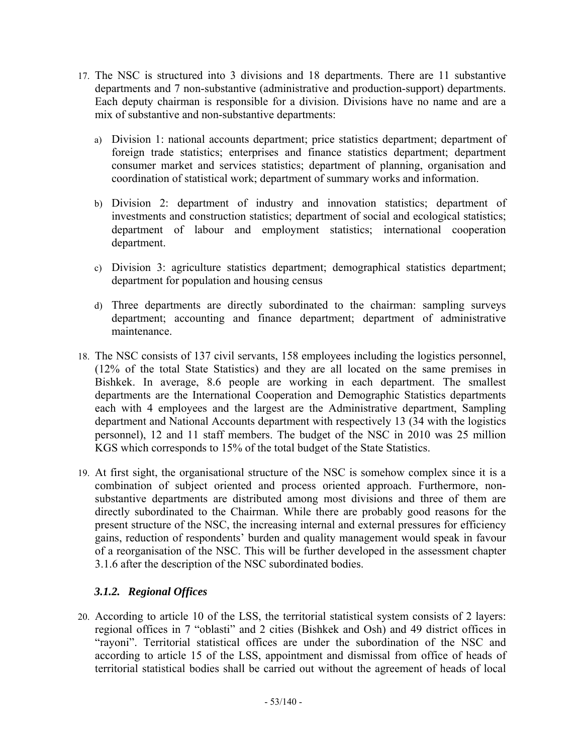17. The NSC is structured into 3 divisions and 18 departments. There are 11 substantive departments and 7 non-substantive (administrative and production-support) departments. Each deputy chairman is responsible for a division. Divisions have no name and are a mix of substantive and non-substantive departments:

    a) Division 1: national accounts department; price statistics department; department of foreign trade statistics; enterprises and finance statistics department; department consumer market and services statistics; department of planning, organisation and coordination of statistical work; department of summary works and information.

    b) Division 2: department of industry and innovation statistics; department of investments and construction statistics; department of social and ecological statistics; department of labour and employment statistics; international cooperation department.

    c) Division 3: agriculture statistics department; demographical statistics department; department for population and housing census

    d) Three departments are directly subordinated to the chairman: sampling surveys department; accounting and finance department; department of administrative maintenance.

18. The NSC consists of 137 civil servants, 158 employees including the logistics personnel, (12% of the total State Statistics) and they are all located on the same premises in Bishkek. In average, 8.6 people are working in each department. The smallest departments are the International Cooperation and Demographic Statistics departments each with 4 employees and the largest are the Administrative department, Sampling department and National Accounts department with respectively 13 (34 with the logistics personnel), 12 and 11 staff members. The budget of the NSC in 2010 was 25 million KGS which corresponds to 15% of the total budget of the State Statistics.

19. At first sight, the organisational structure of the NSC is somehow complex since it is a combination of subject oriented and process oriented approach. Furthermore, non-substantive departments are distributed among most divisions and three of them are directly subordinated to the Chairman. While there are probably good reasons for the present structure of the NSC, the increasing internal and external pressures for efficiency gains, reduction of respondents' burden and quality management would speak in favour of a reorganisation of the NSC. This will be further developed in the assessment chapter 3.1.6 after the description of the NSC subordinated bodies.

### *3.1.2. Regional Offices*

20. According to article 10 of the LSS, the territorial statistical system consists of 2 layers: regional offices in 7 "oblasti" and 2 cities (Bishkek and Osh) and 49 district offices in "rayoni". Territorial statistical offices are under the subordination of the NSC and according to article 15 of the LSS, appointment and dismissal from office of heads of territorial statistical bodies shall be carried out without the agreement of heads of local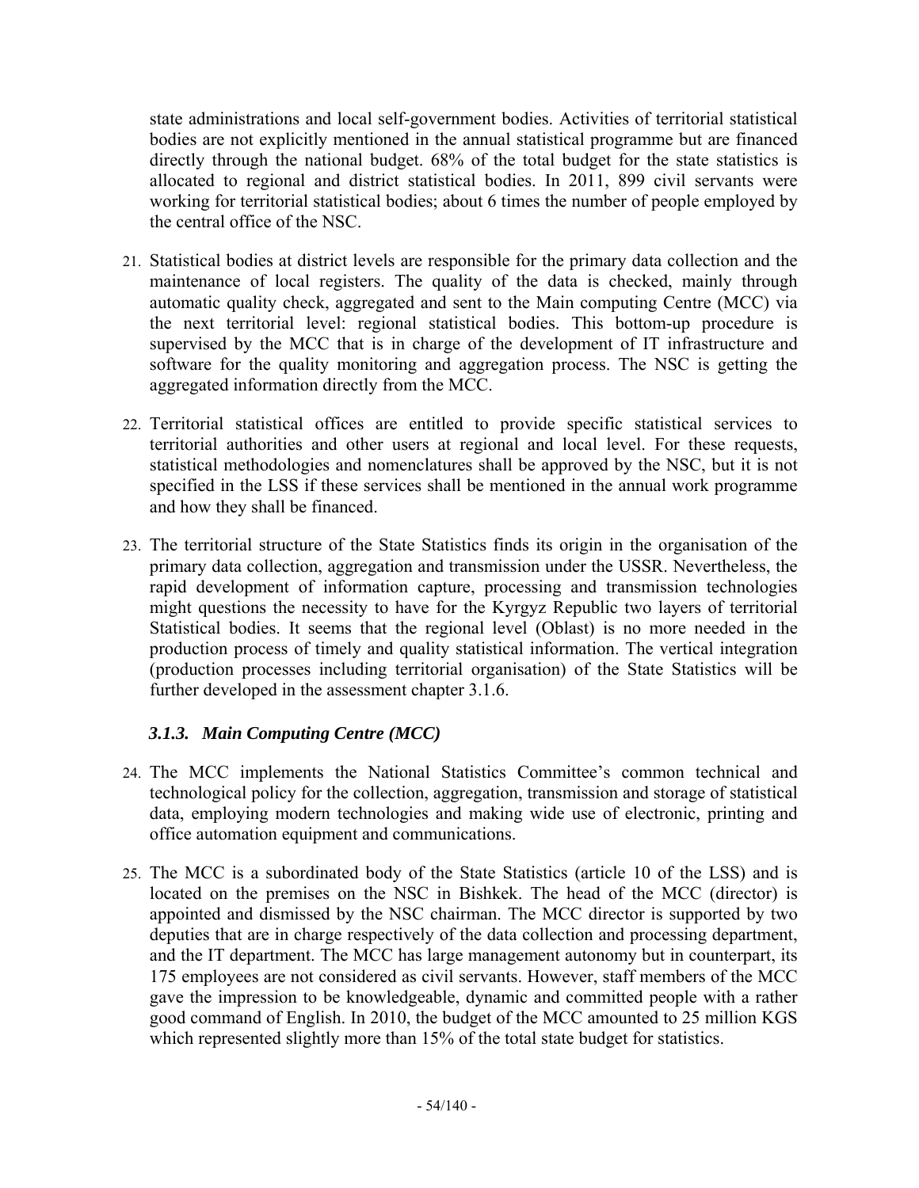state administrations and local self-government bodies. Activities of territorial statistical bodies are not explicitly mentioned in the annual statistical programme but are financed directly through the national budget. 68% of the total budget for the state statistics is allocated to regional and district statistical bodies. In 2011, 899 civil servants were working for territorial statistical bodies; about 6 times the number of people employed by the central office of the NSC.

21. Statistical bodies at district levels are responsible for the primary data collection and the maintenance of local registers. The quality of the data is checked, mainly through automatic quality check, aggregated and sent to the Main computing Centre (MCC) via the next territorial level: regional statistical bodies. This bottom-up procedure is supervised by the MCC that is in charge of the development of IT infrastructure and software for the quality monitoring and aggregation process. The NSC is getting the aggregated information directly from the MCC.

22. Territorial statistical offices are entitled to provide specific statistical services to territorial authorities and other users at regional and local level. For these requests, statistical methodologies and nomenclatures shall be approved by the NSC, but it is not specified in the LSS if these services shall be mentioned in the annual work programme and how they shall be financed.

23. The territorial structure of the State Statistics finds its origin in the organisation of the primary data collection, aggregation and transmission under the USSR. Nevertheless, the rapid development of information capture, processing and transmission technologies might questions the necessity to have for the Kyrgyz Republic two layers of territorial Statistical bodies. It seems that the regional level (Oblast) is no more needed in the production process of timely and quality statistical information. The vertical integration (production processes including territorial organisation) of the State Statistics will be further developed in the assessment chapter 3.1.6.

### *3.1.3. Main Computing Centre (MCC)*

24. The MCC implements the National Statistics Committee's common technical and technological policy for the collection, aggregation, transmission and storage of statistical data, employing modern technologies and making wide use of electronic, printing and office automation equipment and communications.

25. The MCC is a subordinated body of the State Statistics (article 10 of the LSS) and is located on the premises on the NSC in Bishkek. The head of the MCC (director) is appointed and dismissed by the NSC chairman. The MCC director is supported by two deputies that are in charge respectively of the data collection and processing department, and the IT department. The MCC has large management autonomy but in counterpart, its 175 employees are not considered as civil servants. However, staff members of the MCC gave the impression to be knowledgeable, dynamic and committed people with a rather good command of English. In 2010, the budget of the MCC amounted to 25 million KGS which represented slightly more than 15% of the total state budget for statistics.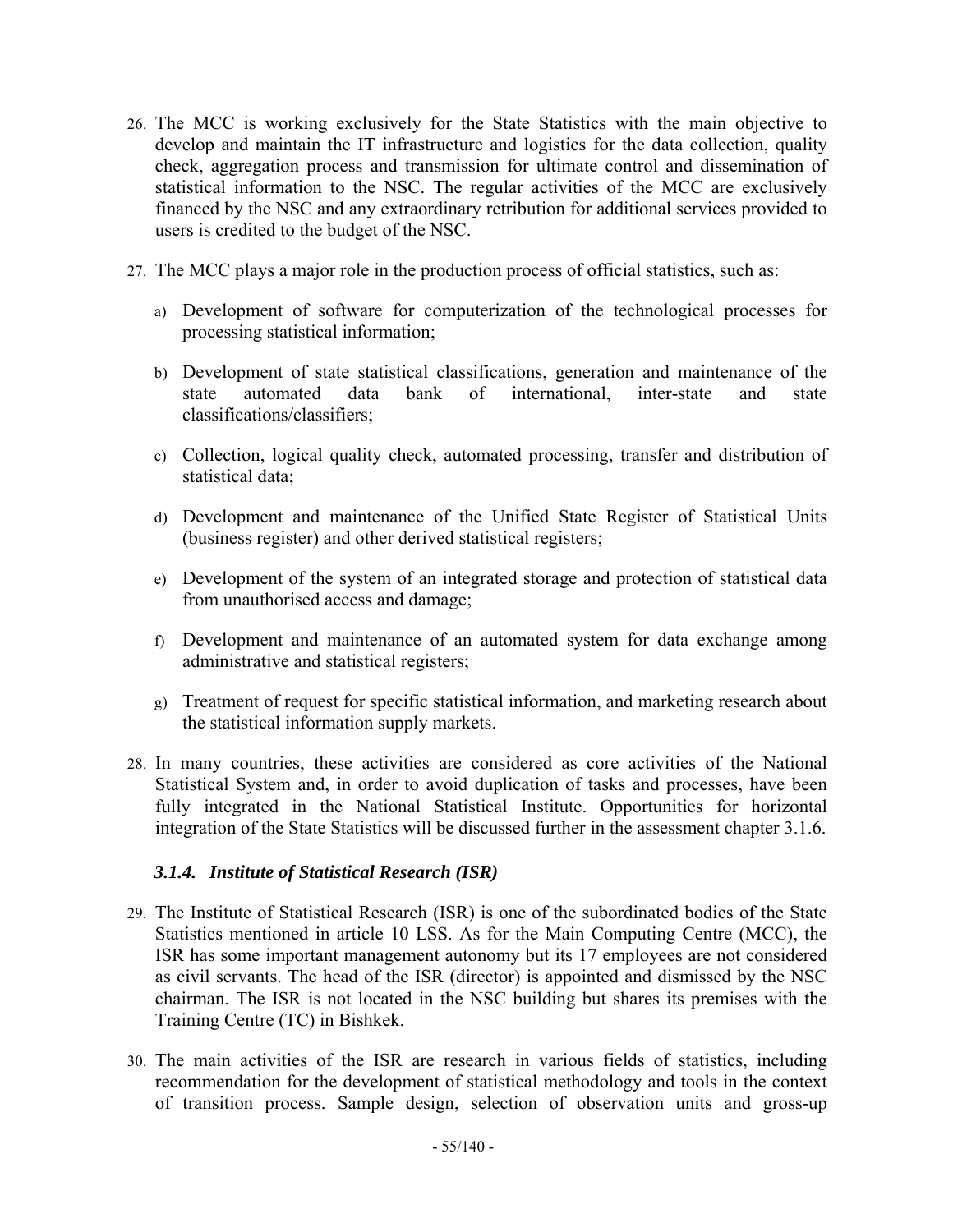26. The MCC is working exclusively for the State Statistics with the main objective to develop and maintain the IT infrastructure and logistics for the data collection, quality check, aggregation process and transmission for ultimate control and dissemination of statistical information to the NSC. The regular activities of the MCC are exclusively financed by the NSC and any extraordinary retribution for additional services provided to users is credited to the budget of the NSC.

27. The MCC plays a major role in the production process of official statistics, such as:

    a) Development of software for computerization of the technological processes for processing statistical information;

    b) Development of state statistical classifications, generation and maintenance of the state automated data bank of international, inter-state and state classifications/classifiers;

    c) Collection, logical quality check, automated processing, transfer and distribution of statistical data;

    d) Development and maintenance of the Unified State Register of Statistical Units (business register) and other derived statistical registers;

    e) Development of the system of an integrated storage and protection of statistical data from unauthorised access and damage;

    f) Development and maintenance of an automated system for data exchange among administrative and statistical registers;

    g) Treatment of request for specific statistical information, and marketing research about the statistical information supply markets.

28. In many countries, these activities are considered as core activities of the National Statistical System and, in order to avoid duplication of tasks and processes, have been fully integrated in the National Statistical Institute. Opportunities for horizontal integration of the State Statistics will be discussed further in the assessment chapter 3.1.6.

### *3.1.4. Institute of Statistical Research (ISR)*

29. The Institute of Statistical Research (ISR) is one of the subordinated bodies of the State Statistics mentioned in article 10 LSS. As for the Main Computing Centre (MCC), the ISR has some important management autonomy but its 17 employees are not considered as civil servants. The head of the ISR (director) is appointed and dismissed by the NSC chairman. The ISR is not located in the NSC building but shares its premises with the Training Centre (TC) in Bishkek.

30. The main activities of the ISR are research in various fields of statistics, including recommendation for the development of statistical methodology and tools in the context of transition process. Sample design, selection of observation units and gross-up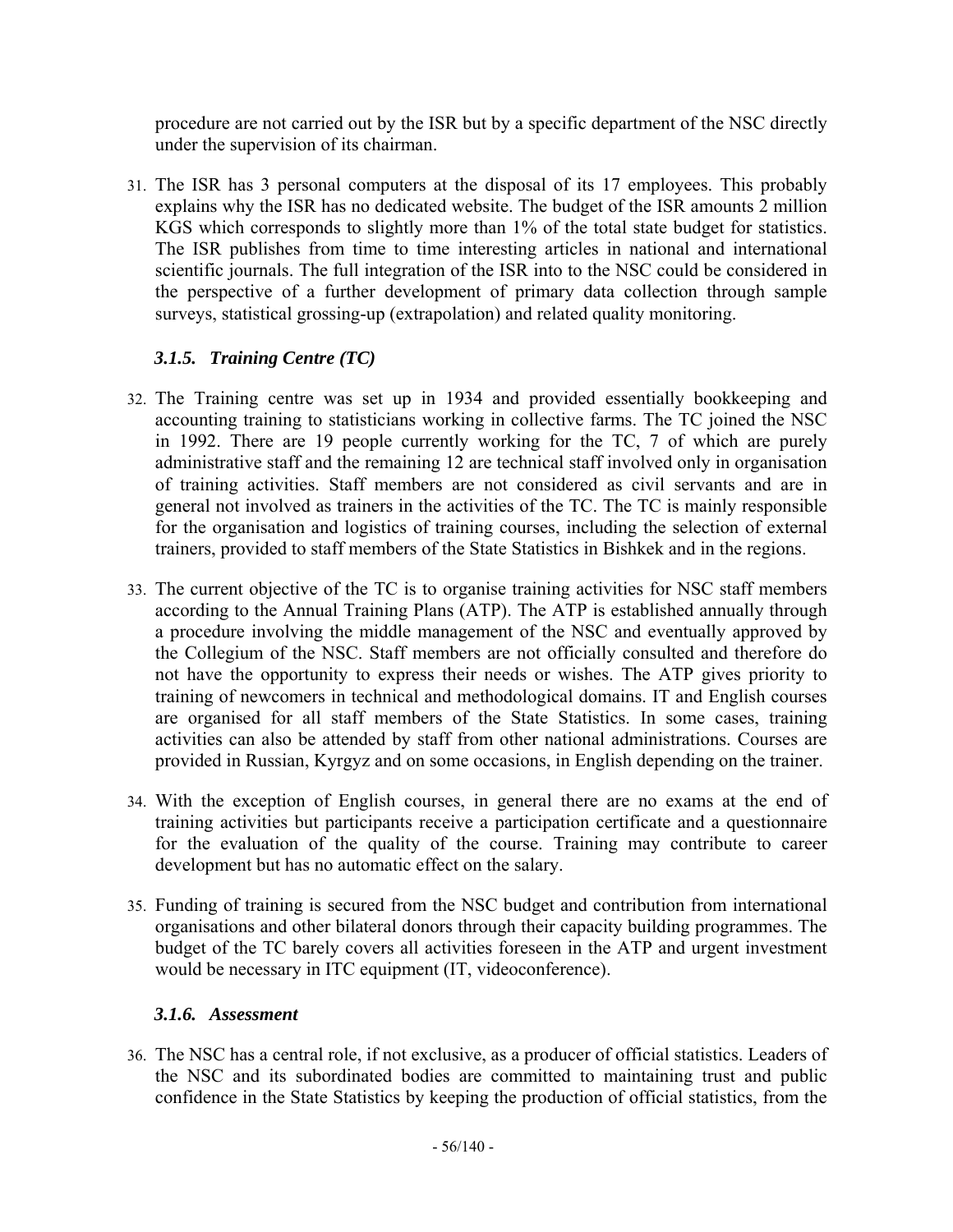procedure are not carried out by the ISR but by a specific department of the NSC directly under the supervision of its chairman.

31. The ISR has 3 personal computers at the disposal of its 17 employees. This probably explains why the ISR has no dedicated website. The budget of the ISR amounts 2 million KGS which corresponds to slightly more than 1% of the total state budget for statistics. The ISR publishes from time to time interesting articles in national and international scientific journals. The full integration of the ISR into to the NSC could be considered in the perspective of a further development of primary data collection through sample surveys, statistical grossing-up (extrapolation) and related quality monitoring.

### *3.1.5. Training Centre (TC)*

32. The Training centre was set up in 1934 and provided essentially bookkeeping and accounting training to statisticians working in collective farms. The TC joined the NSC in 1992. There are 19 people currently working for the TC, 7 of which are purely administrative staff and the remaining 12 are technical staff involved only in organisation of training activities. Staff members are not considered as civil servants and are in general not involved as trainers in the activities of the TC. The TC is mainly responsible for the organisation and logistics of training courses, including the selection of external trainers, provided to staff members of the State Statistics in Bishkek and in the regions.

33. The current objective of the TC is to organise training activities for NSC staff members according to the Annual Training Plans (ATP). The ATP is established annually through a procedure involving the middle management of the NSC and eventually approved by the Collegium of the NSC. Staff members are not officially consulted and therefore do not have the opportunity to express their needs or wishes. The ATP gives priority to training of newcomers in technical and methodological domains. IT and English courses are organised for all staff members of the State Statistics. In some cases, training activities can also be attended by staff from other national administrations. Courses are provided in Russian, Kyrgyz and on some occasions, in English depending on the trainer.

34. With the exception of English courses, in general there are no exams at the end of training activities but participants receive a participation certificate and a questionnaire for the evaluation of the quality of the course. Training may contribute to career development but has no automatic effect on the salary.

35. Funding of training is secured from the NSC budget and contribution from international organisations and other bilateral donors through their capacity building programmes. The budget of the TC barely covers all activities foreseen in the ATP and urgent investment would be necessary in ITC equipment (IT, videoconference).

### *3.1.6. Assessment*

36. The NSC has a central role, if not exclusive, as a producer of official statistics. Leaders of the NSC and its subordinated bodies are committed to maintaining trust and public confidence in the State Statistics by keeping the production of official statistics, from the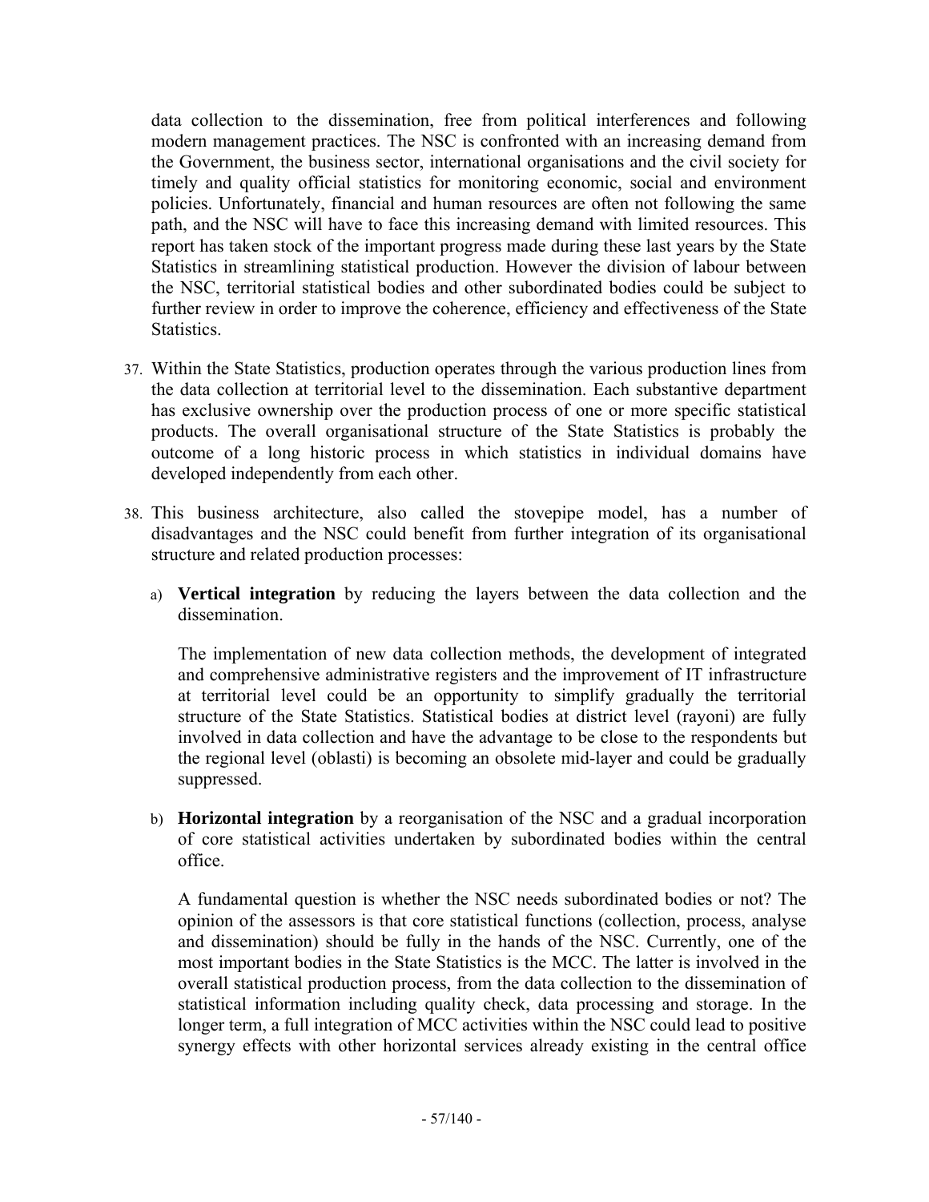data collection to the dissemination, free from political interferences and following modern management practices. The NSC is confronted with an increasing demand from the Government, the business sector, international organisations and the civil society for timely and quality official statistics for monitoring economic, social and environment policies. Unfortunately, financial and human resources are often not following the same path, and the NSC will have to face this increasing demand with limited resources. This report has taken stock of the important progress made during these last years by the State Statistics in streamlining statistical production. However the division of labour between the NSC, territorial statistical bodies and other subordinated bodies could be subject to further review in order to improve the coherence, efficiency and effectiveness of the State Statistics.

37. Within the State Statistics, production operates through the various production lines from the data collection at territorial level to the dissemination. Each substantive department has exclusive ownership over the production process of one or more specific statistical products. The overall organisational structure of the State Statistics is probably the outcome of a long historic process in which statistics in individual domains have developed independently from each other.

38. This business architecture, also called the stovepipe model, has a number of disadvantages and the NSC could benefit from further integration of its organisational structure and related production processes:

    a) **Vertical integration** by reducing the layers between the data collection and the dissemination.

    The implementation of new data collection methods, the development of integrated and comprehensive administrative registers and the improvement of IT infrastructure at territorial level could be an opportunity to simplify gradually the territorial structure of the State Statistics. Statistical bodies at district level (rayoni) are fully involved in data collection and have the advantage to be close to the respondents but the regional level (oblasti) is becoming an obsolete mid-layer and could be gradually suppressed.

    b) **Horizontal integration** by a reorganisation of the NSC and a gradual incorporation of core statistical activities undertaken by subordinated bodies within the central office.

    A fundamental question is whether the NSC needs subordinated bodies or not? The opinion of the assessors is that core statistical functions (collection, process, analyse and dissemination) should be fully in the hands of the NSC. Currently, one of the most important bodies in the State Statistics is the MCC. The latter is involved in the overall statistical production process, from the data collection to the dissemination of statistical information including quality check, data processing and storage. In the longer term, a full integration of MCC activities within the NSC could lead to positive synergy effects with other horizontal services already existing in the central office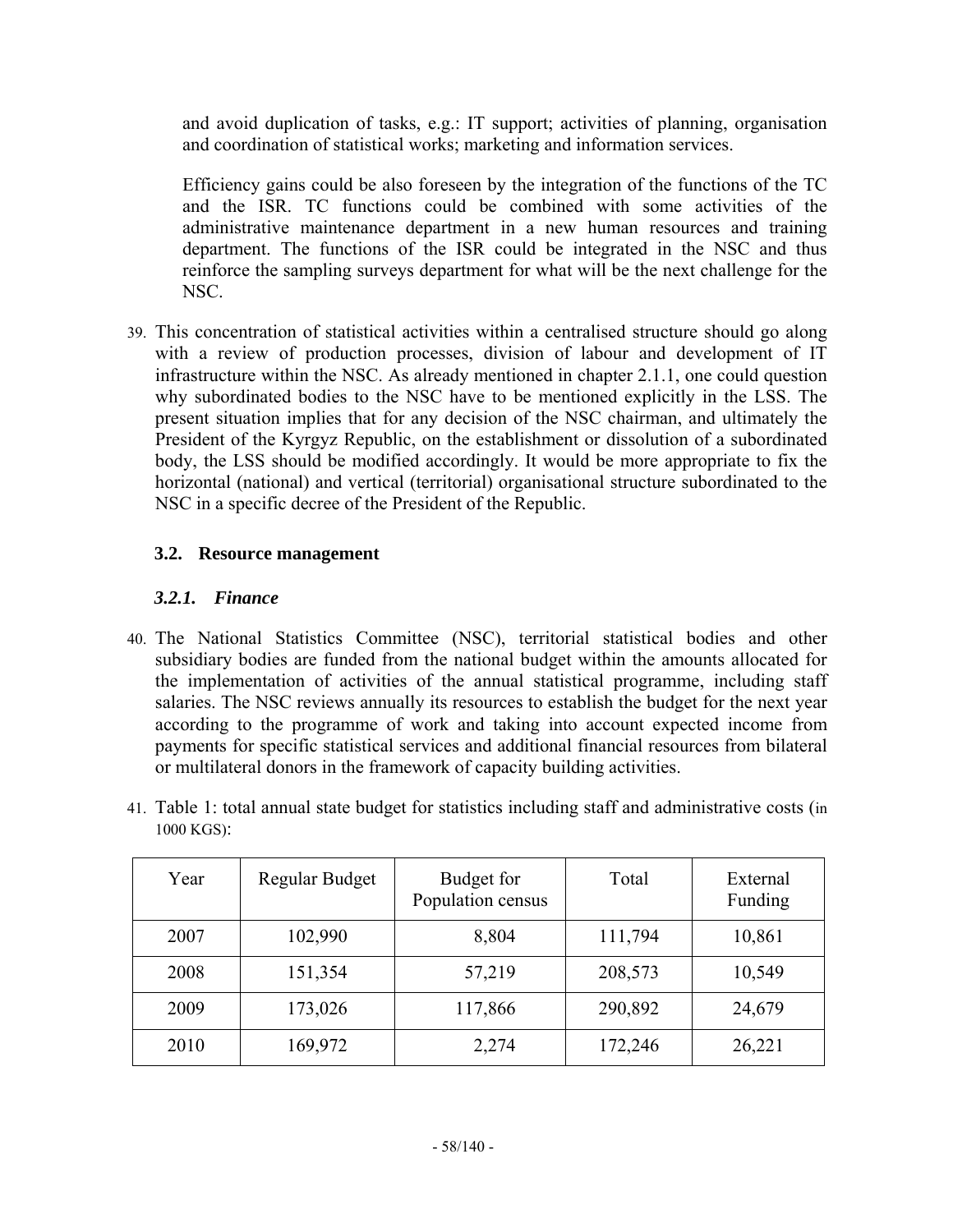and avoid duplication of tasks, e.g.: IT support; activities of planning, organisation and coordination of statistical works; marketing and information services.

Efficiency gains could be also foreseen by the integration of the functions of the TC and the ISR. TC functions could be combined with some activities of the administrative maintenance department in a new human resources and training department. The functions of the ISR could be integrated in the NSC and thus reinforce the sampling surveys department for what will be the next challenge for the NSC.

39. This concentration of statistical activities within a centralised structure should go along with a review of production processes, division of labour and development of IT infrastructure within the NSC. As already mentioned in chapter 2.1.1, one could question why subordinated bodies to the NSC have to be mentioned explicitly in the LSS. The present situation implies that for any decision of the NSC chairman, and ultimately the President of the Kyrgyz Republic, on the establishment or dissolution of a subordinated body, the LSS should be modified accordingly. It would be more appropriate to fix the horizontal (national) and vertical (territorial) organisational structure subordinated to the NSC in a specific decree of the President of the Republic.

## 3.2. Resource management

### *3.2.1. Finance*

40. The National Statistics Committee (NSC), territorial statistical bodies and other subsidiary bodies are funded from the national budget within the amounts allocated for the implementation of activities of the annual statistical programme, including staff salaries. The NSC reviews annually its resources to establish the budget for the next year according to the programme of work and taking into account expected income from payments for specific statistical services and additional financial resources from bilateral or multilateral donors in the framework of capacity building activities.

41. Table 1: total annual state budget for statistics including staff and administrative costs (in 1000 KGS):

| Year | Regular Budget | Budget for Population census | Total | External Funding |
|---|---|---|---|---|
| 2007 | 102,990 | 8,804 | 111,794 | 10,861 |
| 2008 | 151,354 | 57,219 | 208,573 | 10,549 |
| 2009 | 173,026 | 117,866 | 290,892 | 24,679 |
| 2010 | 169,972 | 2,274 | 172,246 | 26,221 |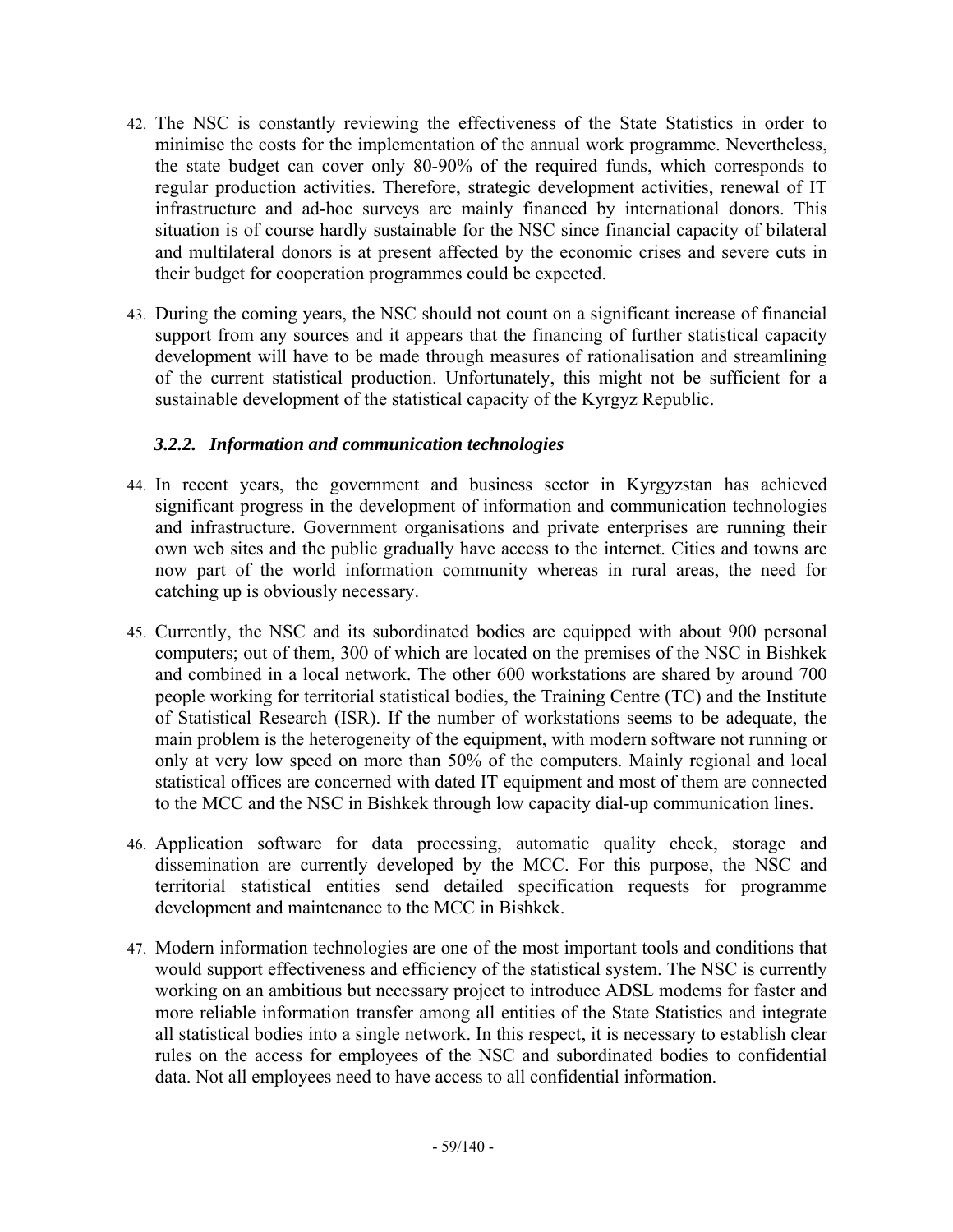42. The NSC is constantly reviewing the effectiveness of the State Statistics in order to minimise the costs for the implementation of the annual work programme. Nevertheless, the state budget can cover only 80-90% of the required funds, which corresponds to regular production activities. Therefore, strategic development activities, renewal of IT infrastructure and ad-hoc surveys are mainly financed by international donors. This situation is of course hardly sustainable for the NSC since financial capacity of bilateral and multilateral donors is at present affected by the economic crises and severe cuts in their budget for cooperation programmes could be expected.

43. During the coming years, the NSC should not count on a significant increase of financial support from any sources and it appears that the financing of further statistical capacity development will have to be made through measures of rationalisation and streamlining of the current statistical production. Unfortunately, this might not be sufficient for a sustainable development of the statistical capacity of the Kyrgyz Republic.

### *3.2.2. Information and communication technologies*

44. In recent years, the government and business sector in Kyrgyzstan has achieved significant progress in the development of information and communication technologies and infrastructure. Government organisations and private enterprises are running their own web sites and the public gradually have access to the internet. Cities and towns are now part of the world information community whereas in rural areas, the need for catching up is obviously necessary.

45. Currently, the NSC and its subordinated bodies are equipped with about 900 personal computers; out of them, 300 of which are located on the premises of the NSC in Bishkek and combined in a local network. The other 600 workstations are shared by around 700 people working for territorial statistical bodies, the Training Centre (TC) and the Institute of Statistical Research (ISR). If the number of workstations seems to be adequate, the main problem is the heterogeneity of the equipment, with modern software not running or only at very low speed on more than 50% of the computers. Mainly regional and local statistical offices are concerned with dated IT equipment and most of them are connected to the MCC and the NSC in Bishkek through low capacity dial-up communication lines.

46. Application software for data processing, automatic quality check, storage and dissemination are currently developed by the MCC. For this purpose, the NSC and territorial statistical entities send detailed specification requests for programme development and maintenance to the MCC in Bishkek.

47. Modern information technologies are one of the most important tools and conditions that would support effectiveness and efficiency of the statistical system. The NSC is currently working on an ambitious but necessary project to introduce ADSL modems for faster and more reliable information transfer among all entities of the State Statistics and integrate all statistical bodies into a single network. In this respect, it is necessary to establish clear rules on the access for employees of the NSC and subordinated bodies to confidential data. Not all employees need to have access to all confidential information.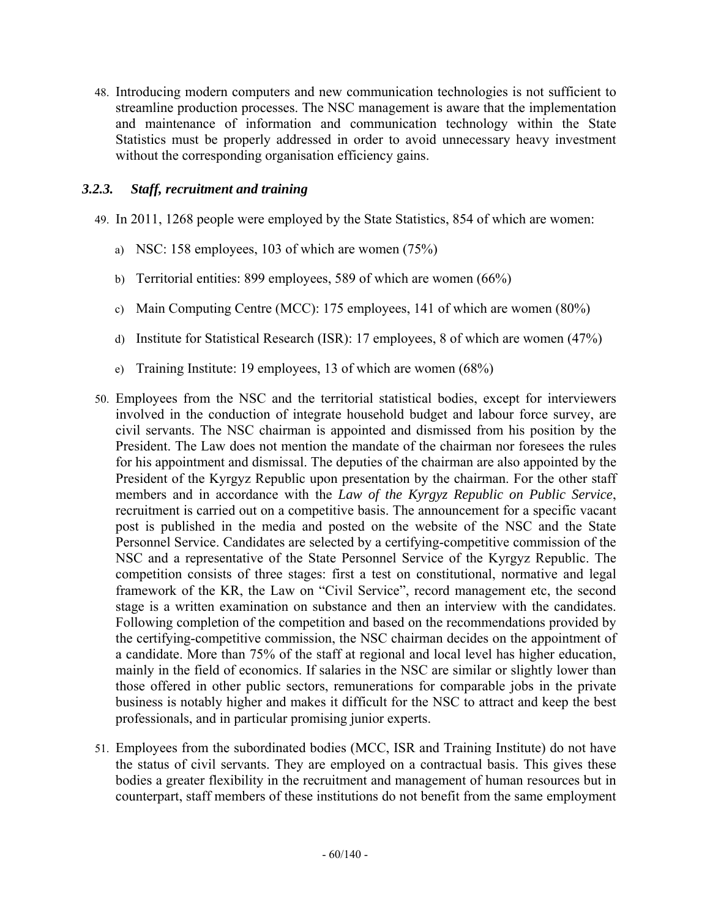48. Introducing modern computers and new communication technologies is not sufficient to streamline production processes. The NSC management is aware that the implementation and maintenance of information and communication technology within the State Statistics must be properly addressed in order to avoid unnecessary heavy investment without the corresponding organisation efficiency gains.

### *3.2.3. Staff, recruitment and training*

49. In 2011, 1268 people were employed by the State Statistics, 854 of which are women:

    a) NSC: 158 employees, 103 of which are women (75%)

    b) Territorial entities: 899 employees, 589 of which are women (66%)

    c) Main Computing Centre (MCC): 175 employees, 141 of which are women (80%)

    d) Institute for Statistical Research (ISR): 17 employees, 8 of which are women (47%)

    e) Training Institute: 19 employees, 13 of which are women (68%)

50. Employees from the NSC and the territorial statistical bodies, except for interviewers involved in the conduction of integrate household budget and labour force survey, are civil servants. The NSC chairman is appointed and dismissed from his position by the President. The Law does not mention the mandate of the chairman nor foresees the rules for his appointment and dismissal. The deputies of the chairman are also appointed by the President of the Kyrgyz Republic upon presentation by the chairman. For the other staff members and in accordance with the *Law of the Kyrgyz Republic on Public Service*, recruitment is carried out on a competitive basis. The announcement for a specific vacant post is published in the media and posted on the website of the NSC and the State Personnel Service. Candidates are selected by a certifying-competitive commission of the NSC and a representative of the State Personnel Service of the Kyrgyz Republic. The competition consists of three stages: first a test on constitutional, normative and legal framework of the KR, the Law on "Civil Service", record management etc, the second stage is a written examination on substance and then an interview with the candidates. Following completion of the competition and based on the recommendations provided by the certifying-competitive commission, the NSC chairman decides on the appointment of a candidate. More than 75% of the staff at regional and local level has higher education, mainly in the field of economics. If salaries in the NSC are similar or slightly lower than those offered in other public sectors, remunerations for comparable jobs in the private business is notably higher and makes it difficult for the NSC to attract and keep the best professionals, and in particular promising junior experts.

51. Employees from the subordinated bodies (MCC, ISR and Training Institute) do not have the status of civil servants. They are employed on a contractual basis. This gives these bodies a greater flexibility in the recruitment and management of human resources but in counterpart, staff members of these institutions do not benefit from the same employment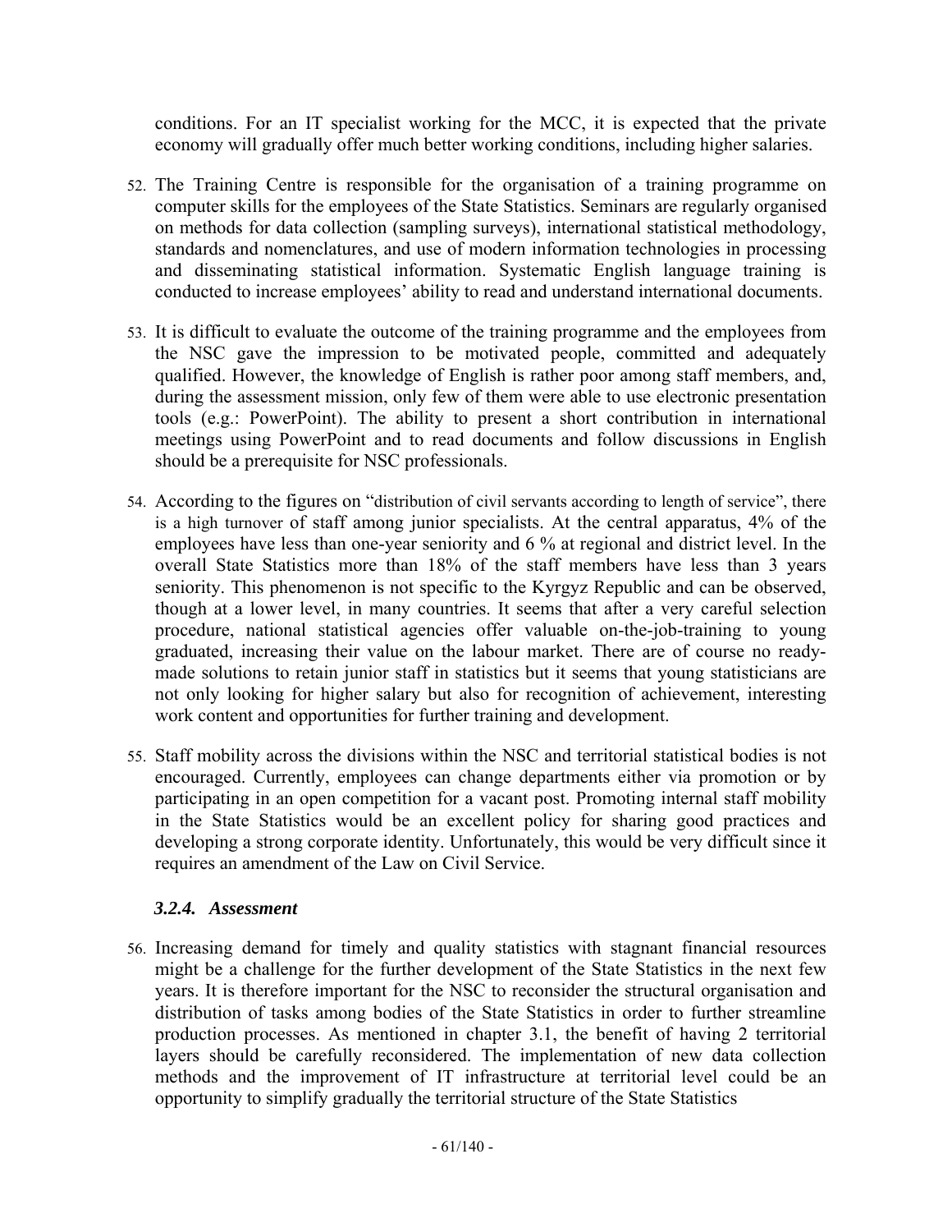conditions. For an IT specialist working for the MCC, it is expected that the private economy will gradually offer much better working conditions, including higher salaries.

52. The Training Centre is responsible for the organisation of a training programme on computer skills for the employees of the State Statistics. Seminars are regularly organised on methods for data collection (sampling surveys), international statistical methodology, standards and nomenclatures, and use of modern information technologies in processing and disseminating statistical information. Systematic English language training is conducted to increase employees' ability to read and understand international documents.

53. It is difficult to evaluate the outcome of the training programme and the employees from the NSC gave the impression to be motivated people, committed and adequately qualified. However, the knowledge of English is rather poor among staff members, and, during the assessment mission, only few of them were able to use electronic presentation tools (e.g.: PowerPoint). The ability to present a short contribution in international meetings using PowerPoint and to read documents and follow discussions in English should be a prerequisite for NSC professionals.

54. According to the figures on "distribution of civil servants according to length of service", there is a high turnover of staff among junior specialists. At the central apparatus, 4% of the employees have less than one-year seniority and 6 % at regional and district level. In the overall State Statistics more than 18% of the staff members have less than 3 years seniority. This phenomenon is not specific to the Kyrgyz Republic and can be observed, though at a lower level, in many countries. It seems that after a very careful selection procedure, national statistical agencies offer valuable on-the-job-training to young graduated, increasing their value on the labour market. There are of course no ready-made solutions to retain junior staff in statistics but it seems that young statisticians are not only looking for higher salary but also for recognition of achievement, interesting work content and opportunities for further training and development.

55. Staff mobility across the divisions within the NSC and territorial statistical bodies is not encouraged. Currently, employees can change departments either via promotion or by participating in an open competition for a vacant post. Promoting internal staff mobility in the State Statistics would be an excellent policy for sharing good practices and developing a strong corporate identity. Unfortunately, this would be very difficult since it requires an amendment of the Law on Civil Service.

### *3.2.4. Assessment*

56. Increasing demand for timely and quality statistics with stagnant financial resources might be a challenge for the further development of the State Statistics in the next few years. It is therefore important for the NSC to reconsider the structural organisation and distribution of tasks among bodies of the State Statistics in order to further streamline production processes. As mentioned in chapter 3.1, the benefit of having 2 territorial layers should be carefully reconsidered. The implementation of new data collection methods and the improvement of IT infrastructure at territorial level could be an opportunity to simplify gradually the territorial structure of the State Statistics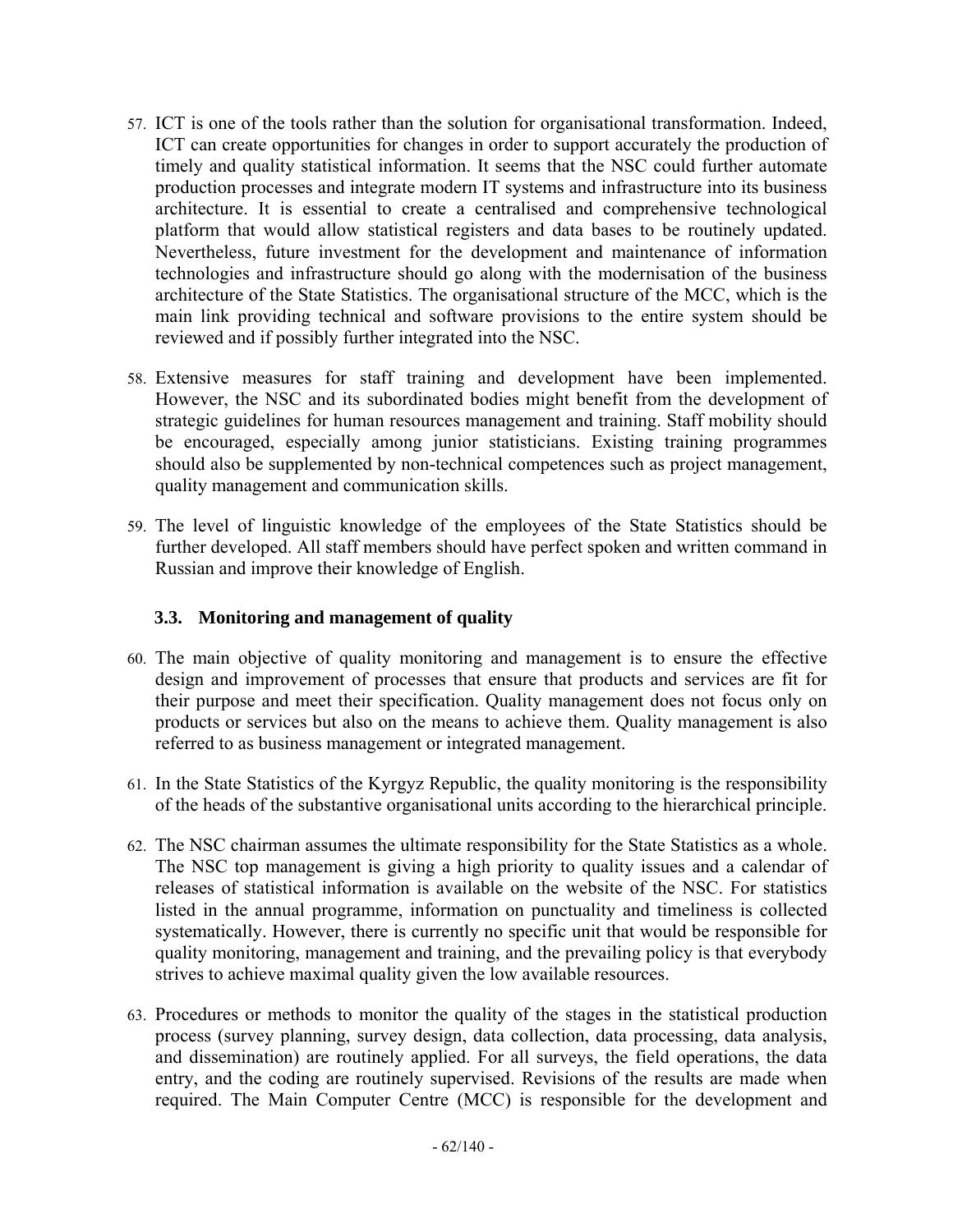57. ICT is one of the tools rather than the solution for organisational transformation. Indeed, ICT can create opportunities for changes in order to support accurately the production of timely and quality statistical information. It seems that the NSC could further automate production processes and integrate modern IT systems and infrastructure into its business architecture. It is essential to create a centralised and comprehensive technological platform that would allow statistical registers and data bases to be routinely updated. Nevertheless, future investment for the development and maintenance of information technologies and infrastructure should go along with the modernisation of the business architecture of the State Statistics. The organisational structure of the MCC, which is the main link providing technical and software provisions to the entire system should be reviewed and if possibly further integrated into the NSC.

58. Extensive measures for staff training and development have been implemented. However, the NSC and its subordinated bodies might benefit from the development of strategic guidelines for human resources management and training. Staff mobility should be encouraged, especially among junior statisticians. Existing training programmes should also be supplemented by non-technical competences such as project management, quality management and communication skills.

59. The level of linguistic knowledge of the employees of the State Statistics should be further developed. All staff members should have perfect spoken and written command in Russian and improve their knowledge of English.

### 3.3. Monitoring and management of quality

60. The main objective of quality monitoring and management is to ensure the effective design and improvement of processes that ensure that products and services are fit for their purpose and meet their specification. Quality management does not focus only on products or services but also on the means to achieve them. Quality management is also referred to as business management or integrated management.

61. In the State Statistics of the Kyrgyz Republic, the quality monitoring is the responsibility of the heads of the substantive organisational units according to the hierarchical principle.

62. The NSC chairman assumes the ultimate responsibility for the State Statistics as a whole. The NSC top management is giving a high priority to quality issues and a calendar of releases of statistical information is available on the website of the NSC. For statistics listed in the annual programme, information on punctuality and timeliness is collected systematically. However, there is currently no specific unit that would be responsible for quality monitoring, management and training, and the prevailing policy is that everybody strives to achieve maximal quality given the low available resources.

63. Procedures or methods to monitor the quality of the stages in the statistical production process (survey planning, survey design, data collection, data processing, data analysis, and dissemination) are routinely applied. For all surveys, the field operations, the data entry, and the coding are routinely supervised. Revisions of the results are made when required. The Main Computer Centre (MCC) is responsible for the development and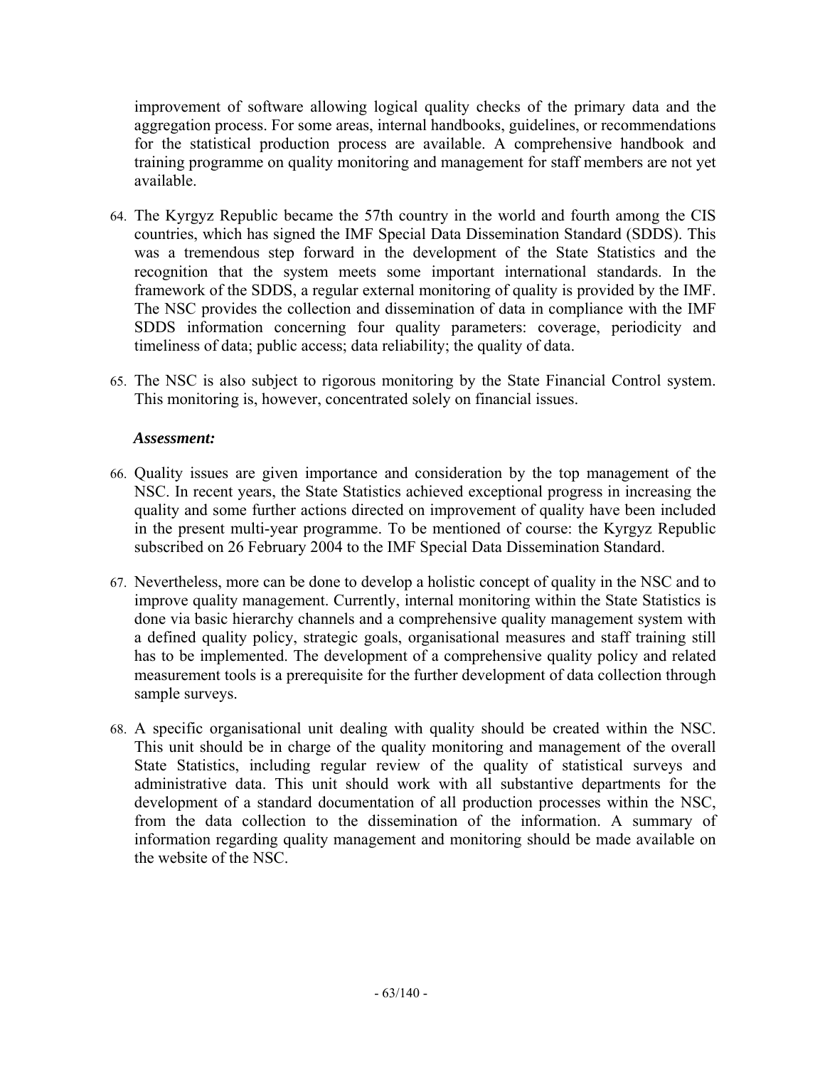improvement of software allowing logical quality checks of the primary data and the aggregation process. For some areas, internal handbooks, guidelines, or recommendations for the statistical production process are available. A comprehensive handbook and training programme on quality monitoring and management for staff members are not yet available.

64. The Kyrgyz Republic became the 57th country in the world and fourth among the CIS countries, which has signed the IMF Special Data Dissemination Standard (SDDS). This was a tremendous step forward in the development of the State Statistics and the recognition that the system meets some important international standards. In the framework of the SDDS, a regular external monitoring of quality is provided by the IMF. The NSC provides the collection and dissemination of data in compliance with the IMF SDDS information concerning four quality parameters: coverage, periodicity and timeliness of data; public access; data reliability; the quality of data.

65. The NSC is also subject to rigorous monitoring by the State Financial Control system. This monitoring is, however, concentrated solely on financial issues.

***Assessment:***

66. Quality issues are given importance and consideration by the top management of the NSC. In recent years, the State Statistics achieved exceptional progress in increasing the quality and some further actions directed on improvement of quality have been included in the present multi-year programme. To be mentioned of course: the Kyrgyz Republic subscribed on 26 February 2004 to the IMF Special Data Dissemination Standard.

67. Nevertheless, more can be done to develop a holistic concept of quality in the NSC and to improve quality management. Currently, internal monitoring within the State Statistics is done via basic hierarchy channels and a comprehensive quality management system with a defined quality policy, strategic goals, organisational measures and staff training still has to be implemented. The development of a comprehensive quality policy and related measurement tools is a prerequisite for the further development of data collection through sample surveys.

68. A specific organisational unit dealing with quality should be created within the NSC. This unit should be in charge of the quality monitoring and management of the overall State Statistics, including regular review of the quality of statistical surveys and administrative data. This unit should work with all substantive departments for the development of a standard documentation of all production processes within the NSC, from the data collection to the dissemination of the information. A summary of information regarding quality management and monitoring should be made available on the website of the NSC.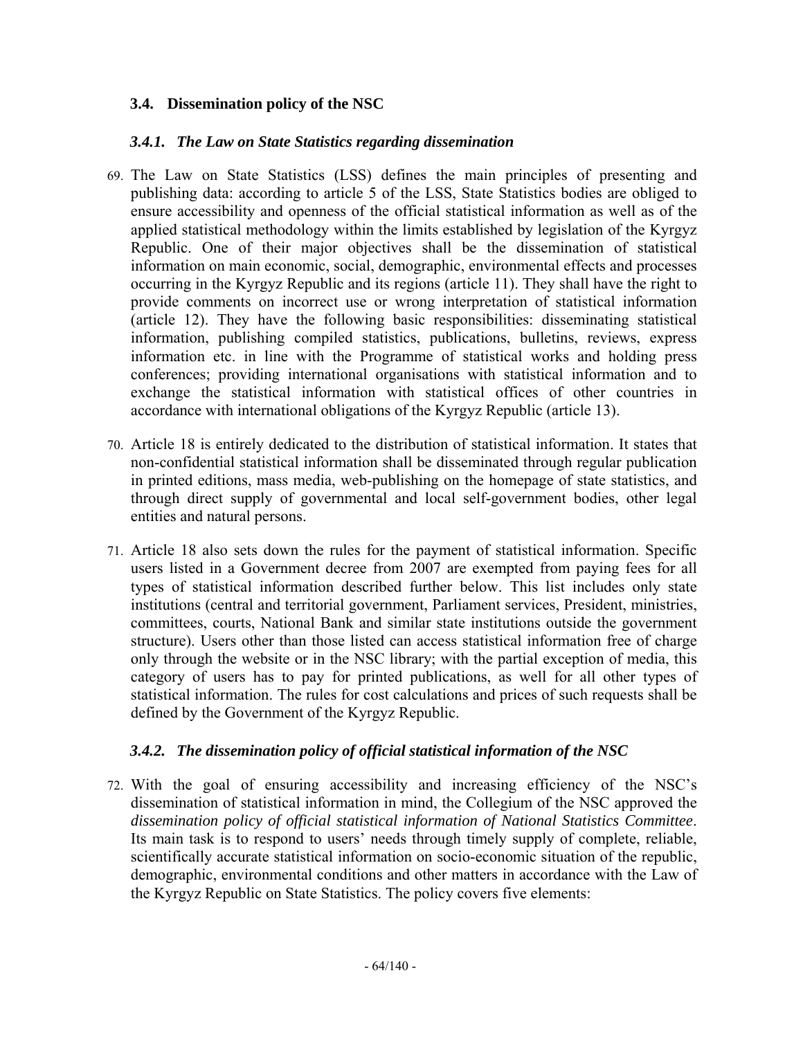### 3.4. Dissemination policy of the NSC

#### *3.4.1. The Law on State Statistics regarding dissemination*

69. The Law on State Statistics (LSS) defines the main principles of presenting and publishing data: according to article 5 of the LSS, State Statistics bodies are obliged to ensure accessibility and openness of the official statistical information as well as of the applied statistical methodology within the limits established by legislation of the Kyrgyz Republic. One of their major objectives shall be the dissemination of statistical information on main economic, social, demographic, environmental effects and processes occurring in the Kyrgyz Republic and its regions (article 11). They shall have the right to provide comments on incorrect use or wrong interpretation of statistical information (article 12). They have the following basic responsibilities: disseminating statistical information, publishing compiled statistics, publications, bulletins, reviews, express information etc. in line with the Programme of statistical works and holding press conferences; providing international organisations with statistical information and to exchange the statistical information with statistical offices of other countries in accordance with international obligations of the Kyrgyz Republic (article 13).

70. Article 18 is entirely dedicated to the distribution of statistical information. It states that non-confidential statistical information shall be disseminated through regular publication in printed editions, mass media, web-publishing on the homepage of state statistics, and through direct supply of governmental and local self-government bodies, other legal entities and natural persons.

71. Article 18 also sets down the rules for the payment of statistical information. Specific users listed in a Government decree from 2007 are exempted from paying fees for all types of statistical information described further below. This list includes only state institutions (central and territorial government, Parliament services, President, ministries, committees, courts, National Bank and similar state institutions outside the government structure). Users other than those listed can access statistical information free of charge only through the website or in the NSC library; with the partial exception of media, this category of users has to pay for printed publications, as well for all other types of statistical information. The rules for cost calculations and prices of such requests shall be defined by the Government of the Kyrgyz Republic.

#### *3.4.2. The dissemination policy of official statistical information of the NSC*

72. With the goal of ensuring accessibility and increasing efficiency of the NSC's dissemination of statistical information in mind, the Collegium of the NSC approved the *dissemination policy of official statistical information of National Statistics Committee*. Its main task is to respond to users' needs through timely supply of complete, reliable, scientifically accurate statistical information on socio-economic situation of the republic, demographic, environmental conditions and other matters in accordance with the Law of the Kyrgyz Republic on State Statistics. The policy covers five elements: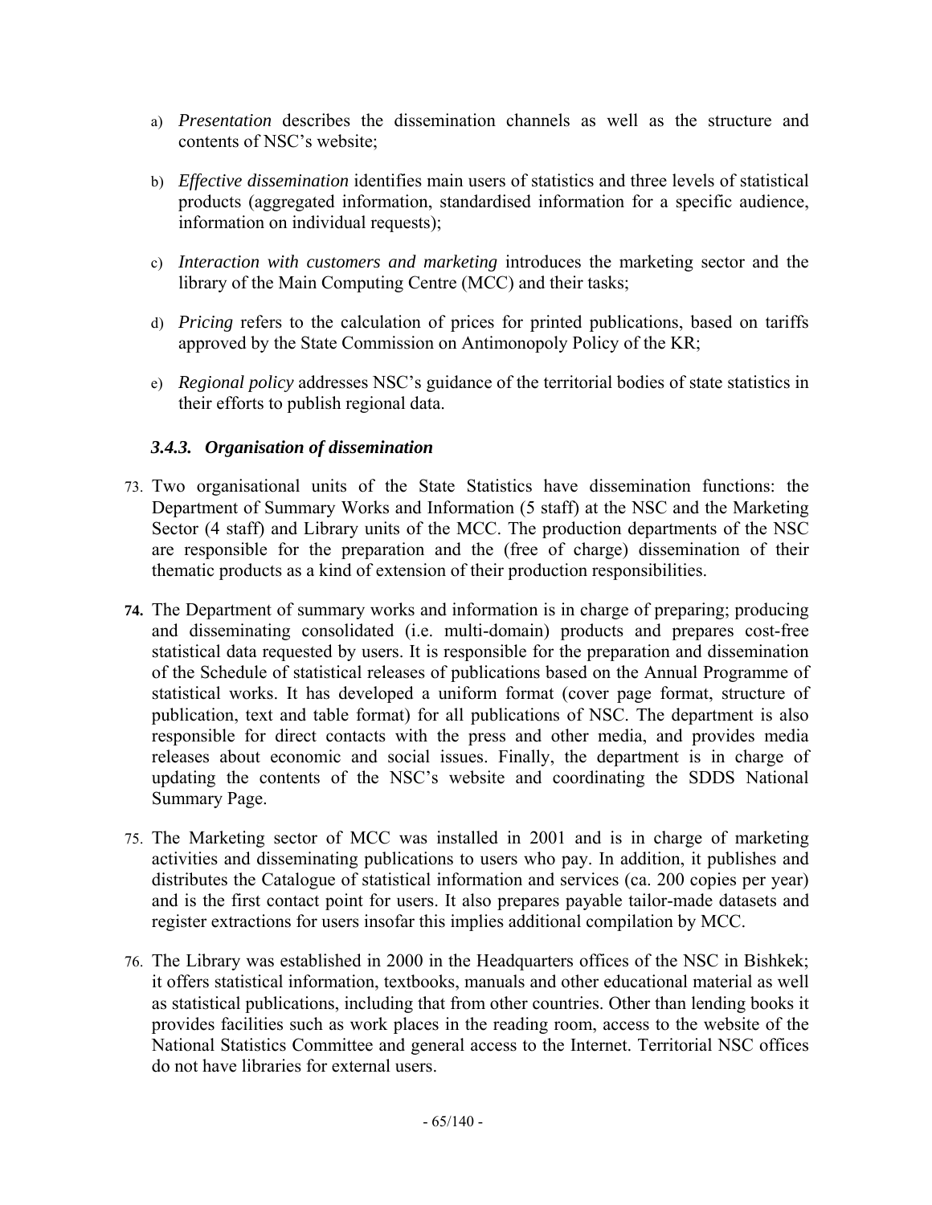a) *Presentation* describes the dissemination channels as well as the structure and contents of NSC's website;

b) *Effective dissemination* identifies main users of statistics and three levels of statistical products (aggregated information, standardised information for a specific audience, information on individual requests);

c) *Interaction with customers and marketing* introduces the marketing sector and the library of the Main Computing Centre (MCC) and their tasks;

d) *Pricing* refers to the calculation of prices for printed publications, based on tariffs approved by the State Commission on Antimonopoly Policy of the KR;

e) *Regional policy* addresses NSC's guidance of the territorial bodies of state statistics in their efforts to publish regional data.

### *3.4.3. Organisation of dissemination*

73. Two organisational units of the State Statistics have dissemination functions: the Department of Summary Works and Information (5 staff) at the NSC and the Marketing Sector (4 staff) and Library units of the MCC. The production departments of the NSC are responsible for the preparation and the (free of charge) dissemination of their thematic products as a kind of extension of their production responsibilities.

**74.** The Department of summary works and information is in charge of preparing; producing and disseminating consolidated (i.e. multi-domain) products and prepares cost-free statistical data requested by users. It is responsible for the preparation and dissemination of the Schedule of statistical releases of publications based on the Annual Programme of statistical works. It has developed a uniform format (cover page format, structure of publication, text and table format) for all publications of NSC. The department is also responsible for direct contacts with the press and other media, and provides media releases about economic and social issues. Finally, the department is in charge of updating the contents of the NSC's website and coordinating the SDDS National Summary Page.

75. The Marketing sector of MCC was installed in 2001 and is in charge of marketing activities and disseminating publications to users who pay. In addition, it publishes and distributes the Catalogue of statistical information and services (ca. 200 copies per year) and is the first contact point for users. It also prepares payable tailor-made datasets and register extractions for users insofar this implies additional compilation by MCC.

76. The Library was established in 2000 in the Headquarters offices of the NSC in Bishkek; it offers statistical information, textbooks, manuals and other educational material as well as statistical publications, including that from other countries. Other than lending books it provides facilities such as work places in the reading room, access to the website of the National Statistics Committee and general access to the Internet. Territorial NSC offices do not have libraries for external users.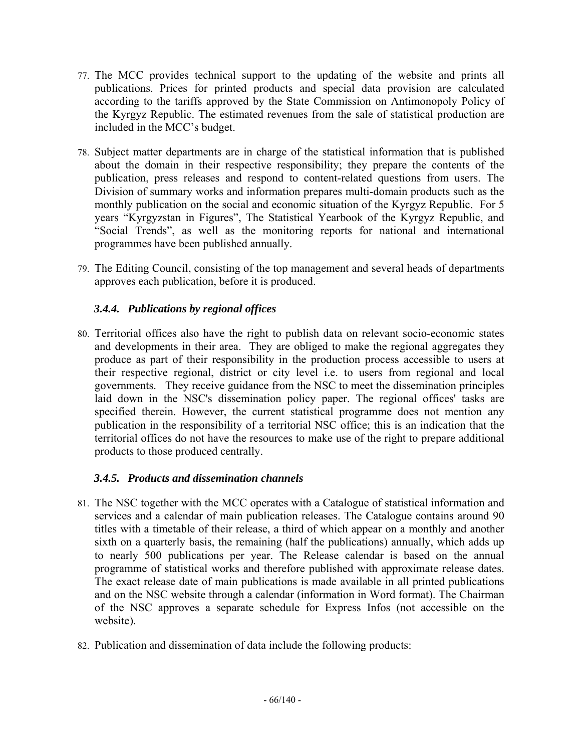77. The MCC provides technical support to the updating of the website and prints all publications. Prices for printed products and special data provision are calculated according to the tariffs approved by the State Commission on Antimonopoly Policy of the Kyrgyz Republic. The estimated revenues from the sale of statistical production are included in the MCC's budget.

78. Subject matter departments are in charge of the statistical information that is published about the domain in their respective responsibility; they prepare the contents of the publication, press releases and respond to content-related questions from users. The Division of summary works and information prepares multi-domain products such as the monthly publication on the social and economic situation of the Kyrgyz Republic. For 5 years "Kyrgyzstan in Figures", The Statistical Yearbook of the Kyrgyz Republic, and "Social Trends", as well as the monitoring reports for national and international programmes have been published annually.

79. The Editing Council, consisting of the top management and several heads of departments approves each publication, before it is produced.

### *3.4.4. Publications by regional offices*

80. Territorial offices also have the right to publish data on relevant socio-economic states and developments in their area. They are obliged to make the regional aggregates they produce as part of their responsibility in the production process accessible to users at their respective regional, district or city level i.e. to users from regional and local governments. They receive guidance from the NSC to meet the dissemination principles laid down in the NSC's dissemination policy paper. The regional offices' tasks are specified therein. However, the current statistical programme does not mention any publication in the responsibility of a territorial NSC office; this is an indication that the territorial offices do not have the resources to make use of the right to prepare additional products to those produced centrally.

### *3.4.5. Products and dissemination channels*

81. The NSC together with the MCC operates with a Catalogue of statistical information and services and a calendar of main publication releases. The Catalogue contains around 90 titles with a timetable of their release, a third of which appear on a monthly and another sixth on a quarterly basis, the remaining (half the publications) annually, which adds up to nearly 500 publications per year. The Release calendar is based on the annual programme of statistical works and therefore published with approximate release dates. The exact release date of main publications is made available in all printed publications and on the NSC website through a calendar (information in Word format). The Chairman of the NSC approves a separate schedule for Express Infos (not accessible on the website).

82. Publication and dissemination of data include the following products: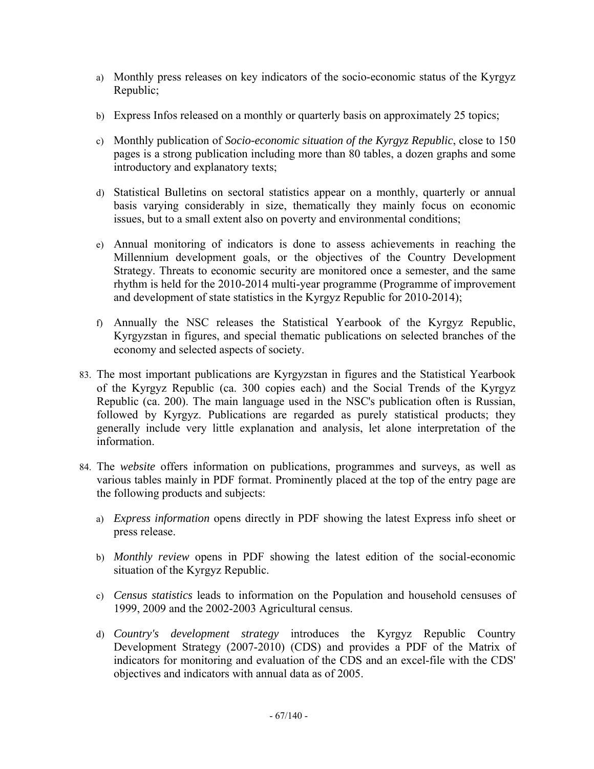a) Monthly press releases on key indicators of the socio-economic status of the Kyrgyz Republic;

b) Express Infos released on a monthly or quarterly basis on approximately 25 topics;

c) Monthly publication of *Socio-economic situation of the Kyrgyz Republic*, close to 150 pages is a strong publication including more than 80 tables, a dozen graphs and some introductory and explanatory texts;

d) Statistical Bulletins on sectoral statistics appear on a monthly, quarterly or annual basis varying considerably in size, thematically they mainly focus on economic issues, but to a small extent also on poverty and environmental conditions;

e) Annual monitoring of indicators is done to assess achievements in reaching the Millennium development goals, or the objectives of the Country Development Strategy. Threats to economic security are monitored once a semester, and the same rhythm is held for the 2010-2014 multi-year programme (Programme of improvement and development of state statistics in the Kyrgyz Republic for 2010-2014);

f) Annually the NSC releases the Statistical Yearbook of the Kyrgyz Republic, Kyrgyzstan in figures, and special thematic publications on selected branches of the economy and selected aspects of society.

83. The most important publications are Kyrgyzstan in figures and the Statistical Yearbook of the Kyrgyz Republic (ca. 300 copies each) and the Social Trends of the Kyrgyz Republic (ca. 200). The main language used in the NSC's publication often is Russian, followed by Kyrgyz. Publications are regarded as purely statistical products; they generally include very little explanation and analysis, let alone interpretation of the information.

84. The *website* offers information on publications, programmes and surveys, as well as various tables mainly in PDF format. Prominently placed at the top of the entry page are the following products and subjects:

a) *Express information* opens directly in PDF showing the latest Express info sheet or press release.

b) *Monthly review* opens in PDF showing the latest edition of the social-economic situation of the Kyrgyz Republic.

c) *Census statistics* leads to information on the Population and household censuses of 1999, 2009 and the 2002-2003 Agricultural census.

d) *Country's development strategy* introduces the Kyrgyz Republic Country Development Strategy (2007-2010) (CDS) and provides a PDF of the Matrix of indicators for monitoring and evaluation of the CDS and an excel-file with the CDS' objectives and indicators with annual data as of 2005.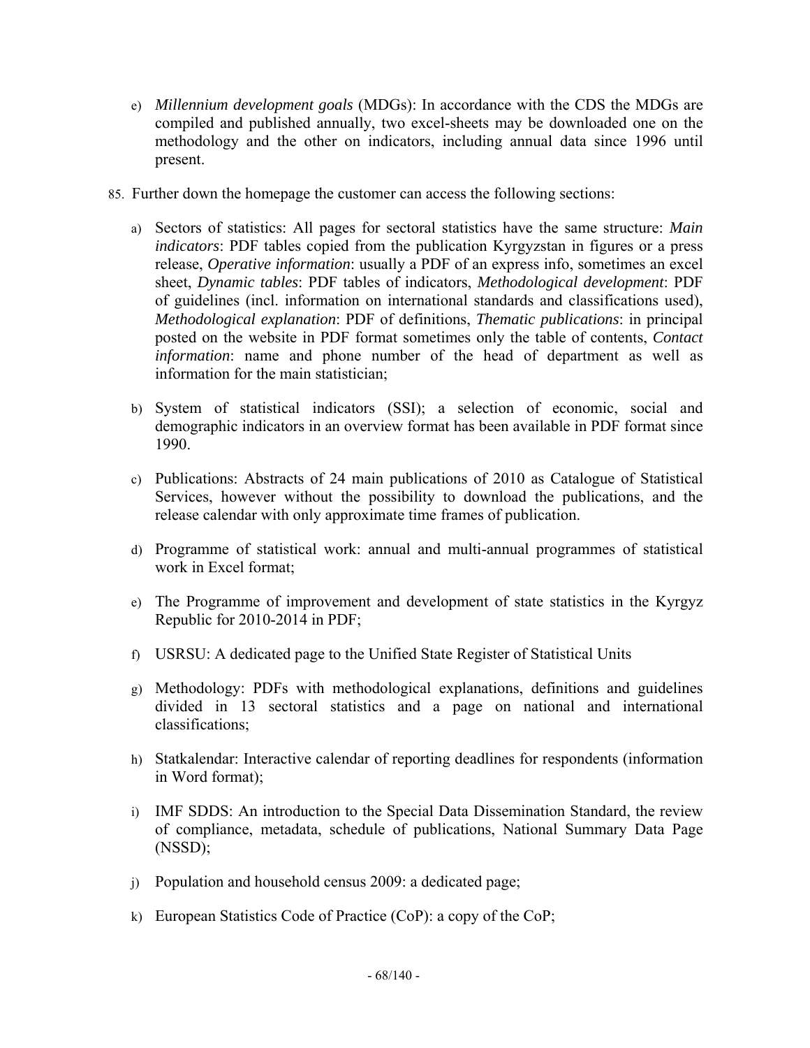e) *Millennium development goals* (MDGs): In accordance with the CDS the MDGs are compiled and published annually, two excel-sheets may be downloaded one on the methodology and the other on indicators, including annual data since 1996 until present.

85. Further down the homepage the customer can access the following sections:

a) Sectors of statistics: All pages for sectoral statistics have the same structure: *Main indicators*: PDF tables copied from the publication Kyrgyzstan in figures or a press release, *Operative information*: usually a PDF of an express info, sometimes an excel sheet, *Dynamic tables*: PDF tables of indicators, *Methodological development*: PDF of guidelines (incl. information on international standards and classifications used), *Methodological explanation*: PDF of definitions, *Thematic publications*: in principal posted on the website in PDF format sometimes only the table of contents, *Contact information*: name and phone number of the head of department as well as information for the main statistician;

b) System of statistical indicators (SSI); a selection of economic, social and demographic indicators in an overview format has been available in PDF format since 1990.

c) Publications: Abstracts of 24 main publications of 2010 as Catalogue of Statistical Services, however without the possibility to download the publications, and the release calendar with only approximate time frames of publication.

d) Programme of statistical work: annual and multi-annual programmes of statistical work in Excel format;

e) The Programme of improvement and development of state statistics in the Kyrgyz Republic for 2010-2014 in PDF;

f) USRSU: A dedicated page to the Unified State Register of Statistical Units

g) Methodology: PDFs with methodological explanations, definitions and guidelines divided in 13 sectoral statistics and a page on national and international classifications;

h) Statkalendar: Interactive calendar of reporting deadlines for respondents (information in Word format);

i) IMF SDDS: An introduction to the Special Data Dissemination Standard, the review of compliance, metadata, schedule of publications, National Summary Data Page (NSSD);

j) Population and household census 2009: a dedicated page;

k) European Statistics Code of Practice (CoP): a copy of the CoP;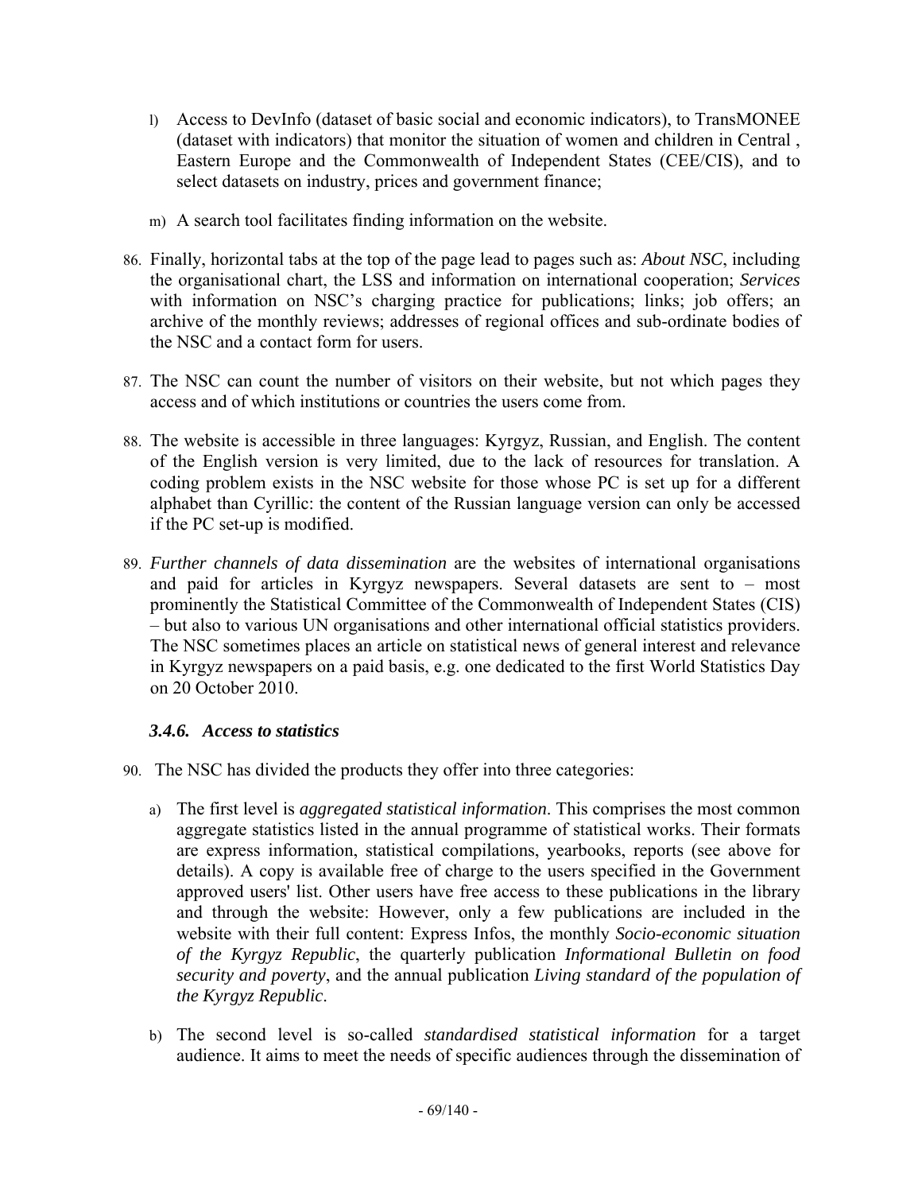l) Access to DevInfo (dataset of basic social and economic indicators), to TransMONEE (dataset with indicators) that monitor the situation of women and children in Central , Eastern Europe and the Commonwealth of Independent States (CEE/CIS), and to select datasets on industry, prices and government finance;

m) A search tool facilitates finding information on the website.

86. Finally, horizontal tabs at the top of the page lead to pages such as: *About NSC*, including the organisational chart, the LSS and information on international cooperation; *Services* with information on NSC's charging practice for publications; links; job offers; an archive of the monthly reviews; addresses of regional offices and sub-ordinate bodies of the NSC and a contact form for users.

87. The NSC can count the number of visitors on their website, but not which pages they access and of which institutions or countries the users come from.

88. The website is accessible in three languages: Kyrgyz, Russian, and English. The content of the English version is very limited, due to the lack of resources for translation. A coding problem exists in the NSC website for those whose PC is set up for a different alphabet than Cyrillic: the content of the Russian language version can only be accessed if the PC set-up is modified.

89. *Further channels of data dissemination* are the websites of international organisations and paid for articles in Kyrgyz newspapers. Several datasets are sent to – most prominently the Statistical Committee of the Commonwealth of Independent States (CIS) – but also to various UN organisations and other international official statistics providers. The NSC sometimes places an article on statistical news of general interest and relevance in Kyrgyz newspapers on a paid basis, e.g. one dedicated to the first World Statistics Day on 20 October 2010.

### *3.4.6. Access to statistics*

90. The NSC has divided the products they offer into three categories:

a) The first level is *aggregated statistical information*. This comprises the most common aggregate statistics listed in the annual programme of statistical works. Their formats are express information, statistical compilations, yearbooks, reports (see above for details). A copy is available free of charge to the users specified in the Government approved users' list. Other users have free access to these publications in the library and through the website: However, only a few publications are included in the website with their full content: Express Infos, the monthly *Socio-economic situation of the Kyrgyz Republic*, the quarterly publication *Informational Bulletin on food security and poverty*, and the annual publication *Living standard of the population of the Kyrgyz Republic*.

b) The second level is so-called *standardised statistical information* for a target audience. It aims to meet the needs of specific audiences through the dissemination of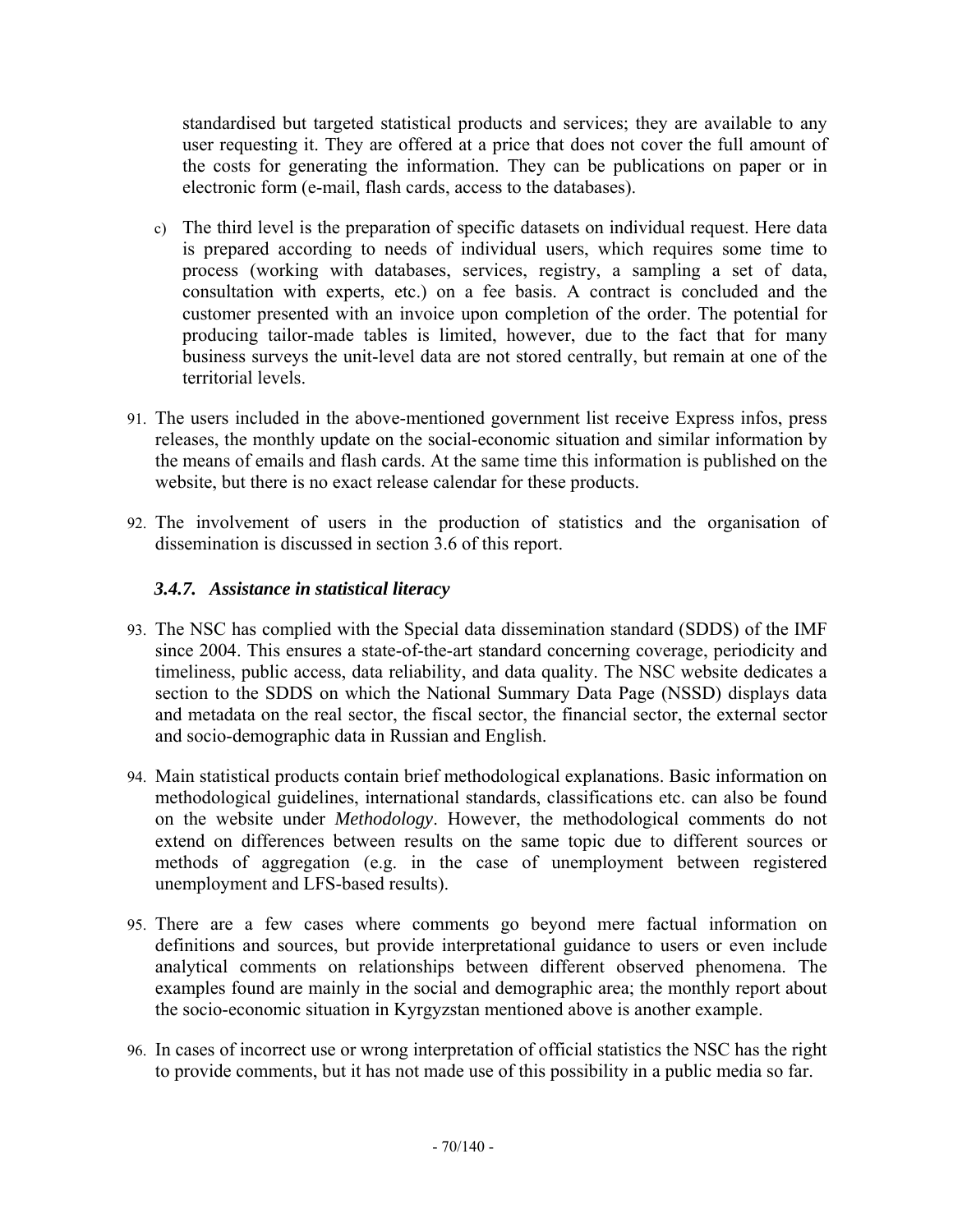standardised but targeted statistical products and services; they are available to any user requesting it. They are offered at a price that does not cover the full amount of the costs for generating the information. They can be publications on paper or in electronic form (e-mail, flash cards, access to the databases).

c) The third level is the preparation of specific datasets on individual request. Here data is prepared according to needs of individual users, which requires some time to process (working with databases, services, registry, a sampling a set of data, consultation with experts, etc.) on a fee basis. A contract is concluded and the customer presented with an invoice upon completion of the order. The potential for producing tailor-made tables is limited, however, due to the fact that for many business surveys the unit-level data are not stored centrally, but remain at one of the territorial levels.

91. The users included in the above-mentioned government list receive Express infos, press releases, the monthly update on the social-economic situation and similar information by the means of emails and flash cards. At the same time this information is published on the website, but there is no exact release calendar for these products.

92. The involvement of users in the production of statistics and the organisation of dissemination is discussed in section 3.6 of this report.

### *3.4.7. Assistance in statistical literacy*

93. The NSC has complied with the Special data dissemination standard (SDDS) of the IMF since 2004. This ensures a state-of-the-art standard concerning coverage, periodicity and timeliness, public access, data reliability, and data quality. The NSC website dedicates a section to the SDDS on which the National Summary Data Page (NSSD) displays data and metadata on the real sector, the fiscal sector, the financial sector, the external sector and socio-demographic data in Russian and English.

94. Main statistical products contain brief methodological explanations. Basic information on methodological guidelines, international standards, classifications etc. can also be found on the website under *Methodology*. However, the methodological comments do not extend on differences between results on the same topic due to different sources or methods of aggregation (e.g. in the case of unemployment between registered unemployment and LFS-based results).

95. There are a few cases where comments go beyond mere factual information on definitions and sources, but provide interpretational guidance to users or even include analytical comments on relationships between different observed phenomena. The examples found are mainly in the social and demographic area; the monthly report about the socio-economic situation in Kyrgyzstan mentioned above is another example.

96. In cases of incorrect use or wrong interpretation of official statistics the NSC has the right to provide comments, but it has not made use of this possibility in a public media so far.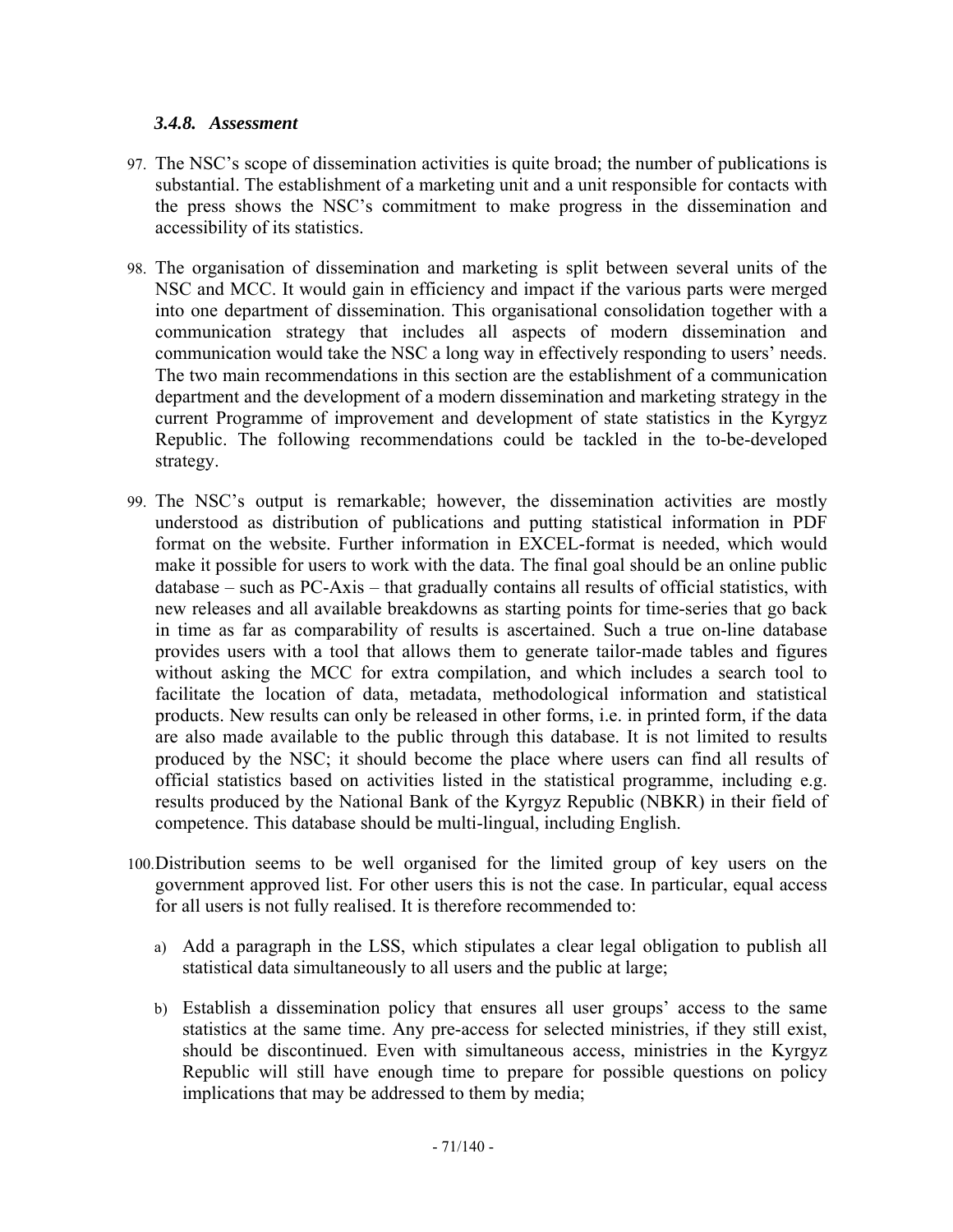### *3.4.8. Assessment*

97. The NSC's scope of dissemination activities is quite broad; the number of publications is substantial. The establishment of a marketing unit and a unit responsible for contacts with the press shows the NSC's commitment to make progress in the dissemination and accessibility of its statistics.

98. The organisation of dissemination and marketing is split between several units of the NSC and MCC. It would gain in efficiency and impact if the various parts were merged into one department of dissemination. This organisational consolidation together with a communication strategy that includes all aspects of modern dissemination and communication would take the NSC a long way in effectively responding to users' needs. The two main recommendations in this section are the establishment of a communication department and the development of a modern dissemination and marketing strategy in the current Programme of improvement and development of state statistics in the Kyrgyz Republic. The following recommendations could be tackled in the to-be-developed strategy.

99. The NSC's output is remarkable; however, the dissemination activities are mostly understood as distribution of publications and putting statistical information in PDF format on the website. Further information in EXCEL-format is needed, which would make it possible for users to work with the data. The final goal should be an online public database – such as PC-Axis – that gradually contains all results of official statistics, with new releases and all available breakdowns as starting points for time-series that go back in time as far as comparability of results is ascertained. Such a true on-line database provides users with a tool that allows them to generate tailor-made tables and figures without asking the MCC for extra compilation, and which includes a search tool to facilitate the location of data, metadata, methodological information and statistical products. New results can only be released in other forms, i.e. in printed form, if the data are also made available to the public through this database. It is not limited to results produced by the NSC; it should become the place where users can find all results of official statistics based on activities listed in the statistical programme, including e.g. results produced by the National Bank of the Kyrgyz Republic (NBKR) in their field of competence. This database should be multi-lingual, including English.

100. Distribution seems to be well organised for the limited group of key users on the government approved list. For other users this is not the case. In particular, equal access for all users is not fully realised. It is therefore recommended to:

    a) Add a paragraph in the LSS, which stipulates a clear legal obligation to publish all statistical data simultaneously to all users and the public at large;

    b) Establish a dissemination policy that ensures all user groups' access to the same statistics at the same time. Any pre-access for selected ministries, if they still exist, should be discontinued. Even with simultaneous access, ministries in the Kyrgyz Republic will still have enough time to prepare for possible questions on policy implications that may be addressed to them by media;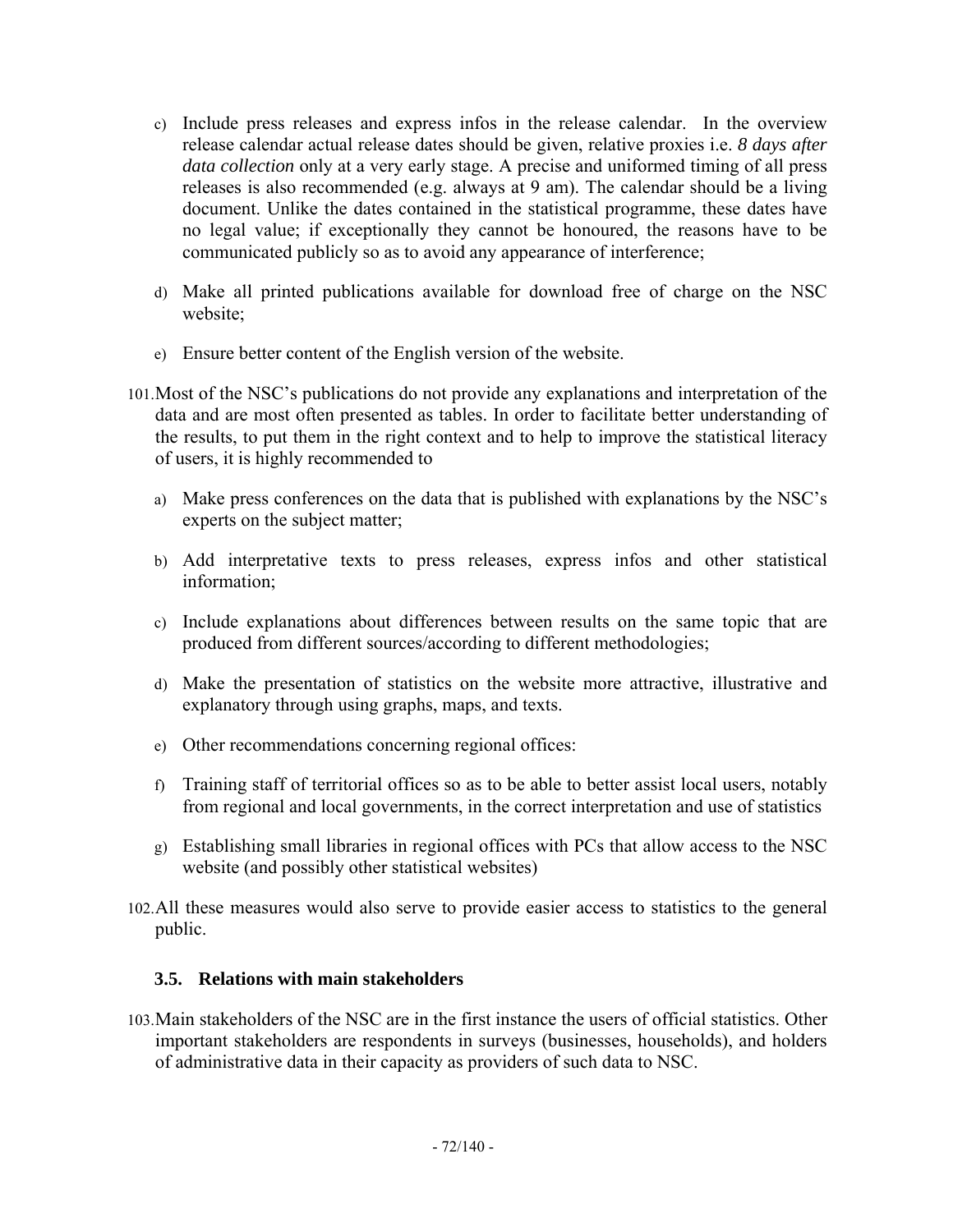c) Include press releases and express infos in the release calendar. In the overview release calendar actual release dates should be given, relative proxies i.e. *8 days after data collection* only at a very early stage. A precise and uniformed timing of all press releases is also recommended (e.g. always at 9 am). The calendar should be a living document. Unlike the dates contained in the statistical programme, these dates have no legal value; if exceptionally they cannot be honoured, the reasons have to be communicated publicly so as to avoid any appearance of interference;

d) Make all printed publications available for download free of charge on the NSC website;

e) Ensure better content of the English version of the website.

101. Most of the NSC's publications do not provide any explanations and interpretation of the data and are most often presented as tables. In order to facilitate better understanding of the results, to put them in the right context and to help to improve the statistical literacy of users, it is highly recommended to

a) Make press conferences on the data that is published with explanations by the NSC's experts on the subject matter;

b) Add interpretative texts to press releases, express infos and other statistical information;

c) Include explanations about differences between results on the same topic that are produced from different sources/according to different methodologies;

d) Make the presentation of statistics on the website more attractive, illustrative and explanatory through using graphs, maps, and texts.

e) Other recommendations concerning regional offices:

f) Training staff of territorial offices so as to be able to better assist local users, notably from regional and local governments, in the correct interpretation and use of statistics

g) Establishing small libraries in regional offices with PCs that allow access to the NSC website (and possibly other statistical websites)

102. All these measures would also serve to provide easier access to statistics to the general public.

### 3.5. Relations with main stakeholders

103. Main stakeholders of the NSC are in the first instance the users of official statistics. Other important stakeholders are respondents in surveys (businesses, households), and holders of administrative data in their capacity as providers of such data to NSC.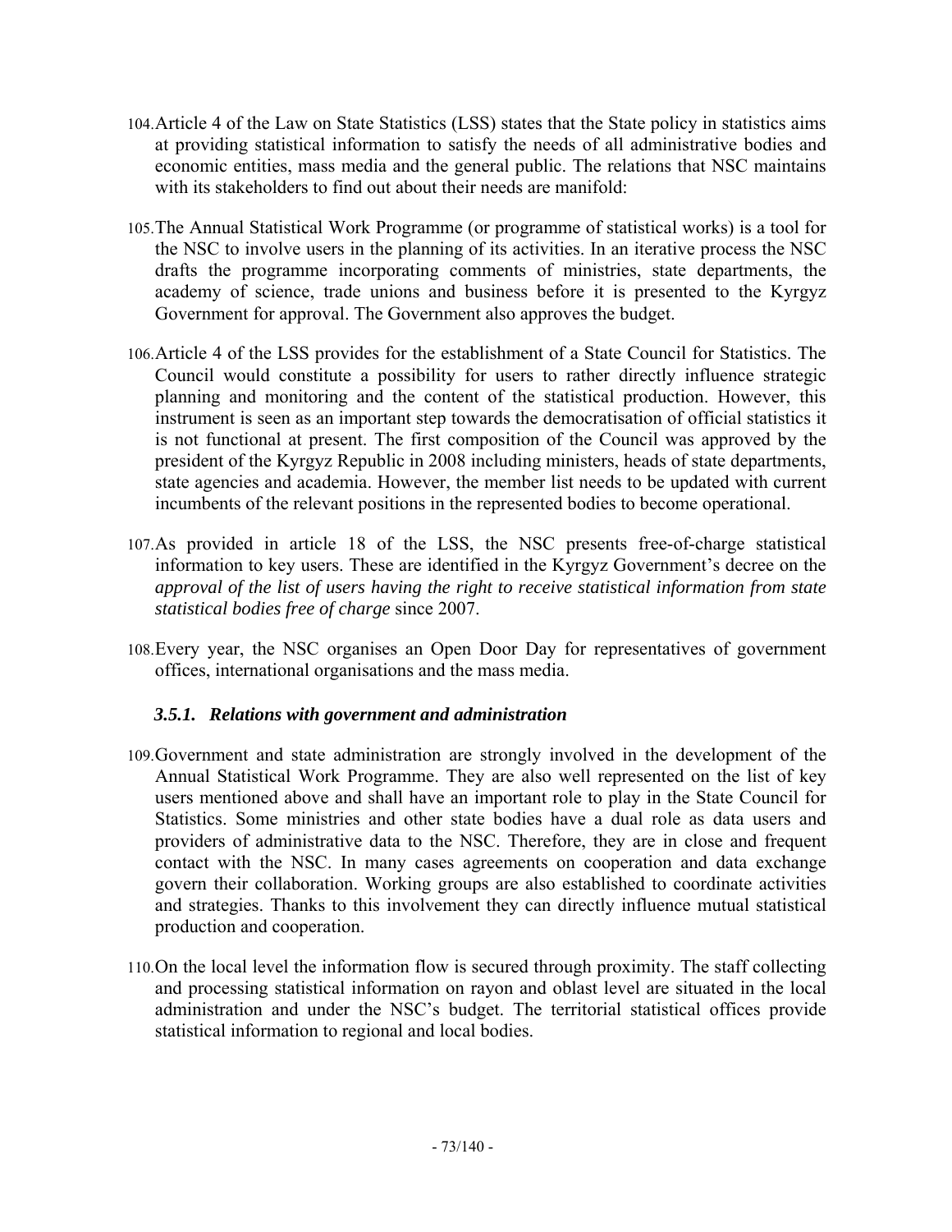104. Article 4 of the Law on State Statistics (LSS) states that the State policy in statistics aims at providing statistical information to satisfy the needs of all administrative bodies and economic entities, mass media and the general public. The relations that NSC maintains with its stakeholders to find out about their needs are manifold:

105. The Annual Statistical Work Programme (or programme of statistical works) is a tool for the NSC to involve users in the planning of its activities. In an iterative process the NSC drafts the programme incorporating comments of ministries, state departments, the academy of science, trade unions and business before it is presented to the Kyrgyz Government for approval. The Government also approves the budget.

106. Article 4 of the LSS provides for the establishment of a State Council for Statistics. The Council would constitute a possibility for users to rather directly influence strategic planning and monitoring and the content of the statistical production. However, this instrument is seen as an important step towards the democratisation of official statistics it is not functional at present. The first composition of the Council was approved by the president of the Kyrgyz Republic in 2008 including ministers, heads of state departments, state agencies and academia. However, the member list needs to be updated with current incumbents of the relevant positions in the represented bodies to become operational.

107. As provided in article 18 of the LSS, the NSC presents free-of-charge statistical information to key users. These are identified in the Kyrgyz Government's decree on the *approval of the list of users having the right to receive statistical information from state statistical bodies free of charge* since 2007.

108. Every year, the NSC organises an Open Door Day for representatives of government offices, international organisations and the mass media.

### *3.5.1. Relations with government and administration*

109. Government and state administration are strongly involved in the development of the Annual Statistical Work Programme. They are also well represented on the list of key users mentioned above and shall have an important role to play in the State Council for Statistics. Some ministries and other state bodies have a dual role as data users and providers of administrative data to the NSC. Therefore, they are in close and frequent contact with the NSC. In many cases agreements on cooperation and data exchange govern their collaboration. Working groups are also established to coordinate activities and strategies. Thanks to this involvement they can directly influence mutual statistical production and cooperation.

110. On the local level the information flow is secured through proximity. The staff collecting and processing statistical information on rayon and oblast level are situated in the local administration and under the NSC's budget. The territorial statistical offices provide statistical information to regional and local bodies.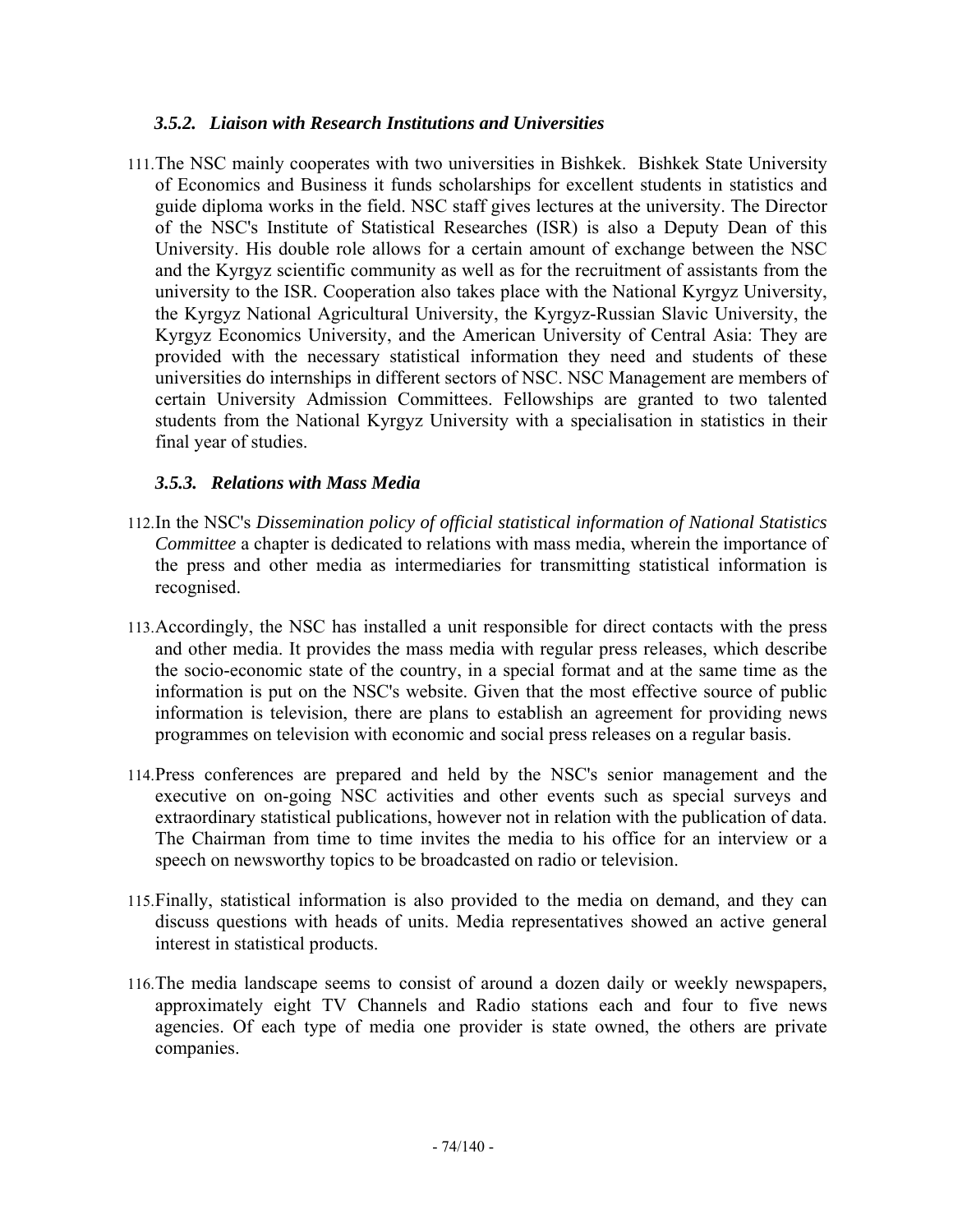### *3.5.2. Liaison with Research Institutions and Universities*

111. The NSC mainly cooperates with two universities in Bishkek. Bishkek State University of Economics and Business it funds scholarships for excellent students in statistics and guide diploma works in the field. NSC staff gives lectures at the university. The Director of the NSC's Institute of Statistical Researches (ISR) is also a Deputy Dean of this University. His double role allows for a certain amount of exchange between the NSC and the Kyrgyz scientific community as well as for the recruitment of assistants from the university to the ISR. Cooperation also takes place with the National Kyrgyz University, the Kyrgyz National Agricultural University, the Kyrgyz-Russian Slavic University, the Kyrgyz Economics University, and the American University of Central Asia: They are provided with the necessary statistical information they need and students of these universities do internships in different sectors of NSC. NSC Management are members of certain University Admission Committees. Fellowships are granted to two talented students from the National Kyrgyz University with a specialisation in statistics in their final year of studies.

### *3.5.3. Relations with Mass Media*

112. In the NSC's *Dissemination policy of official statistical information of National Statistics Committee* a chapter is dedicated to relations with mass media, wherein the importance of the press and other media as intermediaries for transmitting statistical information is recognised.

113. Accordingly, the NSC has installed a unit responsible for direct contacts with the press and other media. It provides the mass media with regular press releases, which describe the socio-economic state of the country, in a special format and at the same time as the information is put on the NSC's website. Given that the most effective source of public information is television, there are plans to establish an agreement for providing news programmes on television with economic and social press releases on a regular basis.

114. Press conferences are prepared and held by the NSC's senior management and the executive on on-going NSC activities and other events such as special surveys and extraordinary statistical publications, however not in relation with the publication of data. The Chairman from time to time invites the media to his office for an interview or a speech on newsworthy topics to be broadcasted on radio or television.

115. Finally, statistical information is also provided to the media on demand, and they can discuss questions with heads of units. Media representatives showed an active general interest in statistical products.

116. The media landscape seems to consist of around a dozen daily or weekly newspapers, approximately eight TV Channels and Radio stations each and four to five news agencies. Of each type of media one provider is state owned, the others are private companies.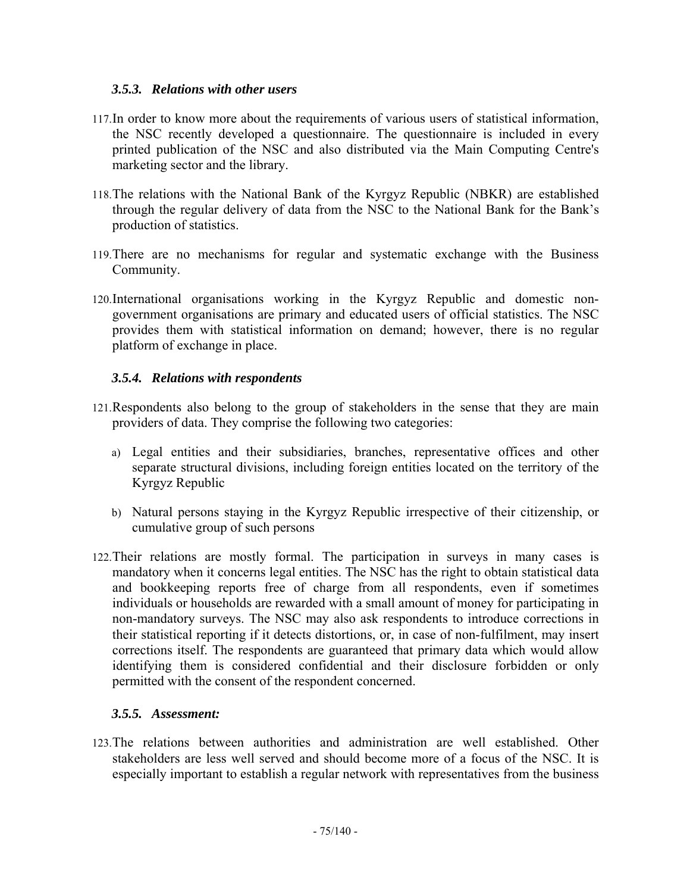### *3.5.3. Relations with other users*

117. In order to know more about the requirements of various users of statistical information, the NSC recently developed a questionnaire. The questionnaire is included in every printed publication of the NSC and also distributed via the Main Computing Centre's marketing sector and the library.

118. The relations with the National Bank of the Kyrgyz Republic (NBKR) are established through the regular delivery of data from the NSC to the National Bank for the Bank's production of statistics.

119. There are no mechanisms for regular and systematic exchange with the Business Community.

120. International organisations working in the Kyrgyz Republic and domestic non-government organisations are primary and educated users of official statistics. The NSC provides them with statistical information on demand; however, there is no regular platform of exchange in place.

### *3.5.4. Relations with respondents*

121. Respondents also belong to the group of stakeholders in the sense that they are main providers of data. They comprise the following two categories:

a) Legal entities and their subsidiaries, branches, representative offices and other separate structural divisions, including foreign entities located on the territory of the Kyrgyz Republic

b) Natural persons staying in the Kyrgyz Republic irrespective of their citizenship, or cumulative group of such persons

122. Their relations are mostly formal. The participation in surveys in many cases is mandatory when it concerns legal entities. The NSC has the right to obtain statistical data and bookkeeping reports free of charge from all respondents, even if sometimes individuals or households are rewarded with a small amount of money for participating in non-mandatory surveys. The NSC may also ask respondents to introduce corrections in their statistical reporting if it detects distortions, or, in case of non-fulfilment, may insert corrections itself. The respondents are guaranteed that primary data which would allow identifying them is considered confidential and their disclosure forbidden or only permitted with the consent of the respondent concerned.

### *3.5.5. Assessment:*

123. The relations between authorities and administration are well established. Other stakeholders are less well served and should become more of a focus of the NSC. It is especially important to establish a regular network with representatives from the business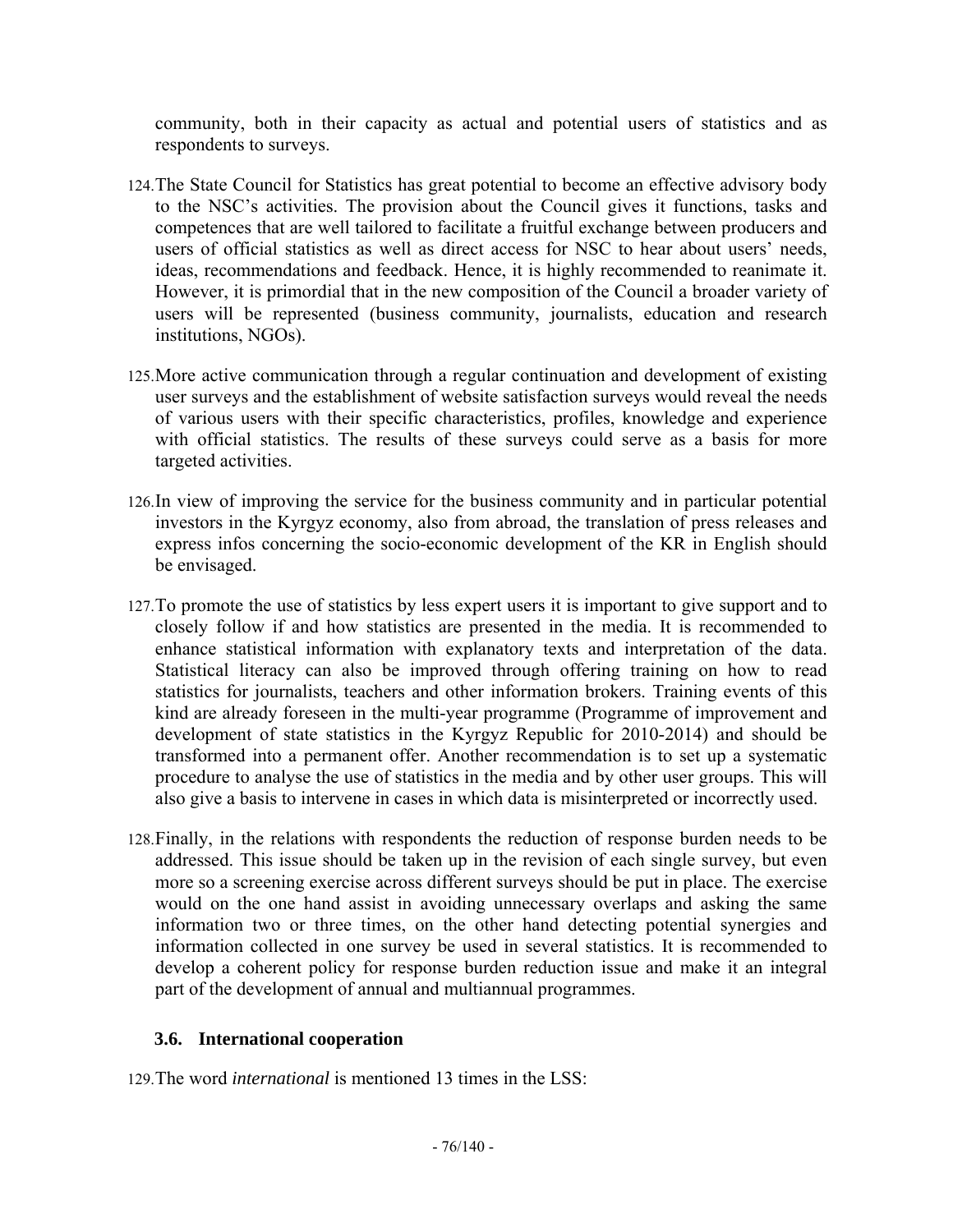community, both in their capacity as actual and potential users of statistics and as respondents to surveys.

124. The State Council for Statistics has great potential to become an effective advisory body to the NSC's activities. The provision about the Council gives it functions, tasks and competences that are well tailored to facilitate a fruitful exchange between producers and users of official statistics as well as direct access for NSC to hear about users' needs, ideas, recommendations and feedback. Hence, it is highly recommended to reanimate it. However, it is primordial that in the new composition of the Council a broader variety of users will be represented (business community, journalists, education and research institutions, NGOs).

125. More active communication through a regular continuation and development of existing user surveys and the establishment of website satisfaction surveys would reveal the needs of various users with their specific characteristics, profiles, knowledge and experience with official statistics. The results of these surveys could serve as a basis for more targeted activities.

126. In view of improving the service for the business community and in particular potential investors in the Kyrgyz economy, also from abroad, the translation of press releases and express infos concerning the socio-economic development of the KR in English should be envisaged.

127. To promote the use of statistics by less expert users it is important to give support and to closely follow if and how statistics are presented in the media. It is recommended to enhance statistical information with explanatory texts and interpretation of the data. Statistical literacy can also be improved through offering training on how to read statistics for journalists, teachers and other information brokers. Training events of this kind are already foreseen in the multi-year programme (Programme of improvement and development of state statistics in the Kyrgyz Republic for 2010-2014) and should be transformed into a permanent offer. Another recommendation is to set up a systematic procedure to analyse the use of statistics in the media and by other user groups. This will also give a basis to intervene in cases in which data is misinterpreted or incorrectly used.

128. Finally, in the relations with respondents the reduction of response burden needs to be addressed. This issue should be taken up in the revision of each single survey, but even more so a screening exercise across different surveys should be put in place. The exercise would on the one hand assist in avoiding unnecessary overlaps and asking the same information two or three times, on the other hand detecting potential synergies and information collected in one survey be used in several statistics. It is recommended to develop a coherent policy for response burden reduction issue and make it an integral part of the development of annual and multiannual programmes.

### 3.6. International cooperation

129. The word *international* is mentioned 13 times in the LSS: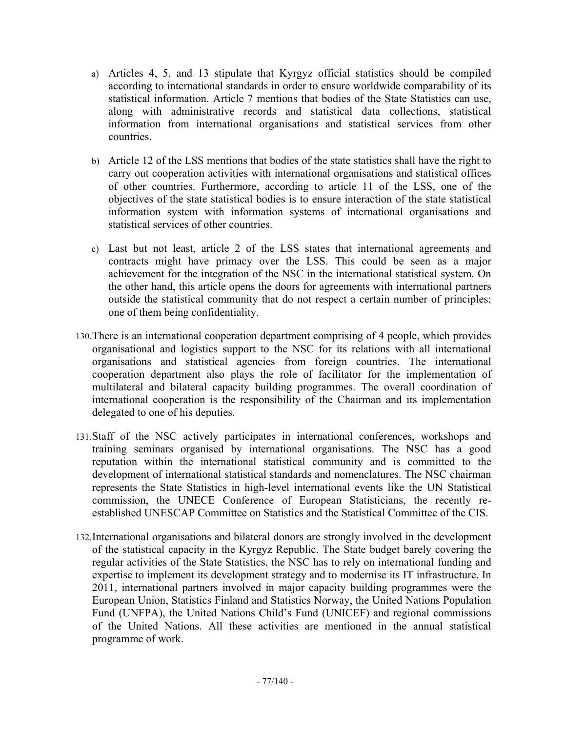a) Articles 4, 5, and 13 stipulate that Kyrgyz official statistics should be compiled according to international standards in order to ensure worldwide comparability of its statistical information. Article 7 mentions that bodies of the State Statistics can use, along with administrative records and statistical data collections, statistical information from international organisations and statistical services from other countries.

b) Article 12 of the LSS mentions that bodies of the state statistics shall have the right to carry out cooperation activities with international organisations and statistical offices of other countries. Furthermore, according to article 11 of the LSS, one of the objectives of the state statistical bodies is to ensure interaction of the state statistical information system with information systems of international organisations and statistical services of other countries.

c) Last but not least, article 2 of the LSS states that international agreements and contracts might have primacy over the LSS. This could be seen as a major achievement for the integration of the NSC in the international statistical system. On the other hand, this article opens the doors for agreements with international partners outside the statistical community that do not respect a certain number of principles; one of them being confidentiality.

130. There is an international cooperation department comprising of 4 people, which provides organisational and logistics support to the NSC for its relations with all international organisations and statistical agencies from foreign countries. The international cooperation department also plays the role of facilitator for the implementation of multilateral and bilateral capacity building programmes. The overall coordination of international cooperation is the responsibility of the Chairman and its implementation delegated to one of his deputies.

131. Staff of the NSC actively participates in international conferences, workshops and training seminars organised by international organisations. The NSC has a good reputation within the international statistical community and is committed to the development of international statistical standards and nomenclatures. The NSC chairman represents the State Statistics in high-level international events like the UN Statistical commission, the UNECE Conference of European Statisticians, the recently re-established UNESCAP Committee on Statistics and the Statistical Committee of the CIS.

132. International organisations and bilateral donors are strongly involved in the development of the statistical capacity in the Kyrgyz Republic. The State budget barely covering the regular activities of the State Statistics, the NSC has to rely on international funding and expertise to implement its development strategy and to modernise its IT infrastructure. In 2011, international partners involved in major capacity building programmes were the European Union, Statistics Finland and Statistics Norway, the United Nations Population Fund (UNFPA), the United Nations Child's Fund (UNICEF) and regional commissions of the United Nations. All these activities are mentioned in the annual statistical programme of work.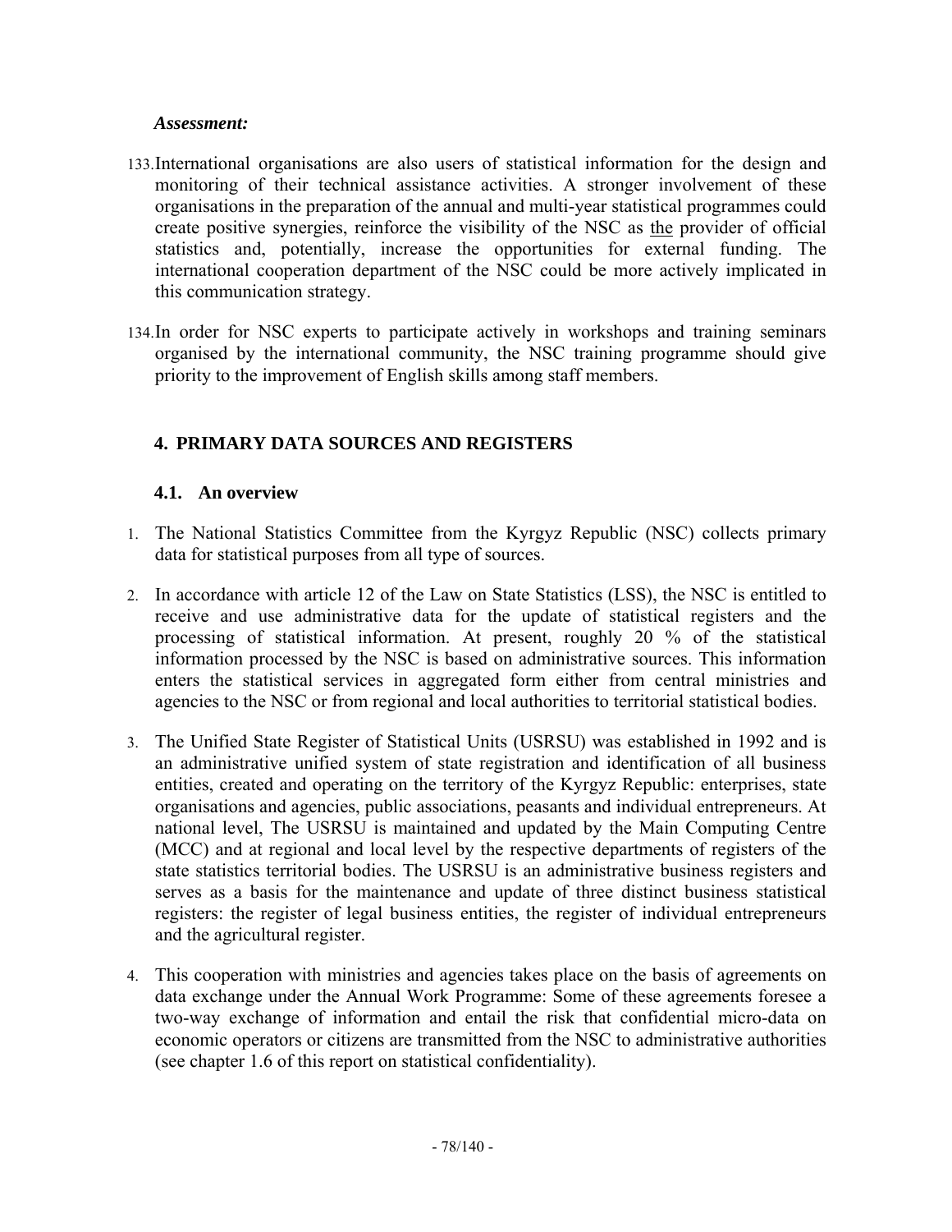*Assessment:*

133. International organisations are also users of statistical information for the design and monitoring of their technical assistance activities. A stronger involvement of these organisations in the preparation of the annual and multi-year statistical programmes could create positive synergies, reinforce the visibility of the NSC as the provider of official statistics and, potentially, increase the opportunities for external funding. The international cooperation department of the NSC could be more actively implicated in this communication strategy.

134. In order for NSC experts to participate actively in workshops and training seminars organised by the international community, the NSC training programme should give priority to the improvement of English skills among staff members.

## 4. PRIMARY DATA SOURCES AND REGISTERS

### 4.1. An overview

1. The National Statistics Committee from the Kyrgyz Republic (NSC) collects primary data for statistical purposes from all type of sources.

2. In accordance with article 12 of the Law on State Statistics (LSS), the NSC is entitled to receive and use administrative data for the update of statistical registers and the processing of statistical information. At present, roughly 20 % of the statistical information processed by the NSC is based on administrative sources. This information enters the statistical services in aggregated form either from central ministries and agencies to the NSC or from regional and local authorities to territorial statistical bodies.

3. The Unified State Register of Statistical Units (USRSU) was established in 1992 and is an administrative unified system of state registration and identification of all business entities, created and operating on the territory of the Kyrgyz Republic: enterprises, state organisations and agencies, public associations, peasants and individual entrepreneurs. At national level, The USRSU is maintained and updated by the Main Computing Centre (MCC) and at regional and local level by the respective departments of registers of the state statistics territorial bodies. The USRSU is an administrative business registers and serves as a basis for the maintenance and update of three distinct business statistical registers: the register of legal business entities, the register of individual entrepreneurs and the agricultural register.

4. This cooperation with ministries and agencies takes place on the basis of agreements on data exchange under the Annual Work Programme: Some of these agreements foresee a two-way exchange of information and entail the risk that confidential micro-data on economic operators or citizens are transmitted from the NSC to administrative authorities (see chapter 1.6 of this report on statistical confidentiality).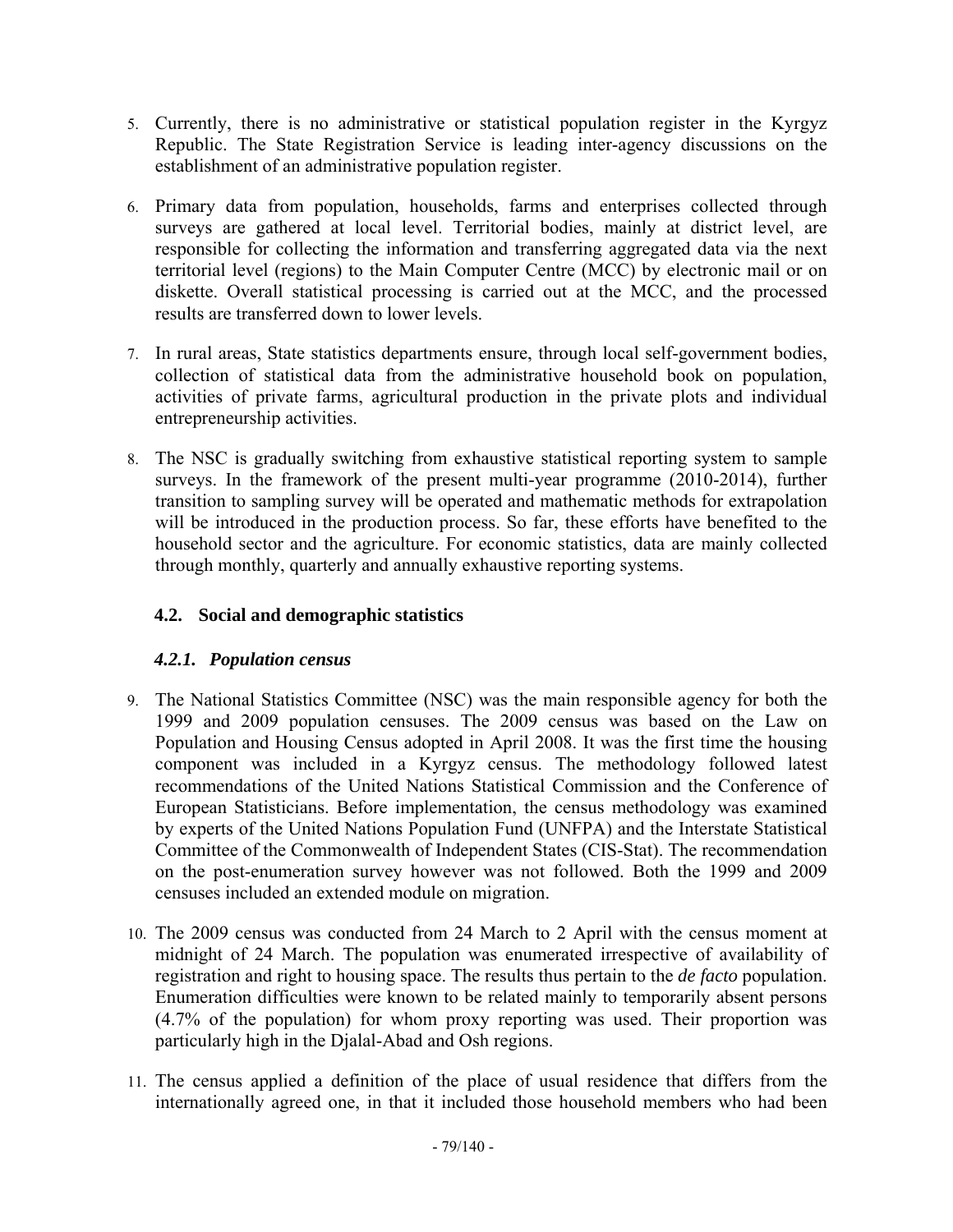5. Currently, there is no administrative or statistical population register in the Kyrgyz Republic. The State Registration Service is leading inter-agency discussions on the establishment of an administrative population register.

6. Primary data from population, households, farms and enterprises collected through surveys are gathered at local level. Territorial bodies, mainly at district level, are responsible for collecting the information and transferring aggregated data via the next territorial level (regions) to the Main Computer Centre (MCC) by electronic mail or on diskette. Overall statistical processing is carried out at the MCC, and the processed results are transferred down to lower levels.

7. In rural areas, State statistics departments ensure, through local self-government bodies, collection of statistical data from the administrative household book on population, activities of private farms, agricultural production in the private plots and individual entrepreneurship activities.

8. The NSC is gradually switching from exhaustive statistical reporting system to sample surveys. In the framework of the present multi-year programme (2010-2014), further transition to sampling survey will be operated and mathematic methods for extrapolation will be introduced in the production process. So far, these efforts have benefited to the household sector and the agriculture. For economic statistics, data are mainly collected through monthly, quarterly and annually exhaustive reporting systems.

## 4.2. Social and demographic statistics

### *4.2.1. Population census*

9. The National Statistics Committee (NSC) was the main responsible agency for both the 1999 and 2009 population censuses. The 2009 census was based on the Law on Population and Housing Census adopted in April 2008. It was the first time the housing component was included in a Kyrgyz census. The methodology followed latest recommendations of the United Nations Statistical Commission and the Conference of European Statisticians. Before implementation, the census methodology was examined by experts of the United Nations Population Fund (UNFPA) and the Interstate Statistical Committee of the Commonwealth of Independent States (CIS-Stat). The recommendation on the post-enumeration survey however was not followed. Both the 1999 and 2009 censuses included an extended module on migration.

10. The 2009 census was conducted from 24 March to 2 April with the census moment at midnight of 24 March. The population was enumerated irrespective of availability of registration and right to housing space. The results thus pertain to the *de facto* population. Enumeration difficulties were known to be related mainly to temporarily absent persons (4.7% of the population) for whom proxy reporting was used. Their proportion was particularly high in the Djalal-Abad and Osh regions.

11. The census applied a definition of the place of usual residence that differs from the internationally agreed one, in that it included those household members who had been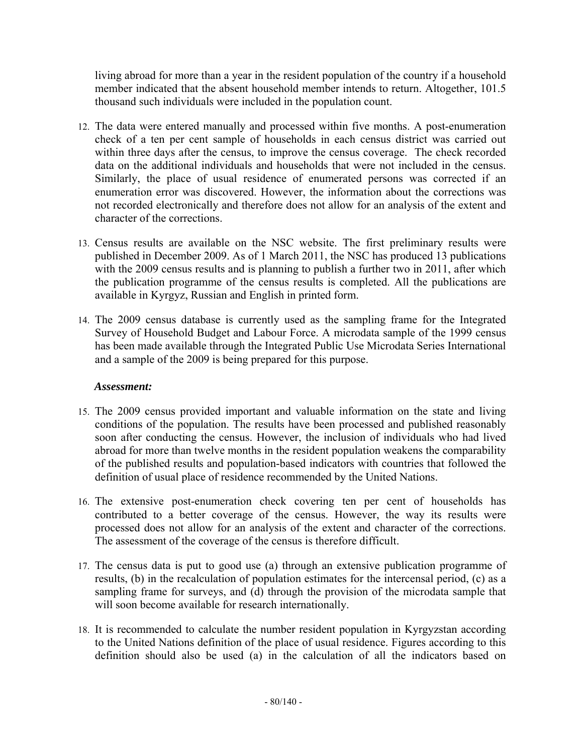living abroad for more than a year in the resident population of the country if a household member indicated that the absent household member intends to return. Altogether, 101.5 thousand such individuals were included in the population count.

12. The data were entered manually and processed within five months. A post-enumeration check of a ten per cent sample of households in each census district was carried out within three days after the census, to improve the census coverage. The check recorded data on the additional individuals and households that were not included in the census. Similarly, the place of usual residence of enumerated persons was corrected if an enumeration error was discovered. However, the information about the corrections was not recorded electronically and therefore does not allow for an analysis of the extent and character of the corrections.

13. Census results are available on the NSC website. The first preliminary results were published in December 2009. As of 1 March 2011, the NSC has produced 13 publications with the 2009 census results and is planning to publish a further two in 2011, after which the publication programme of the census results is completed. All the publications are available in Kyrgyz, Russian and English in printed form.

14. The 2009 census database is currently used as the sampling frame for the Integrated Survey of Household Budget and Labour Force. A microdata sample of the 1999 census has been made available through the Integrated Public Use Microdata Series International and a sample of the 2009 is being prepared for this purpose.

***Assessment:***

15. The 2009 census provided important and valuable information on the state and living conditions of the population. The results have been processed and published reasonably soon after conducting the census. However, the inclusion of individuals who had lived abroad for more than twelve months in the resident population weakens the comparability of the published results and population-based indicators with countries that followed the definition of usual place of residence recommended by the United Nations.

16. The extensive post-enumeration check covering ten per cent of households has contributed to a better coverage of the census. However, the way its results were processed does not allow for an analysis of the extent and character of the corrections. The assessment of the coverage of the census is therefore difficult.

17. The census data is put to good use (a) through an extensive publication programme of results, (b) in the recalculation of population estimates for the intercensal period, (c) as a sampling frame for surveys, and (d) through the provision of the microdata sample that will soon become available for research internationally.

18. It is recommended to calculate the number resident population in Kyrgyzstan according to the United Nations definition of the place of usual residence. Figures according to this definition should also be used (a) in the calculation of all the indicators based on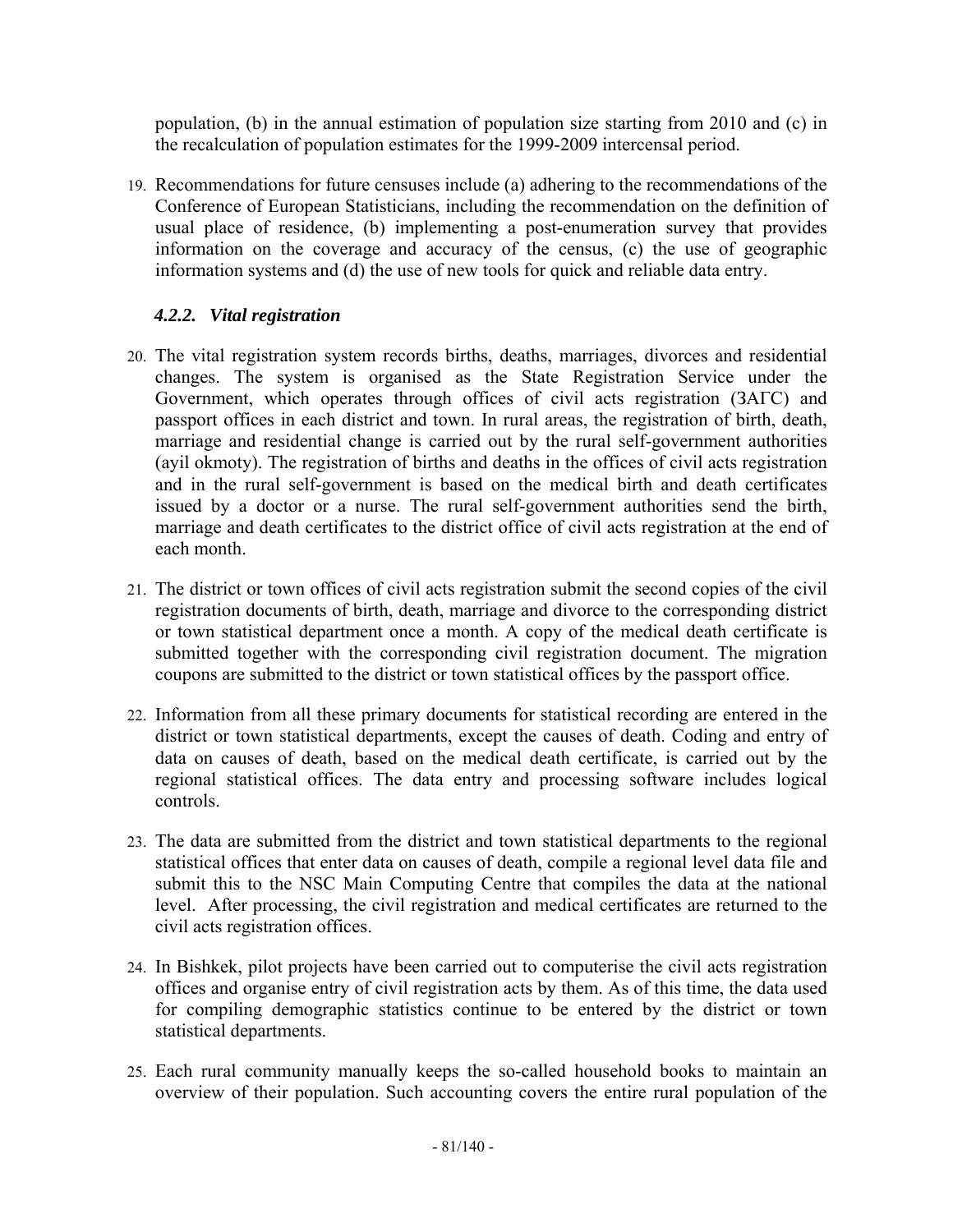population, (b) in the annual estimation of population size starting from 2010 and (c) in the recalculation of population estimates for the 1999-2009 intercensal period.

19. Recommendations for future censuses include (a) adhering to the recommendations of the Conference of European Statisticians, including the recommendation on the definition of usual place of residence, (b) implementing a post-enumeration survey that provides information on the coverage and accuracy of the census, (c) the use of geographic information systems and (d) the use of new tools for quick and reliable data entry.

### *4.2.2. Vital registration*

20. The vital registration system records births, deaths, marriages, divorces and residential changes. The system is organised as the State Registration Service under the Government, which operates through offices of civil acts registration (ЗАГС) and passport offices in each district and town. In rural areas, the registration of birth, death, marriage and residential change is carried out by the rural self-government authorities (ayil okmoty). The registration of births and deaths in the offices of civil acts registration and in the rural self-government is based on the medical birth and death certificates issued by a doctor or a nurse. The rural self-government authorities send the birth, marriage and death certificates to the district office of civil acts registration at the end of each month.

21. The district or town offices of civil acts registration submit the second copies of the civil registration documents of birth, death, marriage and divorce to the corresponding district or town statistical department once a month. A copy of the medical death certificate is submitted together with the corresponding civil registration document. The migration coupons are submitted to the district or town statistical offices by the passport office.

22. Information from all these primary documents for statistical recording are entered in the district or town statistical departments, except the causes of death. Coding and entry of data on causes of death, based on the medical death certificate, is carried out by the regional statistical offices. The data entry and processing software includes logical controls.

23. The data are submitted from the district and town statistical departments to the regional statistical offices that enter data on causes of death, compile a regional level data file and submit this to the NSC Main Computing Centre that compiles the data at the national level. After processing, the civil registration and medical certificates are returned to the civil acts registration offices.

24. In Bishkek, pilot projects have been carried out to computerise the civil acts registration offices and organise entry of civil registration acts by them. As of this time, the data used for compiling demographic statistics continue to be entered by the district or town statistical departments.

25. Each rural community manually keeps the so-called household books to maintain an overview of their population. Such accounting covers the entire rural population of the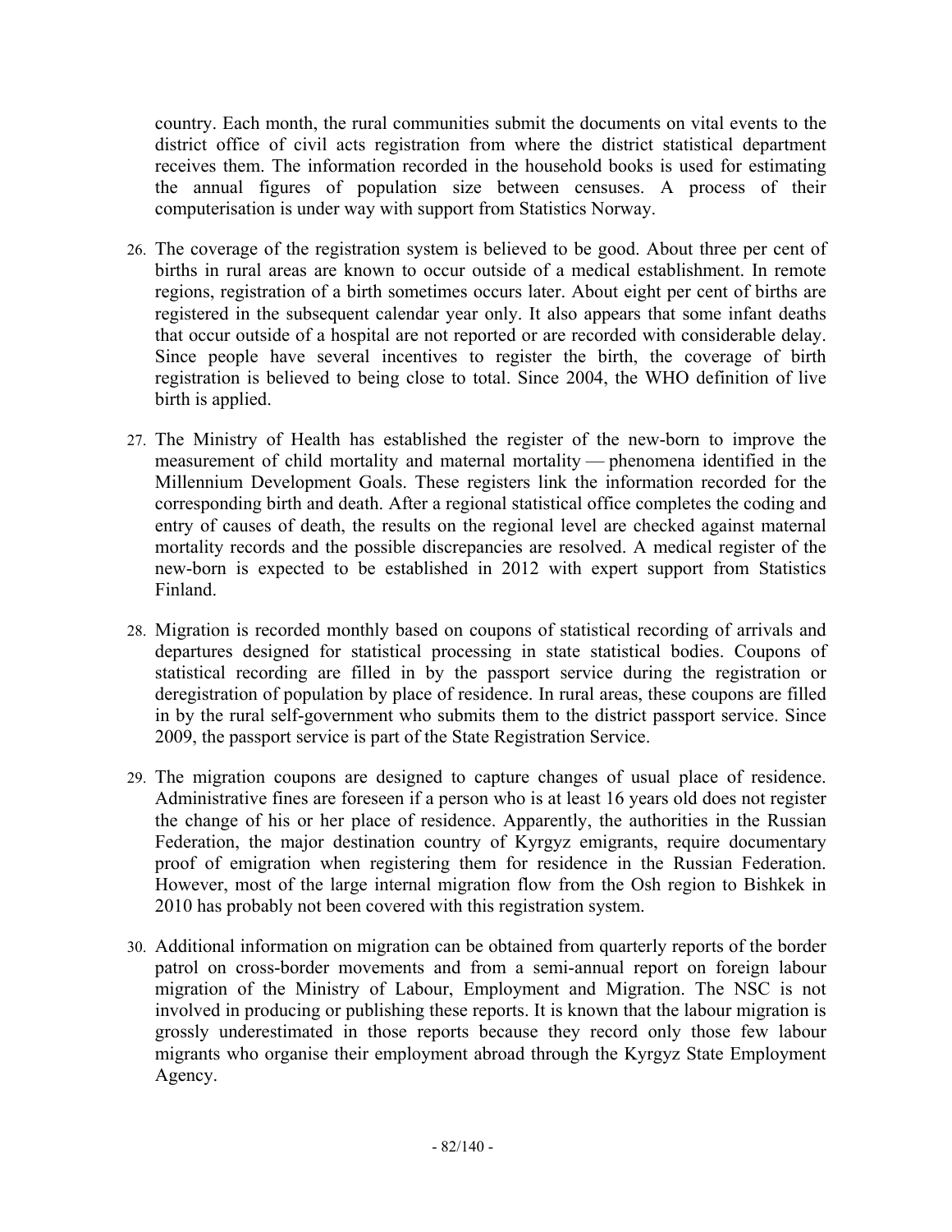country. Each month, the rural communities submit the documents on vital events to the district office of civil acts registration from where the district statistical department receives them. The information recorded in the household books is used for estimating the annual figures of population size between censuses. A process of their computerisation is under way with support from Statistics Norway.

26. The coverage of the registration system is believed to be good. About three per cent of births in rural areas are known to occur outside of a medical establishment. In remote regions, registration of a birth sometimes occurs later. About eight per cent of births are registered in the subsequent calendar year only. It also appears that some infant deaths that occur outside of a hospital are not reported or are recorded with considerable delay. Since people have several incentives to register the birth, the coverage of birth registration is believed to being close to total. Since 2004, the WHO definition of live birth is applied.

27. The Ministry of Health has established the register of the new-born to improve the measurement of child mortality and maternal mortality — phenomena identified in the Millennium Development Goals. These registers link the information recorded for the corresponding birth and death. After a regional statistical office completes the coding and entry of causes of death, the results on the regional level are checked against maternal mortality records and the possible discrepancies are resolved. A medical register of the new-born is expected to be established in 2012 with expert support from Statistics Finland.

28. Migration is recorded monthly based on coupons of statistical recording of arrivals and departures designed for statistical processing in state statistical bodies. Coupons of statistical recording are filled in by the passport service during the registration or deregistration of population by place of residence. In rural areas, these coupons are filled in by the rural self-government who submits them to the district passport service. Since 2009, the passport service is part of the State Registration Service.

29. The migration coupons are designed to capture changes of usual place of residence. Administrative fines are foreseen if a person who is at least 16 years old does not register the change of his or her place of residence. Apparently, the authorities in the Russian Federation, the major destination country of Kyrgyz emigrants, require documentary proof of emigration when registering them for residence in the Russian Federation. However, most of the large internal migration flow from the Osh region to Bishkek in 2010 has probably not been covered with this registration system.

30. Additional information on migration can be obtained from quarterly reports of the border patrol on cross-border movements and from a semi-annual report on foreign labour migration of the Ministry of Labour, Employment and Migration. The NSC is not involved in producing or publishing these reports. It is known that the labour migration is grossly underestimated in those reports because they record only those few labour migrants who organise their employment abroad through the Kyrgyz State Employment Agency.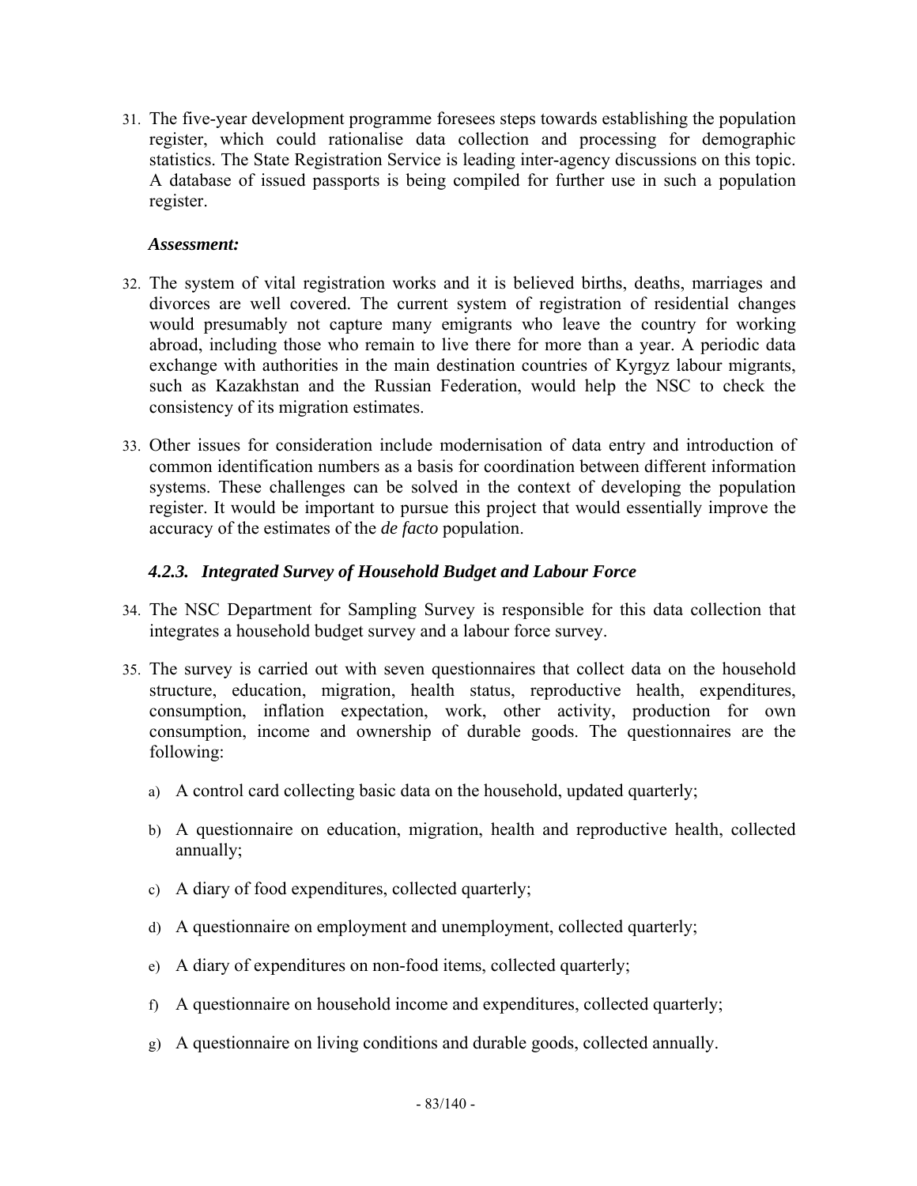31. The five-year development programme foresees steps towards establishing the population register, which could rationalise data collection and processing for demographic statistics. The State Registration Service is leading inter-agency discussions on this topic. A database of issued passports is being compiled for further use in such a population register.

***Assessment:***

32. The system of vital registration works and it is believed births, deaths, marriages and divorces are well covered. The current system of registration of residential changes would presumably not capture many emigrants who leave the country for working abroad, including those who remain to live there for more than a year. A periodic data exchange with authorities in the main destination countries of Kyrgyz labour migrants, such as Kazakhstan and the Russian Federation, would help the NSC to check the consistency of its migration estimates.

33. Other issues for consideration include modernisation of data entry and introduction of common identification numbers as a basis for coordination between different information systems. These challenges can be solved in the context of developing the population register. It would be important to pursue this project that would essentially improve the accuracy of the estimates of the *de facto* population.

#### *4.2.3. Integrated Survey of Household Budget and Labour Force*

34. The NSC Department for Sampling Survey is responsible for this data collection that integrates a household budget survey and a labour force survey.

35. The survey is carried out with seven questionnaires that collect data on the household structure, education, migration, health status, reproductive health, expenditures, consumption, inflation expectation, work, other activity, production for own consumption, income and ownership of durable goods. The questionnaires are the following:

    a) A control card collecting basic data on the household, updated quarterly;

    b) A questionnaire on education, migration, health and reproductive health, collected annually;

    c) A diary of food expenditures, collected quarterly;

    d) A questionnaire on employment and unemployment, collected quarterly;

    e) A diary of expenditures on non-food items, collected quarterly;

    f) A questionnaire on household income and expenditures, collected quarterly;

    g) A questionnaire on living conditions and durable goods, collected annually.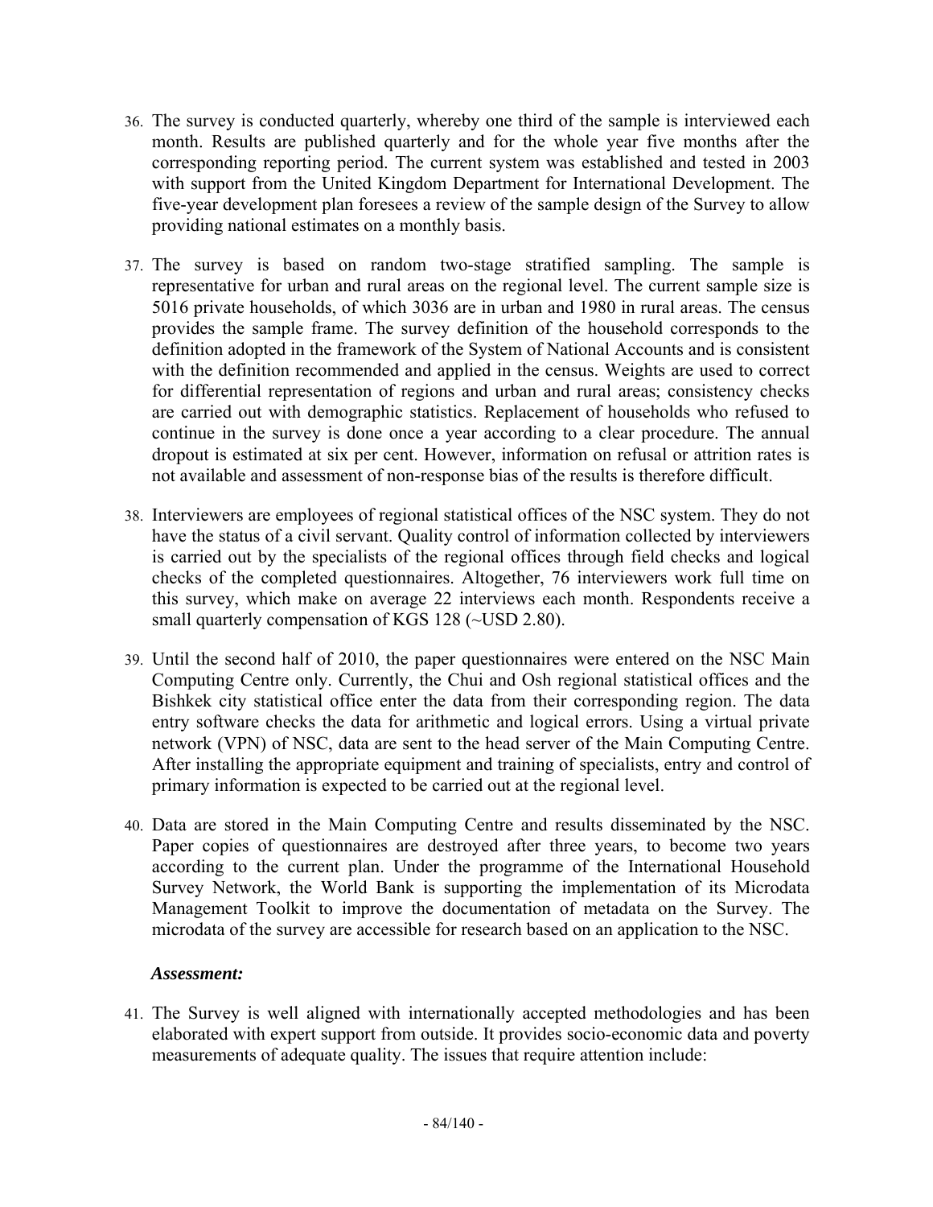36. The survey is conducted quarterly, whereby one third of the sample is interviewed each month. Results are published quarterly and for the whole year five months after the corresponding reporting period. The current system was established and tested in 2003 with support from the United Kingdom Department for International Development. The five-year development plan foresees a review of the sample design of the Survey to allow providing national estimates on a monthly basis.

37. The survey is based on random two-stage stratified sampling. The sample is representative for urban and rural areas on the regional level. The current sample size is 5016 private households, of which 3036 are in urban and 1980 in rural areas. The census provides the sample frame. The survey definition of the household corresponds to the definition adopted in the framework of the System of National Accounts and is consistent with the definition recommended and applied in the census. Weights are used to correct for differential representation of regions and urban and rural areas; consistency checks are carried out with demographic statistics. Replacement of households who refused to continue in the survey is done once a year according to a clear procedure. The annual dropout is estimated at six per cent. However, information on refusal or attrition rates is not available and assessment of non-response bias of the results is therefore difficult.

38. Interviewers are employees of regional statistical offices of the NSC system. They do not have the status of a civil servant. Quality control of information collected by interviewers is carried out by the specialists of the regional offices through field checks and logical checks of the completed questionnaires. Altogether, 76 interviewers work full time on this survey, which make on average 22 interviews each month. Respondents receive a small quarterly compensation of KGS 128 (~USD 2.80).

39. Until the second half of 2010, the paper questionnaires were entered on the NSC Main Computing Centre only. Currently, the Chui and Osh regional statistical offices and the Bishkek city statistical office enter the data from their corresponding region. The data entry software checks the data for arithmetic and logical errors. Using a virtual private network (VPN) of NSC, data are sent to the head server of the Main Computing Centre. After installing the appropriate equipment and training of specialists, entry and control of primary information is expected to be carried out at the regional level.

40. Data are stored in the Main Computing Centre and results disseminated by the NSC. Paper copies of questionnaires are destroyed after three years, to become two years according to the current plan. Under the programme of the International Household Survey Network, the World Bank is supporting the implementation of its Microdata Management Toolkit to improve the documentation of metadata on the Survey. The microdata of the survey are accessible for research based on an application to the NSC.

***Assessment:***

41. The Survey is well aligned with internationally accepted methodologies and has been elaborated with expert support from outside. It provides socio-economic data and poverty measurements of adequate quality. The issues that require attention include: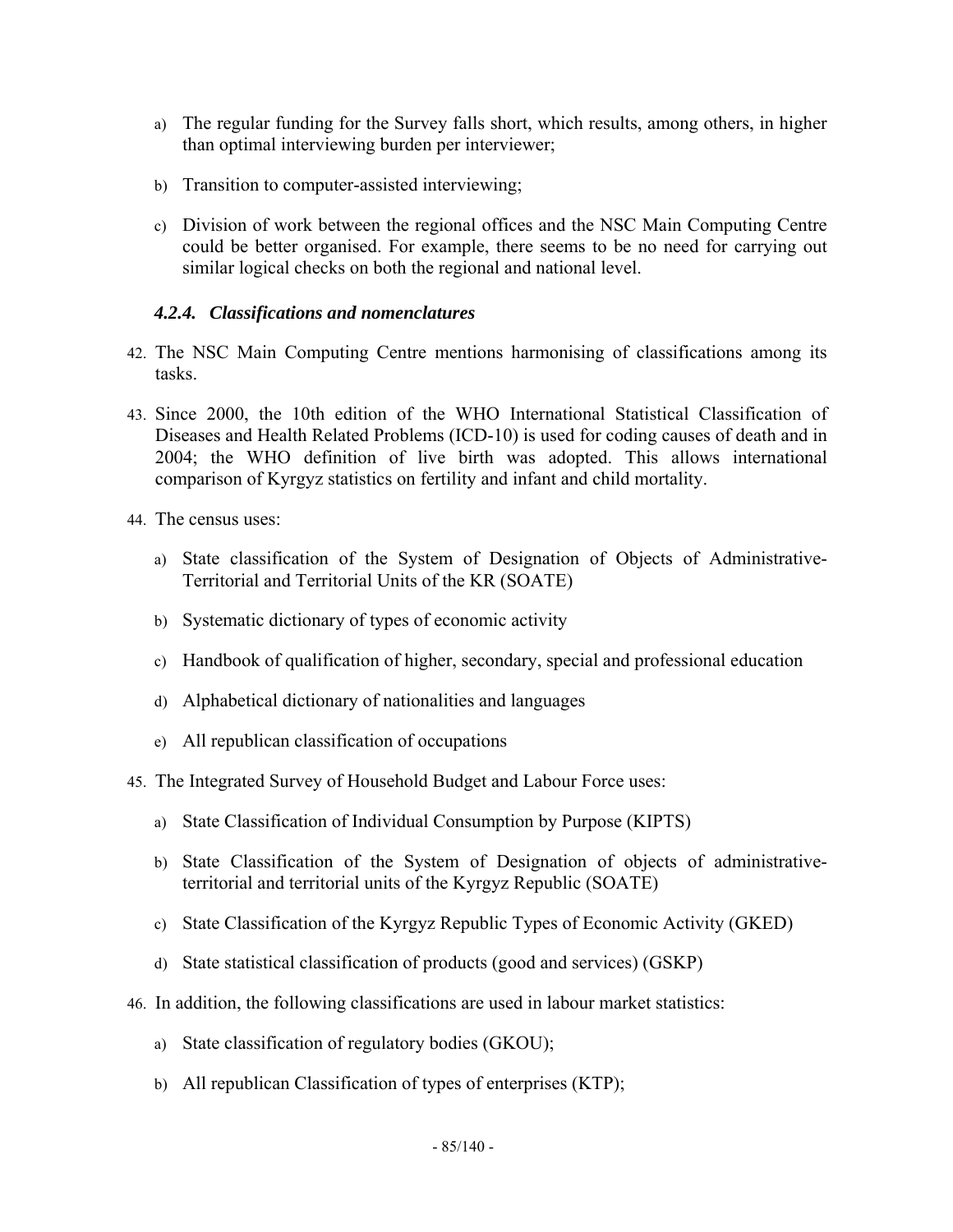a) The regular funding for the Survey falls short, which results, among others, in higher than optimal interviewing burden per interviewer;

b) Transition to computer-assisted interviewing;

c) Division of work between the regional offices and the NSC Main Computing Centre could be better organised. For example, there seems to be no need for carrying out similar logical checks on both the regional and national level.

### *4.2.4. Classifications and nomenclatures*

42. The NSC Main Computing Centre mentions harmonising of classifications among its tasks.

43. Since 2000, the 10th edition of the WHO International Statistical Classification of Diseases and Health Related Problems (ICD-10) is used for coding causes of death and in 2004; the WHO definition of live birth was adopted. This allows international comparison of Kyrgyz statistics on fertility and infant and child mortality.

44. The census uses:

a) State classification of the System of Designation of Objects of Administrative-Territorial and Territorial Units of the KR (SOATE)

b) Systematic dictionary of types of economic activity

c) Handbook of qualification of higher, secondary, special and professional education

d) Alphabetical dictionary of nationalities and languages

e) All republican classification of occupations

45. The Integrated Survey of Household Budget and Labour Force uses:

a) State Classification of Individual Consumption by Purpose (KIPTS)

b) State Classification of the System of Designation of objects of administrative-territorial and territorial units of the Kyrgyz Republic (SOATE)

c) State Classification of the Kyrgyz Republic Types of Economic Activity (GKED)

d) State statistical classification of products (good and services) (GSKP)

46. In addition, the following classifications are used in labour market statistics:

a) State classification of regulatory bodies (GKOU);

b) All republican Classification of types of enterprises (KTP);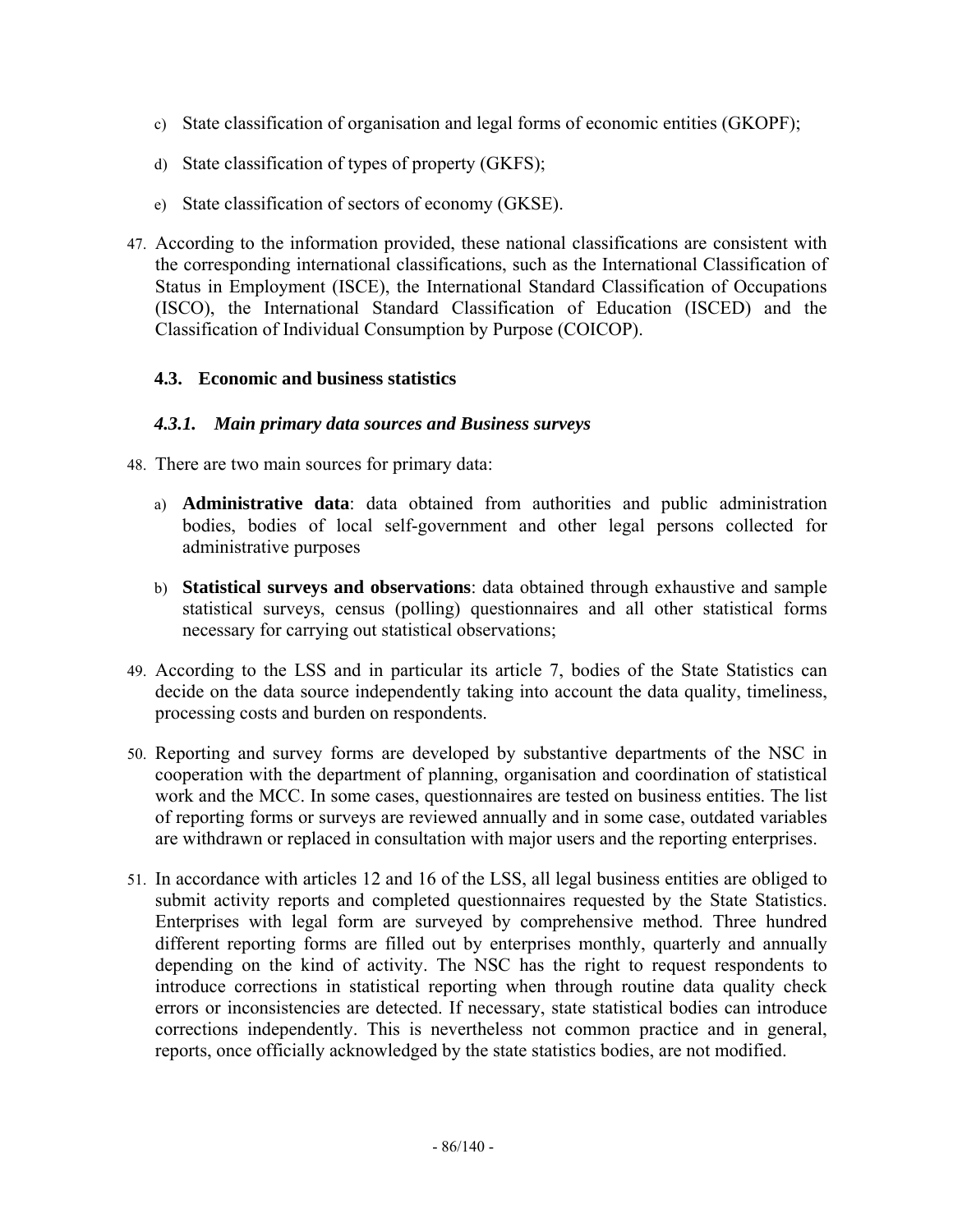c) State classification of organisation and legal forms of economic entities (GKOPF);

d) State classification of types of property (GKFS);

e) State classification of sectors of economy (GKSE).

47. According to the information provided, these national classifications are consistent with the corresponding international classifications, such as the International Classification of Status in Employment (ISCE), the International Standard Classification of Occupations (ISCO), the International Standard Classification of Education (ISCED) and the Classification of Individual Consumption by Purpose (COICOP).

### 4.3. Economic and business statistics

#### *4.3.1. Main primary data sources and Business surveys*

48. There are two main sources for primary data:

a) **Administrative data**: data obtained from authorities and public administration bodies, bodies of local self-government and other legal persons collected for administrative purposes

b) **Statistical surveys and observations**: data obtained through exhaustive and sample statistical surveys, census (polling) questionnaires and all other statistical forms necessary for carrying out statistical observations;

49. According to the LSS and in particular its article 7, bodies of the State Statistics can decide on the data source independently taking into account the data quality, timeliness, processing costs and burden on respondents.

50. Reporting and survey forms are developed by substantive departments of the NSC in cooperation with the department of planning, organisation and coordination of statistical work and the MCC. In some cases, questionnaires are tested on business entities. The list of reporting forms or surveys are reviewed annually and in some case, outdated variables are withdrawn or replaced in consultation with major users and the reporting enterprises.

51. In accordance with articles 12 and 16 of the LSS, all legal business entities are obliged to submit activity reports and completed questionnaires requested by the State Statistics. Enterprises with legal form are surveyed by comprehensive method. Three hundred different reporting forms are filled out by enterprises monthly, quarterly and annually depending on the kind of activity. The NSC has the right to request respondents to introduce corrections in statistical reporting when through routine data quality check errors or inconsistencies are detected. If necessary, state statistical bodies can introduce corrections independently. This is nevertheless not common practice and in general, reports, once officially acknowledged by the state statistics bodies, are not modified.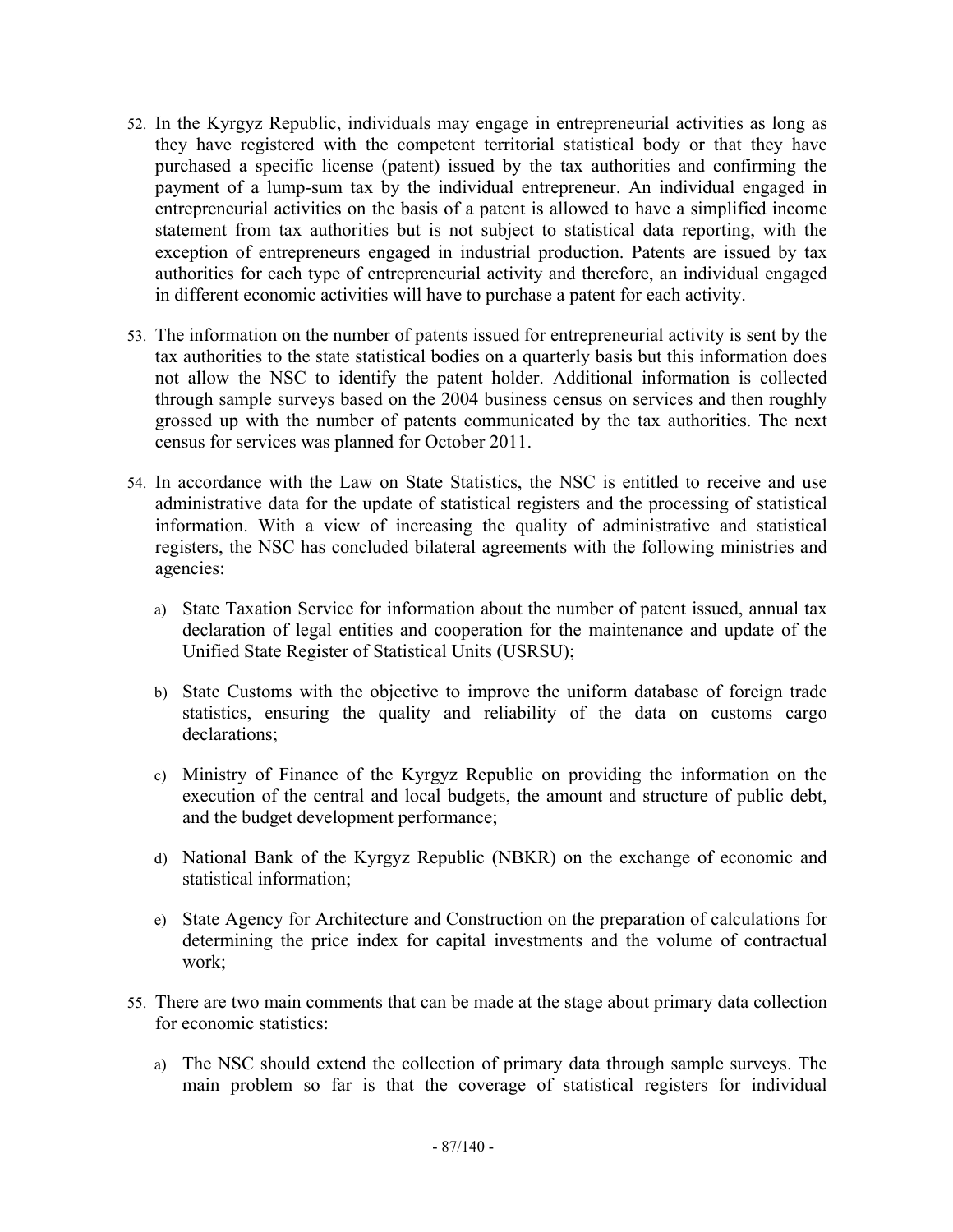52. In the Kyrgyz Republic, individuals may engage in entrepreneurial activities as long as they have registered with the competent territorial statistical body or that they have purchased a specific license (patent) issued by the tax authorities and confirming the payment of a lump-sum tax by the individual entrepreneur. An individual engaged in entrepreneurial activities on the basis of a patent is allowed to have a simplified income statement from tax authorities but is not subject to statistical data reporting, with the exception of entrepreneurs engaged in industrial production. Patents are issued by tax authorities for each type of entrepreneurial activity and therefore, an individual engaged in different economic activities will have to purchase a patent for each activity.

53. The information on the number of patents issued for entrepreneurial activity is sent by the tax authorities to the state statistical bodies on a quarterly basis but this information does not allow the NSC to identify the patent holder. Additional information is collected through sample surveys based on the 2004 business census on services and then roughly grossed up with the number of patents communicated by the tax authorities. The next census for services was planned for October 2011.

54. In accordance with the Law on State Statistics, the NSC is entitled to receive and use administrative data for the update of statistical registers and the processing of statistical information. With a view of increasing the quality of administrative and statistical registers, the NSC has concluded bilateral agreements with the following ministries and agencies:

   a) State Taxation Service for information about the number of patent issued, annual tax declaration of legal entities and cooperation for the maintenance and update of the Unified State Register of Statistical Units (USRSU);

   b) State Customs with the objective to improve the uniform database of foreign trade statistics, ensuring the quality and reliability of the data on customs cargo declarations;

   c) Ministry of Finance of the Kyrgyz Republic on providing the information on the execution of the central and local budgets, the amount and structure of public debt, and the budget development performance;

   d) National Bank of the Kyrgyz Republic (NBKR) on the exchange of economic and statistical information;

   e) State Agency for Architecture and Construction on the preparation of calculations for determining the price index for capital investments and the volume of contractual work;

55. There are two main comments that can be made at the stage about primary data collection for economic statistics:

   a) The NSC should extend the collection of primary data through sample surveys. The main problem so far is that the coverage of statistical registers for individual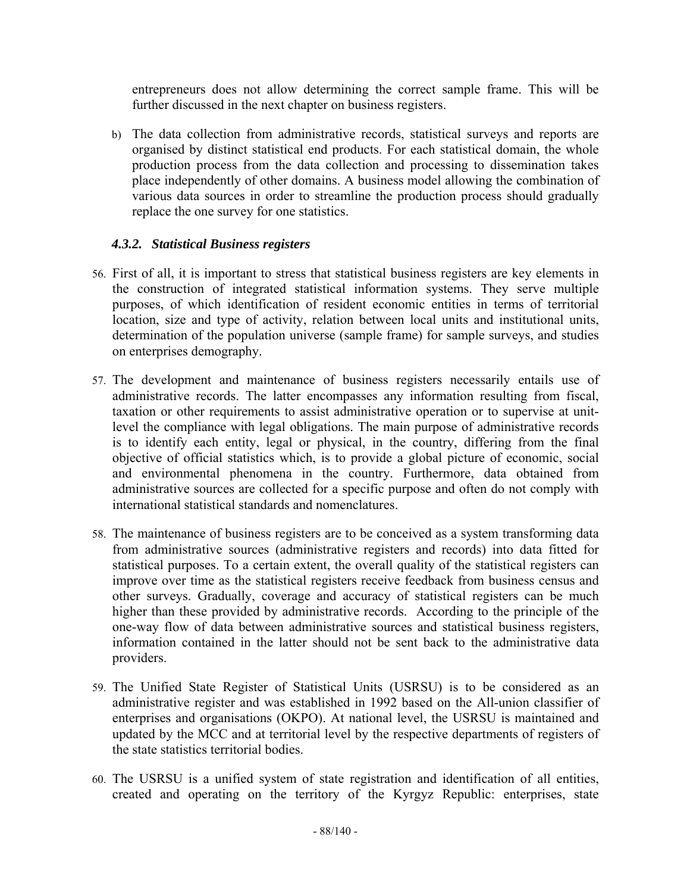entrepreneurs does not allow determining the correct sample frame. This will be further discussed in the next chapter on business registers.

b) The data collection from administrative records, statistical surveys and reports are organised by distinct statistical end products. For each statistical domain, the whole production process from the data collection and processing to dissemination takes place independently of other domains. A business model allowing the combination of various data sources in order to streamline the production process should gradually replace the one survey for one statistics.

### *4.3.2. Statistical Business registers*

56. First of all, it is important to stress that statistical business registers are key elements in the construction of integrated statistical information systems. They serve multiple purposes, of which identification of resident economic entities in terms of territorial location, size and type of activity, relation between local units and institutional units, determination of the population universe (sample frame) for sample surveys, and studies on enterprises demography.

57. The development and maintenance of business registers necessarily entails use of administrative records. The latter encompasses any information resulting from fiscal, taxation or other requirements to assist administrative operation or to supervise at unit-level the compliance with legal obligations. The main purpose of administrative records is to identify each entity, legal or physical, in the country, differing from the final objective of official statistics which, is to provide a global picture of economic, social and environmental phenomena in the country. Furthermore, data obtained from administrative sources are collected for a specific purpose and often do not comply with international statistical standards and nomenclatures.

58. The maintenance of business registers are to be conceived as a system transforming data from administrative sources (administrative registers and records) into data fitted for statistical purposes. To a certain extent, the overall quality of the statistical registers can improve over time as the statistical registers receive feedback from business census and other surveys. Gradually, coverage and accuracy of statistical registers can be much higher than these provided by administrative records. According to the principle of the one-way flow of data between administrative sources and statistical business registers, information contained in the latter should not be sent back to the administrative data providers.

59. The Unified State Register of Statistical Units (USRSU) is to be considered as an administrative register and was established in 1992 based on the All-union classifier of enterprises and organisations (OKPO). At national level, the USRSU is maintained and updated by the MCC and at territorial level by the respective departments of registers of the state statistics territorial bodies.

60. The USRSU is a unified system of state registration and identification of all entities, created and operating on the territory of the Kyrgyz Republic: enterprises, state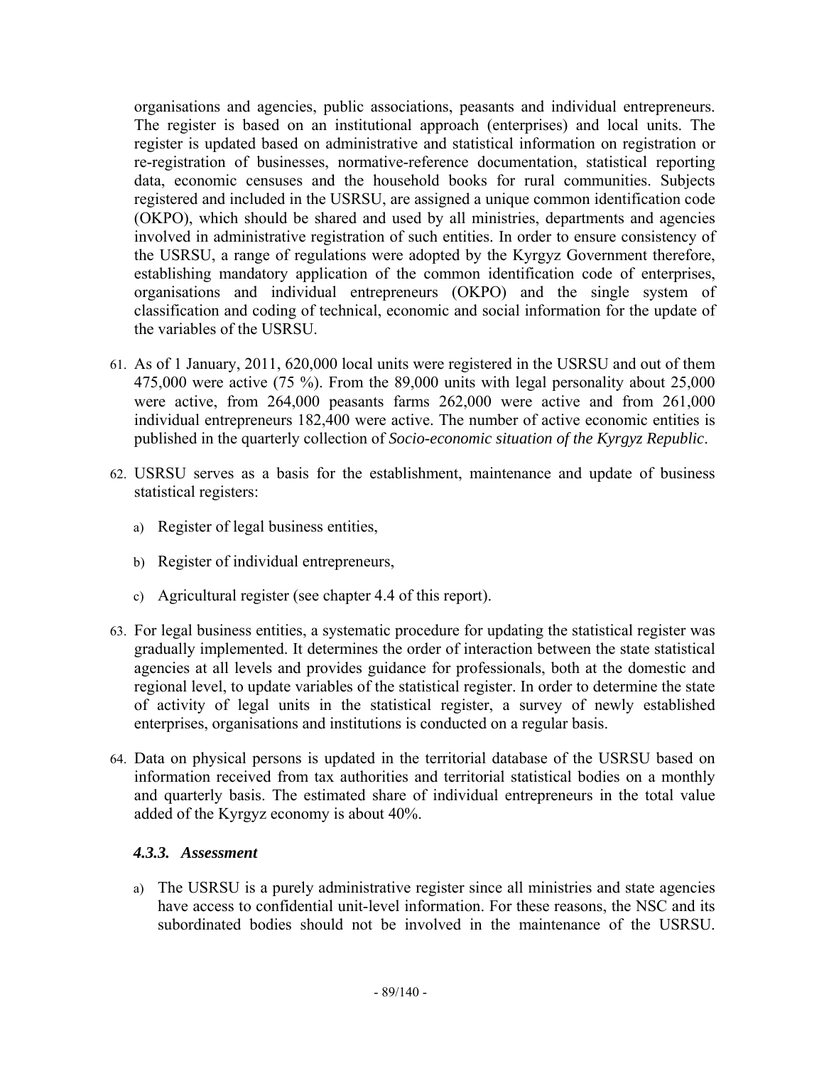organisations and agencies, public associations, peasants and individual entrepreneurs. The register is based on an institutional approach (enterprises) and local units. The register is updated based on administrative and statistical information on registration or re-registration of businesses, normative-reference documentation, statistical reporting data, economic censuses and the household books for rural communities. Subjects registered and included in the USRSU, are assigned a unique common identification code (OKPO), which should be shared and used by all ministries, departments and agencies involved in administrative registration of such entities. In order to ensure consistency of the USRSU, a range of regulations were adopted by the Kyrgyz Government therefore, establishing mandatory application of the common identification code of enterprises, organisations and individual entrepreneurs (OKPO) and the single system of classification and coding of technical, economic and social information for the update of the variables of the USRSU.

61. As of 1 January, 2011, 620,000 local units were registered in the USRSU and out of them 475,000 were active (75 %). From the 89,000 units with legal personality about 25,000 were active, from 264,000 peasants farms 262,000 were active and from 261,000 individual entrepreneurs 182,400 were active. The number of active economic entities is published in the quarterly collection of *Socio-economic situation of the Kyrgyz Republic*.

62. USRSU serves as a basis for the establishment, maintenance and update of business statistical registers:

    a) Register of legal business entities,

    b) Register of individual entrepreneurs,

    c) Agricultural register (see chapter 4.4 of this report).

63. For legal business entities, a systematic procedure for updating the statistical register was gradually implemented. It determines the order of interaction between the state statistical agencies at all levels and provides guidance for professionals, both at the domestic and regional level, to update variables of the statistical register. In order to determine the state of activity of legal units in the statistical register, a survey of newly established enterprises, organisations and institutions is conducted on a regular basis.

64. Data on physical persons is updated in the territorial database of the USRSU based on information received from tax authorities and territorial statistical bodies on a monthly and quarterly basis. The estimated share of individual entrepreneurs in the total value added of the Kyrgyz economy is about 40%.

#### *4.3.3. Assessment*

a) The USRSU is a purely administrative register since all ministries and state agencies have access to confidential unit-level information. For these reasons, the NSC and its subordinated bodies should not be involved in the maintenance of the USRSU.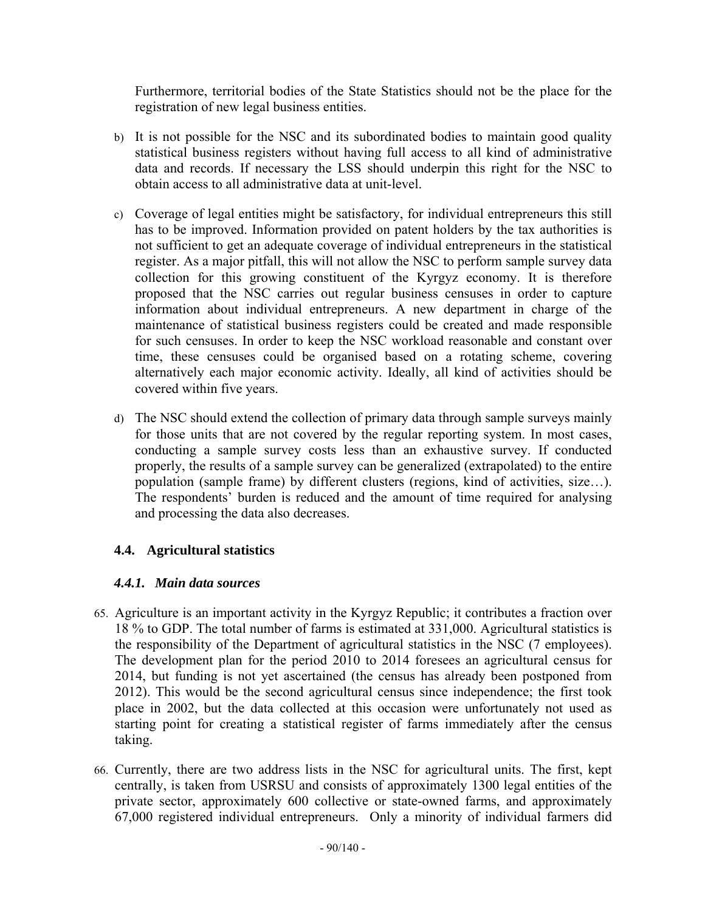Furthermore, territorial bodies of the State Statistics should not be the place for the registration of new legal business entities.

b) It is not possible for the NSC and its subordinated bodies to maintain good quality statistical business registers without having full access to all kind of administrative data and records. If necessary the LSS should underpin this right for the NSC to obtain access to all administrative data at unit-level.

c) Coverage of legal entities might be satisfactory, for individual entrepreneurs this still has to be improved. Information provided on patent holders by the tax authorities is not sufficient to get an adequate coverage of individual entrepreneurs in the statistical register. As a major pitfall, this will not allow the NSC to perform sample survey data collection for this growing constituent of the Kyrgyz economy. It is therefore proposed that the NSC carries out regular business censuses in order to capture information about individual entrepreneurs. A new department in charge of the maintenance of statistical business registers could be created and made responsible for such censuses. In order to keep the NSC workload reasonable and constant over time, these censuses could be organised based on a rotating scheme, covering alternatively each major economic activity. Ideally, all kind of activities should be covered within five years.

d) The NSC should extend the collection of primary data through sample surveys mainly for those units that are not covered by the regular reporting system. In most cases, conducting a sample survey costs less than an exhaustive survey. If conducted properly, the results of a sample survey can be generalized (extrapolated) to the entire population (sample frame) by different clusters (regions, kind of activities, size…). The respondents' burden is reduced and the amount of time required for analysing and processing the data also decreases.

## 4.4. Agricultural statistics

### *4.4.1. Main data sources*

65. Agriculture is an important activity in the Kyrgyz Republic; it contributes a fraction over 18 % to GDP. The total number of farms is estimated at 331,000. Agricultural statistics is the responsibility of the Department of agricultural statistics in the NSC (7 employees). The development plan for the period 2010 to 2014 foresees an agricultural census for 2014, but funding is not yet ascertained (the census has already been postponed from 2012). This would be the second agricultural census since independence; the first took place in 2002, but the data collected at this occasion were unfortunately not used as starting point for creating a statistical register of farms immediately after the census taking.

66. Currently, there are two address lists in the NSC for agricultural units. The first, kept centrally, is taken from USRSU and consists of approximately 1300 legal entities of the private sector, approximately 600 collective or state-owned farms, and approximately 67,000 registered individual entrepreneurs. Only a minority of individual farmers did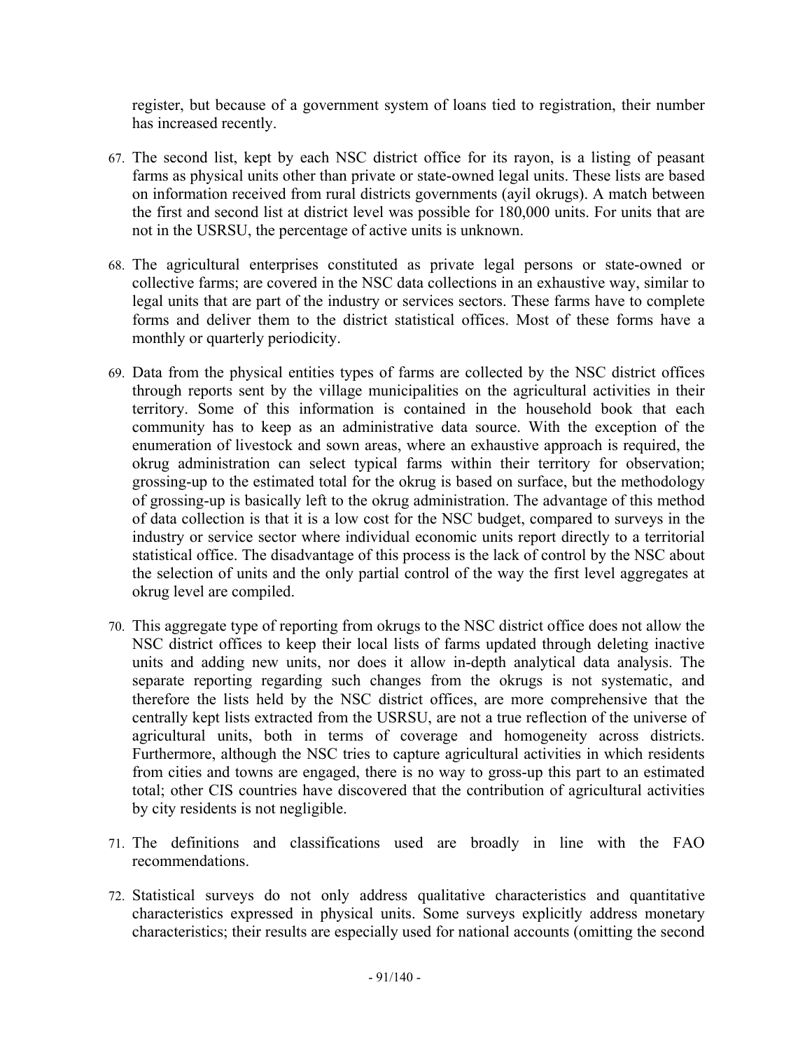register, but because of a government system of loans tied to registration, their number has increased recently.

67. The second list, kept by each NSC district office for its rayon, is a listing of peasant farms as physical units other than private or state-owned legal units. These lists are based on information received from rural districts governments (ayil okrugs). A match between the first and second list at district level was possible for 180,000 units. For units that are not in the USRSU, the percentage of active units is unknown.

68. The agricultural enterprises constituted as private legal persons or state-owned or collective farms; are covered in the NSC data collections in an exhaustive way, similar to legal units that are part of the industry or services sectors. These farms have to complete forms and deliver them to the district statistical offices. Most of these forms have a monthly or quarterly periodicity.

69. Data from the physical entities types of farms are collected by the NSC district offices through reports sent by the village municipalities on the agricultural activities in their territory. Some of this information is contained in the household book that each community has to keep as an administrative data source. With the exception of the enumeration of livestock and sown areas, where an exhaustive approach is required, the okrug administration can select typical farms within their territory for observation; grossing-up to the estimated total for the okrug is based on surface, but the methodology of grossing-up is basically left to the okrug administration. The advantage of this method of data collection is that it is a low cost for the NSC budget, compared to surveys in the industry or service sector where individual economic units report directly to a territorial statistical office. The disadvantage of this process is the lack of control by the NSC about the selection of units and the only partial control of the way the first level aggregates at okrug level are compiled.

70. This aggregate type of reporting from okrugs to the NSC district office does not allow the NSC district offices to keep their local lists of farms updated through deleting inactive units and adding new units, nor does it allow in-depth analytical data analysis. The separate reporting regarding such changes from the okrugs is not systematic, and therefore the lists held by the NSC district offices, are more comprehensive that the centrally kept lists extracted from the USRSU, are not a true reflection of the universe of agricultural units, both in terms of coverage and homogeneity across districts. Furthermore, although the NSC tries to capture agricultural activities in which residents from cities and towns are engaged, there is no way to gross-up this part to an estimated total; other CIS countries have discovered that the contribution of agricultural activities by city residents is not negligible.

71. The definitions and classifications used are broadly in line with the FAO recommendations.

72. Statistical surveys do not only address qualitative characteristics and quantitative characteristics expressed in physical units. Some surveys explicitly address monetary characteristics; their results are especially used for national accounts (omitting the second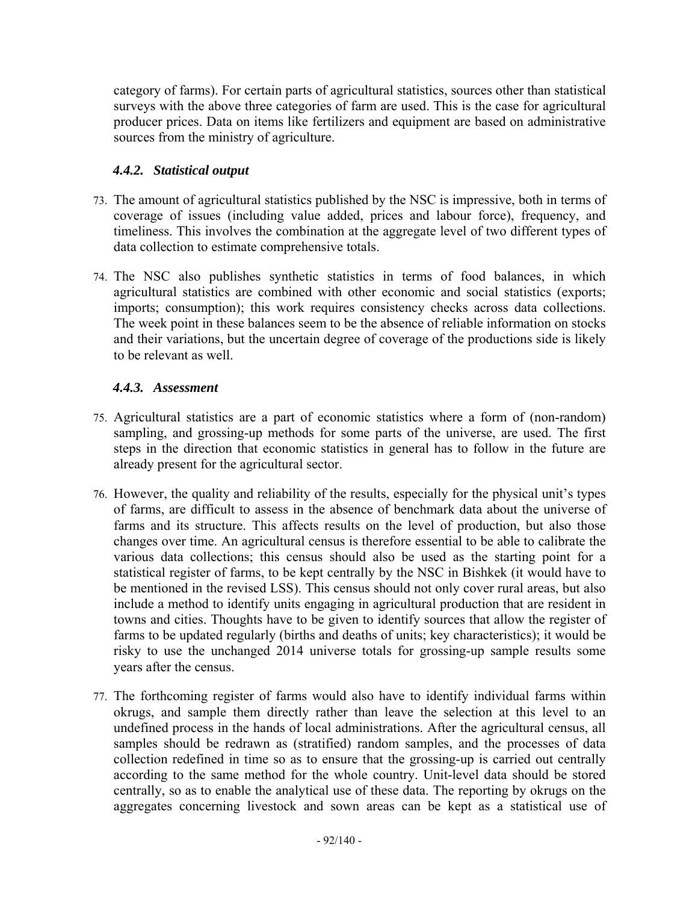category of farms). For certain parts of agricultural statistics, sources other than statistical surveys with the above three categories of farm are used. This is the case for agricultural producer prices. Data on items like fertilizers and equipment are based on administrative sources from the ministry of agriculture.

### *4.4.2. Statistical output*

73. The amount of agricultural statistics published by the NSC is impressive, both in terms of coverage of issues (including value added, prices and labour force), frequency, and timeliness. This involves the combination at the aggregate level of two different types of data collection to estimate comprehensive totals.

74. The NSC also publishes synthetic statistics in terms of food balances, in which agricultural statistics are combined with other economic and social statistics (exports; imports; consumption); this work requires consistency checks across data collections. The week point in these balances seem to be the absence of reliable information on stocks and their variations, but the uncertain degree of coverage of the productions side is likely to be relevant as well.

### *4.4.3. Assessment*

75. Agricultural statistics are a part of economic statistics where a form of (non-random) sampling, and grossing-up methods for some parts of the universe, are used. The first steps in the direction that economic statistics in general has to follow in the future are already present for the agricultural sector.

76. However, the quality and reliability of the results, especially for the physical unit's types of farms, are difficult to assess in the absence of benchmark data about the universe of farms and its structure. This affects results on the level of production, but also those changes over time. An agricultural census is therefore essential to be able to calibrate the various data collections; this census should also be used as the starting point for a statistical register of farms, to be kept centrally by the NSC in Bishkek (it would have to be mentioned in the revised LSS). This census should not only cover rural areas, but also include a method to identify units engaging in agricultural production that are resident in towns and cities. Thoughts have to be given to identify sources that allow the register of farms to be updated regularly (births and deaths of units; key characteristics); it would be risky to use the unchanged 2014 universe totals for grossing-up sample results some years after the census.

77. The forthcoming register of farms would also have to identify individual farms within okrugs, and sample them directly rather than leave the selection at this level to an undefined process in the hands of local administrations. After the agricultural census, all samples should be redrawn as (stratified) random samples, and the processes of data collection redefined in time so as to ensure that the grossing-up is carried out centrally according to the same method for the whole country. Unit-level data should be stored centrally, so as to enable the analytical use of these data. The reporting by okrugs on the aggregates concerning livestock and sown areas can be kept as a statistical use of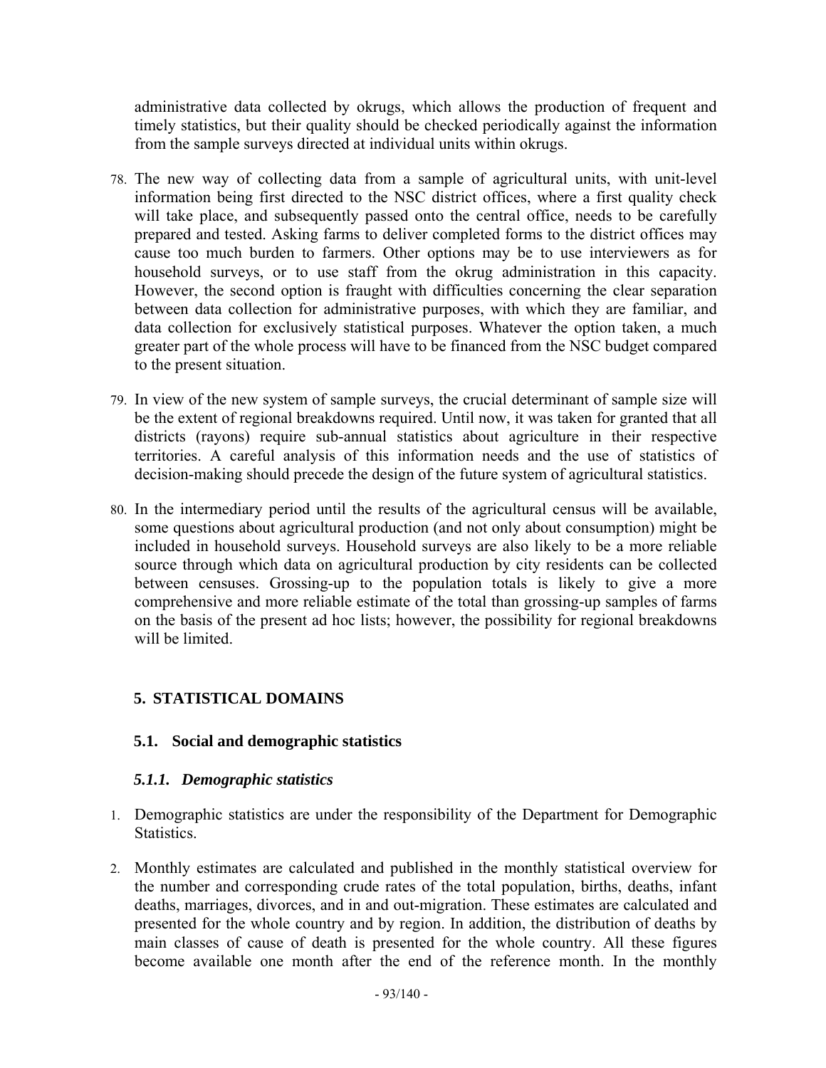administrative data collected by okrugs, which allows the production of frequent and timely statistics, but their quality should be checked periodically against the information from the sample surveys directed at individual units within okrugs.

78. The new way of collecting data from a sample of agricultural units, with unit-level information being first directed to the NSC district offices, where a first quality check will take place, and subsequently passed onto the central office, needs to be carefully prepared and tested. Asking farms to deliver completed forms to the district offices may cause too much burden to farmers. Other options may be to use interviewers as for household surveys, or to use staff from the okrug administration in this capacity. However, the second option is fraught with difficulties concerning the clear separation between data collection for administrative purposes, with which they are familiar, and data collection for exclusively statistical purposes. Whatever the option taken, a much greater part of the whole process will have to be financed from the NSC budget compared to the present situation.

79. In view of the new system of sample surveys, the crucial determinant of sample size will be the extent of regional breakdowns required. Until now, it was taken for granted that all districts (rayons) require sub-annual statistics about agriculture in their respective territories. A careful analysis of this information needs and the use of statistics of decision-making should precede the design of the future system of agricultural statistics.

80. In the intermediary period until the results of the agricultural census will be available, some questions about agricultural production (and not only about consumption) might be included in household surveys. Household surveys are also likely to be a more reliable source through which data on agricultural production by city residents can be collected between censuses. Grossing-up to the population totals is likely to give a more comprehensive and more reliable estimate of the total than grossing-up samples of farms on the basis of the present ad hoc lists; however, the possibility for regional breakdowns will be limited.

## 5. STATISTICAL DOMAINS

### 5.1. Social and demographic statistics

#### *5.1.1. Demographic statistics*

1. Demographic statistics are under the responsibility of the Department for Demographic Statistics.

2. Monthly estimates are calculated and published in the monthly statistical overview for the number and corresponding crude rates of the total population, births, deaths, infant deaths, marriages, divorces, and in and out-migration. These estimates are calculated and presented for the whole country and by region. In addition, the distribution of deaths by main classes of cause of death is presented for the whole country. All these figures become available one month after the end of the reference month. In the monthly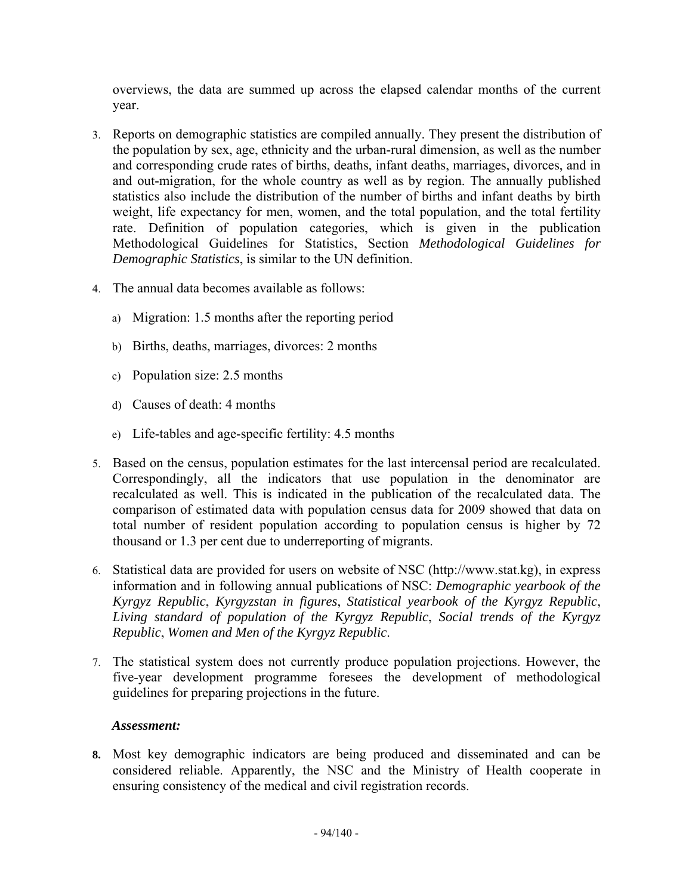overviews, the data are summed up across the elapsed calendar months of the current year.

3. Reports on demographic statistics are compiled annually. They present the distribution of the population by sex, age, ethnicity and the urban-rural dimension, as well as the number and corresponding crude rates of births, deaths, infant deaths, marriages, divorces, and in and out-migration, for the whole country as well as by region. The annually published statistics also include the distribution of the number of births and infant deaths by birth weight, life expectancy for men, women, and the total population, and the total fertility rate. Definition of population categories, which is given in the publication Methodological Guidelines for Statistics, Section *Methodological Guidelines for Demographic Statistics*, is similar to the UN definition.

4. The annual data becomes available as follows:

   a) Migration: 1.5 months after the reporting period

   b) Births, deaths, marriages, divorces: 2 months

   c) Population size: 2.5 months

   d) Causes of death: 4 months

   e) Life-tables and age-specific fertility: 4.5 months

5. Based on the census, population estimates for the last intercensal period are recalculated. Correspondingly, all the indicators that use population in the denominator are recalculated as well. This is indicated in the publication of the recalculated data. The comparison of estimated data with population census data for 2009 showed that data on total number of resident population according to population census is higher by 72 thousand or 1.3 per cent due to underreporting of migrants.

6. Statistical data are provided for users on website of NSC (http://www.stat.kg), in express information and in following annual publications of NSC: *Demographic yearbook of the Kyrgyz Republic*, *Kyrgyzstan in figures*, *Statistical yearbook of the Kyrgyz Republic*, *Living standard of population of the Kyrgyz Republic*, *Social trends of the Kyrgyz Republic*, *Women and Men of the Kyrgyz Republic*.

7. The statistical system does not currently produce population projections. However, the five-year development programme foresees the development of methodological guidelines for preparing projections in the future.

***Assessment:***

**8.** Most key demographic indicators are being produced and disseminated and can be considered reliable. Apparently, the NSC and the Ministry of Health cooperate in ensuring consistency of the medical and civil registration records.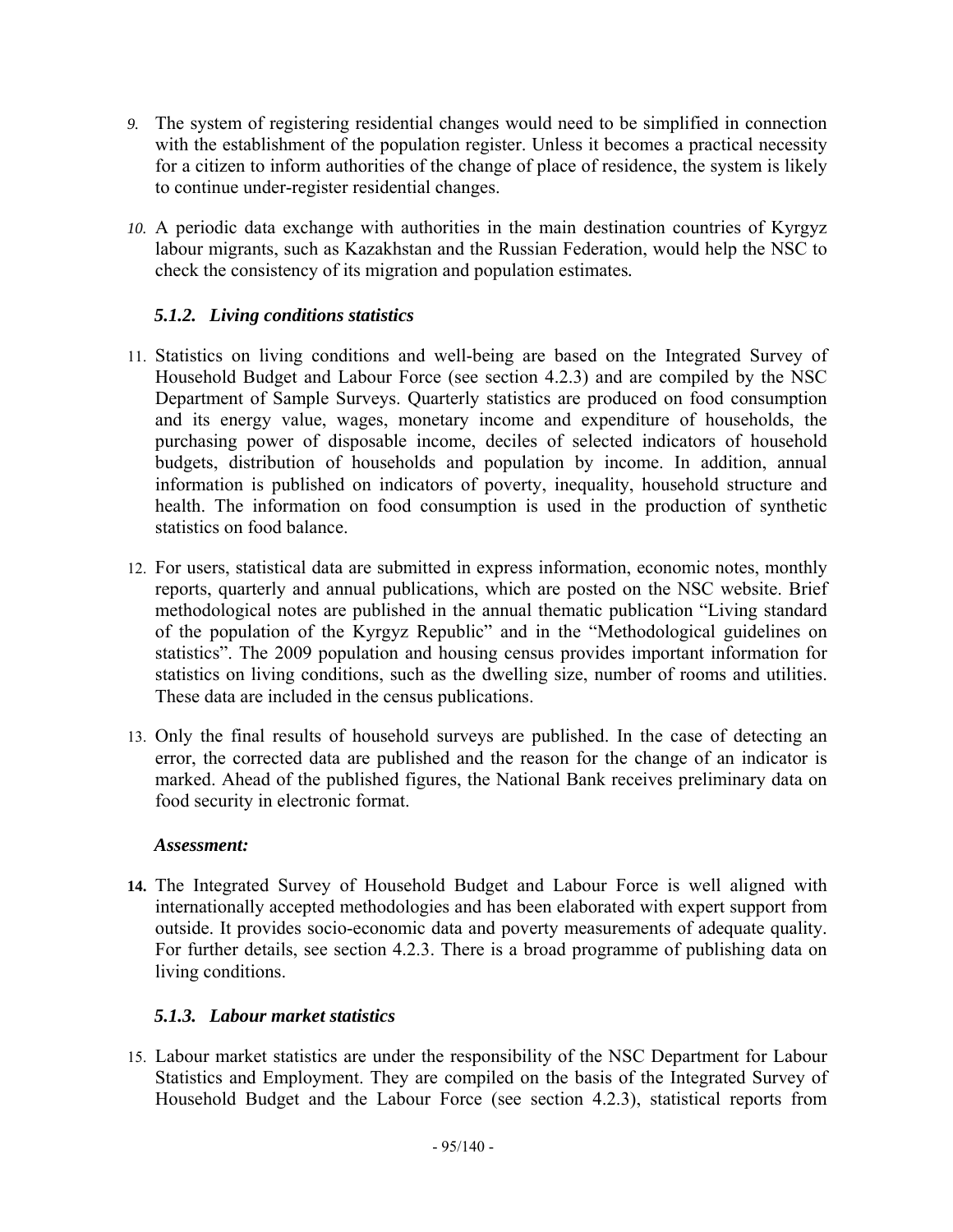9. The system of registering residential changes would need to be simplified in connection with the establishment of the population register. Unless it becomes a practical necessity for a citizen to inform authorities of the change of place of residence, the system is likely to continue under-register residential changes.

10. A periodic data exchange with authorities in the main destination countries of Kyrgyz labour migrants, such as Kazakhstan and the Russian Federation, would help the NSC to check the consistency of its migration and population estimates.

### *5.1.2. Living conditions statistics*

11. Statistics on living conditions and well-being are based on the Integrated Survey of Household Budget and Labour Force (see section 4.2.3) and are compiled by the NSC Department of Sample Surveys. Quarterly statistics are produced on food consumption and its energy value, wages, monetary income and expenditure of households, the purchasing power of disposable income, deciles of selected indicators of household budgets, distribution of households and population by income. In addition, annual information is published on indicators of poverty, inequality, household structure and health. The information on food consumption is used in the production of synthetic statistics on food balance.

12. For users, statistical data are submitted in express information, economic notes, monthly reports, quarterly and annual publications, which are posted on the NSC website. Brief methodological notes are published in the annual thematic publication "Living standard of the population of the Kyrgyz Republic" and in the "Methodological guidelines on statistics". The 2009 population and housing census provides important information for statistics on living conditions, such as the dwelling size, number of rooms and utilities. These data are included in the census publications.

13. Only the final results of household surveys are published. In the case of detecting an error, the corrected data are published and the reason for the change of an indicator is marked. Ahead of the published figures, the National Bank receives preliminary data on food security in electronic format.

***Assessment:***

**14.** The Integrated Survey of Household Budget and Labour Force is well aligned with internationally accepted methodologies and has been elaborated with expert support from outside. It provides socio-economic data and poverty measurements of adequate quality. For further details, see section 4.2.3. There is a broad programme of publishing data on living conditions.

### *5.1.3. Labour market statistics*

15. Labour market statistics are under the responsibility of the NSC Department for Labour Statistics and Employment. They are compiled on the basis of the Integrated Survey of Household Budget and the Labour Force (see section 4.2.3), statistical reports from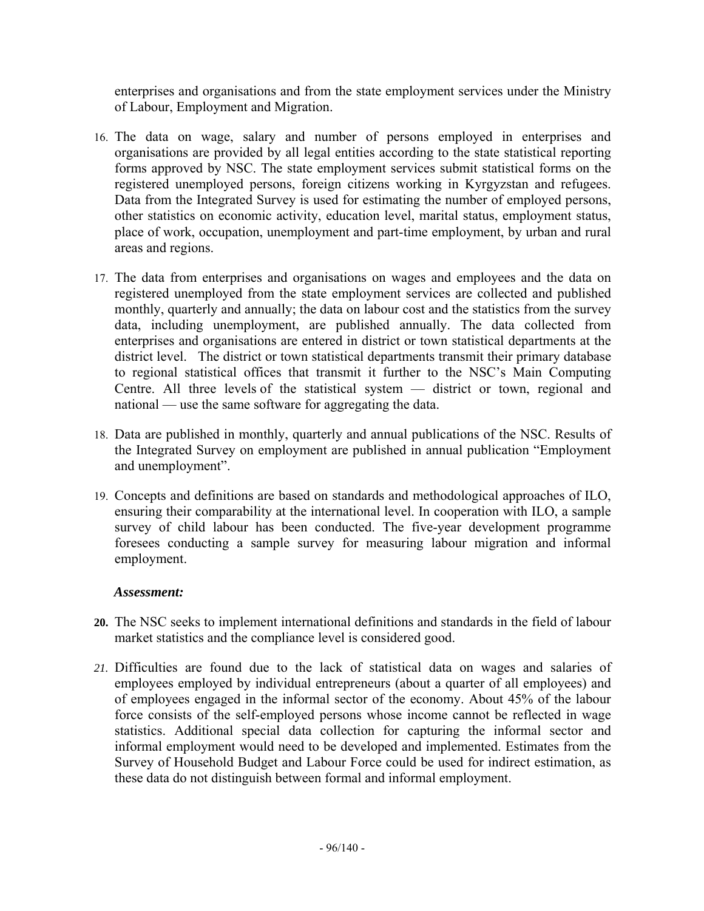enterprises and organisations and from the state employment services under the Ministry of Labour, Employment and Migration.

16. The data on wage, salary and number of persons employed in enterprises and organisations are provided by all legal entities according to the state statistical reporting forms approved by NSC. The state employment services submit statistical forms on the registered unemployed persons, foreign citizens working in Kyrgyzstan and refugees. Data from the Integrated Survey is used for estimating the number of employed persons, other statistics on economic activity, education level, marital status, employment status, place of work, occupation, unemployment and part-time employment, by urban and rural areas and regions.

17. The data from enterprises and organisations on wages and employees and the data on registered unemployed from the state employment services are collected and published monthly, quarterly and annually; the data on labour cost and the statistics from the survey data, including unemployment, are published annually. The data collected from enterprises and organisations are entered in district or town statistical departments at the district level. The district or town statistical departments transmit their primary database to regional statistical offices that transmit it further to the NSC's Main Computing Centre. All three levels of the statistical system — district or town, regional and national — use the same software for aggregating the data.

18. Data are published in monthly, quarterly and annual publications of the NSC. Results of the Integrated Survey on employment are published in annual publication "Employment and unemployment".

19. Concepts and definitions are based on standards and methodological approaches of ILO, ensuring their comparability at the international level. In cooperation with ILO, a sample survey of child labour has been conducted. The five-year development programme foresees conducting a sample survey for measuring labour migration and informal employment.

***Assessment:***

**20.** The NSC seeks to implement international definitions and standards in the field of labour market statistics and the compliance level is considered good.

*21.* Difficulties are found due to the lack of statistical data on wages and salaries of employees employed by individual entrepreneurs (about a quarter of all employees) and of employees engaged in the informal sector of the economy. About 45% of the labour force consists of the self-employed persons whose income cannot be reflected in wage statistics. Additional special data collection for capturing the informal sector and informal employment would need to be developed and implemented. Estimates from the Survey of Household Budget and Labour Force could be used for indirect estimation, as these data do not distinguish between formal and informal employment.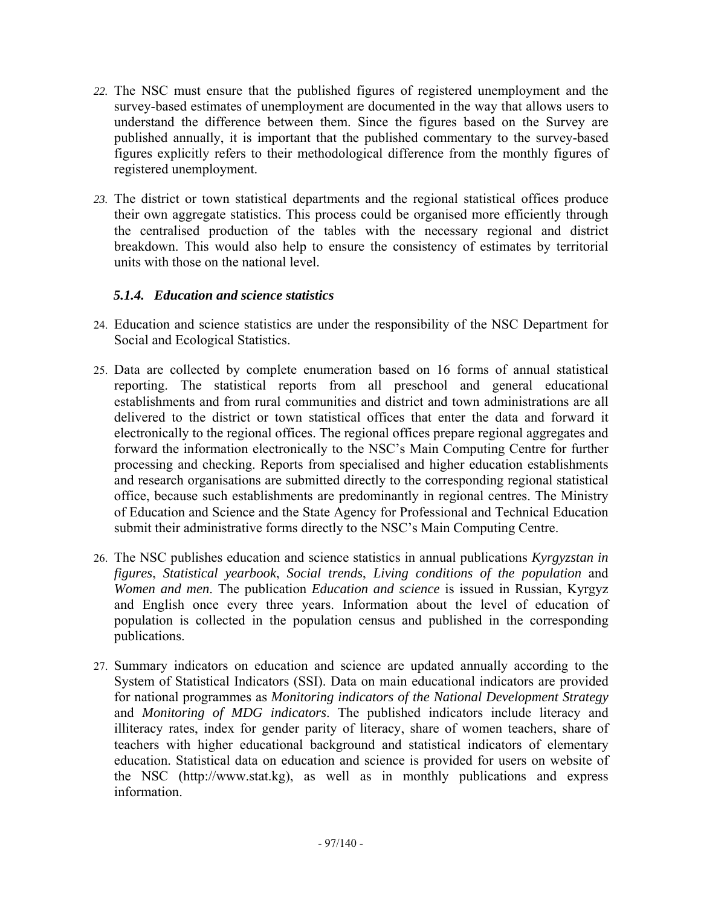22. The NSC must ensure that the published figures of registered unemployment and the survey-based estimates of unemployment are documented in the way that allows users to understand the difference between them. Since the figures based on the Survey are published annually, it is important that the published commentary to the survey-based figures explicitly refers to their methodological difference from the monthly figures of registered unemployment.

23. The district or town statistical departments and the regional statistical offices produce their own aggregate statistics. This process could be organised more efficiently through the centralised production of the tables with the necessary regional and district breakdown. This would also help to ensure the consistency of estimates by territorial units with those on the national level.

### *5.1.4. Education and science statistics*

24. Education and science statistics are under the responsibility of the NSC Department for Social and Ecological Statistics.

25. Data are collected by complete enumeration based on 16 forms of annual statistical reporting. The statistical reports from all preschool and general educational establishments and from rural communities and district and town administrations are all delivered to the district or town statistical offices that enter the data and forward it electronically to the regional offices. The regional offices prepare regional aggregates and forward the information electronically to the NSC's Main Computing Centre for further processing and checking. Reports from specialised and higher education establishments and research organisations are submitted directly to the corresponding regional statistical office, because such establishments are predominantly in regional centres. The Ministry of Education and Science and the State Agency for Professional and Technical Education submit their administrative forms directly to the NSC's Main Computing Centre.

26. The NSC publishes education and science statistics in annual publications *Kyrgyzstan in figures*, *Statistical yearbook*, *Social trends*, *Living conditions of the population* and *Women and men*. The publication *Education and science* is issued in Russian, Kyrgyz and English once every three years. Information about the level of education of population is collected in the population census and published in the corresponding publications.

27. Summary indicators on education and science are updated annually according to the System of Statistical Indicators (SSI). Data on main educational indicators are provided for national programmes as *Monitoring indicators of the National Development Strategy* and *Monitoring of MDG indicators*. The published indicators include literacy and illiteracy rates, index for gender parity of literacy, share of women teachers, share of teachers with higher educational background and statistical indicators of elementary education. Statistical data on education and science is provided for users on website of the NSC (http://www.stat.kg), as well as in monthly publications and express information.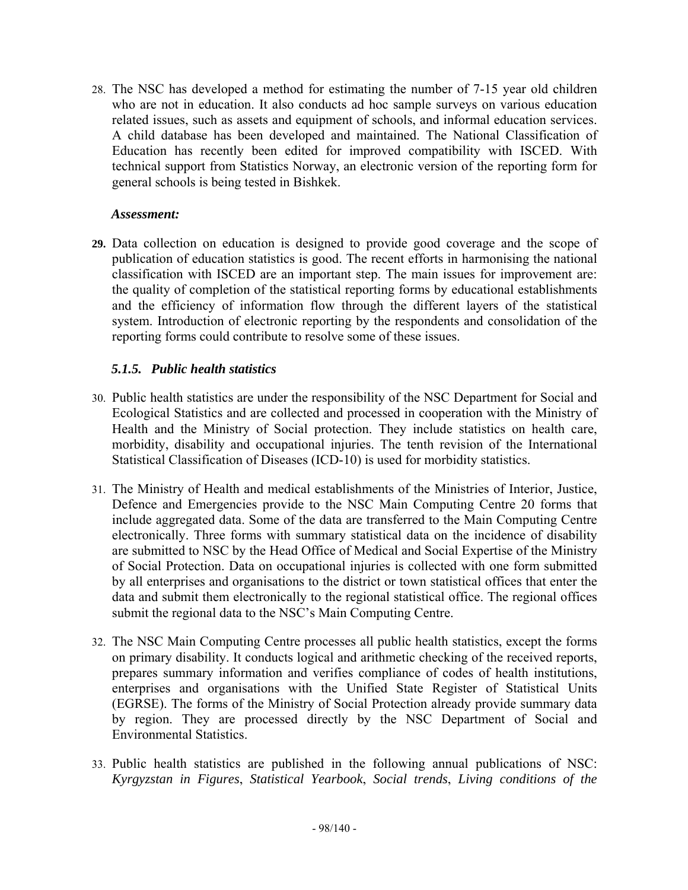28. The NSC has developed a method for estimating the number of 7-15 year old children who are not in education. It also conducts ad hoc sample surveys on various education related issues, such as assets and equipment of schools, and informal education services. A child database has been developed and maintained. The National Classification of Education has recently been edited for improved compatibility with ISCED. With technical support from Statistics Norway, an electronic version of the reporting form for general schools is being tested in Bishkek.

***Assessment:***

**29.** Data collection on education is designed to provide good coverage and the scope of publication of education statistics is good. The recent efforts in harmonising the national classification with ISCED are an important step. The main issues for improvement are: the quality of completion of the statistical reporting forms by educational establishments and the efficiency of information flow through the different layers of the statistical system. Introduction of electronic reporting by the respondents and consolidation of the reporting forms could contribute to resolve some of these issues.

### *5.1.5. Public health statistics*

30. Public health statistics are under the responsibility of the NSC Department for Social and Ecological Statistics and are collected and processed in cooperation with the Ministry of Health and the Ministry of Social protection. They include statistics on health care, morbidity, disability and occupational injuries. The tenth revision of the International Statistical Classification of Diseases (ICD-10) is used for morbidity statistics.

31. The Ministry of Health and medical establishments of the Ministries of Interior, Justice, Defence and Emergencies provide to the NSC Main Computing Centre 20 forms that include aggregated data. Some of the data are transferred to the Main Computing Centre electronically. Three forms with summary statistical data on the incidence of disability are submitted to NSC by the Head Office of Medical and Social Expertise of the Ministry of Social Protection. Data on occupational injuries is collected with one form submitted by all enterprises and organisations to the district or town statistical offices that enter the data and submit them electronically to the regional statistical office. The regional offices submit the regional data to the NSC's Main Computing Centre.

32. The NSC Main Computing Centre processes all public health statistics, except the forms on primary disability. It conducts logical and arithmetic checking of the received reports, prepares summary information and verifies compliance of codes of health institutions, enterprises and organisations with the Unified State Register of Statistical Units (EGRSE). The forms of the Ministry of Social Protection already provide summary data by region. They are processed directly by the NSC Department of Social and Environmental Statistics.

33. Public health statistics are published in the following annual publications of NSC: *Kyrgyzstan in Figures*, *Statistical Yearbook*, *Social trends*, *Living conditions of the*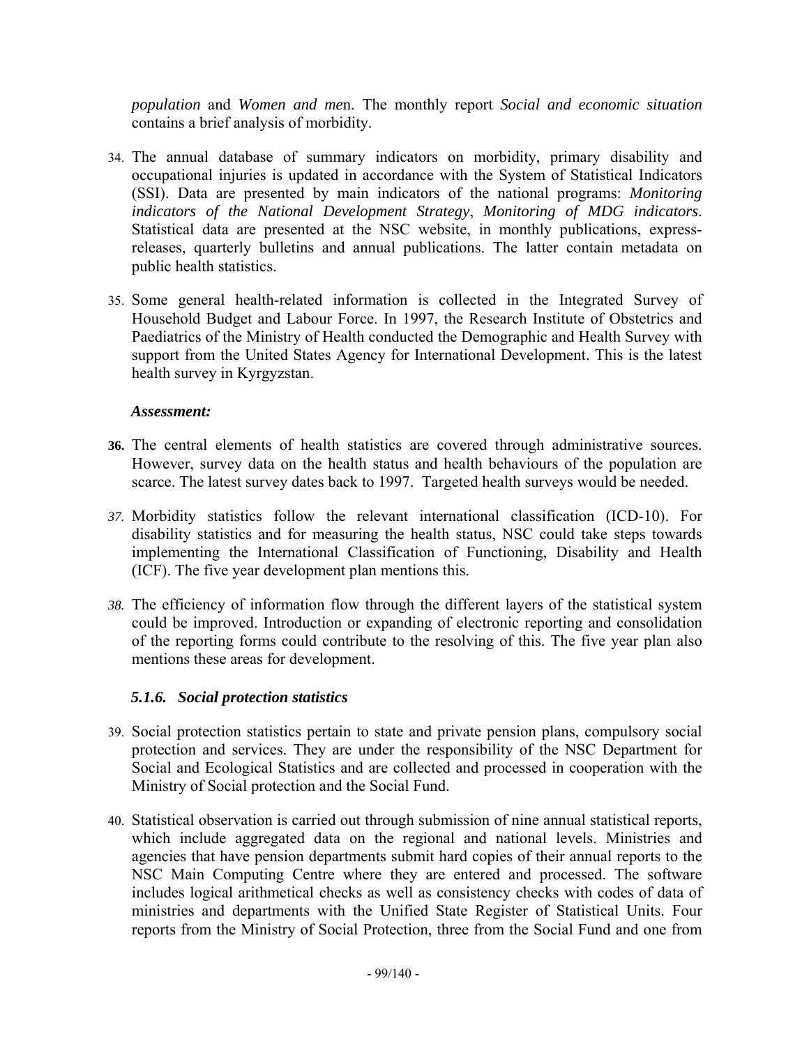*population* and *Women and men*. The monthly report *Social and economic situation* contains a brief analysis of morbidity.

34. The annual database of summary indicators on morbidity, primary disability and occupational injuries is updated in accordance with the System of Statistical Indicators (SSI). Data are presented by main indicators of the national programs: *Monitoring indicators of the National Development Strategy*, *Monitoring of MDG indicators*. Statistical data are presented at the NSC website, in monthly publications, express-releases, quarterly bulletins and annual publications. The latter contain metadata on public health statistics.

35. Some general health-related information is collected in the Integrated Survey of Household Budget and Labour Force. In 1997, the Research Institute of Obstetrics and Paediatrics of the Ministry of Health conducted the Demographic and Health Survey with support from the United States Agency for International Development. This is the latest health survey in Kyrgyzstan.

***Assessment:***

**36.** The central elements of health statistics are covered through administrative sources. However, survey data on the health status and health behaviours of the population are scarce. The latest survey dates back to 1997. Targeted health surveys would be needed.

*37.* Morbidity statistics follow the relevant international classification (ICD-10). For disability statistics and for measuring the health status, NSC could take steps towards implementing the International Classification of Functioning, Disability and Health (ICF). The five year development plan mentions this.

*38.* The efficiency of information flow through the different layers of the statistical system could be improved. Introduction or expanding of electronic reporting and consolidation of the reporting forms could contribute to the resolving of this. The five year plan also mentions these areas for development.

### *5.1.6. Social protection statistics*

39. Social protection statistics pertain to state and private pension plans, compulsory social protection and services. They are under the responsibility of the NSC Department for Social and Ecological Statistics and are collected and processed in cooperation with the Ministry of Social protection and the Social Fund.

40. Statistical observation is carried out through submission of nine annual statistical reports, which include aggregated data on the regional and national levels. Ministries and agencies that have pension departments submit hard copies of their annual reports to the NSC Main Computing Centre where they are entered and processed. The software includes logical arithmetical checks as well as consistency checks with codes of data of ministries and departments with the Unified State Register of Statistical Units. Four reports from the Ministry of Social Protection, three from the Social Fund and one from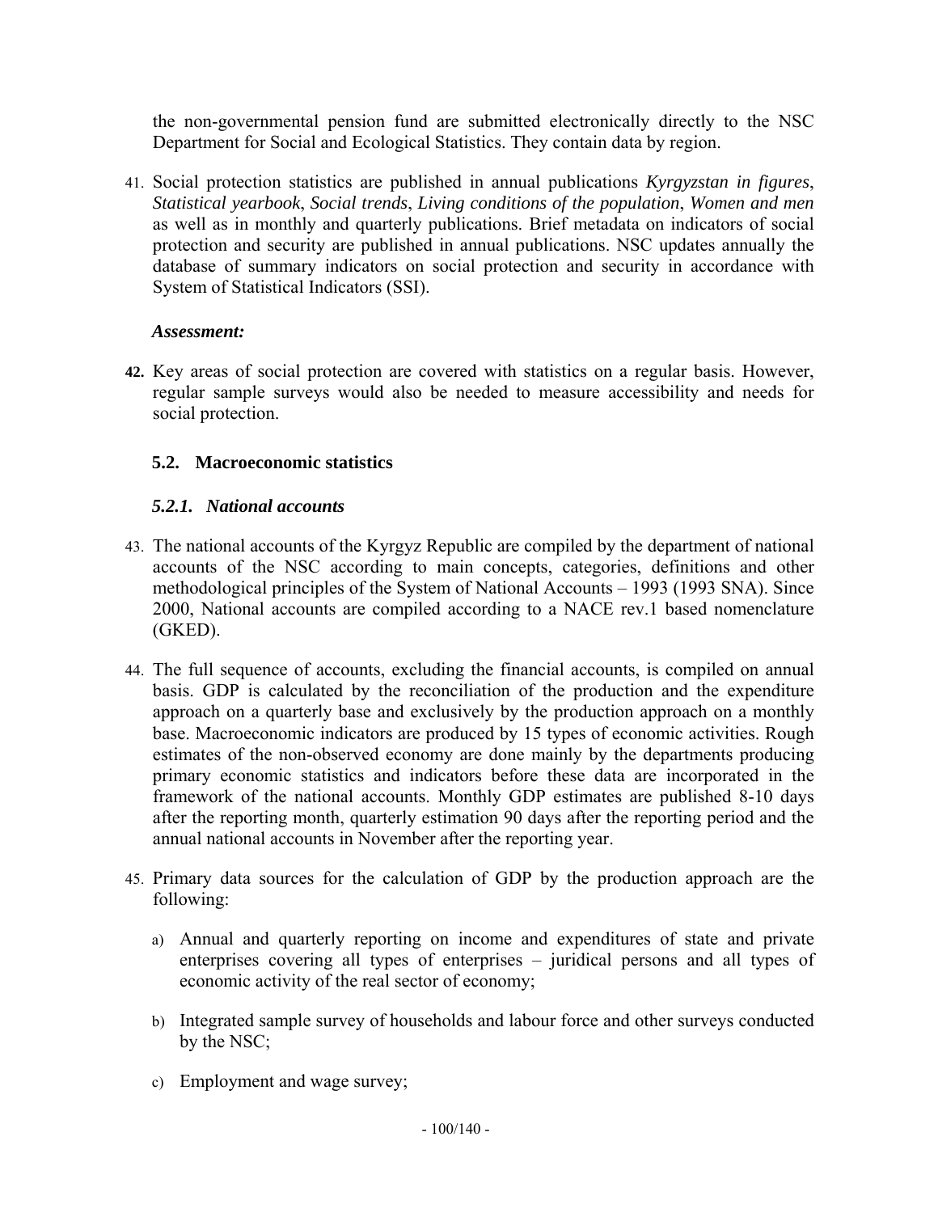the non-governmental pension fund are submitted electronically directly to the NSC Department for Social and Ecological Statistics. They contain data by region.

41. Social protection statistics are published in annual publications *Kyrgyzstan in figures*, *Statistical yearbook*, *Social trends*, *Living conditions of the population*, *Women and men* as well as in monthly and quarterly publications. Brief metadata on indicators of social protection and security are published in annual publications. NSC updates annually the database of summary indicators on social protection and security in accordance with System of Statistical Indicators (SSI).

***Assessment:***

**42.** Key areas of social protection are covered with statistics on a regular basis. However, regular sample surveys would also be needed to measure accessibility and needs for social protection.

## 5.2. Macroeconomic statistics

### *5.2.1. National accounts*

43. The national accounts of the Kyrgyz Republic are compiled by the department of national accounts of the NSC according to main concepts, categories, definitions and other methodological principles of the System of National Accounts – 1993 (1993 SNA). Since 2000, National accounts are compiled according to a NACE rev.1 based nomenclature (GKED).

44. The full sequence of accounts, excluding the financial accounts, is compiled on annual basis. GDP is calculated by the reconciliation of the production and the expenditure approach on a quarterly base and exclusively by the production approach on a monthly base. Macroeconomic indicators are produced by 15 types of economic activities. Rough estimates of the non-observed economy are done mainly by the departments producing primary economic statistics and indicators before these data are incorporated in the framework of the national accounts. Monthly GDP estimates are published 8-10 days after the reporting month, quarterly estimation 90 days after the reporting period and the annual national accounts in November after the reporting year.

45. Primary data sources for the calculation of GDP by the production approach are the following:

   a) Annual and quarterly reporting on income and expenditures of state and private enterprises covering all types of enterprises – juridical persons and all types of economic activity of the real sector of economy;

   b) Integrated sample survey of households and labour force and other surveys conducted by the NSC;

   c) Employment and wage survey;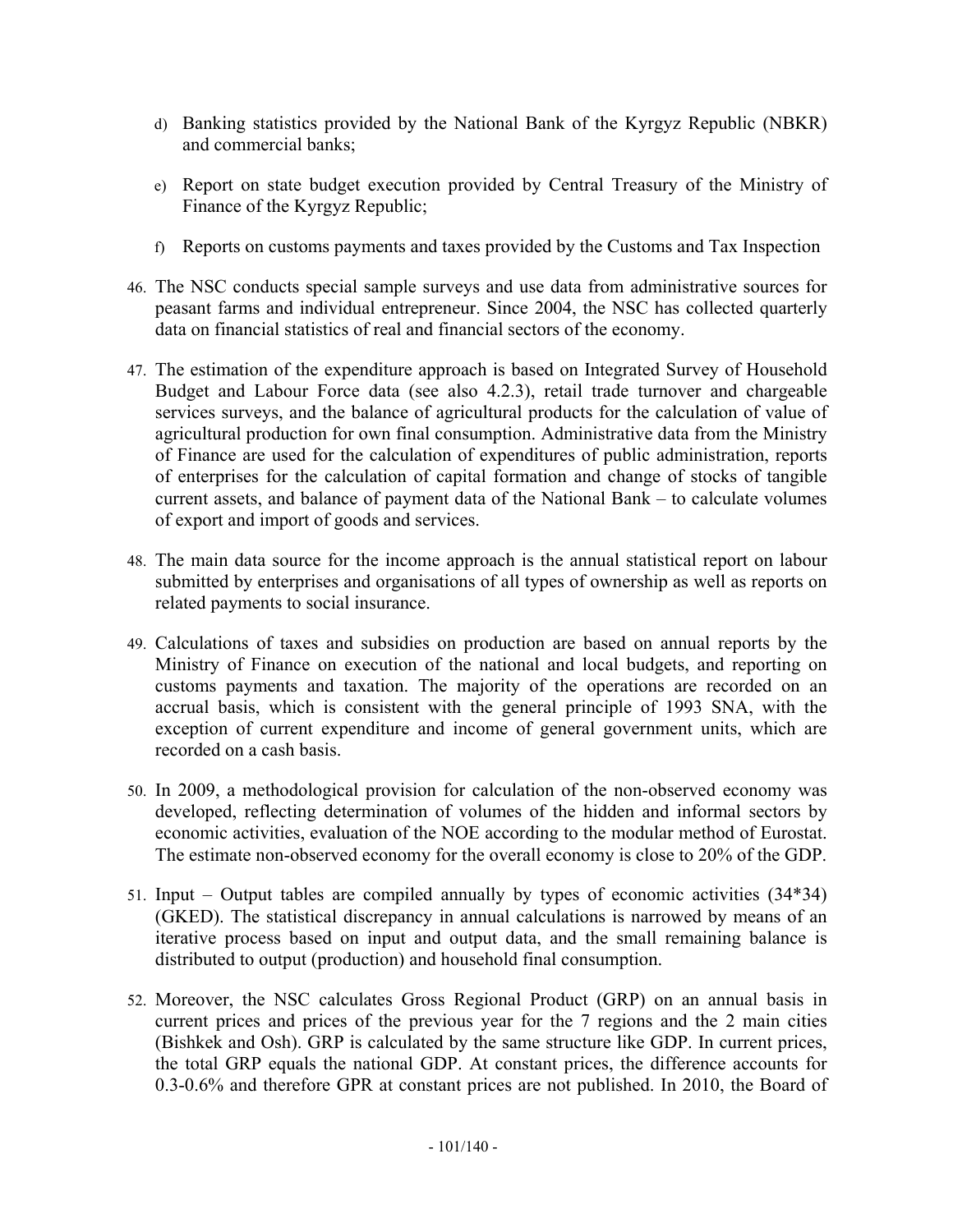d) Banking statistics provided by the National Bank of the Kyrgyz Republic (NBKR) and commercial banks;

e) Report on state budget execution provided by Central Treasury of the Ministry of Finance of the Kyrgyz Republic;

f) Reports on customs payments and taxes provided by the Customs and Tax Inspection

46. The NSC conducts special sample surveys and use data from administrative sources for peasant farms and individual entrepreneur. Since 2004, the NSC has collected quarterly data on financial statistics of real and financial sectors of the economy.

47. The estimation of the expenditure approach is based on Integrated Survey of Household Budget and Labour Force data (see also 4.2.3), retail trade turnover and chargeable services surveys, and the balance of agricultural products for the calculation of value of agricultural production for own final consumption. Administrative data from the Ministry of Finance are used for the calculation of expenditures of public administration, reports of enterprises for the calculation of capital formation and change of stocks of tangible current assets, and balance of payment data of the National Bank – to calculate volumes of export and import of goods and services.

48. The main data source for the income approach is the annual statistical report on labour submitted by enterprises and organisations of all types of ownership as well as reports on related payments to social insurance.

49. Calculations of taxes and subsidies on production are based on annual reports by the Ministry of Finance on execution of the national and local budgets, and reporting on customs payments and taxation. The majority of the operations are recorded on an accrual basis, which is consistent with the general principle of 1993 SNA, with the exception of current expenditure and income of general government units, which are recorded on a cash basis.

50. In 2009, a methodological provision for calculation of the non-observed economy was developed, reflecting determination of volumes of the hidden and informal sectors by economic activities, evaluation of the NOE according to the modular method of Eurostat. The estimate non-observed economy for the overall economy is close to 20% of the GDP.

51. Input – Output tables are compiled annually by types of economic activities (34*34) (GKED). The statistical discrepancy in annual calculations is narrowed by means of an iterative process based on input and output data, and the small remaining balance is distributed to output (production) and household final consumption.

52. Moreover, the NSC calculates Gross Regional Product (GRP) on an annual basis in current prices and prices of the previous year for the 7 regions and the 2 main cities (Bishkek and Osh). GRP is calculated by the same structure like GDP. In current prices, the total GRP equals the national GDP. At constant prices, the difference accounts for 0.3-0.6% and therefore GPR at constant prices are not published. In 2010, the Board of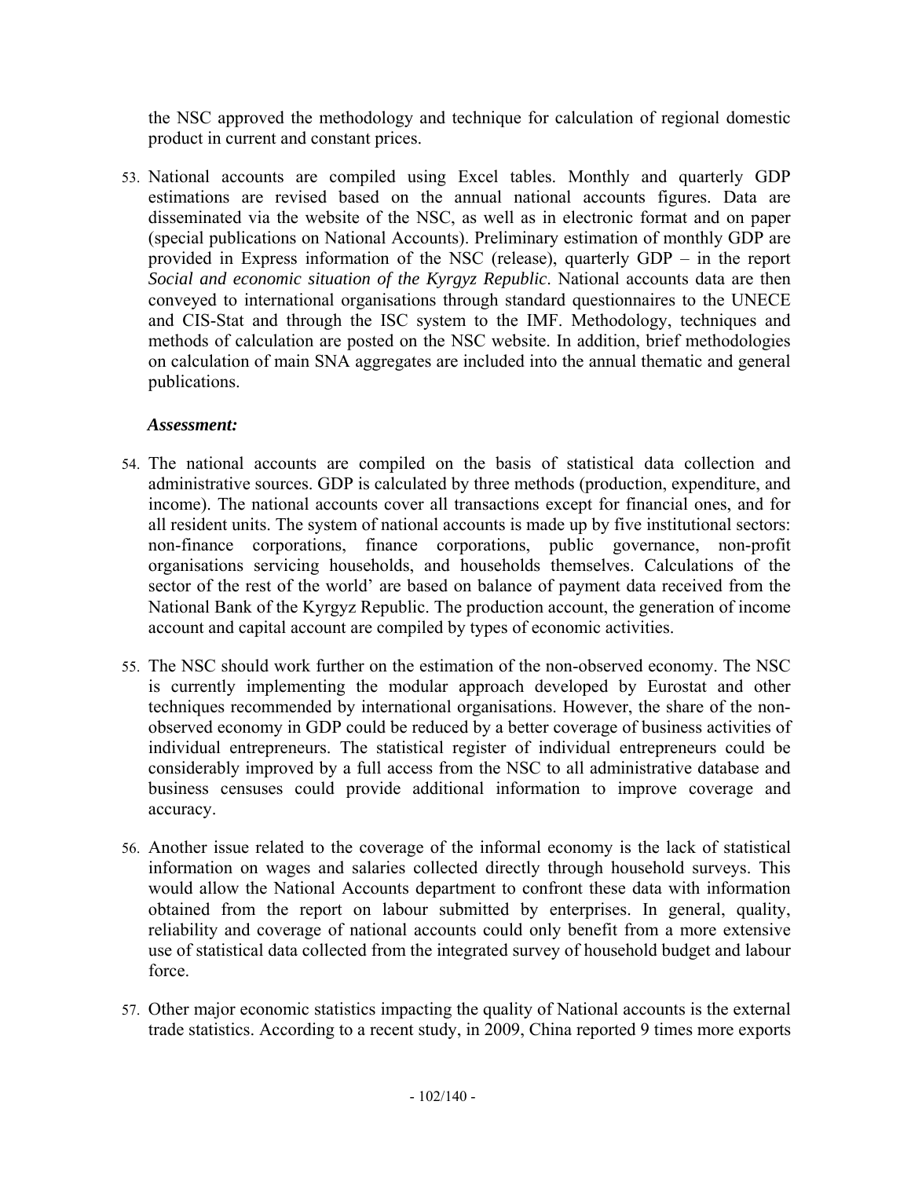the NSC approved the methodology and technique for calculation of regional domestic product in current and constant prices.

53. National accounts are compiled using Excel tables. Monthly and quarterly GDP estimations are revised based on the annual national accounts figures. Data are disseminated via the website of the NSC, as well as in electronic format and on paper (special publications on National Accounts). Preliminary estimation of monthly GDP are provided in Express information of the NSC (release), quarterly GDP – in the report *Social and economic situation of the Kyrgyz Republic*. National accounts data are then conveyed to international organisations through standard questionnaires to the UNECE and CIS-Stat and through the ISC system to the IMF. Methodology, techniques and methods of calculation are posted on the NSC website. In addition, brief methodologies on calculation of main SNA aggregates are included into the annual thematic and general publications.

***Assessment:***

54. The national accounts are compiled on the basis of statistical data collection and administrative sources. GDP is calculated by three methods (production, expenditure, and income). The national accounts cover all transactions except for financial ones, and for all resident units. The system of national accounts is made up by five institutional sectors: non-finance corporations, finance corporations, public governance, non-profit organisations servicing households, and households themselves. Calculations of the sector of the rest of the world' are based on balance of payment data received from the National Bank of the Kyrgyz Republic. The production account, the generation of income account and capital account are compiled by types of economic activities.

55. The NSC should work further on the estimation of the non-observed economy. The NSC is currently implementing the modular approach developed by Eurostat and other techniques recommended by international organisations. However, the share of the non-observed economy in GDP could be reduced by a better coverage of business activities of individual entrepreneurs. The statistical register of individual entrepreneurs could be considerably improved by a full access from the NSC to all administrative database and business censuses could provide additional information to improve coverage and accuracy.

56. Another issue related to the coverage of the informal economy is the lack of statistical information on wages and salaries collected directly through household surveys. This would allow the National Accounts department to confront these data with information obtained from the report on labour submitted by enterprises. In general, quality, reliability and coverage of national accounts could only benefit from a more extensive use of statistical data collected from the integrated survey of household budget and labour force.

57. Other major economic statistics impacting the quality of National accounts is the external trade statistics. According to a recent study, in 2009, China reported 9 times more exports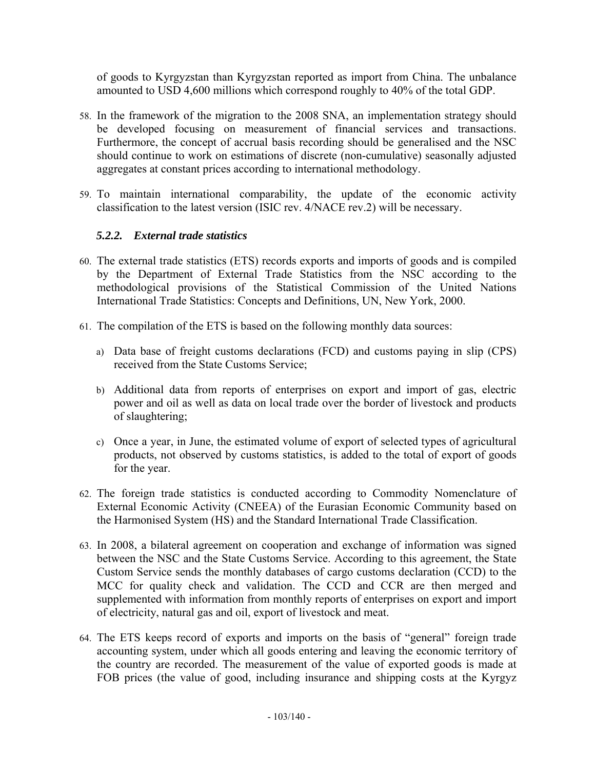of goods to Kyrgyzstan than Kyrgyzstan reported as import from China. The unbalance amounted to USD 4,600 millions which correspond roughly to 40% of the total GDP.

58. In the framework of the migration to the 2008 SNA, an implementation strategy should be developed focusing on measurement of financial services and transactions. Furthermore, the concept of accrual basis recording should be generalised and the NSC should continue to work on estimations of discrete (non-cumulative) seasonally adjusted aggregates at constant prices according to international methodology.

59. To maintain international comparability, the update of the economic activity classification to the latest version (ISIC rev. 4/NACE rev.2) will be necessary.

### *5.2.2. External trade statistics*

60. The external trade statistics (ETS) records exports and imports of goods and is compiled by the Department of External Trade Statistics from the NSC according to the methodological provisions of the Statistical Commission of the United Nations International Trade Statistics: Concepts and Definitions, UN, New York, 2000.

61. The compilation of the ETS is based on the following monthly data sources:

    a) Data base of freight customs declarations (FCD) and customs paying in slip (CPS) received from the State Customs Service;

    b) Additional data from reports of enterprises on export and import of gas, electric power and oil as well as data on local trade over the border of livestock and products of slaughtering;

    c) Once a year, in June, the estimated volume of export of selected types of agricultural products, not observed by customs statistics, is added to the total of export of goods for the year.

62. The foreign trade statistics is conducted according to Commodity Nomenclature of External Economic Activity (CNEEA) of the Eurasian Economic Community based on the Harmonised System (HS) and the Standard International Trade Classification.

63. In 2008, a bilateral agreement on cooperation and exchange of information was signed between the NSC and the State Customs Service. According to this agreement, the State Custom Service sends the monthly databases of cargo customs declaration (CCD) to the MCC for quality check and validation. The CCD and CCR are then merged and supplemented with information from monthly reports of enterprises on export and import of electricity, natural gas and oil, export of livestock and meat.

64. The ETS keeps record of exports and imports on the basis of "general" foreign trade accounting system, under which all goods entering and leaving the economic territory of the country are recorded. The measurement of the value of exported goods is made at FOB prices (the value of good, including insurance and shipping costs at the Kyrgyz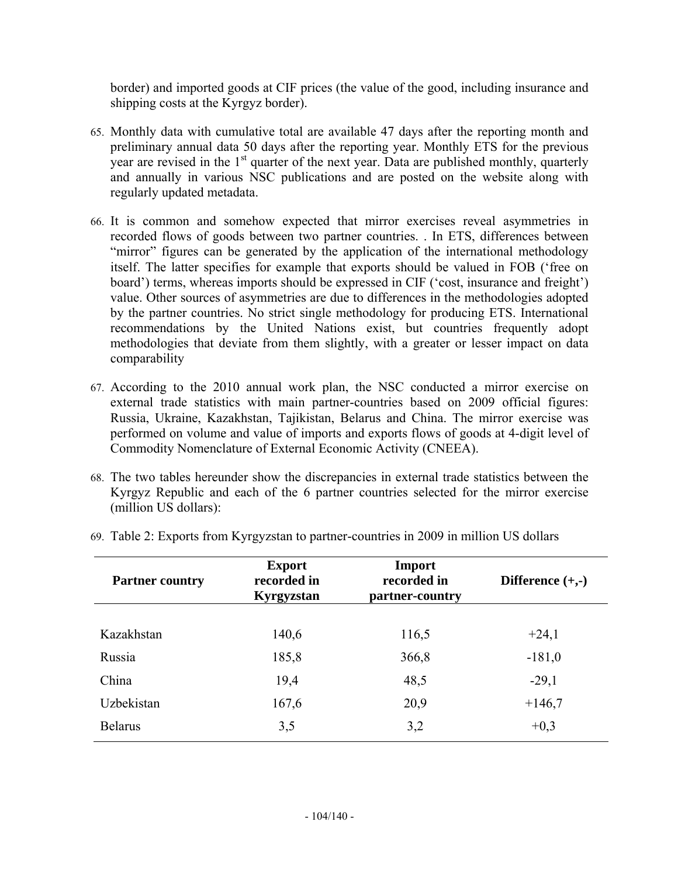border) and imported goods at CIF prices (the value of the good, including insurance and shipping costs at the Kyrgyz border).

65. Monthly data with cumulative total are available 47 days after the reporting month and preliminary annual data 50 days after the reporting year. Monthly ETS for the previous year are revised in the 1st quarter of the next year. Data are published monthly, quarterly and annually in various NSC publications and are posted on the website along with regularly updated metadata.

66. It is common and somehow expected that mirror exercises reveal asymmetries in recorded flows of goods between two partner countries. . In ETS, differences between "mirror" figures can be generated by the application of the international methodology itself. The latter specifies for example that exports should be valued in FOB ('free on board') terms, whereas imports should be expressed in CIF ('cost, insurance and freight') value. Other sources of asymmetries are due to differences in the methodologies adopted by the partner countries. No strict single methodology for producing ETS. International recommendations by the United Nations exist, but countries frequently adopt methodologies that deviate from them slightly, with a greater or lesser impact on data comparability

67. According to the 2010 annual work plan, the NSC conducted a mirror exercise on external trade statistics with main partner-countries based on 2009 official figures: Russia, Ukraine, Kazakhstan, Tajikistan, Belarus and China. The mirror exercise was performed on volume and value of imports and exports flows of goods at 4-digit level of Commodity Nomenclature of External Economic Activity (CNEEA).

68. The two tables hereunder show the discrepancies in external trade statistics between the Kyrgyz Republic and each of the 6 partner countries selected for the mirror exercise (million US dollars):

69. Table 2: Exports from Kyrgyzstan to partner-countries in 2009 in million US dollars

| Partner country | Export recorded in Kyrgyzstan | Import recorded in partner-country | Difference (+,-) |
|---|---|---|---|
| Kazakhstan | 140,6 | 116,5 | +24,1 |
| Russia | 185,8 | 366,8 | -181,0 |
| China | 19,4 | 48,5 | -29,1 |
| Uzbekistan | 167,6 | 20,9 | +146,7 |
| Belarus | 3,5 | 3,2 | +0,3 |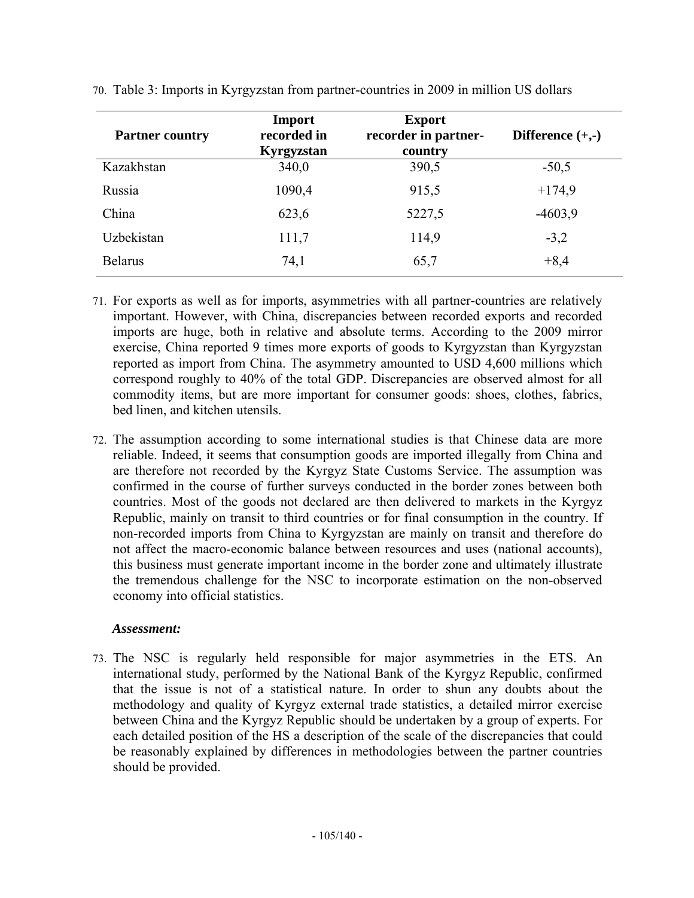70. Table 3: Imports in Kyrgyzstan from partner-countries in 2009 in million US dollars

| Partner country | Import recorded in Kyrgyzstan | Export recorder in partner-country | Difference (+,-) |
|---|---|---|---|
| Kazakhstan | 340,0 | 390,5 | -50,5 |
| Russia | 1090,4 | 915,5 | +174,9 |
| China | 623,6 | 5227,5 | -4603,9 |
| Uzbekistan | 111,7 | 114,9 | -3,2 |
| Belarus | 74,1 | 65,7 | +8,4 |

71. For exports as well as for imports, asymmetries with all partner-countries are relatively important. However, with China, discrepancies between recorded exports and recorded imports are huge, both in relative and absolute terms. According to the 2009 mirror exercise, China reported 9 times more exports of goods to Kyrgyzstan than Kyrgyzstan reported as import from China. The asymmetry amounted to USD 4,600 millions which correspond roughly to 40% of the total GDP. Discrepancies are observed almost for all commodity items, but are more important for consumer goods: shoes, clothes, fabrics, bed linen, and kitchen utensils.

72. The assumption according to some international studies is that Chinese data are more reliable. Indeed, it seems that consumption goods are imported illegally from China and are therefore not recorded by the Kyrgyz State Customs Service. The assumption was confirmed in the course of further surveys conducted in the border zones between both countries. Most of the goods not declared are then delivered to markets in the Kyrgyz Republic, mainly on transit to third countries or for final consumption in the country. If non-recorded imports from China to Kyrgyzstan are mainly on transit and therefore do not affect the macro-economic balance between resources and uses (national accounts), this business must generate important income in the border zone and ultimately illustrate the tremendous challenge for the NSC to incorporate estimation on the non-observed economy into official statistics.

***Assessment:***

73. The NSC is regularly held responsible for major asymmetries in the ETS. An international study, performed by the National Bank of the Kyrgyz Republic, confirmed that the issue is not of a statistical nature. In order to shun any doubts about the methodology and quality of Kyrgyz external trade statistics, a detailed mirror exercise between China and the Kyrgyz Republic should be undertaken by a group of experts. For each detailed position of the HS a description of the scale of the discrepancies that could be reasonably explained by differences in methodologies between the partner countries should be provided.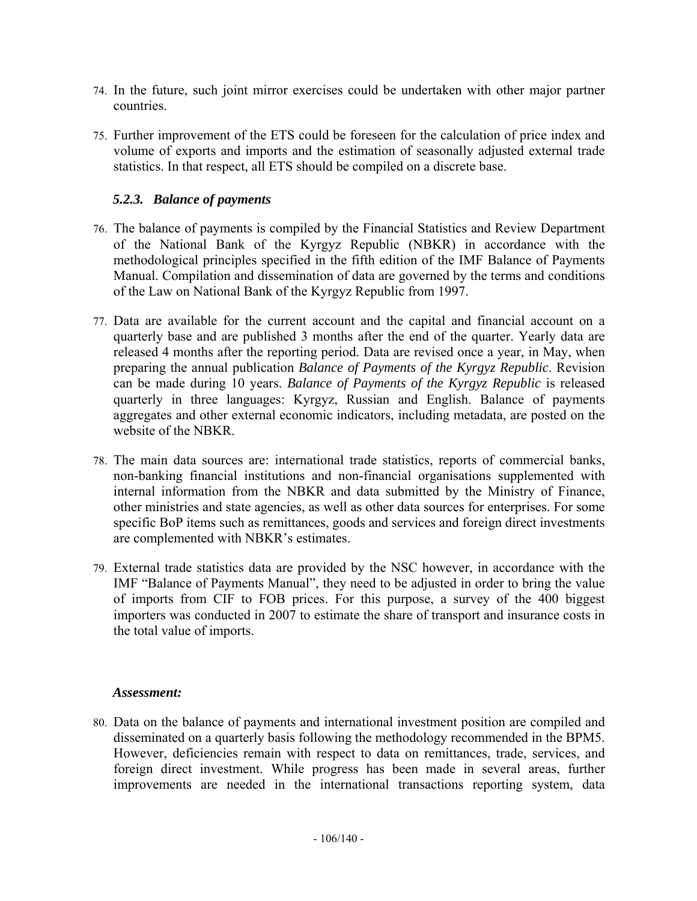74. In the future, such joint mirror exercises could be undertaken with other major partner countries.

75. Further improvement of the ETS could be foreseen for the calculation of price index and volume of exports and imports and the estimation of seasonally adjusted external trade statistics. In that respect, all ETS should be compiled on a discrete base.

### *5.2.3. Balance of payments*

76. The balance of payments is compiled by the Financial Statistics and Review Department of the National Bank of the Kyrgyz Republic (NBKR) in accordance with the methodological principles specified in the fifth edition of the IMF Balance of Payments Manual. Compilation and dissemination of data are governed by the terms and conditions of the Law on National Bank of the Kyrgyz Republic from 1997.

77. Data are available for the current account and the capital and financial account on a quarterly base and are published 3 months after the end of the quarter. Yearly data are released 4 months after the reporting period. Data are revised once a year, in May, when preparing the annual publication *Balance of Payments of the Kyrgyz Republic*. Revision can be made during 10 years. *Balance of Payments of the Kyrgyz Republic* is released quarterly in three languages: Kyrgyz, Russian and English. Balance of payments aggregates and other external economic indicators, including metadata, are posted on the website of the NBKR.

78. The main data sources are: international trade statistics, reports of commercial banks, non-banking financial institutions and non-financial organisations supplemented with internal information from the NBKR and data submitted by the Ministry of Finance, other ministries and state agencies, as well as other data sources for enterprises. For some specific BoP items such as remittances, goods and services and foreign direct investments are complemented with NBKR's estimates.

79. External trade statistics data are provided by the NSC however, in accordance with the IMF "Balance of Payments Manual", they need to be adjusted in order to bring the value of imports from CIF to FOB prices. For this purpose, a survey of the 400 biggest importers was conducted in 2007 to estimate the share of transport and insurance costs in the total value of imports.

***Assessment:***

80. Data on the balance of payments and international investment position are compiled and disseminated on a quarterly basis following the methodology recommended in the BPM5. However, deficiencies remain with respect to data on remittances, trade, services, and foreign direct investment. While progress has been made in several areas, further improvements are needed in the international transactions reporting system, data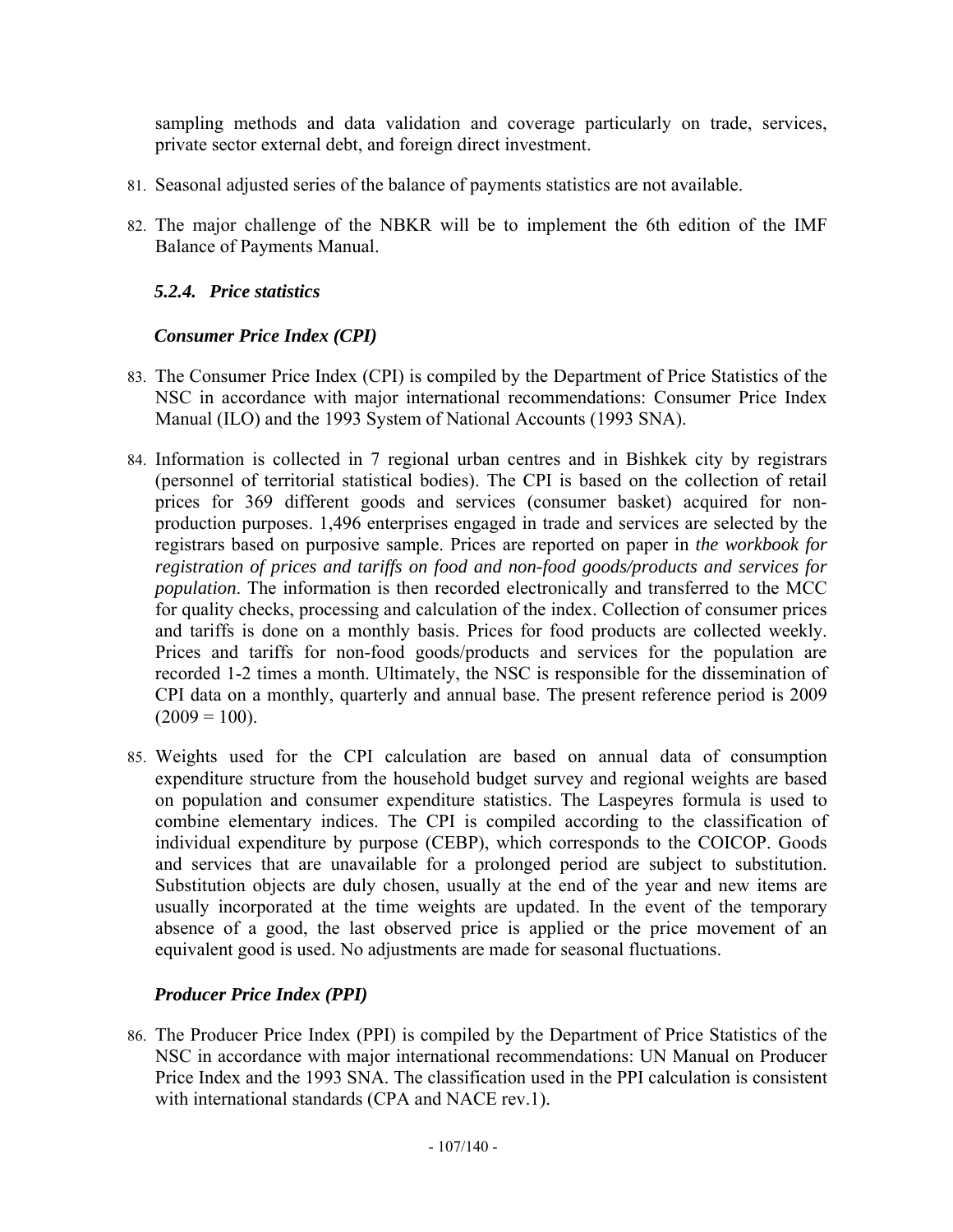sampling methods and data validation and coverage particularly on trade, services, private sector external debt, and foreign direct investment.

81. Seasonal adjusted series of the balance of payments statistics are not available.

82. The major challenge of the NBKR will be to implement the 6th edition of the IMF Balance of Payments Manual.

### *5.2.4. Price statistics*

#### *Consumer Price Index (CPI)*

83. The Consumer Price Index (CPI) is compiled by the Department of Price Statistics of the NSC in accordance with major international recommendations: Consumer Price Index Manual (ILO) and the 1993 System of National Accounts (1993 SNA).

84. Information is collected in 7 regional urban centres and in Bishkek city by registrars (personnel of territorial statistical bodies). The CPI is based on the collection of retail prices for 369 different goods and services (consumer basket) acquired for non-production purposes. 1,496 enterprises engaged in trade and services are selected by the registrars based on purposive sample. Prices are reported on paper in *the workbook for registration of prices and tariffs on food and non-food goods/products and services for population*. The information is then recorded electronically and transferred to the MCC for quality checks, processing and calculation of the index. Collection of consumer prices and tariffs is done on a monthly basis. Prices for food products are collected weekly. Prices and tariffs for non-food goods/products and services for the population are recorded 1-2 times a month. Ultimately, the NSC is responsible for the dissemination of CPI data on a monthly, quarterly and annual base. The present reference period is 2009 (2009 = 100).

85. Weights used for the CPI calculation are based on annual data of consumption expenditure structure from the household budget survey and regional weights are based on population and consumer expenditure statistics. The Laspeyres formula is used to combine elementary indices. The CPI is compiled according to the classification of individual expenditure by purpose (CEBP), which corresponds to the COICOP. Goods and services that are unavailable for a prolonged period are subject to substitution. Substitution objects are duly chosen, usually at the end of the year and new items are usually incorporated at the time weights are updated. In the event of the temporary absence of a good, the last observed price is applied or the price movement of an equivalent good is used. No adjustments are made for seasonal fluctuations.

#### *Producer Price Index (PPI)*

86. The Producer Price Index (PPI) is compiled by the Department of Price Statistics of the NSC in accordance with major international recommendations: UN Manual on Producer Price Index and the 1993 SNA. The classification used in the PPI calculation is consistent with international standards (CPA and NACE rev.1).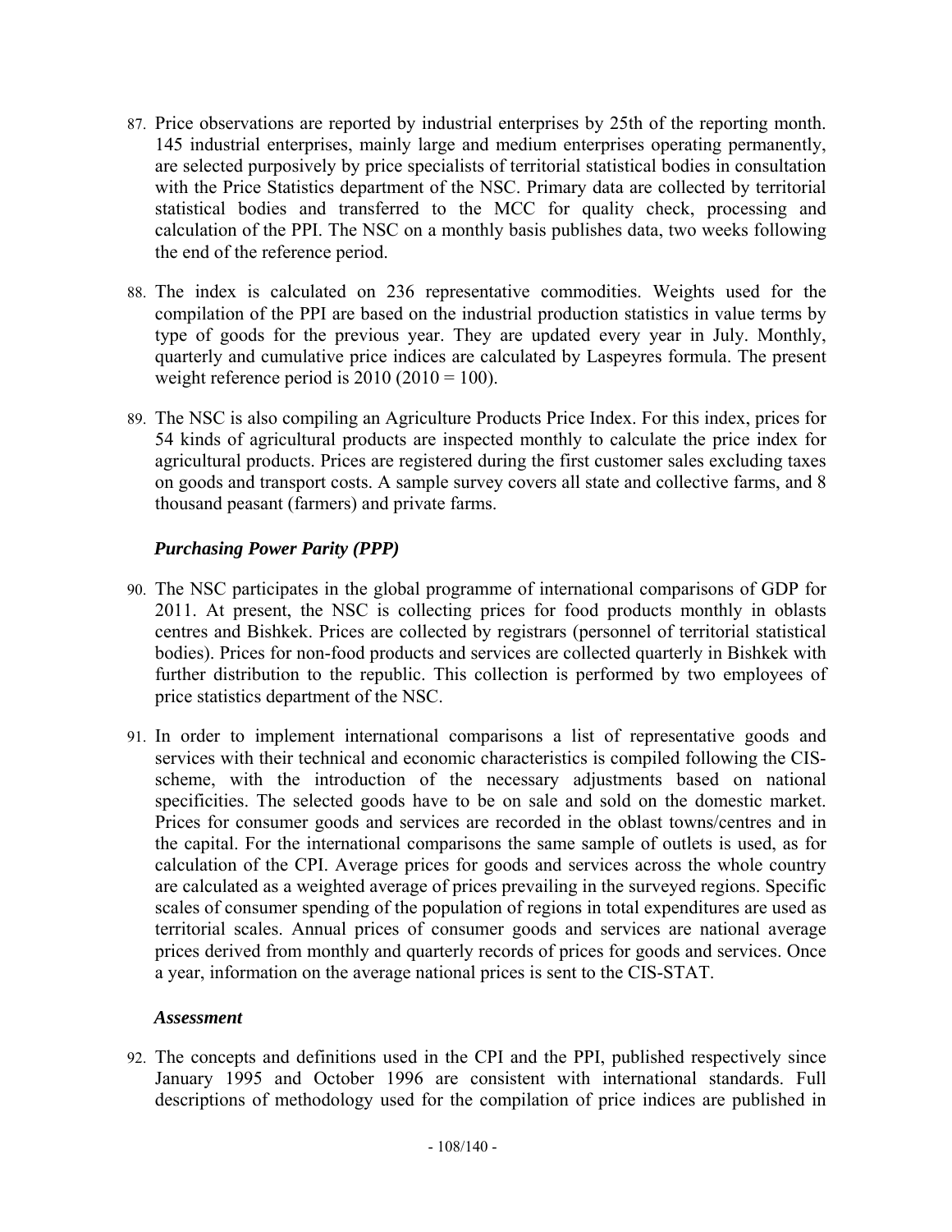87. Price observations are reported by industrial enterprises by 25th of the reporting month. 145 industrial enterprises, mainly large and medium enterprises operating permanently, are selected purposively by price specialists of territorial statistical bodies in consultation with the Price Statistics department of the NSC. Primary data are collected by territorial statistical bodies and transferred to the MCC for quality check, processing and calculation of the PPI. The NSC on a monthly basis publishes data, two weeks following the end of the reference period.

88. The index is calculated on 236 representative commodities. Weights used for the compilation of the PPI are based on the industrial production statistics in value terms by type of goods for the previous year. They are updated every year in July. Monthly, quarterly and cumulative price indices are calculated by Laspeyres formula. The present weight reference period is 2010 (2010 = 100).

89. The NSC is also compiling an Agriculture Products Price Index. For this index, prices for 54 kinds of agricultural products are inspected monthly to calculate the price index for agricultural products. Prices are registered during the first customer sales excluding taxes on goods and transport costs. A sample survey covers all state and collective farms, and 8 thousand peasant (farmers) and private farms.

### *Purchasing Power Parity (PPP)*

90. The NSC participates in the global programme of international comparisons of GDP for 2011. At present, the NSC is collecting prices for food products monthly in oblasts centres and Bishkek. Prices are collected by registrars (personnel of territorial statistical bodies). Prices for non-food products and services are collected quarterly in Bishkek with further distribution to the republic. This collection is performed by two employees of price statistics department of the NSC.

91. In order to implement international comparisons a list of representative goods and services with their technical and economic characteristics is compiled following the CIS-scheme, with the introduction of the necessary adjustments based on national specificities. The selected goods have to be on sale and sold on the domestic market. Prices for consumer goods and services are recorded in the oblast towns/centres and in the capital. For the international comparisons the same sample of outlets is used, as for calculation of the CPI. Average prices for goods and services across the whole country are calculated as a weighted average of prices prevailing in the surveyed regions. Specific scales of consumer spending of the population of regions in total expenditures are used as territorial scales. Annual prices of consumer goods and services are national average prices derived from monthly and quarterly records of prices for goods and services. Once a year, information on the average national prices is sent to the CIS-STAT.

### *Assessment*

92. The concepts and definitions used in the CPI and the PPI, published respectively since January 1995 and October 1996 are consistent with international standards. Full descriptions of methodology used for the compilation of price indices are published in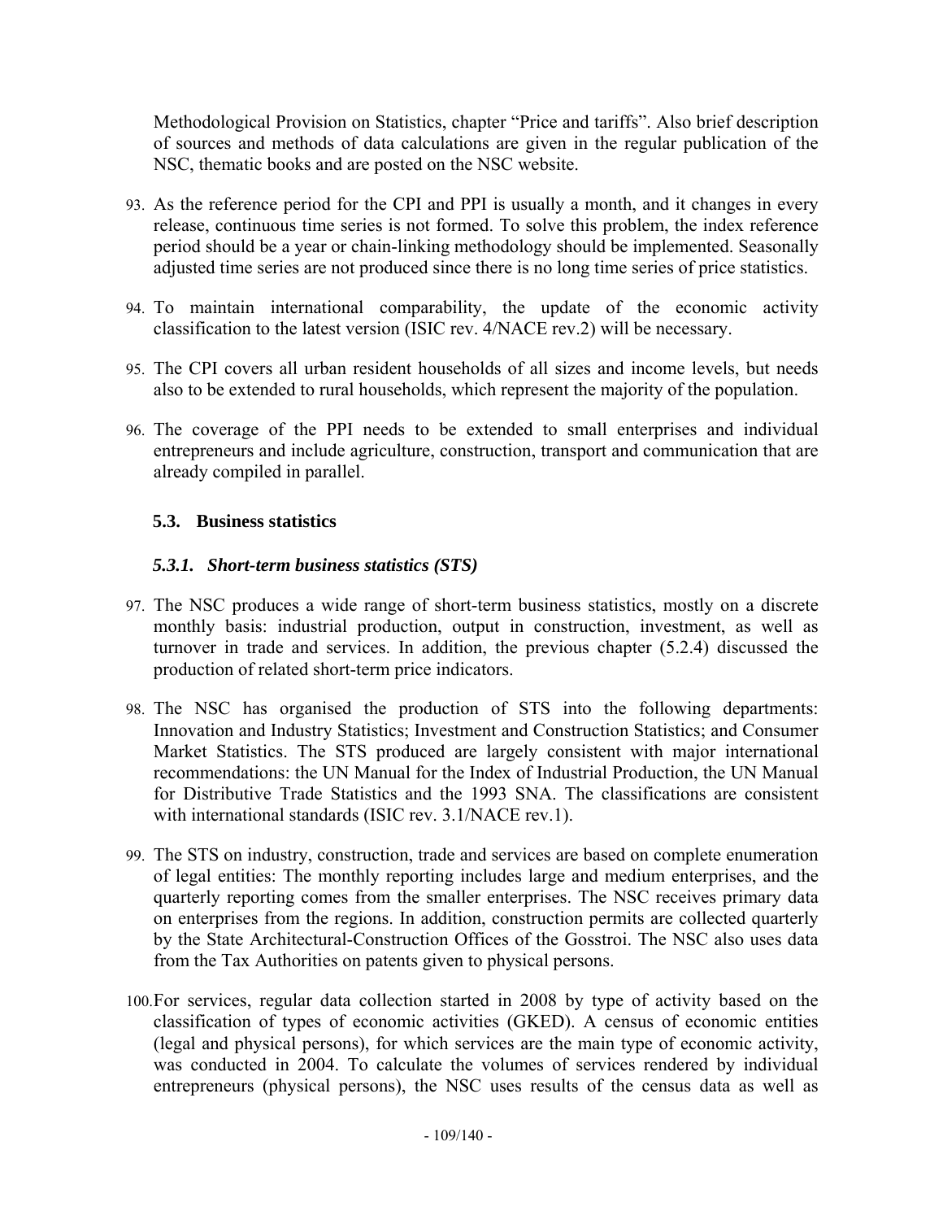Methodological Provision on Statistics, chapter "Price and tariffs". Also brief description of sources and methods of data calculations are given in the regular publication of the NSC, thematic books and are posted on the NSC website.

93. As the reference period for the CPI and PPI is usually a month, and it changes in every release, continuous time series is not formed. To solve this problem, the index reference period should be a year or chain-linking methodology should be implemented. Seasonally adjusted time series are not produced since there is no long time series of price statistics.

94. To maintain international comparability, the update of the economic activity classification to the latest version (ISIC rev. 4/NACE rev.2) will be necessary.

95. The CPI covers all urban resident households of all sizes and income levels, but needs also to be extended to rural households, which represent the majority of the population.

96. The coverage of the PPI needs to be extended to small enterprises and individual entrepreneurs and include agriculture, construction, transport and communication that are already compiled in parallel.

## 5.3. Business statistics

### *5.3.1. Short-term business statistics (STS)*

97. The NSC produces a wide range of short-term business statistics, mostly on a discrete monthly basis: industrial production, output in construction, investment, as well as turnover in trade and services. In addition, the previous chapter (5.2.4) discussed the production of related short-term price indicators.

98. The NSC has organised the production of STS into the following departments: Innovation and Industry Statistics; Investment and Construction Statistics; and Consumer Market Statistics. The STS produced are largely consistent with major international recommendations: the UN Manual for the Index of Industrial Production, the UN Manual for Distributive Trade Statistics and the 1993 SNA. The classifications are consistent with international standards (ISIC rev. 3.1/NACE rev.1).

99. The STS on industry, construction, trade and services are based on complete enumeration of legal entities: The monthly reporting includes large and medium enterprises, and the quarterly reporting comes from the smaller enterprises. The NSC receives primary data on enterprises from the regions. In addition, construction permits are collected quarterly by the State Architectural-Construction Offices of the Gosstroi. The NSC also uses data from the Tax Authorities on patents given to physical persons.

100. For services, regular data collection started in 2008 by type of activity based on the classification of types of economic activities (GKED). A census of economic entities (legal and physical persons), for which services are the main type of economic activity, was conducted in 2004. To calculate the volumes of services rendered by individual entrepreneurs (physical persons), the NSC uses results of the census data as well as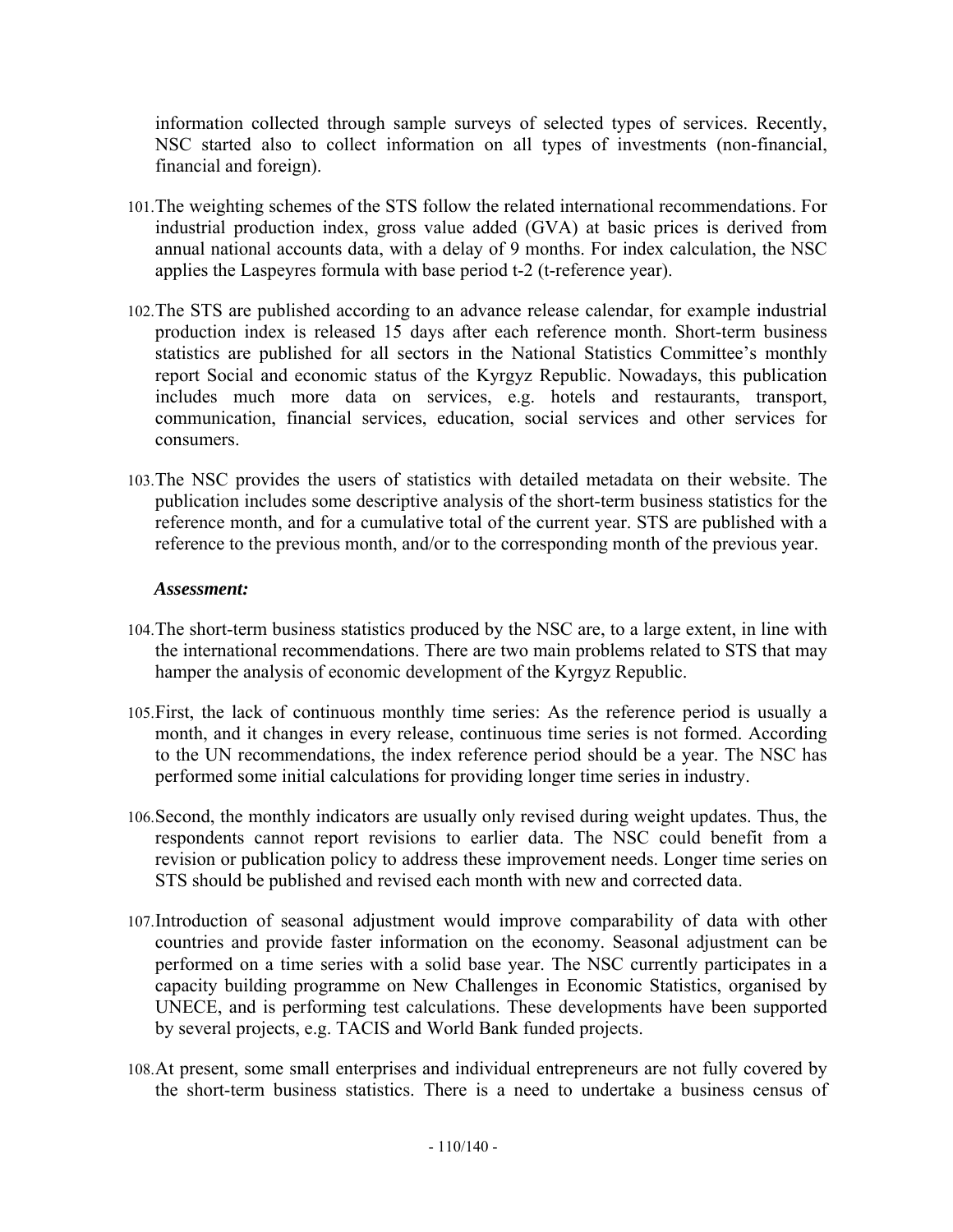information collected through sample surveys of selected types of services. Recently, NSC started also to collect information on all types of investments (non-financial, financial and foreign).

101. The weighting schemes of the STS follow the related international recommendations. For industrial production index, gross value added (GVA) at basic prices is derived from annual national accounts data, with a delay of 9 months. For index calculation, the NSC applies the Laspeyres formula with base period t-2 (t-reference year).

102. The STS are published according to an advance release calendar, for example industrial production index is released 15 days after each reference month. Short-term business statistics are published for all sectors in the National Statistics Committee's monthly report Social and economic status of the Kyrgyz Republic. Nowadays, this publication includes much more data on services, e.g. hotels and restaurants, transport, communication, financial services, education, social services and other services for consumers.

103. The NSC provides the users of statistics with detailed metadata on their website. The publication includes some descriptive analysis of the short-term business statistics for the reference month, and for a cumulative total of the current year. STS are published with a reference to the previous month, and/or to the corresponding month of the previous year.

***Assessment:***

104. The short-term business statistics produced by the NSC are, to a large extent, in line with the international recommendations. There are two main problems related to STS that may hamper the analysis of economic development of the Kyrgyz Republic.

105. First, the lack of continuous monthly time series: As the reference period is usually a month, and it changes in every release, continuous time series is not formed. According to the UN recommendations, the index reference period should be a year. The NSC has performed some initial calculations for providing longer time series in industry.

106. Second, the monthly indicators are usually only revised during weight updates. Thus, the respondents cannot report revisions to earlier data. The NSC could benefit from a revision or publication policy to address these improvement needs. Longer time series on STS should be published and revised each month with new and corrected data.

107. Introduction of seasonal adjustment would improve comparability of data with other countries and provide faster information on the economy. Seasonal adjustment can be performed on a time series with a solid base year. The NSC currently participates in a capacity building programme on New Challenges in Economic Statistics, organised by UNECE, and is performing test calculations. These developments have been supported by several projects, e.g. TACIS and World Bank funded projects.

108. At present, some small enterprises and individual entrepreneurs are not fully covered by the short-term business statistics. There is a need to undertake a business census of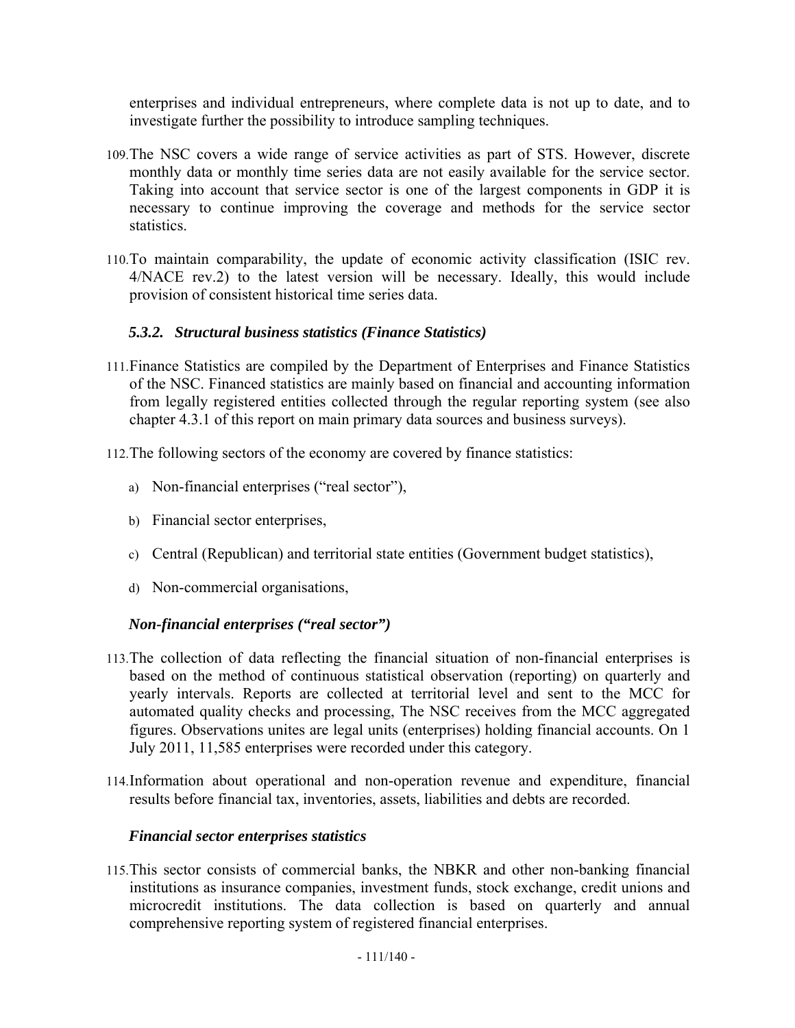enterprises and individual entrepreneurs, where complete data is not up to date, and to investigate further the possibility to introduce sampling techniques.

109. The NSC covers a wide range of service activities as part of STS. However, discrete monthly data or monthly time series data are not easily available for the service sector. Taking into account that service sector is one of the largest components in GDP it is necessary to continue improving the coverage and methods for the service sector statistics.

110. To maintain comparability, the update of economic activity classification (ISIC rev. 4/NACE rev.2) to the latest version will be necessary. Ideally, this would include provision of consistent historical time series data.

### *5.3.2. Structural business statistics (Finance Statistics)*

111. Finance Statistics are compiled by the Department of Enterprises and Finance Statistics of the NSC. Financed statistics are mainly based on financial and accounting information from legally registered entities collected through the regular reporting system (see also chapter 4.3.1 of this report on main primary data sources and business surveys).

112. The following sectors of the economy are covered by finance statistics:

a) Non-financial enterprises ("real sector"),

b) Financial sector enterprises,

c) Central (Republican) and territorial state entities (Government budget statistics),

d) Non-commercial organisations,

#### *Non-financial enterprises ("real sector")*

113. The collection of data reflecting the financial situation of non-financial enterprises is based on the method of continuous statistical observation (reporting) on quarterly and yearly intervals. Reports are collected at territorial level and sent to the MCC for automated quality checks and processing, The NSC receives from the MCC aggregated figures. Observations unites are legal units (enterprises) holding financial accounts. On 1 July 2011, 11,585 enterprises were recorded under this category.

114. Information about operational and non-operation revenue and expenditure, financial results before financial tax, inventories, assets, liabilities and debts are recorded.

#### *Financial sector enterprises statistics*

115. This sector consists of commercial banks, the NBKR and other non-banking financial institutions as insurance companies, investment funds, stock exchange, credit unions and microcredit institutions. The data collection is based on quarterly and annual comprehensive reporting system of registered financial enterprises.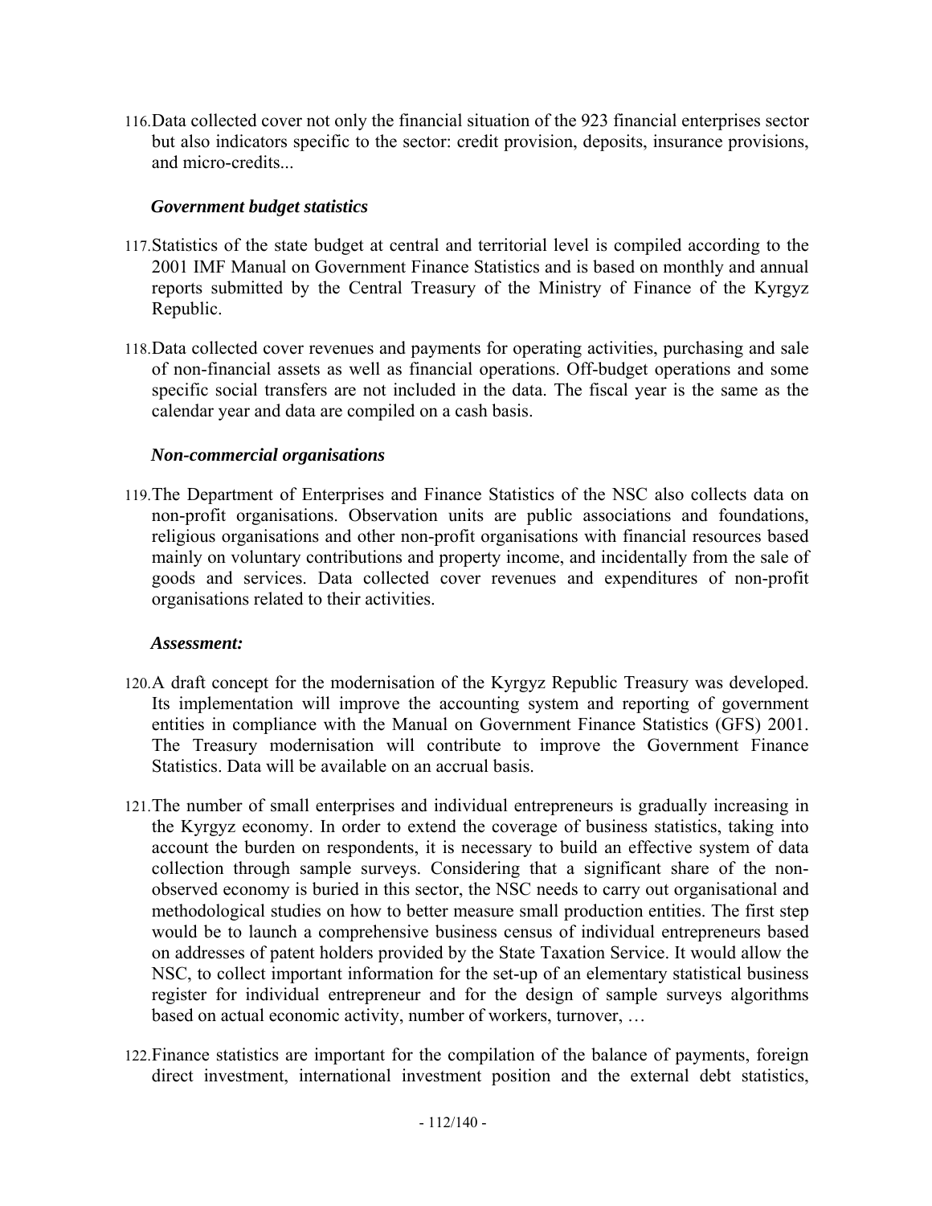116. Data collected cover not only the financial situation of the 923 financial enterprises sector but also indicators specific to the sector: credit provision, deposits, insurance provisions, and micro-credits...

***Government budget statistics***

117. Statistics of the state budget at central and territorial level is compiled according to the 2001 IMF Manual on Government Finance Statistics and is based on monthly and annual reports submitted by the Central Treasury of the Ministry of Finance of the Kyrgyz Republic.

118. Data collected cover revenues and payments for operating activities, purchasing and sale of non-financial assets as well as financial operations. Off-budget operations and some specific social transfers are not included in the data. The fiscal year is the same as the calendar year and data are compiled on a cash basis.

***Non-commercial organisations***

119. The Department of Enterprises and Finance Statistics of the NSC also collects data on non-profit organisations. Observation units are public associations and foundations, religious organisations and other non-profit organisations with financial resources based mainly on voluntary contributions and property income, and incidentally from the sale of goods and services. Data collected cover revenues and expenditures of non-profit organisations related to their activities.

***Assessment:***

120. A draft concept for the modernisation of the Kyrgyz Republic Treasury was developed. Its implementation will improve the accounting system and reporting of government entities in compliance with the Manual on Government Finance Statistics (GFS) 2001. The Treasury modernisation will contribute to improve the Government Finance Statistics. Data will be available on an accrual basis.

121. The number of small enterprises and individual entrepreneurs is gradually increasing in the Kyrgyz economy. In order to extend the coverage of business statistics, taking into account the burden on respondents, it is necessary to build an effective system of data collection through sample surveys. Considering that a significant share of the non-observed economy is buried in this sector, the NSC needs to carry out organisational and methodological studies on how to better measure small production entities. The first step would be to launch a comprehensive business census of individual entrepreneurs based on addresses of patent holders provided by the State Taxation Service. It would allow the NSC, to collect important information for the set-up of an elementary statistical business register for individual entrepreneur and for the design of sample surveys algorithms based on actual economic activity, number of workers, turnover, …

122. Finance statistics are important for the compilation of the balance of payments, foreign direct investment, international investment position and the external debt statistics,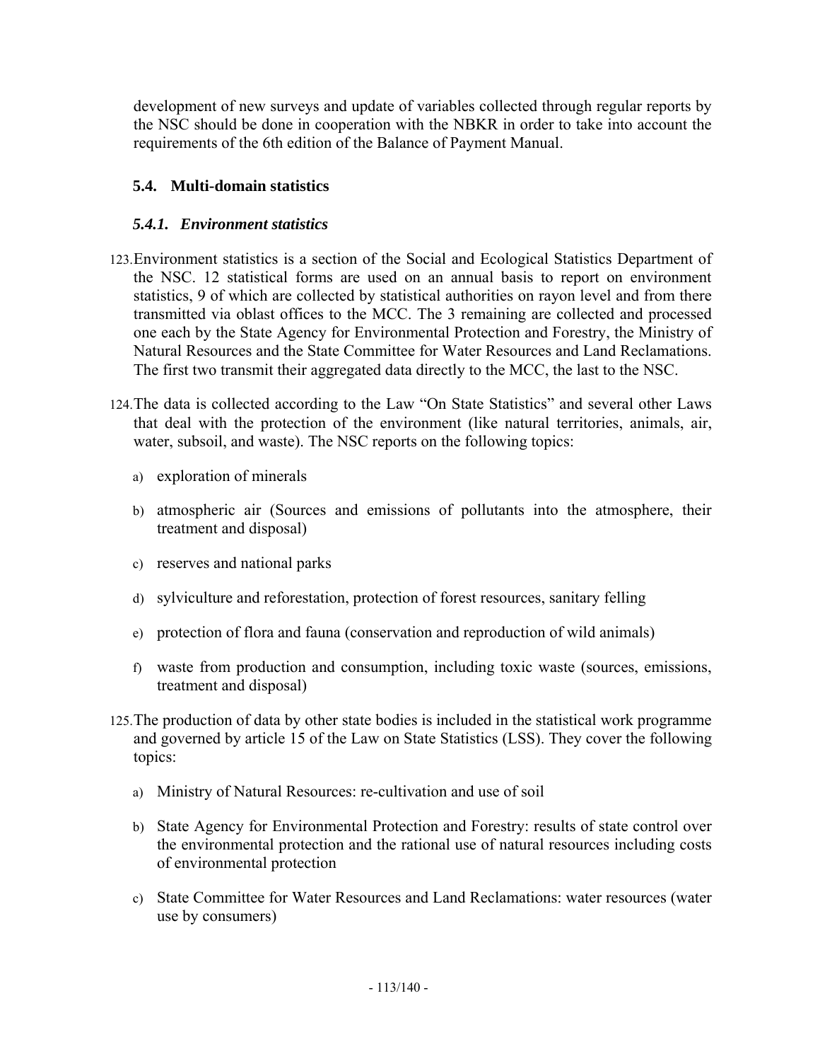development of new surveys and update of variables collected through regular reports by the NSC should be done in cooperation with the NBKR in order to take into account the requirements of the 6th edition of the Balance of Payment Manual.

## 5.4. Multi-domain statistics

### *5.4.1. Environment statistics*

123. Environment statistics is a section of the Social and Ecological Statistics Department of the NSC. 12 statistical forms are used on an annual basis to report on environment statistics, 9 of which are collected by statistical authorities on rayon level and from there transmitted via oblast offices to the MCC. The 3 remaining are collected and processed one each by the State Agency for Environmental Protection and Forestry, the Ministry of Natural Resources and the State Committee for Water Resources and Land Reclamations. The first two transmit their aggregated data directly to the MCC, the last to the NSC.

124. The data is collected according to the Law "On State Statistics" and several other Laws that deal with the protection of the environment (like natural territories, animals, air, water, subsoil, and waste). The NSC reports on the following topics:

a) exploration of minerals

b) atmospheric air (Sources and emissions of pollutants into the atmosphere, their treatment and disposal)

c) reserves and national parks

d) sylviculture and reforestation, protection of forest resources, sanitary felling

e) protection of flora and fauna (conservation and reproduction of wild animals)

f) waste from production and consumption, including toxic waste (sources, emissions, treatment and disposal)

125. The production of data by other state bodies is included in the statistical work programme and governed by article 15 of the Law on State Statistics (LSS). They cover the following topics:

a) Ministry of Natural Resources: re-cultivation and use of soil

b) State Agency for Environmental Protection and Forestry: results of state control over the environmental protection and the rational use of natural resources including costs of environmental protection

c) State Committee for Water Resources and Land Reclamations: water resources (water use by consumers)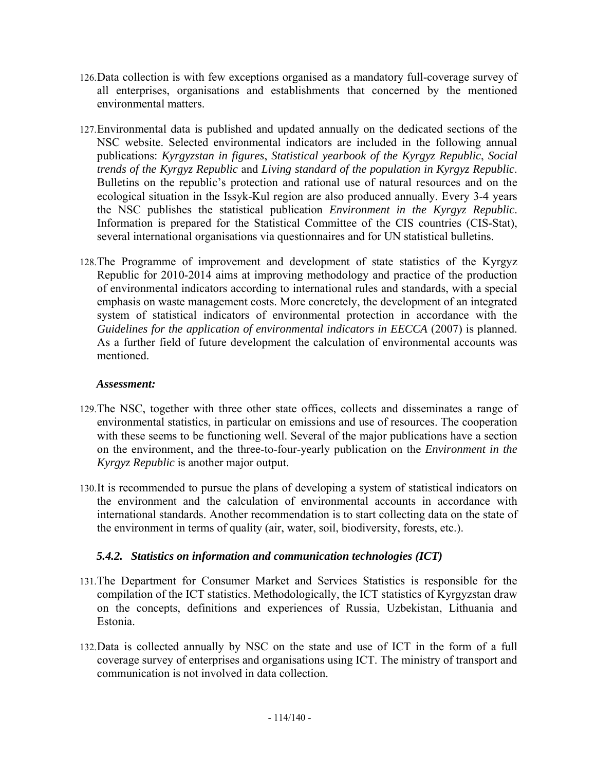126. Data collection is with few exceptions organised as a mandatory full-coverage survey of all enterprises, organisations and establishments that concerned by the mentioned environmental matters.

127. Environmental data is published and updated annually on the dedicated sections of the NSC website. Selected environmental indicators are included in the following annual publications: *Kyrgyzstan in figures*, *Statistical yearbook of the Kyrgyz Republic*, *Social trends of the Kyrgyz Republic* and *Living standard of the population in Kyrgyz Republic*. Bulletins on the republic's protection and rational use of natural resources and on the ecological situation in the Issyk-Kul region are also produced annually. Every 3-4 years the NSC publishes the statistical publication *Environment in the Kyrgyz Republic*. Information is prepared for the Statistical Committee of the CIS countries (CIS-Stat), several international organisations via questionnaires and for UN statistical bulletins.

128. The Programme of improvement and development of state statistics of the Kyrgyz Republic for 2010-2014 aims at improving methodology and practice of the production of environmental indicators according to international rules and standards, with a special emphasis on waste management costs. More concretely, the development of an integrated system of statistical indicators of environmental protection in accordance with the *Guidelines for the application of environmental indicators in EECCA* (2007) is planned. As a further field of future development the calculation of environmental accounts was mentioned.

***Assessment:***

129. The NSC, together with three other state offices, collects and disseminates a range of environmental statistics, in particular on emissions and use of resources. The cooperation with these seems to be functioning well. Several of the major publications have a section on the environment, and the three-to-four-yearly publication on the *Environment in the Kyrgyz Republic* is another major output.

130. It is recommended to pursue the plans of developing a system of statistical indicators on the environment and the calculation of environmental accounts in accordance with international standards. Another recommendation is to start collecting data on the state of the environment in terms of quality (air, water, soil, biodiversity, forests, etc.).

### *5.4.2. Statistics on information and communication technologies (ICT)*

131. The Department for Consumer Market and Services Statistics is responsible for the compilation of the ICT statistics. Methodologically, the ICT statistics of Kyrgyzstan draw on the concepts, definitions and experiences of Russia, Uzbekistan, Lithuania and Estonia.

132. Data is collected annually by NSC on the state and use of ICT in the form of a full coverage survey of enterprises and organisations using ICT. The ministry of transport and communication is not involved in data collection.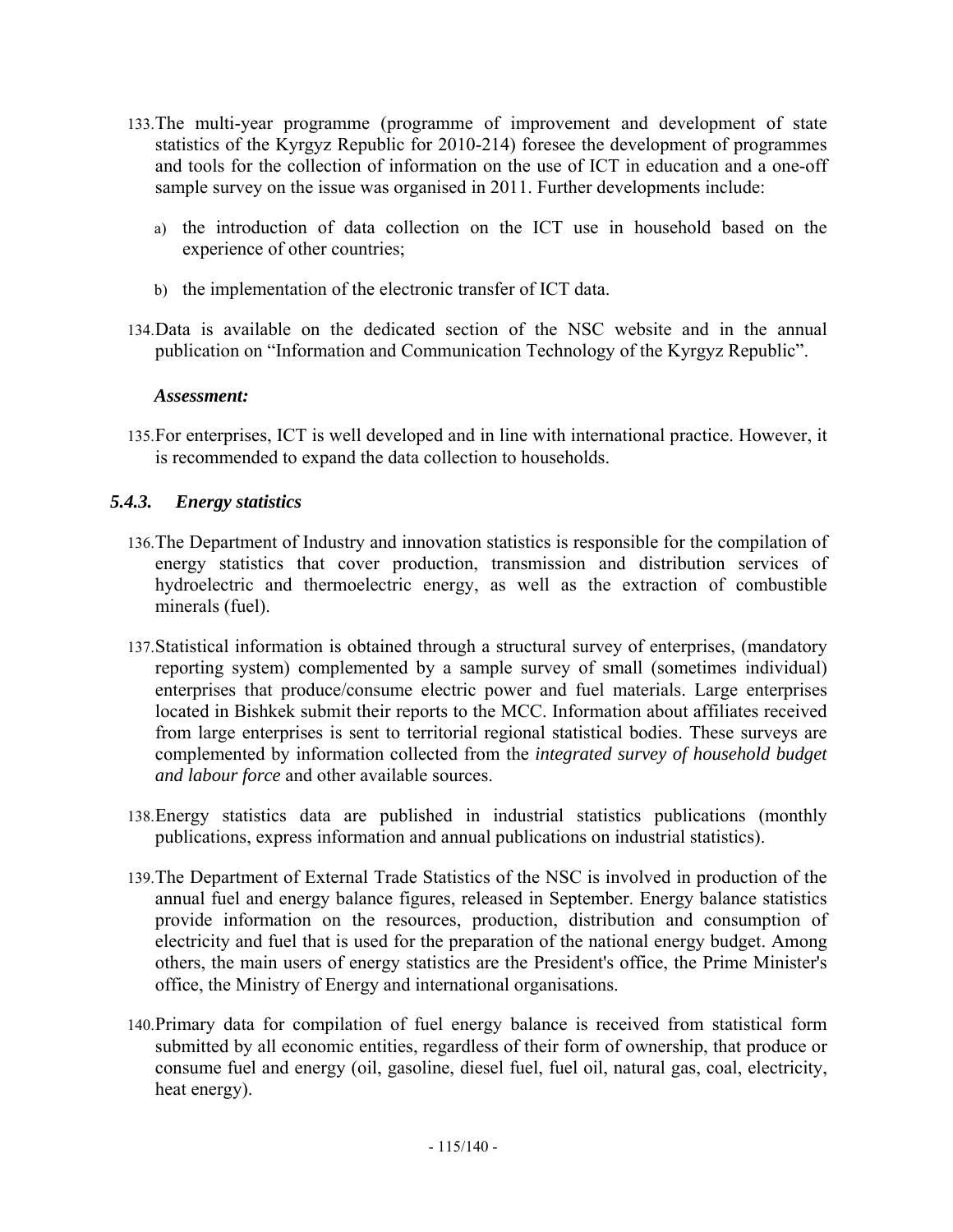133. The multi-year programme (programme of improvement and development of state statistics of the Kyrgyz Republic for 2010-214) foresee the development of programmes and tools for the collection of information on the use of ICT in education and a one-off sample survey on the issue was organised in 2011. Further developments include:

   a) the introduction of data collection on the ICT use in household based on the experience of other countries;

   b) the implementation of the electronic transfer of ICT data.

134. Data is available on the dedicated section of the NSC website and in the annual publication on "Information and Communication Technology of the Kyrgyz Republic".

***Assessment:***

135. For enterprises, ICT is well developed and in line with international practice. However, it is recommended to expand the data collection to households.

### *5.4.3. Energy statistics*

136. The Department of Industry and innovation statistics is responsible for the compilation of energy statistics that cover production, transmission and distribution services of hydroelectric and thermoelectric energy, as well as the extraction of combustible minerals (fuel).

137. Statistical information is obtained through a structural survey of enterprises, (mandatory reporting system) complemented by a sample survey of small (sometimes individual) enterprises that produce/consume electric power and fuel materials. Large enterprises located in Bishkek submit their reports to the MCC. Information about affiliates received from large enterprises is sent to territorial regional statistical bodies. These surveys are complemented by information collected from the *integrated survey of household budget and labour force* and other available sources.

138. Energy statistics data are published in industrial statistics publications (monthly publications, express information and annual publications on industrial statistics).

139. The Department of External Trade Statistics of the NSC is involved in production of the annual fuel and energy balance figures, released in September. Energy balance statistics provide information on the resources, production, distribution and consumption of electricity and fuel that is used for the preparation of the national energy budget. Among others, the main users of energy statistics are the President's office, the Prime Minister's office, the Ministry of Energy and international organisations.

140. Primary data for compilation of fuel energy balance is received from statistical form submitted by all economic entities, regardless of their form of ownership, that produce or consume fuel and energy (oil, gasoline, diesel fuel, fuel oil, natural gas, coal, electricity, heat energy).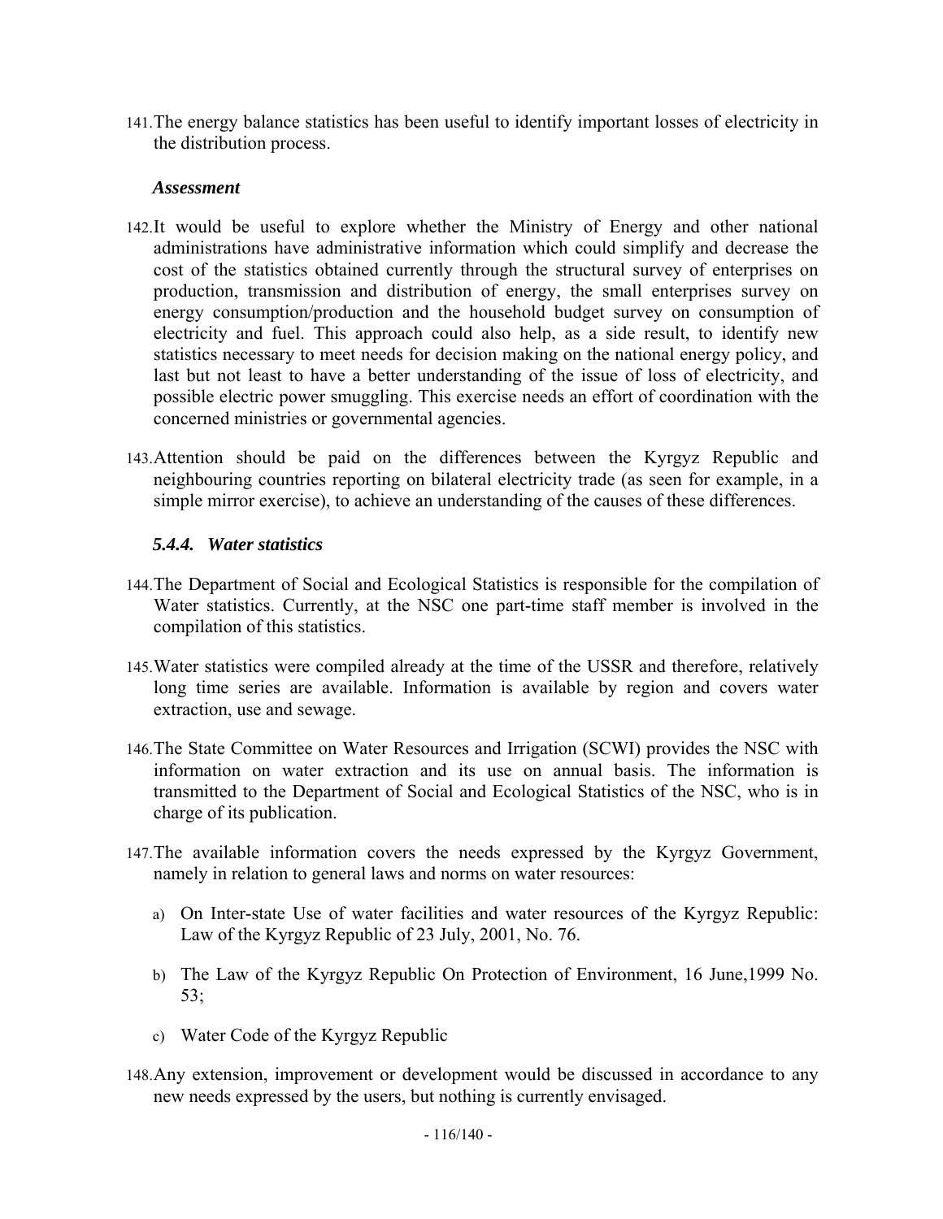141. The energy balance statistics has been useful to identify important losses of electricity in the distribution process.

***Assessment***

142. It would be useful to explore whether the Ministry of Energy and other national administrations have administrative information which could simplify and decrease the cost of the statistics obtained currently through the structural survey of enterprises on production, transmission and distribution of energy, the small enterprises survey on energy consumption/production and the household budget survey on consumption of electricity and fuel. This approach could also help, as a side result, to identify new statistics necessary to meet needs for decision making on the national energy policy, and last but not least to have a better understanding of the issue of loss of electricity, and possible electric power smuggling. This exercise needs an effort of coordination with the concerned ministries or governmental agencies.

143. Attention should be paid on the differences between the Kyrgyz Republic and neighbouring countries reporting on bilateral electricity trade (as seen for example, in a simple mirror exercise), to achieve an understanding of the causes of these differences.

### *5.4.4. Water statistics*

144. The Department of Social and Ecological Statistics is responsible for the compilation of Water statistics. Currently, at the NSC one part-time staff member is involved in the compilation of this statistics.

145. Water statistics were compiled already at the time of the USSR and therefore, relatively long time series are available. Information is available by region and covers water extraction, use and sewage.

146. The State Committee on Water Resources and Irrigation (SCWI) provides the NSC with information on water extraction and its use on annual basis. The information is transmitted to the Department of Social and Ecological Statistics of the NSC, who is in charge of its publication.

147. The available information covers the needs expressed by the Kyrgyz Government, namely in relation to general laws and norms on water resources:

a) On Inter-state Use of water facilities and water resources of the Kyrgyz Republic: Law of the Kyrgyz Republic of 23 July, 2001, No. 76.

b) The Law of the Kyrgyz Republic On Protection of Environment, 16 June,1999 No. 53;

c) Water Code of the Kyrgyz Republic

148. Any extension, improvement or development would be discussed in accordance to any new needs expressed by the users, but nothing is currently envisaged.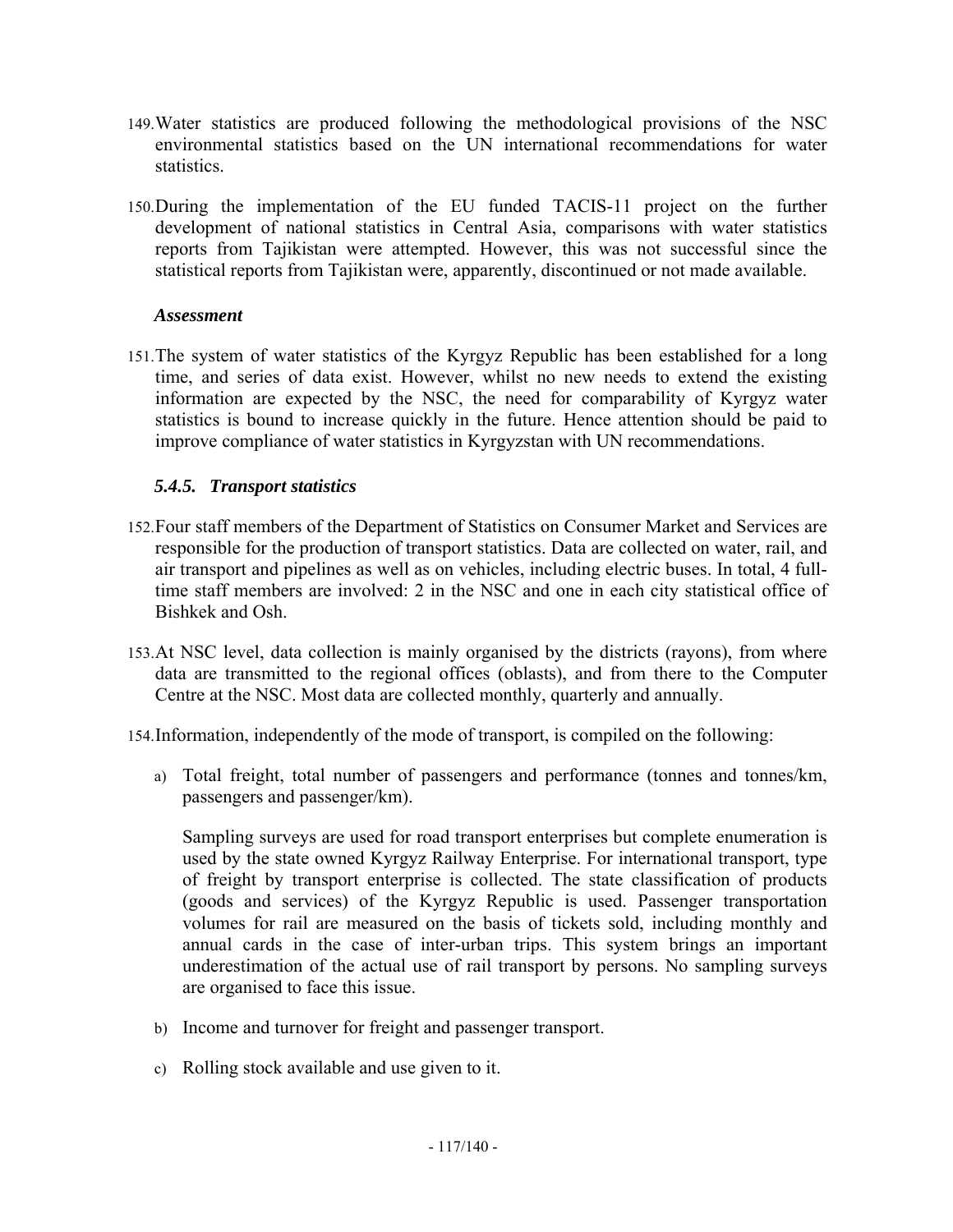149. Water statistics are produced following the methodological provisions of the NSC environmental statistics based on the UN international recommendations for water statistics.

150. During the implementation of the EU funded TACIS-11 project on the further development of national statistics in Central Asia, comparisons with water statistics reports from Tajikistan were attempted. However, this was not successful since the statistical reports from Tajikistan were, apparently, discontinued or not made available.

***Assessment***

151. The system of water statistics of the Kyrgyz Republic has been established for a long time, and series of data exist. However, whilst no new needs to extend the existing information are expected by the NSC, the need for comparability of Kyrgyz water statistics is bound to increase quickly in the future. Hence attention should be paid to improve compliance of water statistics in Kyrgyzstan with UN recommendations.

### *5.4.5. Transport statistics*

152. Four staff members of the Department of Statistics on Consumer Market and Services are responsible for the production of transport statistics. Data are collected on water, rail, and air transport and pipelines as well as on vehicles, including electric buses. In total, 4 full-time staff members are involved: 2 in the NSC and one in each city statistical office of Bishkek and Osh.

153. At NSC level, data collection is mainly organised by the districts (rayons), from where data are transmitted to the regional offices (oblasts), and from there to the Computer Centre at the NSC. Most data are collected monthly, quarterly and annually.

154. Information, independently of the mode of transport, is compiled on the following:

a) Total freight, total number of passengers and performance (tonnes and tonnes/km, passengers and passenger/km).

   Sampling surveys are used for road transport enterprises but complete enumeration is used by the state owned Kyrgyz Railway Enterprise. For international transport, type of freight by transport enterprise is collected. The state classification of products (goods and services) of the Kyrgyz Republic is used. Passenger transportation volumes for rail are measured on the basis of tickets sold, including monthly and annual cards in the case of inter-urban trips. This system brings an important underestimation of the actual use of rail transport by persons. No sampling surveys are organised to face this issue.

b) Income and turnover for freight and passenger transport.

c) Rolling stock available and use given to it.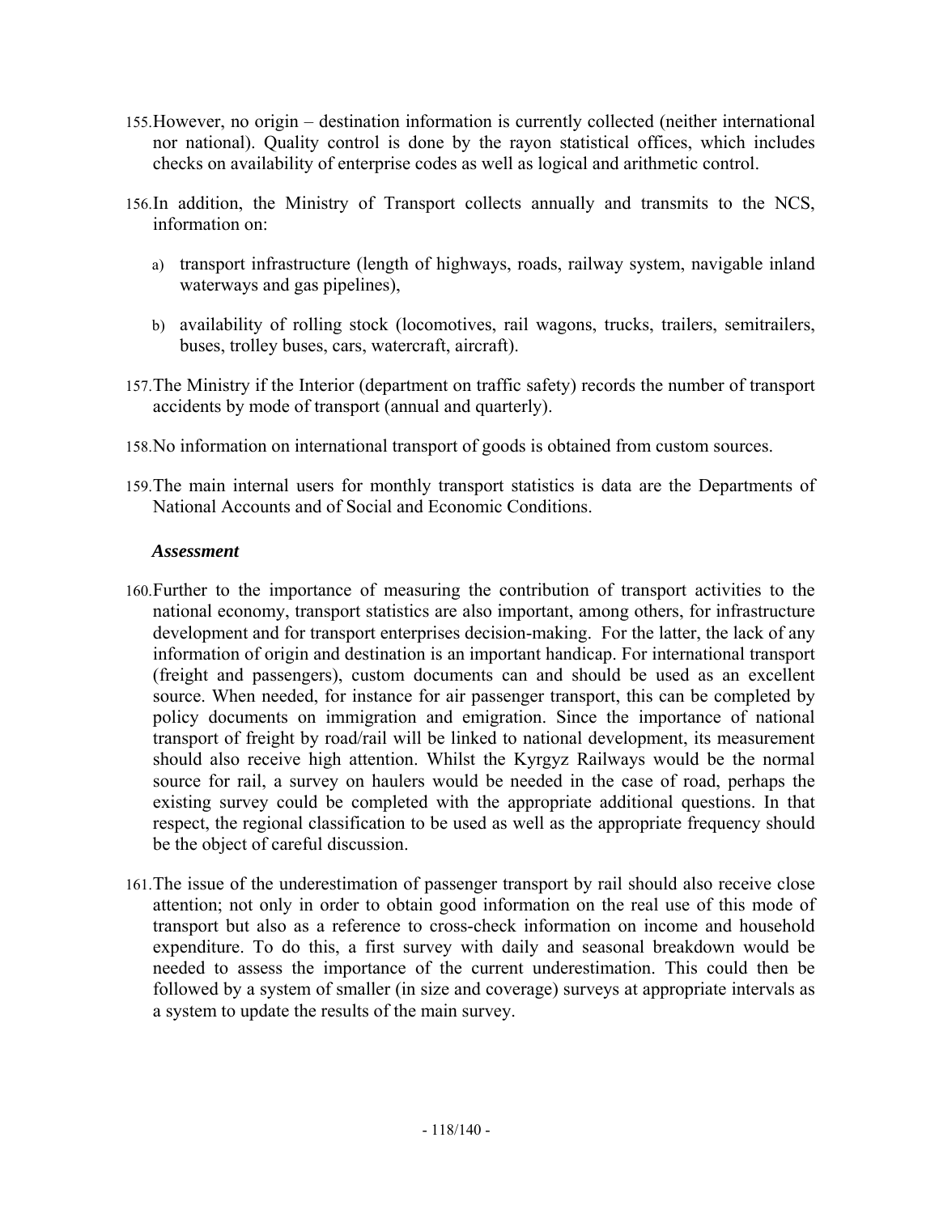155. However, no origin – destination information is currently collected (neither international nor national). Quality control is done by the rayon statistical offices, which includes checks on availability of enterprise codes as well as logical and arithmetic control.

156. In addition, the Ministry of Transport collects annually and transmits to the NCS, information on:

   a) transport infrastructure (length of highways, roads, railway system, navigable inland waterways and gas pipelines),

   b) availability of rolling stock (locomotives, rail wagons, trucks, trailers, semitrailers, buses, trolley buses, cars, watercraft, aircraft).

157. The Ministry if the Interior (department on traffic safety) records the number of transport accidents by mode of transport (annual and quarterly).

158. No information on international transport of goods is obtained from custom sources.

159. The main internal users for monthly transport statistics is data are the Departments of National Accounts and of Social and Economic Conditions.

***Assessment***

160. Further to the importance of measuring the contribution of transport activities to the national economy, transport statistics are also important, among others, for infrastructure development and for transport enterprises decision-making. For the latter, the lack of any information of origin and destination is an important handicap. For international transport (freight and passengers), custom documents can and should be used as an excellent source. When needed, for instance for air passenger transport, this can be completed by policy documents on immigration and emigration. Since the importance of national transport of freight by road/rail will be linked to national development, its measurement should also receive high attention. Whilst the Kyrgyz Railways would be the normal source for rail, a survey on haulers would be needed in the case of road, perhaps the existing survey could be completed with the appropriate additional questions. In that respect, the regional classification to be used as well as the appropriate frequency should be the object of careful discussion.

161. The issue of the underestimation of passenger transport by rail should also receive close attention; not only in order to obtain good information on the real use of this mode of transport but also as a reference to cross-check information on income and household expenditure. To do this, a first survey with daily and seasonal breakdown would be needed to assess the importance of the current underestimation. This could then be followed by a system of smaller (in size and coverage) surveys at appropriate intervals as a system to update the results of the main survey.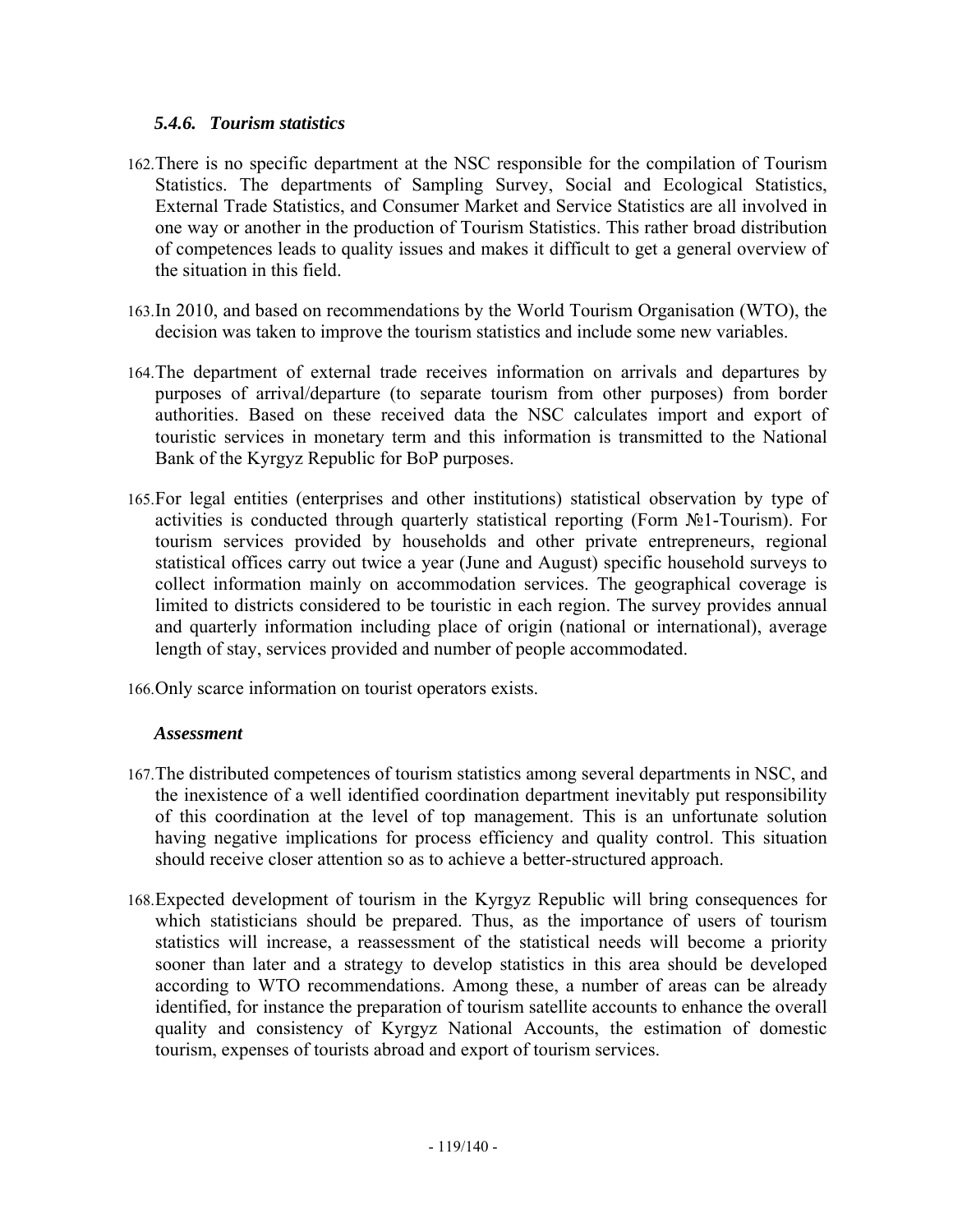#### *5.4.6. Tourism statistics*

162. There is no specific department at the NSC responsible for the compilation of Tourism Statistics. The departments of Sampling Survey, Social and Ecological Statistics, External Trade Statistics, and Consumer Market and Service Statistics are all involved in one way or another in the production of Tourism Statistics. This rather broad distribution of competences leads to quality issues and makes it difficult to get a general overview of the situation in this field.

163. In 2010, and based on recommendations by the World Tourism Organisation (WTO), the decision was taken to improve the tourism statistics and include some new variables.

164. The department of external trade receives information on arrivals and departures by purposes of arrival/departure (to separate tourism from other purposes) from border authorities. Based on these received data the NSC calculates import and export of touristic services in monetary term and this information is transmitted to the National Bank of the Kyrgyz Republic for BoP purposes.

165. For legal entities (enterprises and other institutions) statistical observation by type of activities is conducted through quarterly statistical reporting (Form №1-Tourism). For tourism services provided by households and other private entrepreneurs, regional statistical offices carry out twice a year (June and August) specific household surveys to collect information mainly on accommodation services. The geographical coverage is limited to districts considered to be touristic in each region. The survey provides annual and quarterly information including place of origin (national or international), average length of stay, services provided and number of people accommodated.

166. Only scarce information on tourist operators exists.

***Assessment***

167. The distributed competences of tourism statistics among several departments in NSC, and the inexistence of a well identified coordination department inevitably put responsibility of this coordination at the level of top management. This is an unfortunate solution having negative implications for process efficiency and quality control. This situation should receive closer attention so as to achieve a better-structured approach.

168. Expected development of tourism in the Kyrgyz Republic will bring consequences for which statisticians should be prepared. Thus, as the importance of users of tourism statistics will increase, a reassessment of the statistical needs will become a priority sooner than later and a strategy to develop statistics in this area should be developed according to WTO recommendations. Among these, a number of areas can be already identified, for instance the preparation of tourism satellite accounts to enhance the overall quality and consistency of Kyrgyz National Accounts, the estimation of domestic tourism, expenses of tourists abroad and export of tourism services.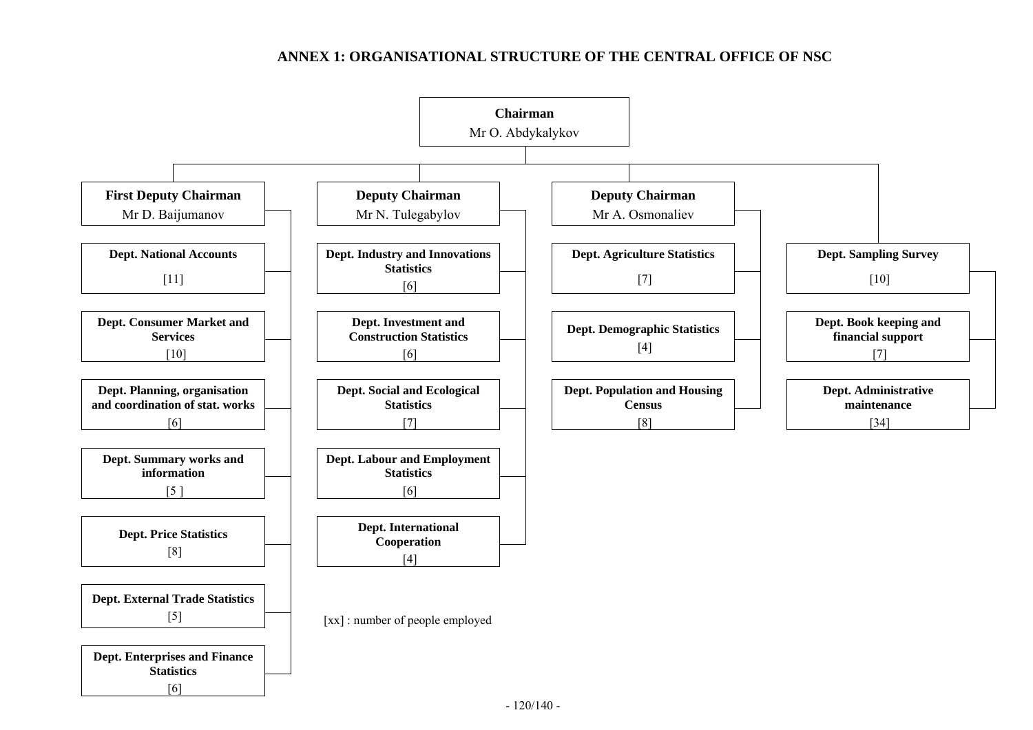# ANNEX 1: ORGANISATIONAL STRUCTURE OF THE CENTRAL OFFICE OF NSC

**Chairman**
Mr O. Abdykalykov

- **First Deputy Chairman** – Mr D. Baijumanov
  - **Dept. National Accounts** [11]
  - **Dept. Consumer Market and Services** [10]
  - **Dept. Planning, organisation and coordination of stat. works** [6]
  - **Dept. Summary works and information** [5 ]
  - **Dept. Price Statistics** [8]
  - **Dept. External Trade Statistics** [5]
  - **Dept. Enterprises and Finance Statistics** [6]
- **Deputy Chairman** – Mr N. Tulegabylov
  - **Dept. Industry and Innovations Statistics** [6]
  - **Dept. Investment and Construction Statistics** [6]
  - **Dept. Social and Ecological Statistics** [7]
  - **Dept. Labour and Employment Statistics** [6]
  - **Dept. International Cooperation** [4]
- **Deputy Chairman** – Mr A. Osmonaliev
  - **Dept. Agriculture Statistics** [7]
  - **Dept. Demographic Statistics** [4]
  - **Dept. Population and Housing Census** [8]
- (directly under Chairman)
  - **Dept. Sampling Survey** [10]
  - **Dept. Book keeping and financial support** [7]
  - **Dept. Administrative maintenance** [34]

[xx] : number of people employed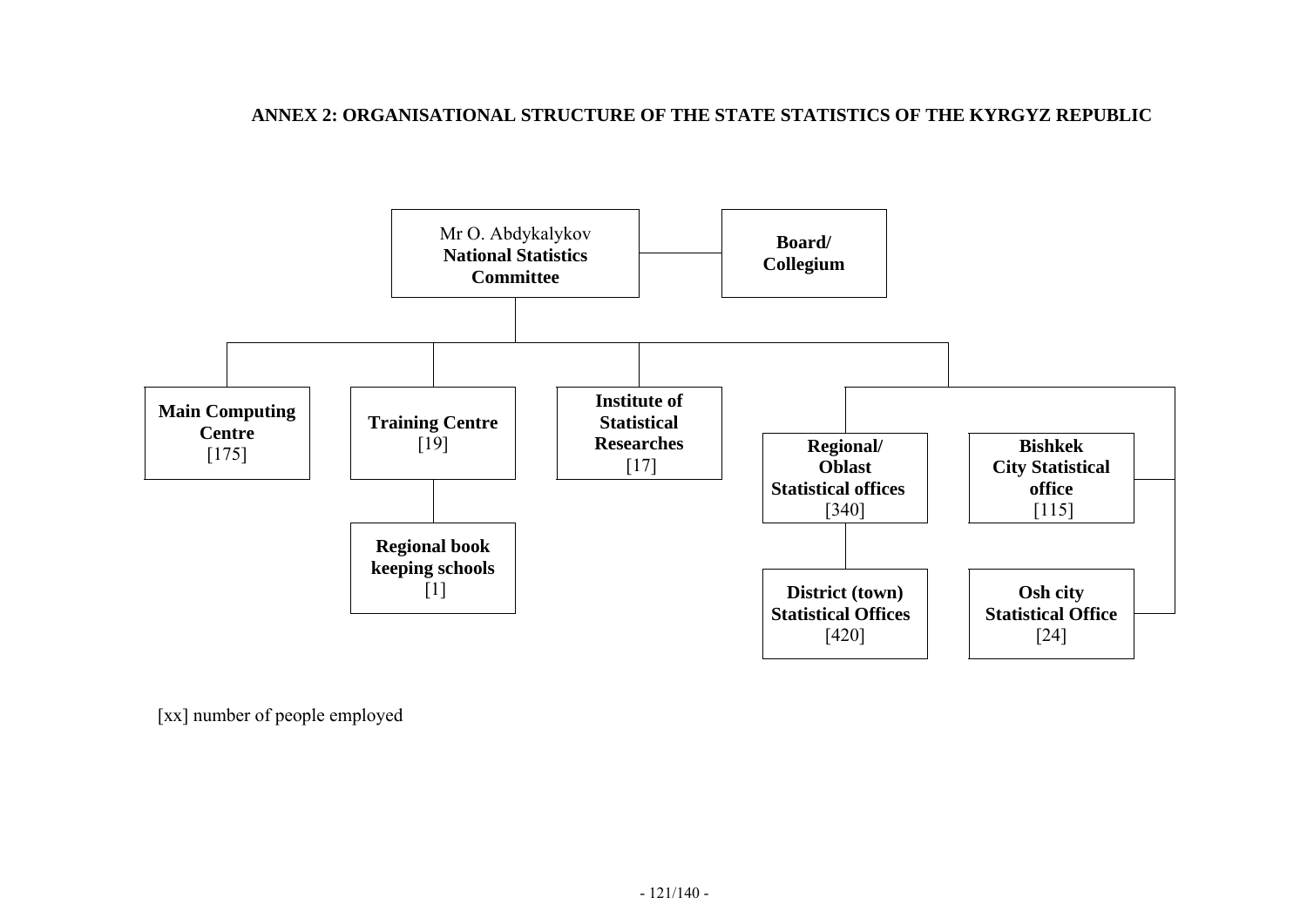## ANNEX 2: ORGANISATIONAL STRUCTURE OF THE STATE STATISTICS OF THE KYRGYZ REPUBLIC

- Mr O. Abdykalykov **National Statistics Committee** — **Board/ Collegium**
  - **Main Computing Centre** [175]
  - **Training Centre** [19]
    - **Regional book keeping schools** [1]
  - **Institute of Statistical Researches** [17]
  - **Regional/ Oblast Statistical offices** [340]
    - **District (town) Statistical Offices** [420]
  - **Bishkek City Statistical office** [115]
  - **Osh city Statistical Office** [24]

[xx] number of people employed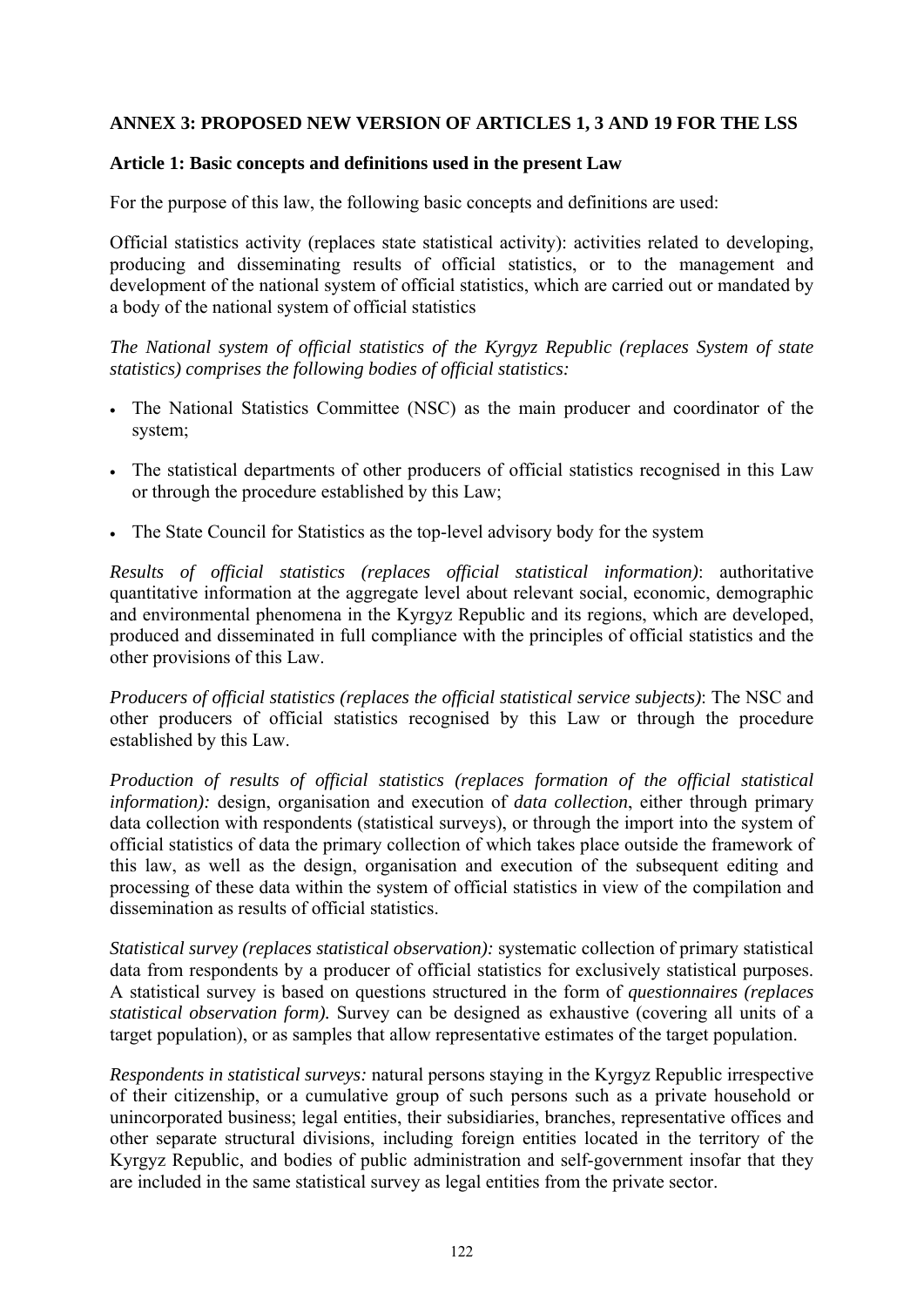## ANNEX 3: PROPOSED NEW VERSION OF ARTICLES 1, 3 AND 19 FOR THE LSS

### Article 1: Basic concepts and definitions used in the present Law

For the purpose of this law, the following basic concepts and definitions are used:

Official statistics activity (replaces state statistical activity): activities related to developing, producing and disseminating results of official statistics, or to the management and development of the national system of official statistics, which are carried out or mandated by a body of the national system of official statistics

*The National system of official statistics of the Kyrgyz Republic (replaces System of state statistics) comprises the following bodies of official statistics:*

- The National Statistics Committee (NSC) as the main producer and coordinator of the system;
- The statistical departments of other producers of official statistics recognised in this Law or through the procedure established by this Law;
- The State Council for Statistics as the top-level advisory body for the system

*Results of official statistics (replaces official statistical information)*: authoritative quantitative information at the aggregate level about relevant social, economic, demographic and environmental phenomena in the Kyrgyz Republic and its regions, which are developed, produced and disseminated in full compliance with the principles of official statistics and the other provisions of this Law.

*Producers of official statistics (replaces the official statistical service subjects)*: The NSC and other producers of official statistics recognised by this Law or through the procedure established by this Law.

*Production of results of official statistics (replaces formation of the official statistical information):* design, organisation and execution of *data collection*, either through primary data collection with respondents (statistical surveys), or through the import into the system of official statistics of data the primary collection of which takes place outside the framework of this law, as well as the design, organisation and execution of the subsequent editing and processing of these data within the system of official statistics in view of the compilation and dissemination as results of official statistics.

*Statistical survey (replaces statistical observation):* systematic collection of primary statistical data from respondents by a producer of official statistics for exclusively statistical purposes. A statistical survey is based on questions structured in the form of *questionnaires (replaces statistical observation form).* Survey can be designed as exhaustive (covering all units of a target population), or as samples that allow representative estimates of the target population.

*Respondents in statistical surveys:* natural persons staying in the Kyrgyz Republic irrespective of their citizenship, or a cumulative group of such persons such as a private household or unincorporated business; legal entities, their subsidiaries, branches, representative offices and other separate structural divisions, including foreign entities located in the territory of the Kyrgyz Republic, and bodies of public administration and self-government insofar that they are included in the same statistical survey as legal entities from the private sector.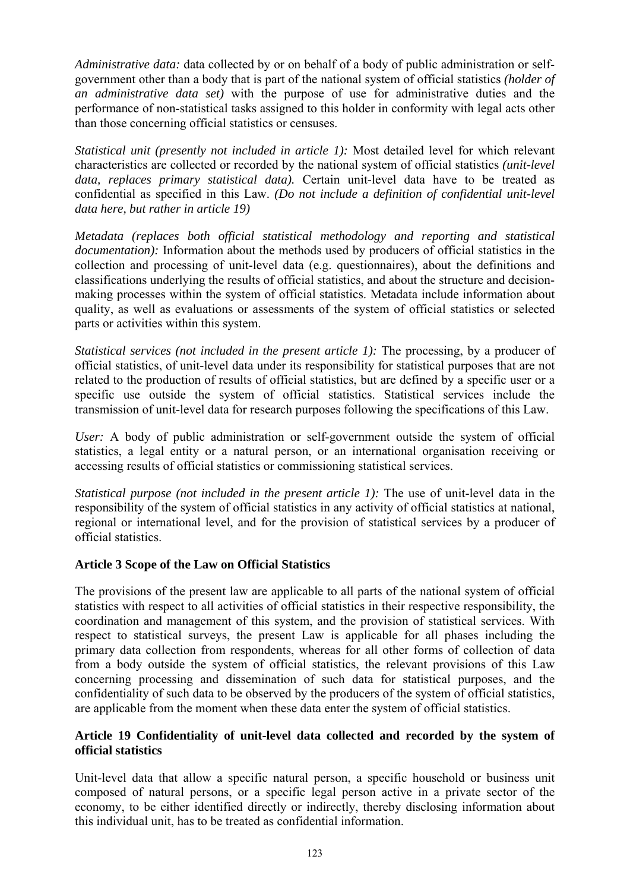*Administrative data:* data collected by or on behalf of a body of public administration or self-government other than a body that is part of the national system of official statistics *(holder of an administrative data set)* with the purpose of use for administrative duties and the performance of non-statistical tasks assigned to this holder in conformity with legal acts other than those concerning official statistics or censuses.

*Statistical unit (presently not included in article 1):* Most detailed level for which relevant characteristics are collected or recorded by the national system of official statistics *(unit-level data, replaces primary statistical data).* Certain unit-level data have to be treated as confidential as specified in this Law. *(Do not include a definition of confidential unit-level data here, but rather in article 19)*

*Metadata (replaces both official statistical methodology and reporting and statistical documentation):* Information about the methods used by producers of official statistics in the collection and processing of unit-level data (e.g. questionnaires), about the definitions and classifications underlying the results of official statistics, and about the structure and decision-making processes within the system of official statistics. Metadata include information about quality, as well as evaluations or assessments of the system of official statistics or selected parts or activities within this system.

*Statistical services (not included in the present article 1):* The processing, by a producer of official statistics, of unit-level data under its responsibility for statistical purposes that are not related to the production of results of official statistics, but are defined by a specific user or a specific use outside the system of official statistics. Statistical services include the transmission of unit-level data for research purposes following the specifications of this Law.

*User:* A body of public administration or self-government outside the system of official statistics, a legal entity or a natural person, or an international organisation receiving or accessing results of official statistics or commissioning statistical services.

*Statistical purpose (not included in the present article 1):* The use of unit-level data in the responsibility of the system of official statistics in any activity of official statistics at national, regional or international level, and for the provision of statistical services by a producer of official statistics.

**Article 3 Scope of the Law on Official Statistics**

The provisions of the present law are applicable to all parts of the national system of official statistics with respect to all activities of official statistics in their respective responsibility, the coordination and management of this system, and the provision of statistical services. With respect to statistical surveys, the present Law is applicable for all phases including the primary data collection from respondents, whereas for all other forms of collection of data from a body outside the system of official statistics, the relevant provisions of this Law concerning processing and dissemination of such data for statistical purposes, and the confidentiality of such data to be observed by the producers of the system of official statistics, are applicable from the moment when these data enter the system of official statistics.

**Article 19 Confidentiality of unit-level data collected and recorded by the system of official statistics**

Unit-level data that allow a specific natural person, a specific household or business unit composed of natural persons, or a specific legal person active in a private sector of the economy, to be either identified directly or indirectly, thereby disclosing information about this individual unit, has to be treated as confidential information.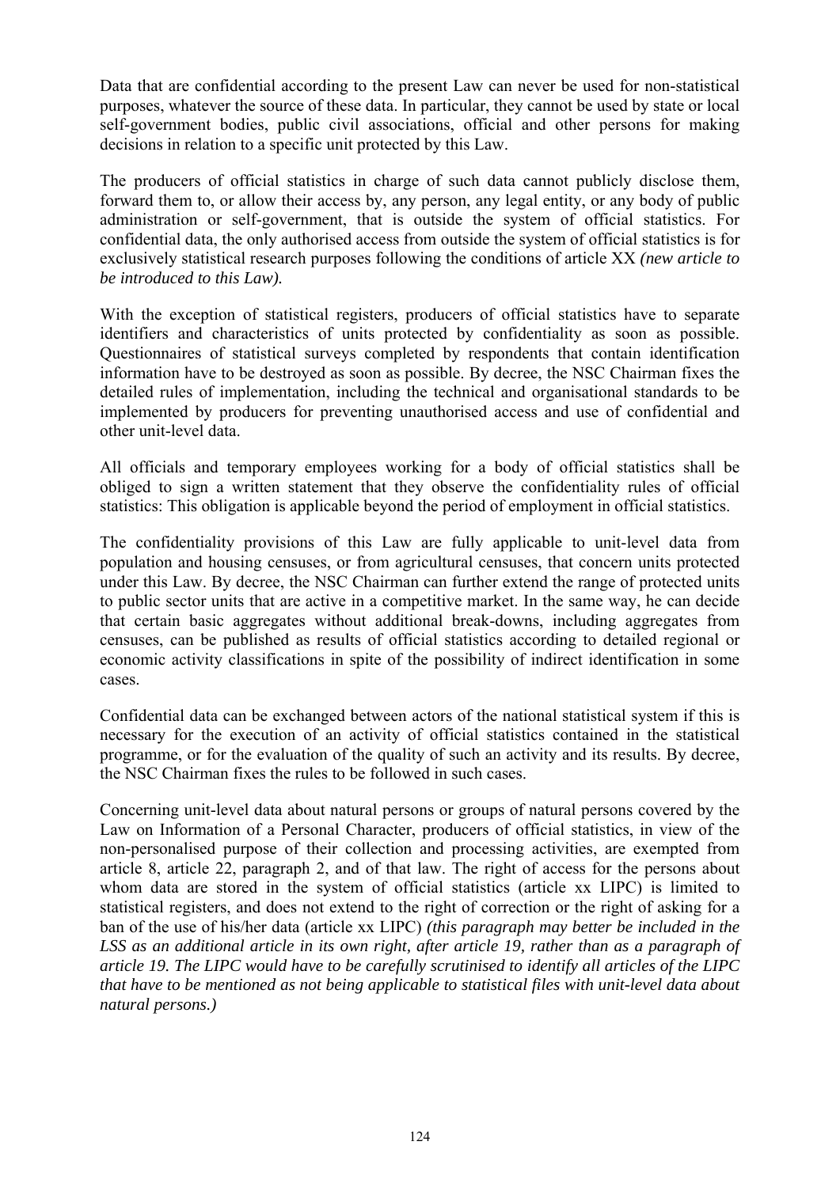Data that are confidential according to the present Law can never be used for non-statistical purposes, whatever the source of these data. In particular, they cannot be used by state or local self-government bodies, public civil associations, official and other persons for making decisions in relation to a specific unit protected by this Law.

The producers of official statistics in charge of such data cannot publicly disclose them, forward them to, or allow their access by, any person, any legal entity, or any body of public administration or self-government, that is outside the system of official statistics. For confidential data, the only authorised access from outside the system of official statistics is for exclusively statistical research purposes following the conditions of article XX *(new article to be introduced to this Law).*

With the exception of statistical registers, producers of official statistics have to separate identifiers and characteristics of units protected by confidentiality as soon as possible. Questionnaires of statistical surveys completed by respondents that contain identification information have to be destroyed as soon as possible. By decree, the NSC Chairman fixes the detailed rules of implementation, including the technical and organisational standards to be implemented by producers for preventing unauthorised access and use of confidential and other unit-level data.

All officials and temporary employees working for a body of official statistics shall be obliged to sign a written statement that they observe the confidentiality rules of official statistics: This obligation is applicable beyond the period of employment in official statistics.

The confidentiality provisions of this Law are fully applicable to unit-level data from population and housing censuses, or from agricultural censuses, that concern units protected under this Law. By decree, the NSC Chairman can further extend the range of protected units to public sector units that are active in a competitive market. In the same way, he can decide that certain basic aggregates without additional break-downs, including aggregates from censuses, can be published as results of official statistics according to detailed regional or economic activity classifications in spite of the possibility of indirect identification in some cases.

Confidential data can be exchanged between actors of the national statistical system if this is necessary for the execution of an activity of official statistics contained in the statistical programme, or for the evaluation of the quality of such an activity and its results. By decree, the NSC Chairman fixes the rules to be followed in such cases.

Concerning unit-level data about natural persons or groups of natural persons covered by the Law on Information of a Personal Character, producers of official statistics, in view of the non-personalised purpose of their collection and processing activities, are exempted from article 8, article 22, paragraph 2, and of that law. The right of access for the persons about whom data are stored in the system of official statistics (article xx LIPC) is limited to statistical registers, and does not extend to the right of correction or the right of asking for a ban of the use of his/her data (article xx LIPC) *(this paragraph may better be included in the LSS as an additional article in its own right, after article 19, rather than as a paragraph of article 19. The LIPC would have to be carefully scrutinised to identify all articles of the LIPC that have to be mentioned as not being applicable to statistical files with unit-level data about natural persons.)*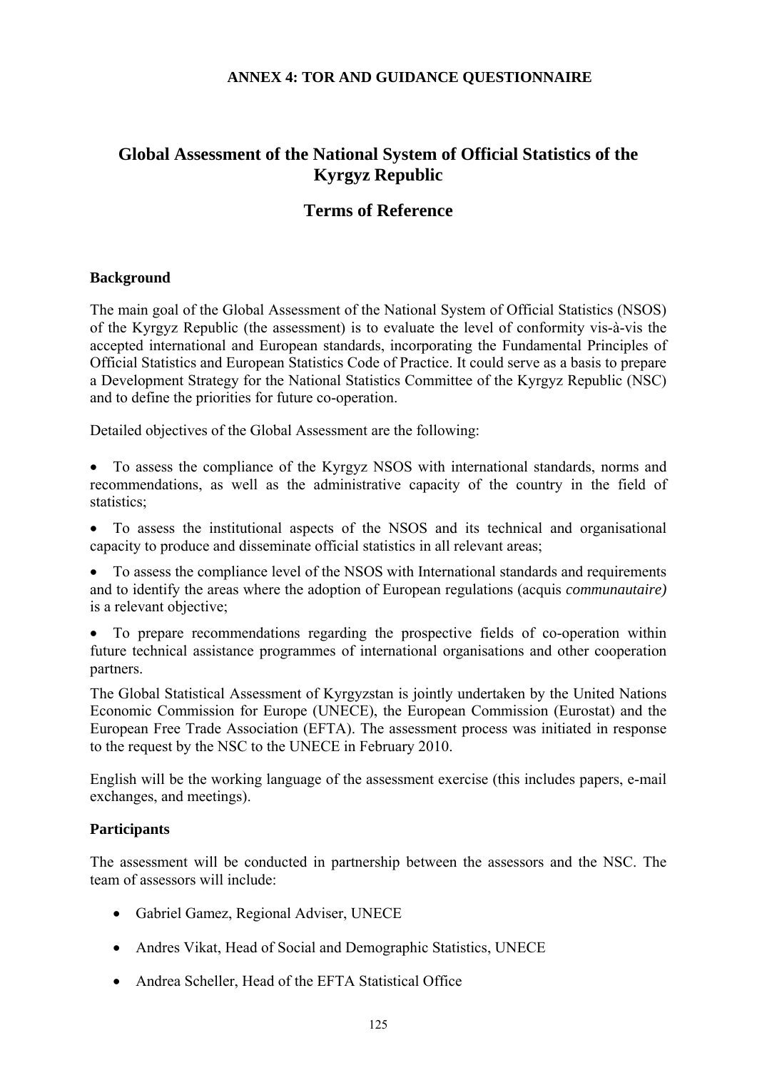**ANNEX 4: TOR AND GUIDANCE QUESTIONNAIRE**

# Global Assessment of the National System of Official Statistics of the Kyrgyz Republic

## Terms of Reference

**Background**

The main goal of the Global Assessment of the National System of Official Statistics (NSOS) of the Kyrgyz Republic (the assessment) is to evaluate the level of conformity vis-à-vis the accepted international and European standards, incorporating the Fundamental Principles of Official Statistics and European Statistics Code of Practice. It could serve as a basis to prepare a Development Strategy for the National Statistics Committee of the Kyrgyz Republic (NSC) and to define the priorities for future co-operation.

Detailed objectives of the Global Assessment are the following:

- To assess the compliance of the Kyrgyz NSOS with international standards, norms and recommendations, as well as the administrative capacity of the country in the field of statistics;
- To assess the institutional aspects of the NSOS and its technical and organisational capacity to produce and disseminate official statistics in all relevant areas;
- To assess the compliance level of the NSOS with International standards and requirements and to identify the areas where the adoption of European regulations (acquis *communautaire)* is a relevant objective;
- To prepare recommendations regarding the prospective fields of co-operation within future technical assistance programmes of international organisations and other cooperation partners.

The Global Statistical Assessment of Kyrgyzstan is jointly undertaken by the United Nations Economic Commission for Europe (UNECE), the European Commission (Eurostat) and the European Free Trade Association (EFTA). The assessment process was initiated in response to the request by the NSC to the UNECE in February 2010.

English will be the working language of the assessment exercise (this includes papers, e-mail exchanges, and meetings).

**Participants**

The assessment will be conducted in partnership between the assessors and the NSC. The team of assessors will include:

- Gabriel Gamez, Regional Adviser, UNECE
- Andres Vikat, Head of Social and Demographic Statistics, UNECE
- Andrea Scheller, Head of the EFTA Statistical Office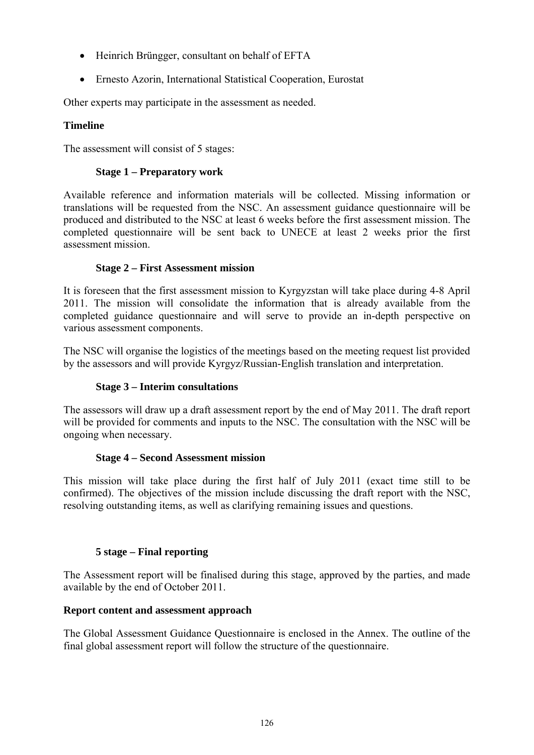- Heinrich Brüngger, consultant on behalf of EFTA
- Ernesto Azorin, International Statistical Cooperation, Eurostat

Other experts may participate in the assessment as needed.

**Timeline**

The assessment will consist of 5 stages:

**Stage 1 – Preparatory work**

Available reference and information materials will be collected. Missing information or translations will be requested from the NSC. An assessment guidance questionnaire will be produced and distributed to the NSC at least 6 weeks before the first assessment mission. The completed questionnaire will be sent back to UNECE at least 2 weeks prior the first assessment mission.

**Stage 2 – First Assessment mission**

It is foreseen that the first assessment mission to Kyrgyzstan will take place during 4-8 April 2011. The mission will consolidate the information that is already available from the completed guidance questionnaire and will serve to provide an in-depth perspective on various assessment components.

The NSC will organise the logistics of the meetings based on the meeting request list provided by the assessors and will provide Kyrgyz/Russian-English translation and interpretation.

**Stage 3 – Interim consultations**

The assessors will draw up a draft assessment report by the end of May 2011. The draft report will be provided for comments and inputs to the NSC. The consultation with the NSC will be ongoing when necessary.

**Stage 4 – Second Assessment mission**

This mission will take place during the first half of July 2011 (exact time still to be confirmed). The objectives of the mission include discussing the draft report with the NSC, resolving outstanding items, as well as clarifying remaining issues and questions.

**5 stage – Final reporting**

The Assessment report will be finalised during this stage, approved by the parties, and made available by the end of October 2011.

**Report content and assessment approach**

The Global Assessment Guidance Questionnaire is enclosed in the Annex. The outline of the final global assessment report will follow the structure of the questionnaire.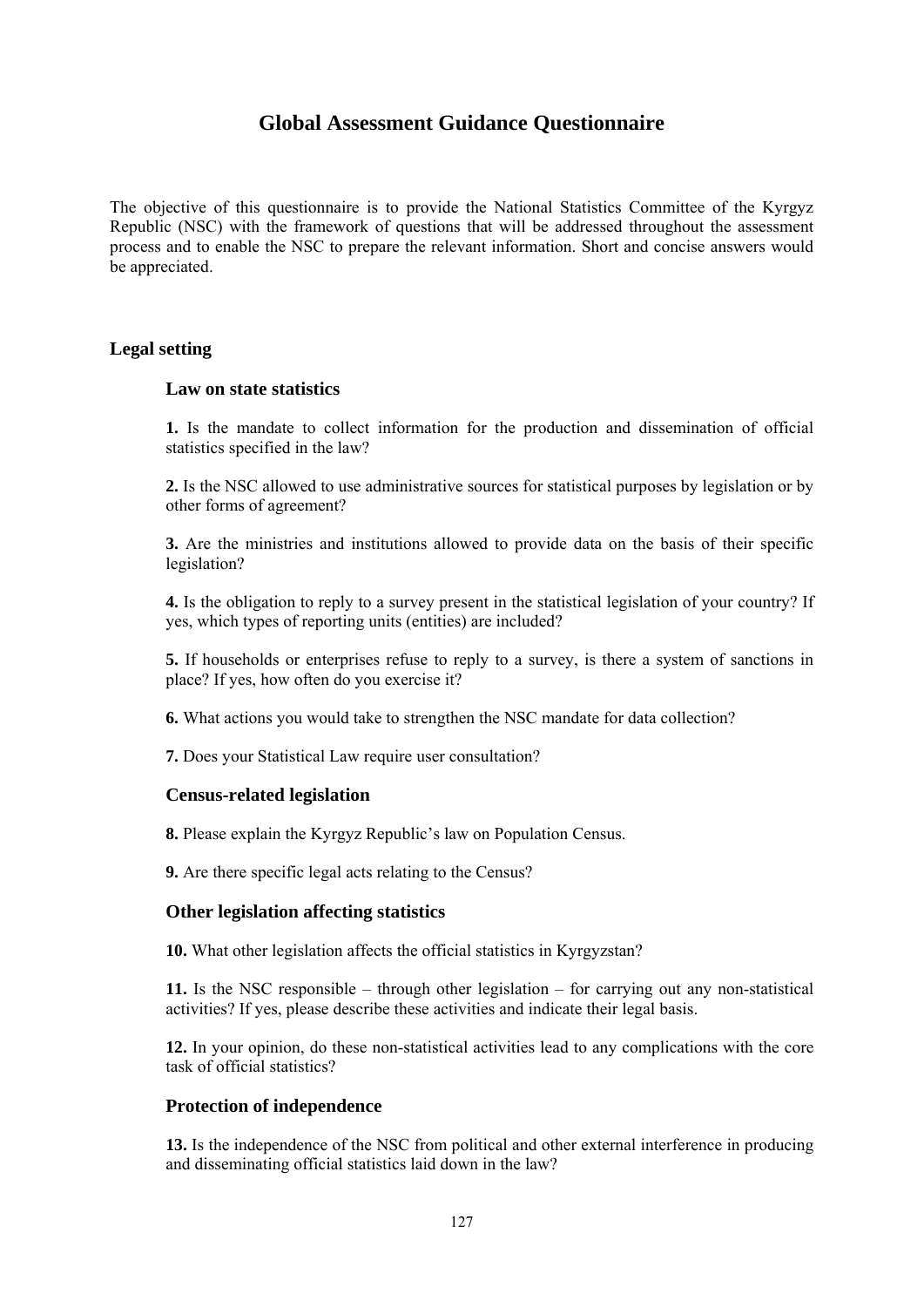# Global Assessment Guidance Questionnaire

The objective of this questionnaire is to provide the National Statistics Committee of the Kyrgyz Republic (NSC) with the framework of questions that will be addressed throughout the assessment process and to enable the NSC to prepare the relevant information. Short and concise answers would be appreciated.

## Legal setting

### Law on state statistics

**1.** Is the mandate to collect information for the production and dissemination of official statistics specified in the law?

**2.** Is the NSC allowed to use administrative sources for statistical purposes by legislation or by other forms of agreement?

**3.** Are the ministries and institutions allowed to provide data on the basis of their specific legislation?

**4.** Is the obligation to reply to a survey present in the statistical legislation of your country? If yes, which types of reporting units (entities) are included?

**5.** If households or enterprises refuse to reply to a survey, is there a system of sanctions in place? If yes, how often do you exercise it?

**6.** What actions you would take to strengthen the NSC mandate for data collection?

**7.** Does your Statistical Law require user consultation?

### Census-related legislation

**8.** Please explain the Kyrgyz Republic's law on Population Census.

**9.** Are there specific legal acts relating to the Census?

### Other legislation affecting statistics

**10.** What other legislation affects the official statistics in Kyrgyzstan?

**11.** Is the NSC responsible – through other legislation – for carrying out any non-statistical activities? If yes, please describe these activities and indicate their legal basis.

**12.** In your opinion, do these non-statistical activities lead to any complications with the core task of official statistics?

### Protection of independence

**13.** Is the independence of the NSC from political and other external interference in producing and disseminating official statistics laid down in the law?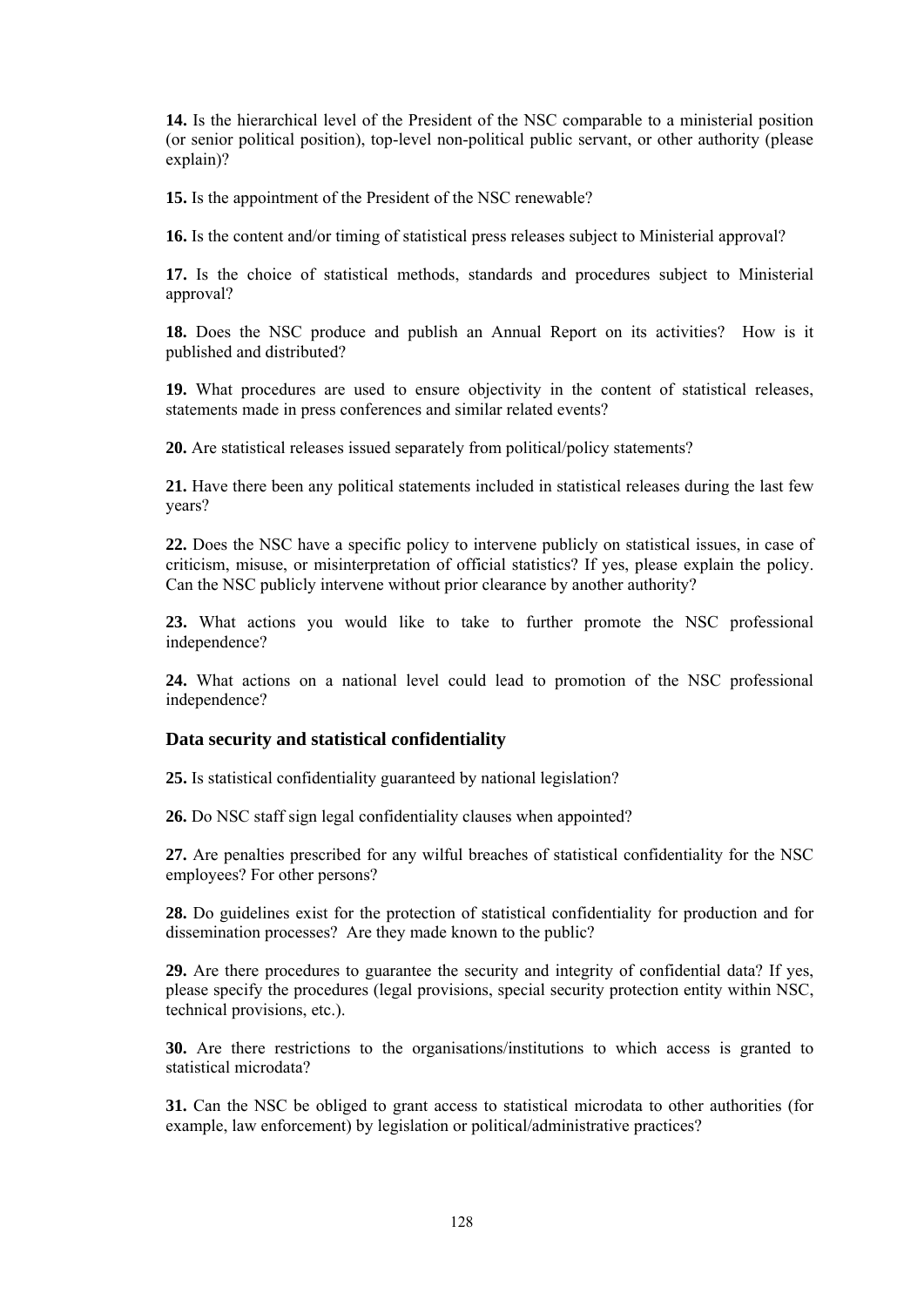**14.** Is the hierarchical level of the President of the NSC comparable to a ministerial position (or senior political position), top-level non-political public servant, or other authority (please explain)?

**15.** Is the appointment of the President of the NSC renewable?

**16.** Is the content and/or timing of statistical press releases subject to Ministerial approval?

**17.** Is the choice of statistical methods, standards and procedures subject to Ministerial approval?

**18.** Does the NSC produce and publish an Annual Report on its activities? How is it published and distributed?

**19.** What procedures are used to ensure objectivity in the content of statistical releases, statements made in press conferences and similar related events?

**20.** Are statistical releases issued separately from political/policy statements?

**21.** Have there been any political statements included in statistical releases during the last few years?

**22.** Does the NSC have a specific policy to intervene publicly on statistical issues, in case of criticism, misuse, or misinterpretation of official statistics? If yes, please explain the policy. Can the NSC publicly intervene without prior clearance by another authority?

**23.** What actions you would like to take to further promote the NSC professional independence?

**24.** What actions on a national level could lead to promotion of the NSC professional independence?

### Data security and statistical confidentiality

**25.** Is statistical confidentiality guaranteed by national legislation?

**26.** Do NSC staff sign legal confidentiality clauses when appointed?

**27.** Are penalties prescribed for any wilful breaches of statistical confidentiality for the NSC employees? For other persons?

**28.** Do guidelines exist for the protection of statistical confidentiality for production and for dissemination processes? Are they made known to the public?

**29.** Are there procedures to guarantee the security and integrity of confidential data? If yes, please specify the procedures (legal provisions, special security protection entity within NSC, technical provisions, etc.).

**30.** Are there restrictions to the organisations/institutions to which access is granted to statistical microdata?

**31.** Can the NSC be obliged to grant access to statistical microdata to other authorities (for example, law enforcement) by legislation or political/administrative practices?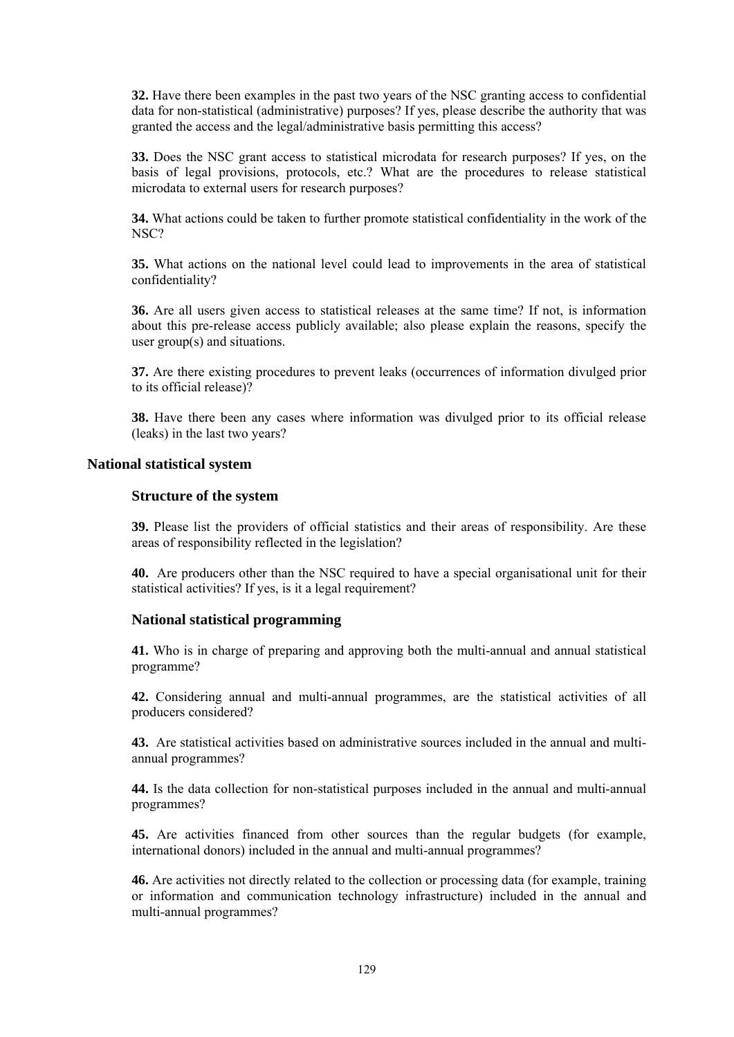**32.** Have there been examples in the past two years of the NSC granting access to confidential data for non-statistical (administrative) purposes? If yes, please describe the authority that was granted the access and the legal/administrative basis permitting this access?

**33.** Does the NSC grant access to statistical microdata for research purposes? If yes, on the basis of legal provisions, protocols, etc.? What are the procedures to release statistical microdata to external users for research purposes?

**34.** What actions could be taken to further promote statistical confidentiality in the work of the NSC?

**35.** What actions on the national level could lead to improvements in the area of statistical confidentiality?

**36.** Are all users given access to statistical releases at the same time? If not, is information about this pre-release access publicly available; also please explain the reasons, specify the user group(s) and situations.

**37.** Are there existing procedures to prevent leaks (occurrences of information divulged prior to its official release)?

**38.** Have there been any cases where information was divulged prior to its official release (leaks) in the last two years?

## National statistical system

### Structure of the system

**39.** Please list the providers of official statistics and their areas of responsibility. Are these areas of responsibility reflected in the legislation?

**40.** Are producers other than the NSC required to have a special organisational unit for their statistical activities? If yes, is it a legal requirement?

### National statistical programming

**41.** Who is in charge of preparing and approving both the multi-annual and annual statistical programme?

**42.** Considering annual and multi-annual programmes, are the statistical activities of all producers considered?

**43.** Are statistical activities based on administrative sources included in the annual and multi-annual programmes?

**44.** Is the data collection for non-statistical purposes included in the annual and multi-annual programmes?

**45.** Are activities financed from other sources than the regular budgets (for example, international donors) included in the annual and multi-annual programmes?

**46.** Are activities not directly related to the collection or processing data (for example, training or information and communication technology infrastructure) included in the annual and multi-annual programmes?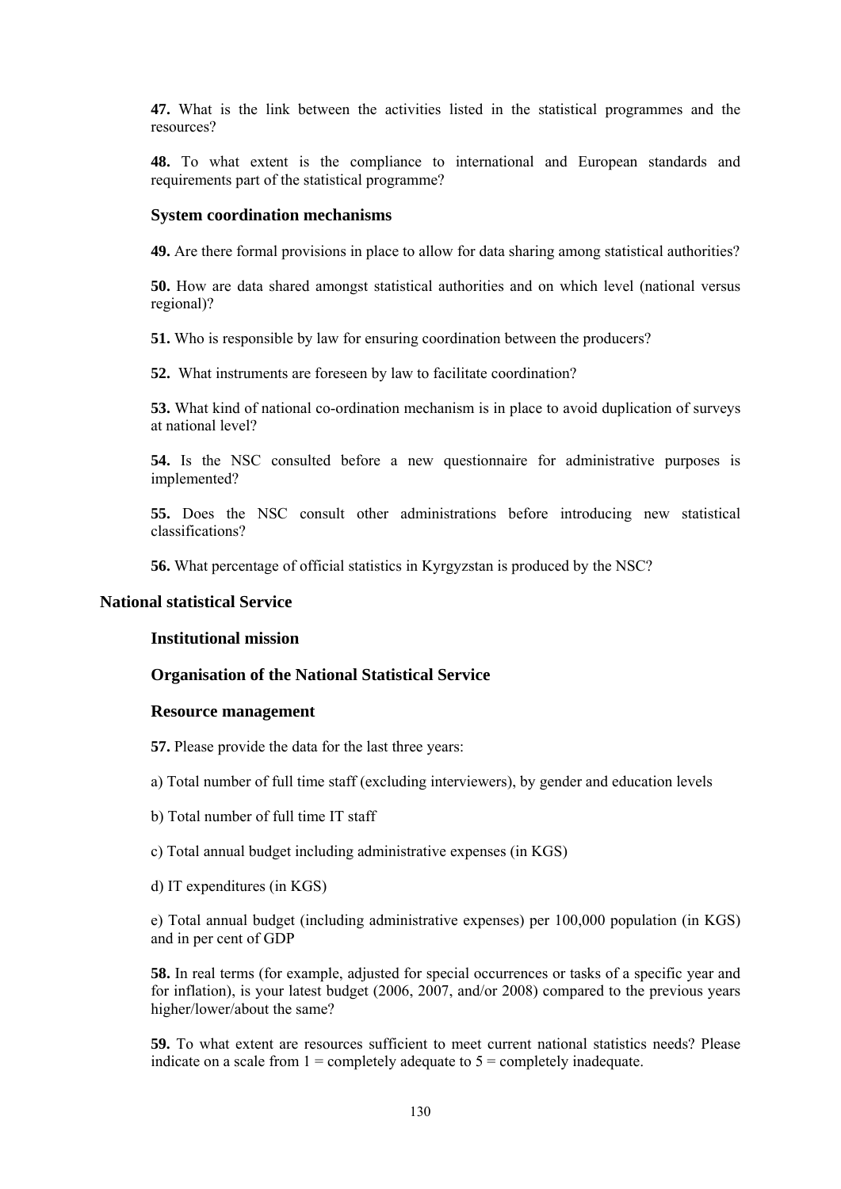**47.** What is the link between the activities listed in the statistical programmes and the resources?

**48.** To what extent is the compliance to international and European standards and requirements part of the statistical programme?

### System coordination mechanisms

**49.** Are there formal provisions in place to allow for data sharing among statistical authorities?

**50.** How are data shared amongst statistical authorities and on which level (national versus regional)?

**51.** Who is responsible by law for ensuring coordination between the producers?

**52.** What instruments are foreseen by law to facilitate coordination?

**53.** What kind of national co-ordination mechanism is in place to avoid duplication of surveys at national level?

**54.** Is the NSC consulted before a new questionnaire for administrative purposes is implemented?

**55.** Does the NSC consult other administrations before introducing new statistical classifications?

**56.** What percentage of official statistics in Kyrgyzstan is produced by the NSC?

## National statistical Service

### Institutional mission

### Organisation of the National Statistical Service

### Resource management

**57.** Please provide the data for the last three years:

a) Total number of full time staff (excluding interviewers), by gender and education levels

b) Total number of full time IT staff

c) Total annual budget including administrative expenses (in KGS)

d) IT expenditures (in KGS)

e) Total annual budget (including administrative expenses) per 100,000 population (in KGS) and in per cent of GDP

**58.** In real terms (for example, adjusted for special occurrences or tasks of a specific year and for inflation), is your latest budget (2006, 2007, and/or 2008) compared to the previous years higher/lower/about the same?

**59.** To what extent are resources sufficient to meet current national statistics needs? Please indicate on a scale from 1 = completely adequate to 5 = completely inadequate.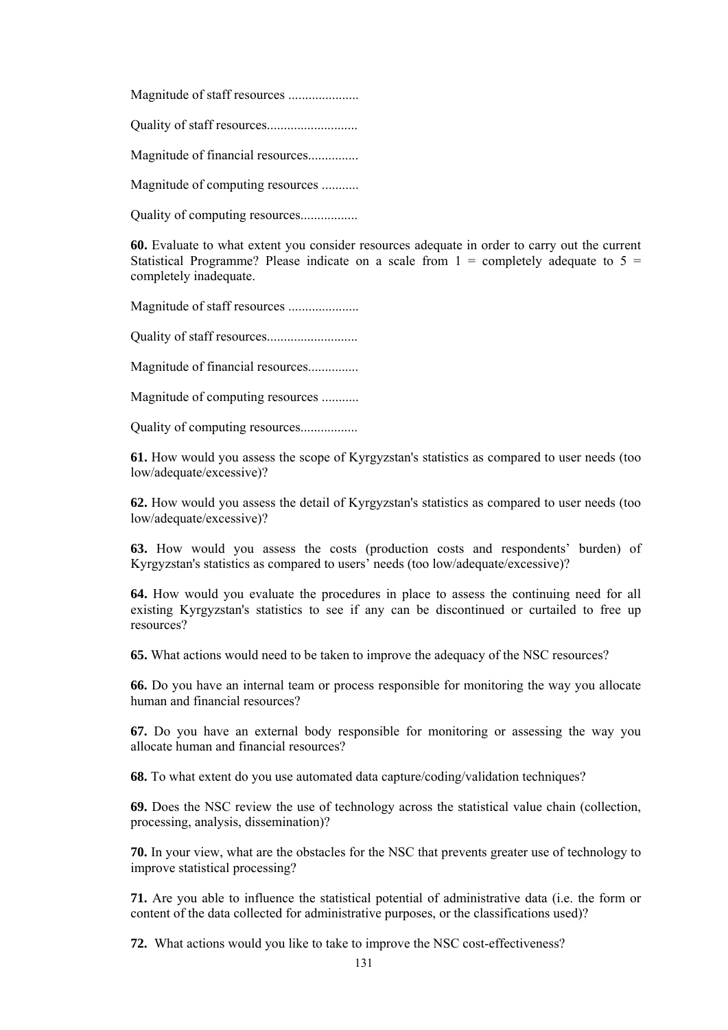Magnitude of staff resources .....................

Quality of staff resources...........................

Magnitude of financial resources...............

Magnitude of computing resources ...........

Quality of computing resources.................

**60.** Evaluate to what extent you consider resources adequate in order to carry out the current Statistical Programme? Please indicate on a scale from 1 = completely adequate to 5 = completely inadequate.

Magnitude of staff resources .....................

Quality of staff resources...........................

Magnitude of financial resources...............

Magnitude of computing resources ...........

Quality of computing resources.................

**61.** How would you assess the scope of Kyrgyzstan's statistics as compared to user needs (too low/adequate/excessive)?

**62.** How would you assess the detail of Kyrgyzstan's statistics as compared to user needs (too low/adequate/excessive)?

**63.** How would you assess the costs (production costs and respondents' burden) of Kyrgyzstan's statistics as compared to users' needs (too low/adequate/excessive)?

**64.** How would you evaluate the procedures in place to assess the continuing need for all existing Kyrgyzstan's statistics to see if any can be discontinued or curtailed to free up resources?

**65.** What actions would need to be taken to improve the adequacy of the NSC resources?

**66.** Do you have an internal team or process responsible for monitoring the way you allocate human and financial resources?

**67.** Do you have an external body responsible for monitoring or assessing the way you allocate human and financial resources?

**68.** To what extent do you use automated data capture/coding/validation techniques?

**69.** Does the NSC review the use of technology across the statistical value chain (collection, processing, analysis, dissemination)?

**70.** In your view, what are the obstacles for the NSC that prevents greater use of technology to improve statistical processing?

**71.** Are you able to influence the statistical potential of administrative data (i.e. the form or content of the data collected for administrative purposes, or the classifications used)?

**72.** What actions would you like to take to improve the NSC cost-effectiveness?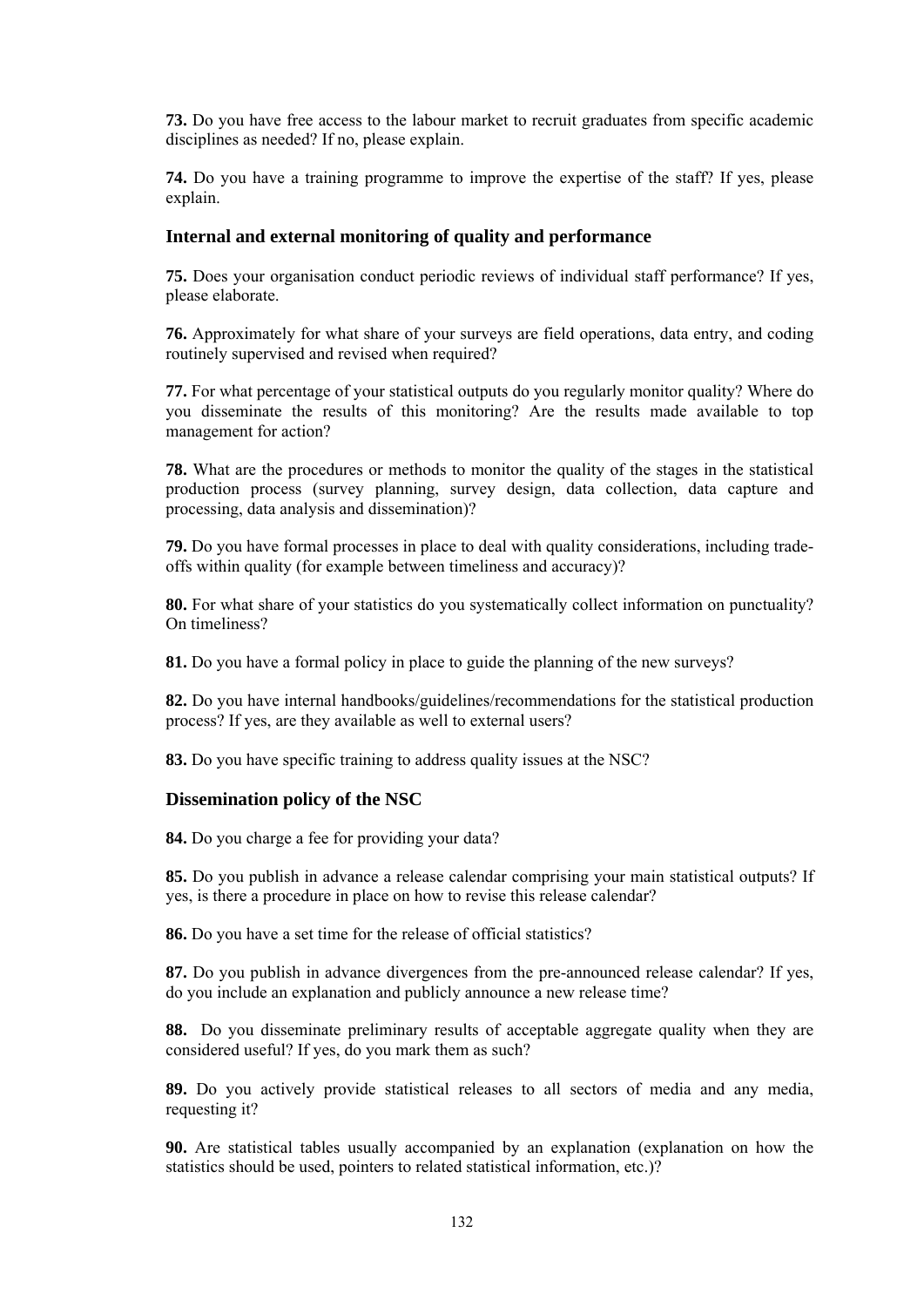**73.** Do you have free access to the labour market to recruit graduates from specific academic disciplines as needed? If no, please explain.

**74.** Do you have a training programme to improve the expertise of the staff? If yes, please explain.

### Internal and external monitoring of quality and performance

**75.** Does your organisation conduct periodic reviews of individual staff performance? If yes, please elaborate.

**76.** Approximately for what share of your surveys are field operations, data entry, and coding routinely supervised and revised when required?

**77.** For what percentage of your statistical outputs do you regularly monitor quality? Where do you disseminate the results of this monitoring? Are the results made available to top management for action?

**78.** What are the procedures or methods to monitor the quality of the stages in the statistical production process (survey planning, survey design, data collection, data capture and processing, data analysis and dissemination)?

**79.** Do you have formal processes in place to deal with quality considerations, including trade-offs within quality (for example between timeliness and accuracy)?

**80.** For what share of your statistics do you systematically collect information on punctuality? On timeliness?

**81.** Do you have a formal policy in place to guide the planning of the new surveys?

**82.** Do you have internal handbooks/guidelines/recommendations for the statistical production process? If yes, are they available as well to external users?

**83.** Do you have specific training to address quality issues at the NSC?

### Dissemination policy of the NSC

**84.** Do you charge a fee for providing your data?

**85.** Do you publish in advance a release calendar comprising your main statistical outputs? If yes, is there a procedure in place on how to revise this release calendar?

**86.** Do you have a set time for the release of official statistics?

**87.** Do you publish in advance divergences from the pre-announced release calendar? If yes, do you include an explanation and publicly announce a new release time?

**88.** Do you disseminate preliminary results of acceptable aggregate quality when they are considered useful? If yes, do you mark them as such?

**89.** Do you actively provide statistical releases to all sectors of media and any media, requesting it?

**90.** Are statistical tables usually accompanied by an explanation (explanation on how the statistics should be used, pointers to related statistical information, etc.)?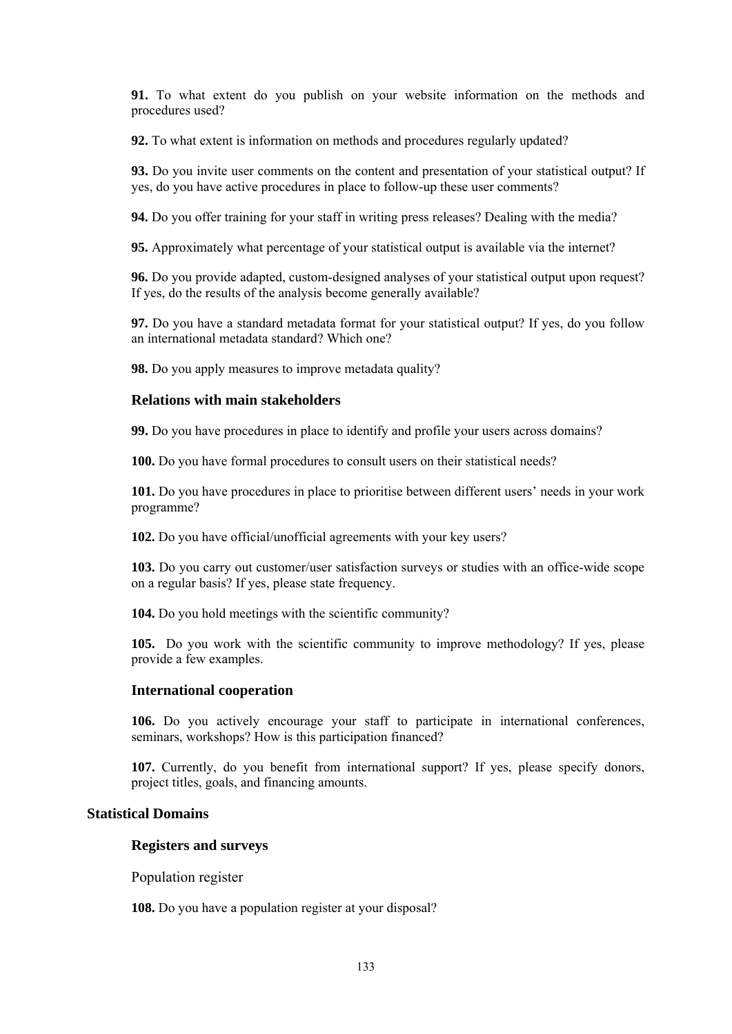**91.** To what extent do you publish on your website information on the methods and procedures used?

**92.** To what extent is information on methods and procedures regularly updated?

**93.** Do you invite user comments on the content and presentation of your statistical output? If yes, do you have active procedures in place to follow-up these user comments?

**94.** Do you offer training for your staff in writing press releases? Dealing with the media?

**95.** Approximately what percentage of your statistical output is available via the internet?

**96.** Do you provide adapted, custom-designed analyses of your statistical output upon request? If yes, do the results of the analysis become generally available?

**97.** Do you have a standard metadata format for your statistical output? If yes, do you follow an international metadata standard? Which one?

**98.** Do you apply measures to improve metadata quality?

### Relations with main stakeholders

**99.** Do you have procedures in place to identify and profile your users across domains?

**100.** Do you have formal procedures to consult users on their statistical needs?

**101.** Do you have procedures in place to prioritise between different users' needs in your work programme?

**102.** Do you have official/unofficial agreements with your key users?

**103.** Do you carry out customer/user satisfaction surveys or studies with an office-wide scope on a regular basis? If yes, please state frequency.

**104.** Do you hold meetings with the scientific community?

**105.** Do you work with the scientific community to improve methodology? If yes, please provide a few examples.

### International cooperation

**106.** Do you actively encourage your staff to participate in international conferences, seminars, workshops? How is this participation financed?

**107.** Currently, do you benefit from international support? If yes, please specify donors, project titles, goals, and financing amounts.

## Statistical Domains

### Registers and surveys

Population register

**108.** Do you have a population register at your disposal?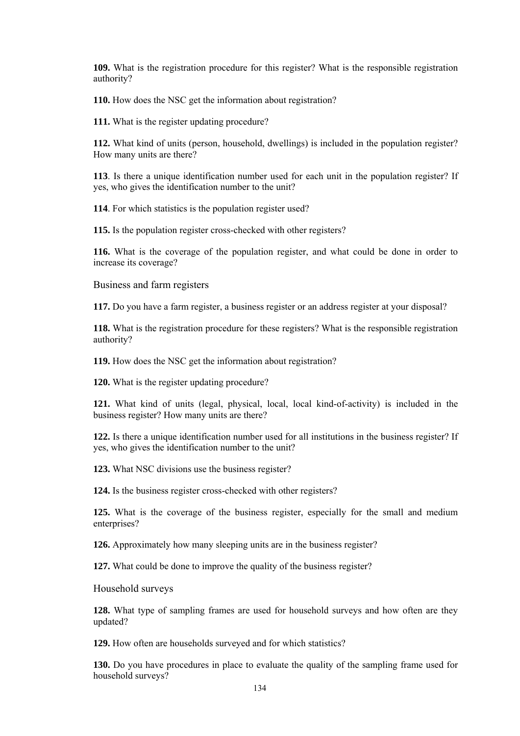**109.** What is the registration procedure for this register? What is the responsible registration authority?

**110.** How does the NSC get the information about registration?

**111.** What is the register updating procedure?

**112.** What kind of units (person, household, dwellings) is included in the population register? How many units are there?

**113**. Is there a unique identification number used for each unit in the population register? If yes, who gives the identification number to the unit?

**114**. For which statistics is the population register used?

**115.** Is the population register cross-checked with other registers?

**116.** What is the coverage of the population register, and what could be done in order to increase its coverage?

### Business and farm registers

**117.** Do you have a farm register, a business register or an address register at your disposal?

**118.** What is the registration procedure for these registers? What is the responsible registration authority?

**119.** How does the NSC get the information about registration?

**120.** What is the register updating procedure?

**121.** What kind of units (legal, physical, local, local kind-of-activity) is included in the business register? How many units are there?

**122.** Is there a unique identification number used for all institutions in the business register? If yes, who gives the identification number to the unit?

**123.** What NSC divisions use the business register?

**124.** Is the business register cross-checked with other registers?

**125.** What is the coverage of the business register, especially for the small and medium enterprises?

**126.** Approximately how many sleeping units are in the business register?

**127.** What could be done to improve the quality of the business register?

### Household surveys

**128.** What type of sampling frames are used for household surveys and how often are they updated?

**129.** How often are households surveyed and for which statistics?

**130.** Do you have procedures in place to evaluate the quality of the sampling frame used for household surveys?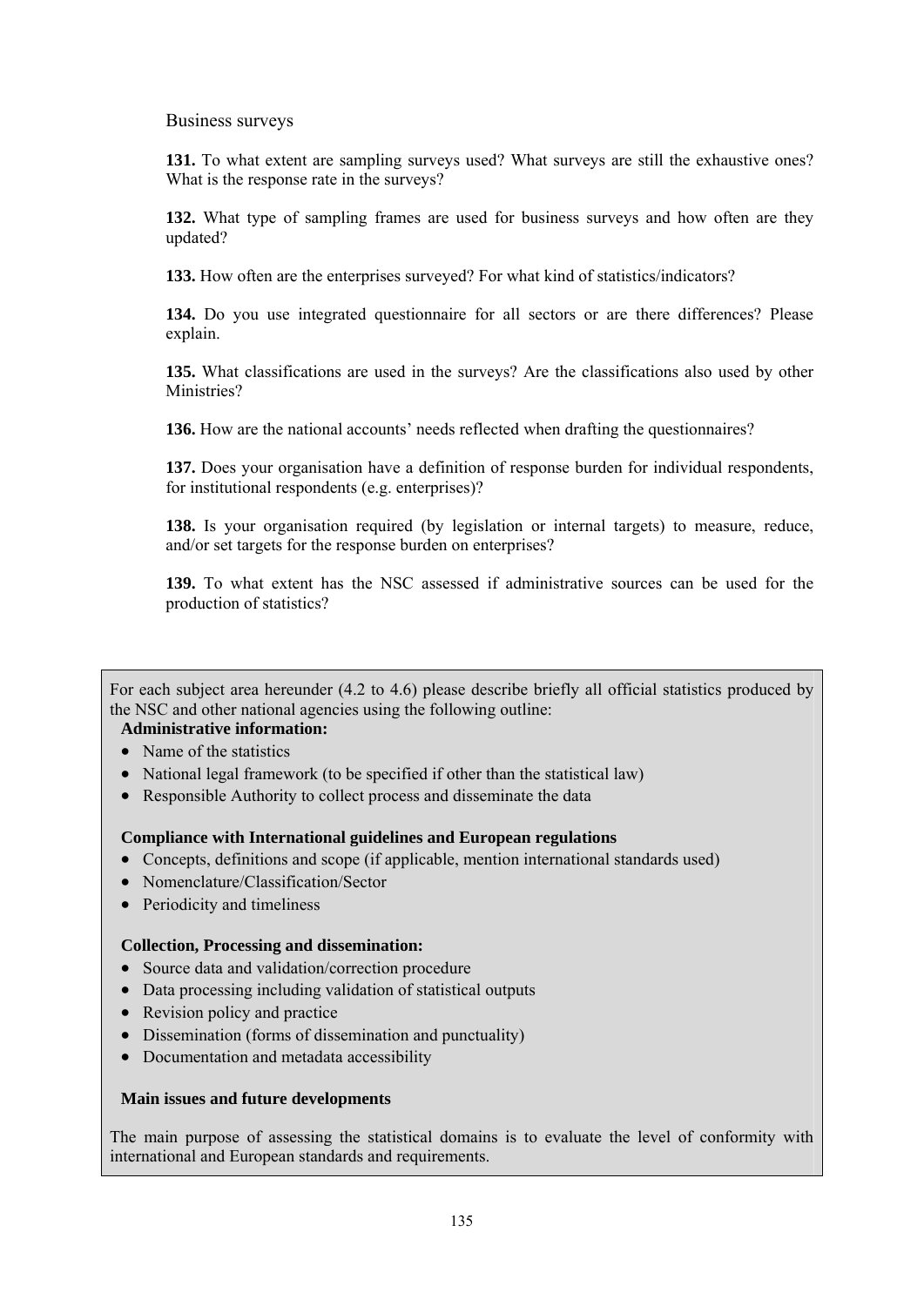Business surveys

**131.** To what extent are sampling surveys used? What surveys are still the exhaustive ones? What is the response rate in the surveys?

**132.** What type of sampling frames are used for business surveys and how often are they updated?

**133.** How often are the enterprises surveyed? For what kind of statistics/indicators?

**134.** Do you use integrated questionnaire for all sectors or are there differences? Please explain.

**135.** What classifications are used in the surveys? Are the classifications also used by other Ministries?

**136.** How are the national accounts' needs reflected when drafting the questionnaires?

**137.** Does your organisation have a definition of response burden for individual respondents, for institutional respondents (e.g. enterprises)?

**138.** Is your organisation required (by legislation or internal targets) to measure, reduce, and/or set targets for the response burden on enterprises?

**139.** To what extent has the NSC assessed if administrative sources can be used for the production of statistics?

For each subject area hereunder (4.2 to 4.6) please describe briefly all official statistics produced by the NSC and other national agencies using the following outline:

**Administrative information:**

- Name of the statistics
- National legal framework (to be specified if other than the statistical law)
- Responsible Authority to collect process and disseminate the data

**Compliance with International guidelines and European regulations**

- Concepts, definitions and scope (if applicable, mention international standards used)
- Nomenclature/Classification/Sector
- Periodicity and timeliness

**Collection, Processing and dissemination:**

- Source data and validation/correction procedure
- Data processing including validation of statistical outputs
- Revision policy and practice
- Dissemination (forms of dissemination and punctuality)
- Documentation and metadata accessibility

**Main issues and future developments**

The main purpose of assessing the statistical domains is to evaluate the level of conformity with international and European standards and requirements.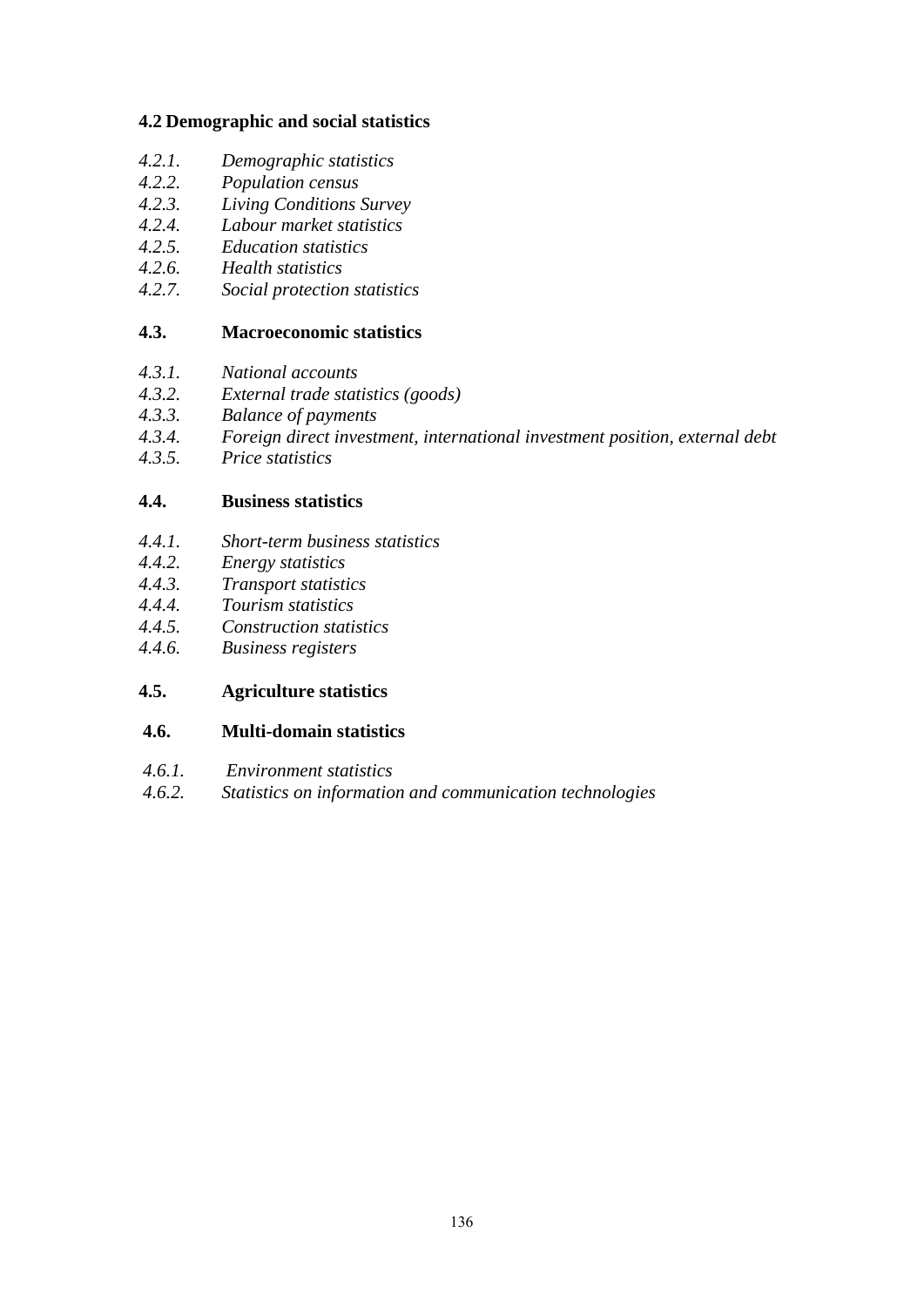**4.2 Demographic and social statistics**

*4.2.1. Demographic statistics*
*4.2.2. Population census*
*4.2.3. Living Conditions Survey*
*4.2.4. Labour market statistics*
*4.2.5. Education statistics*
*4.2.6. Health statistics*
*4.2.7. Social protection statistics*

**4.3. Macroeconomic statistics**

*4.3.1. National accounts*
*4.3.2. External trade statistics (goods)*
*4.3.3. Balance of payments*
*4.3.4. Foreign direct investment, international investment position, external debt*
*4.3.5. Price statistics*

**4.4. Business statistics**

*4.4.1. Short-term business statistics*
*4.4.2. Energy statistics*
*4.4.3. Transport statistics*
*4.4.4. Tourism statistics*
*4.4.5. Construction statistics*
*4.4.6. Business registers*

**4.5. Agriculture statistics**

**4.6. Multi-domain statistics**

*4.6.1. Environment statistics*
*4.6.2. Statistics on information and communication technologies*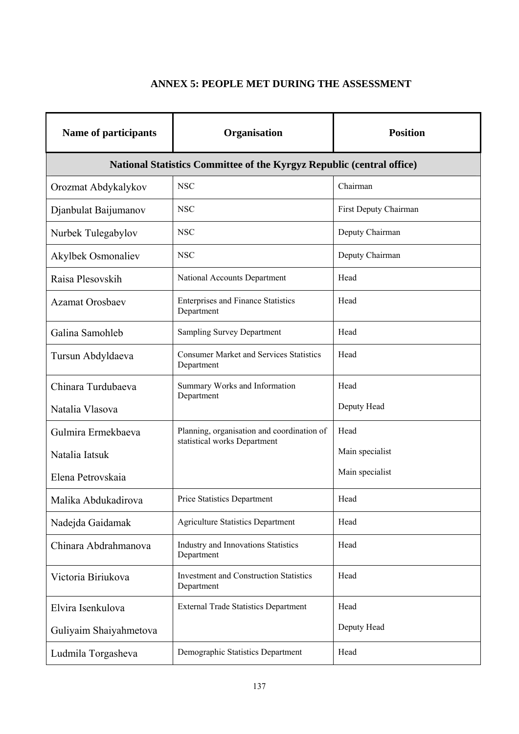**ANNEX 5: PEOPLE MET DURING THE ASSESSMENT**

| Name of participants | Organisation | Position |
|---|---|---|
| **National Statistics Committee of the Kyrgyz Republic (central office)** | | |
| Orozmat Abdykalykov | NSC | Chairman |
| Djanbulat Baijumanov | NSC | First Deputy Chairman |
| Nurbek Tulegabylov | NSC | Deputy Chairman |
| Akylbek Osmonaliev | NSC | Deputy Chairman |
| Raisa Plesovskih | National Accounts Department | Head |
| Azamat Orosbaev | Enterprises and Finance Statistics Department | Head |
| Galina Samohleb | Sampling Survey Department | Head |
| Tursun Abdyldaeva | Consumer Market and Services Statistics Department | Head |
| Chinara Turdubaeva | Summary Works and Information Department | Head |
| Natalia Vlasova | | Deputy Head |
| Gulmira Ermekbaeva | Planning, organisation and coordination of statistical works Department | Head |
| Natalia Iatsuk | | Main specialist |
| Elena Petrovskaia | | Main specialist |
| Malika Abdukadirova | Price Statistics Department | Head |
| Nadejda Gaidamak | Agriculture Statistics Department | Head |
| Chinara Abdrahmanova | Industry and Innovations Statistics Department | Head |
| Victoria Biriukova | Investment and Construction Statistics Department | Head |
| Elvira Isenkulova | External Trade Statistics Department | Head |
| Guliyaim Shaiyahmetova | | Deputy Head |
| Ludmila Torgasheva | Demographic Statistics Department | Head |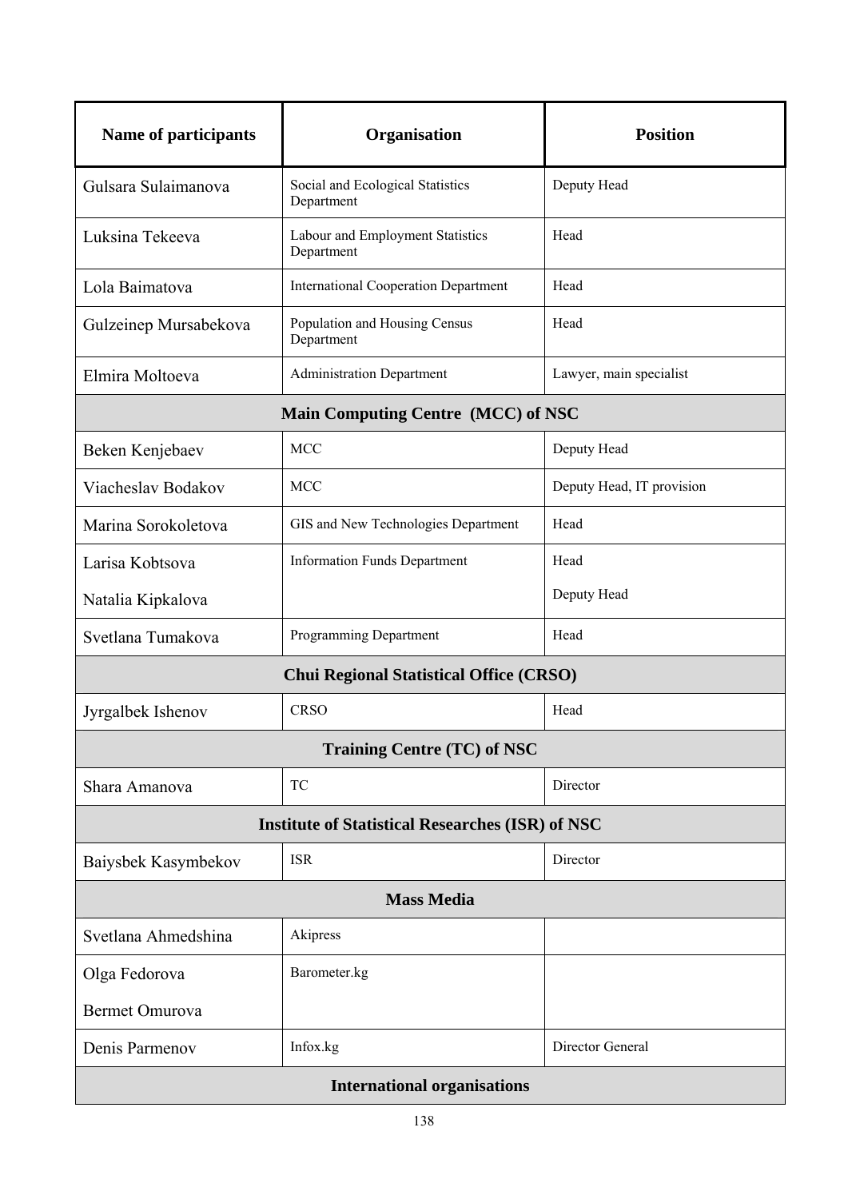| Name of participants | Organisation | Position |
|---|---|---|
| Gulsara Sulaimanova | Social and Ecological Statistics Department | Deputy Head |
| Luksina Tekeeva | Labour and Employment Statistics Department | Head |
| Lola Baimatova | International Cooperation Department | Head |
| Gulzeinep Mursabekova | Population and Housing Census Department | Head |
| Elmira Moltoeva | Administration Department | Lawyer, main specialist |
| **Main Computing Centre (MCC) of NSC** | | |
| Beken Kenjebaev | MCC | Deputy Head |
| Viacheslav Bodakov | MCC | Deputy Head, IT provision |
| Marina Sorokoletova | GIS and New Technologies Department | Head |
| Larisa Kobtsova<br>Natalia Kipkalova | Information Funds Department | Head<br>Deputy Head |
| Svetlana Tumakova | Programming Department | Head |
| **Chui Regional Statistical Office (CRSO)** | | |
| Jyrgalbek Ishenov | CRSO | Head |
| **Training Centre (TC) of NSC** | | |
| Shara Amanova | TC | Director |
| **Institute of Statistical Researches (ISR) of NSC** | | |
| Baiysbek Kasymbekov | ISR | Director |
| **Mass Media** | | |
| Svetlana Ahmedshina | Akipress | |
| Olga Fedorova<br>Bermet Omurova | Barometer.kg | |
| Denis Parmenov | Infox.kg | Director General |
| **International organisations** | | |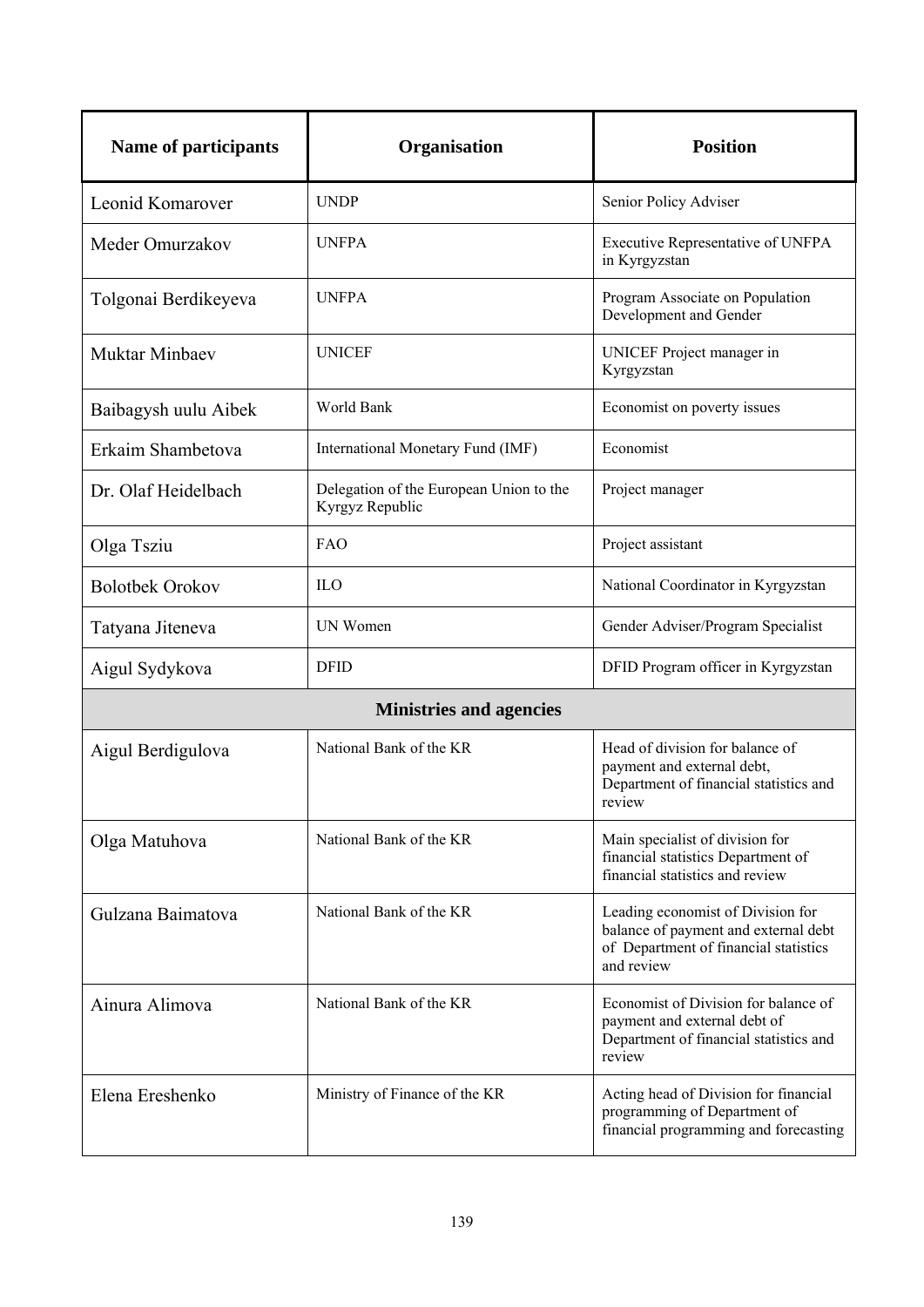| Name of participants | Organisation | Position |
|---|---|---|
| Leonid Komarover | UNDP | Senior Policy Adviser |
| Meder Omurzakov | UNFPA | Executive Representative of UNFPA in Kyrgyzstan |
| Tolgonai Berdikeyeva | UNFPA | Program Associate on Population Development and Gender |
| Muktar Minbaev | UNICEF | UNICEF Project manager in Kyrgyzstan |
| Baibagysh uulu Aibek | World Bank | Economist on poverty issues |
| Erkaim Shambetova | International Monetary Fund (IMF) | Economist |
| Dr. Olaf Heidelbach | Delegation of the European Union to the Kyrgyz Republic | Project manager |
| Olga Tsziu | FAO | Project assistant |
| Bolotbek Orokov | ILO | National Coordinator in Kyrgyzstan |
| Tatyana Jiteneva | UN Women | Gender Adviser/Program Specialist |
| Aigul Sydykova | DFID | DFID Program officer in Kyrgyzstan |
| **Ministries and agencies** | | |
| Aigul Berdigulova | National Bank of the KR | Head of division for balance of payment and external debt, Department of financial statistics and review |
| Olga Matuhova | National Bank of the KR | Main specialist of division for financial statistics Department of financial statistics and review |
| Gulzana Baimatova | National Bank of the KR | Leading economist of Division for balance of payment and external debt of Department of financial statistics and review |
| Ainura Alimova | National Bank of the KR | Economist of Division for balance of payment and external debt of Department of financial statistics and review |
| Elena Ereshenko | Ministry of Finance of the KR | Acting head of Division for financial programming of Department of financial programming and forecasting |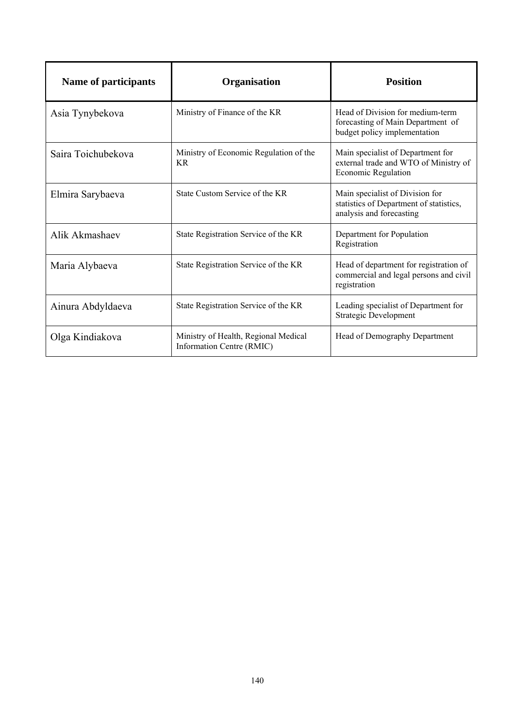| Name of participants | Organisation | Position |
|---|---|---|
| Asia Tynybekova | Ministry of Finance of the KR | Head of Division for medium-term forecasting of Main Department of budget policy implementation |
| Saira Toichubekova | Ministry of Economic Regulation of the KR | Main specialist of Department for external trade and WTO of Ministry of Economic Regulation |
| Elmira Sarybaeva | State Custom Service of the KR | Main specialist of Division for statistics of Department of statistics, analysis and forecasting |
| Alik Akmashaev | State Registration Service of the KR | Department for Population Registration |
| Maria Alybaeva | State Registration Service of the KR | Head of department for registration of commercial and legal persons and civil registration |
| Ainura Abdyldaeva | State Registration Service of the KR | Leading specialist of Department for Strategic Development |
| Olga Kindiakova | Ministry of Health, Regional Medical Information Centre (RMIC) | Head of Demography Department |